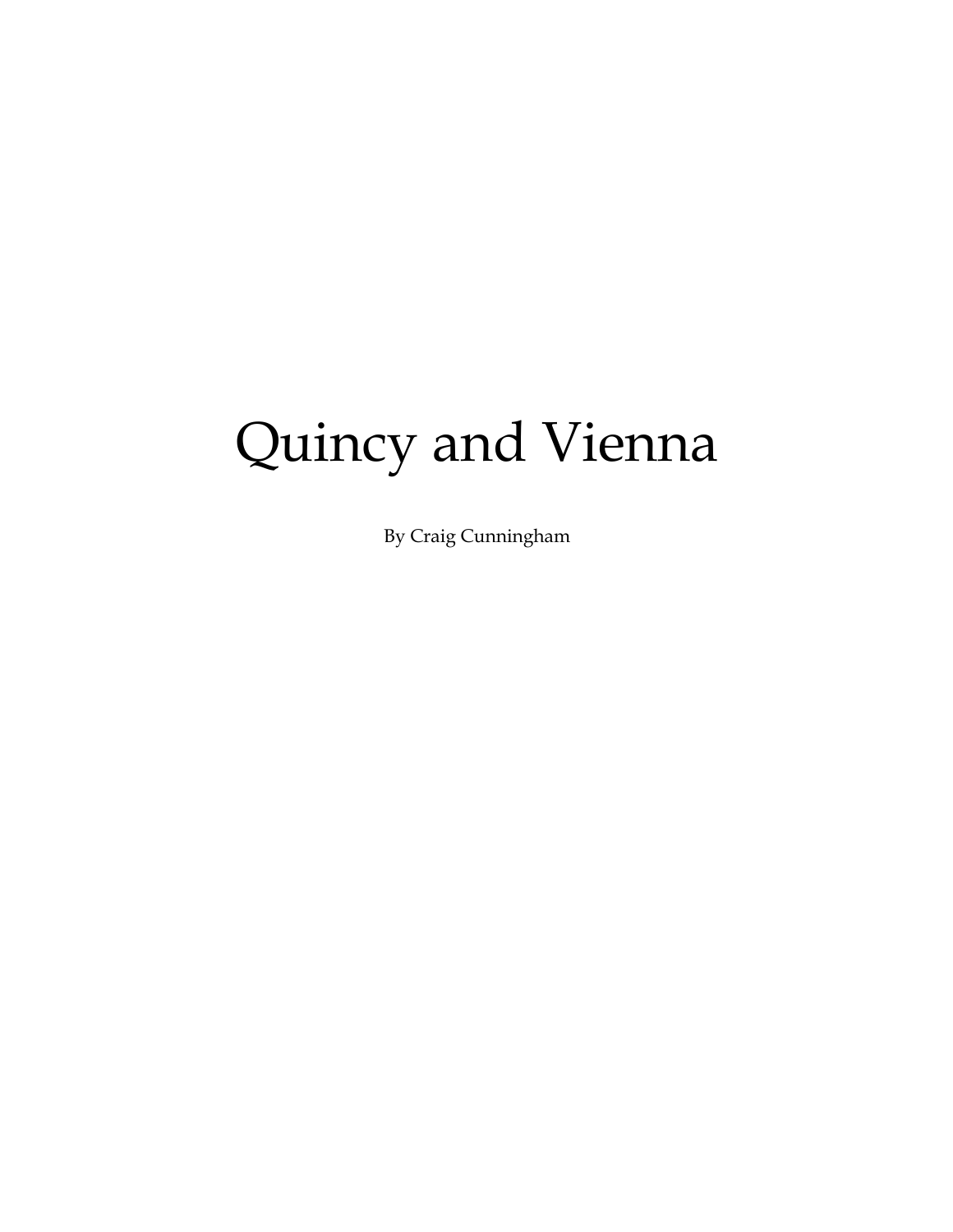# Quincy and Vienna

By Craig Cunningham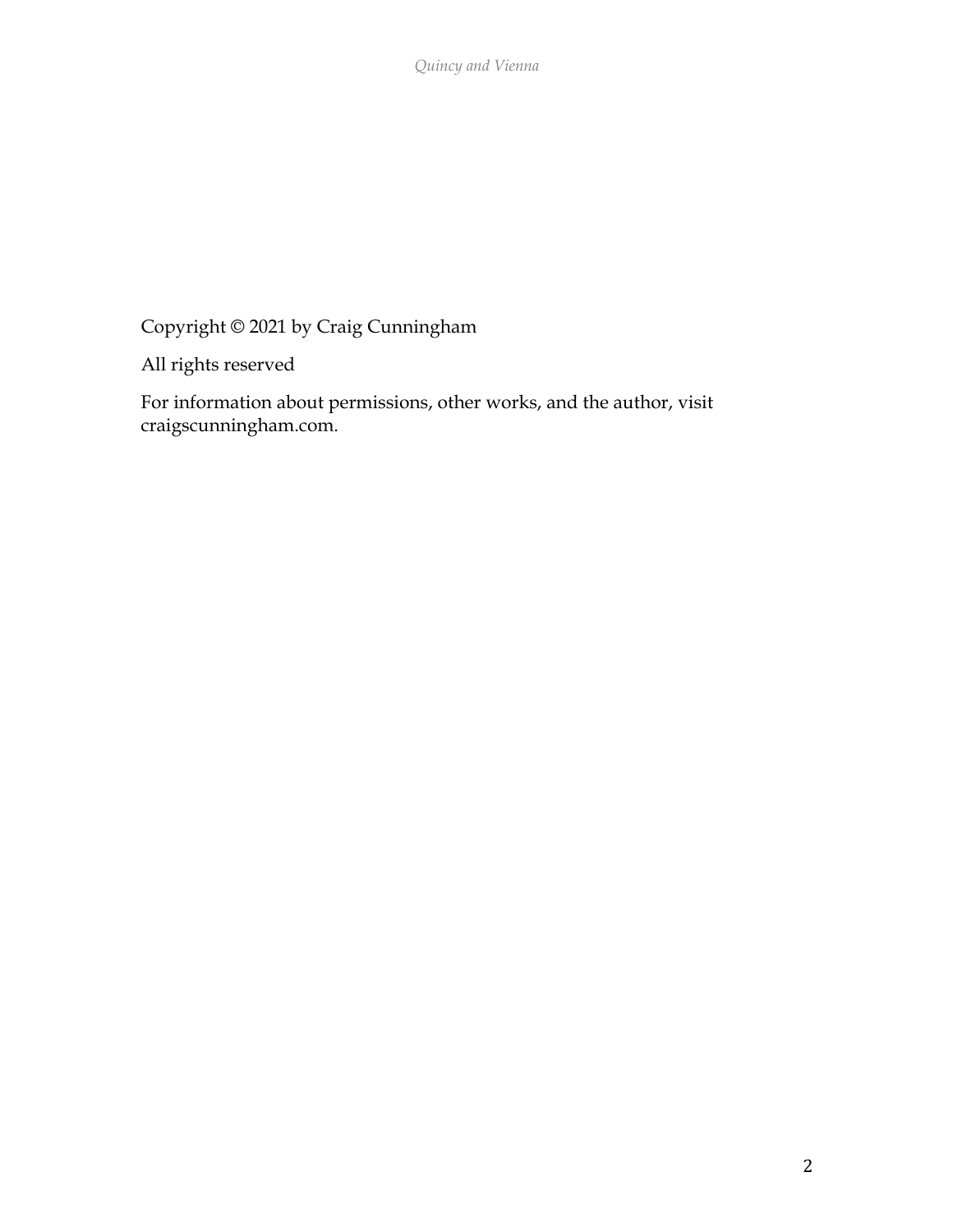Copyright © 2021 by Craig Cunningham

All rights reserved

For information about permissions, other works, and the author, visit craigscunningham.com.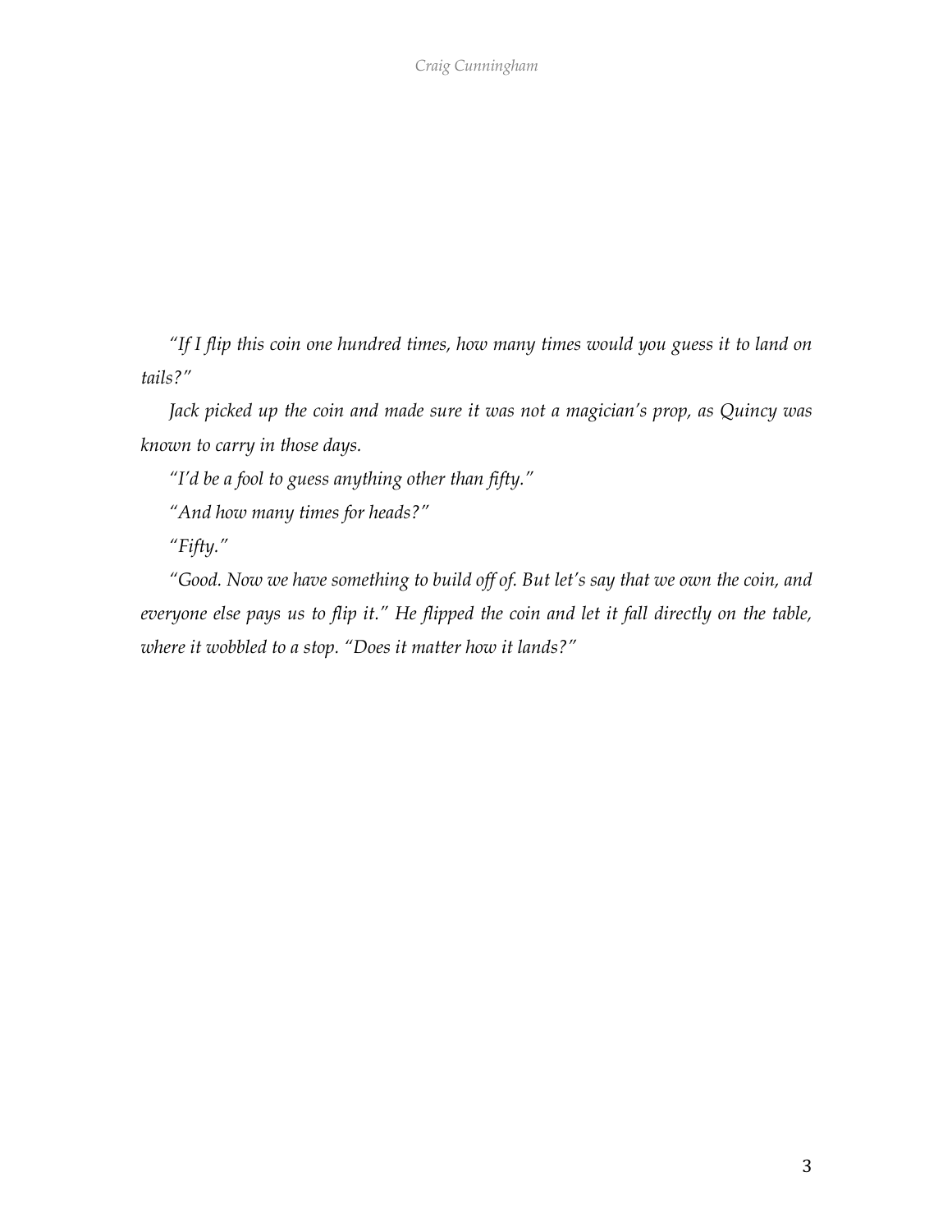*"If I flip this coin one hundred times, how many times would you guess it to land on tails?"*

*Jack picked up the coin and made sure it was not a magician's prop, as Quincy was known to carry in those days.*

*"I'd be a fool to guess anything other than fifty."*

*"And how many times for heads?"*

*"Fifty."*

*"Good. Now we have something to build off of. But let's say that we own the coin, and everyone else pays us to flip it." He flipped the coin and let it fall directly on the table, where it wobbled to a stop. "Does it matter how it lands?"*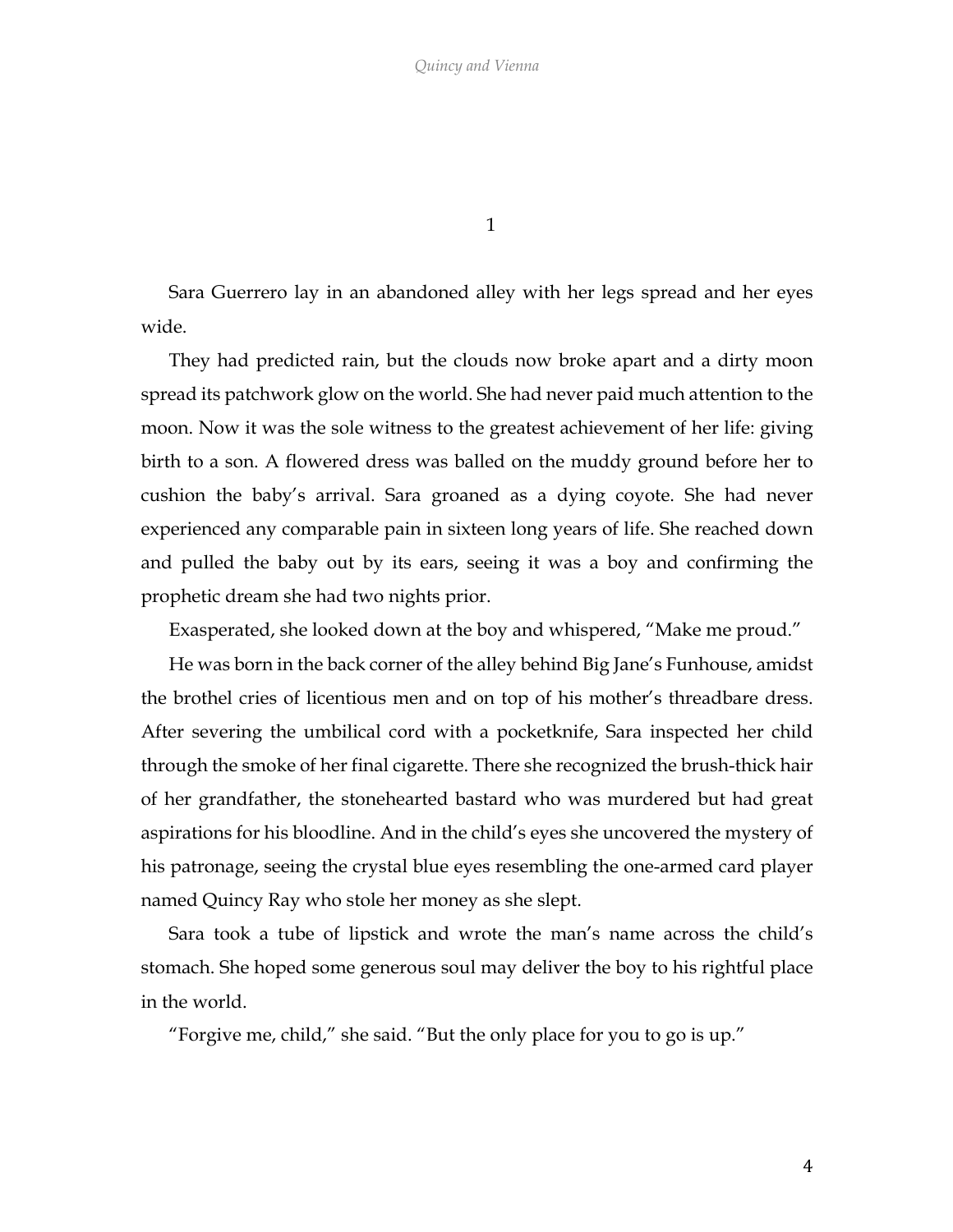# 1

Sara Guerrero lay in an abandoned alley with her legs spread and her eyes wide.

They had predicted rain, but the clouds now broke apart and a dirty moon spread its patchwork glow on the world. She had never paid much attention to the moon. Now it was the sole witness to the greatest achievement of her life: giving birth to a son. A flowered dress was balled on the muddy ground before her to cushion the baby's arrival. Sara groaned as a dying coyote. She had never experienced any comparable pain in sixteen long years of life. She reached down and pulled the baby out by its ears, seeing it was a boy and confirming the prophetic dream she had two nights prior.

Exasperated, she looked down at the boy and whispered, "Make me proud."

He was born in the back corner of the alley behind Big Jane's Funhouse, amidst the brothel cries of licentious men and on top of his mother's threadbare dress. After severing the umbilical cord with a pocketknife, Sara inspected her child through the smoke of her final cigarette. There she recognized the brush-thick hair of her grandfather, the stonehearted bastard who was murdered but had great aspirations for his bloodline. And in the child's eyes she uncovered the mystery of his patronage, seeing the crystal blue eyes resembling the one-armed card player named Quincy Ray who stole her money as she slept.

Sara took a tube of lipstick and wrote the man's name across the child's stomach. She hoped some generous soul may deliver the boy to his rightful place in the world.

"Forgive me, child," she said. "But the only place for you to go is up."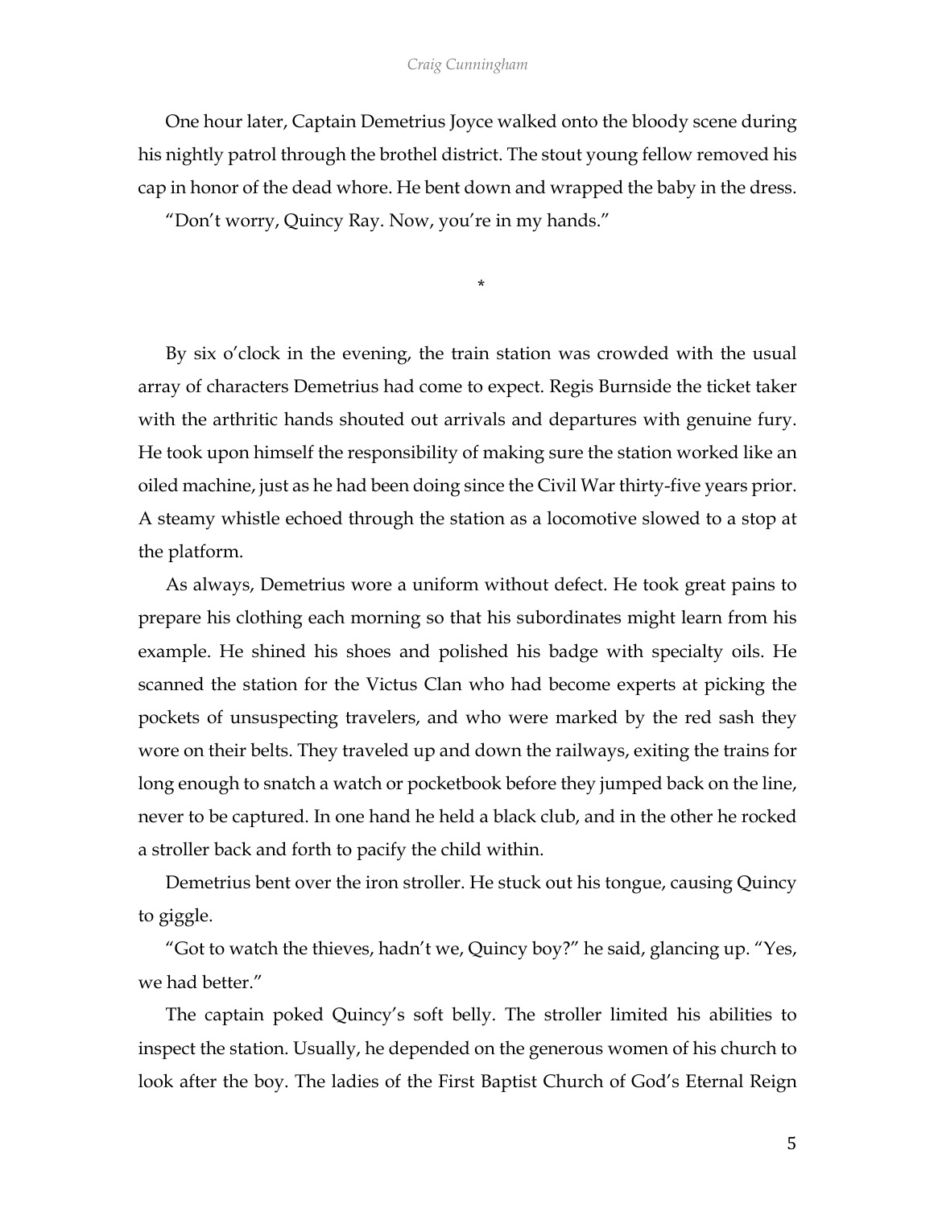One hour later, Captain Demetrius Joyce walked onto the bloody scene during his nightly patrol through the brothel district. The stout young fellow removed his cap in honor of the dead whore. He bent down and wrapped the baby in the dress.

"Don't worry, Quincy Ray. Now, you're in my hands."

*

By six o'clock in the evening, the train station was crowded with the usual array of characters Demetrius had come to expect. Regis Burnside the ticket taker with the arthritic hands shouted out arrivals and departures with genuine fury. He took upon himself the responsibility of making sure the station worked like an oiled machine, just as he had been doing since the Civil War thirty-five years prior. A steamy whistle echoed through the station as a locomotive slowed to a stop at the platform.

As always, Demetrius wore a uniform without defect. He took great pains to prepare his clothing each morning so that his subordinates might learn from his example. He shined his shoes and polished his badge with specialty oils. He scanned the station for the Victus Clan who had become experts at picking the pockets of unsuspecting travelers, and who were marked by the red sash they wore on their belts. They traveled up and down the railways, exiting the trains for long enough to snatch a watch or pocketbook before they jumped back on the line, never to be captured. In one hand he held a black club, and in the other he rocked a stroller back and forth to pacify the child within.

Demetrius bent over the iron stroller. He stuck out his tongue, causing Quincy to giggle.

"Got to watch the thieves, hadn't we, Quincy boy?" he said, glancing up. "Yes, we had better."

The captain poked Quincy's soft belly. The stroller limited his abilities to inspect the station. Usually, he depended on the generous women of his church to look after the boy. The ladies of the First Baptist Church of God's Eternal Reign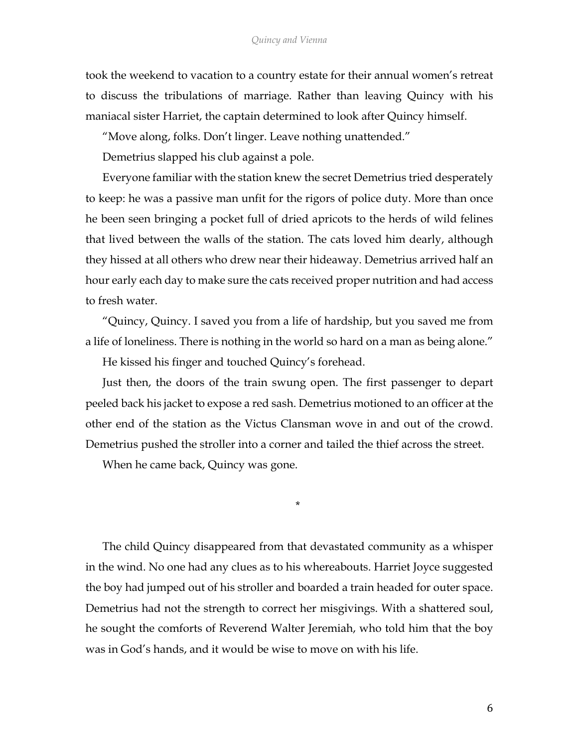took the weekend to vacation to a country estate for their annual women's retreat to discuss the tribulations of marriage. Rather than leaving Quincy with his maniacal sister Harriet, the captain determined to look after Quincy himself.

"Move along, folks. Don't linger. Leave nothing unattended."

Demetrius slapped his club against a pole.

Everyone familiar with the station knew the secret Demetrius tried desperately to keep: he was a passive man unfit for the rigors of police duty. More than once he been seen bringing a pocket full of dried apricots to the herds of wild felines that lived between the walls of the station. The cats loved him dearly, although they hissed at all others who drew near their hideaway. Demetrius arrived half an hour early each day to make sure the cats received proper nutrition and had access to fresh water.

"Quincy, Quincy. I saved you from a life of hardship, but you saved me from a life of loneliness. There is nothing in the world so hard on a man as being alone."

He kissed his finger and touched Quincy's forehead.

Just then, the doors of the train swung open. The first passenger to depart peeled back his jacket to expose a red sash. Demetrius motioned to an officer at the other end of the station as the Victus Clansman wove in and out of the crowd. Demetrius pushed the stroller into a corner and tailed the thief across the street.

When he came back, Quincy was gone.

*

The child Quincy disappeared from that devastated community as a whisper in the wind. No one had any clues as to his whereabouts. Harriet Joyce suggested the boy had jumped out of his stroller and boarded a train headed for outer space. Demetrius had not the strength to correct her misgivings. With a shattered soul, he sought the comforts of Reverend Walter Jeremiah, who told him that the boy was in God's hands, and it would be wise to move on with his life.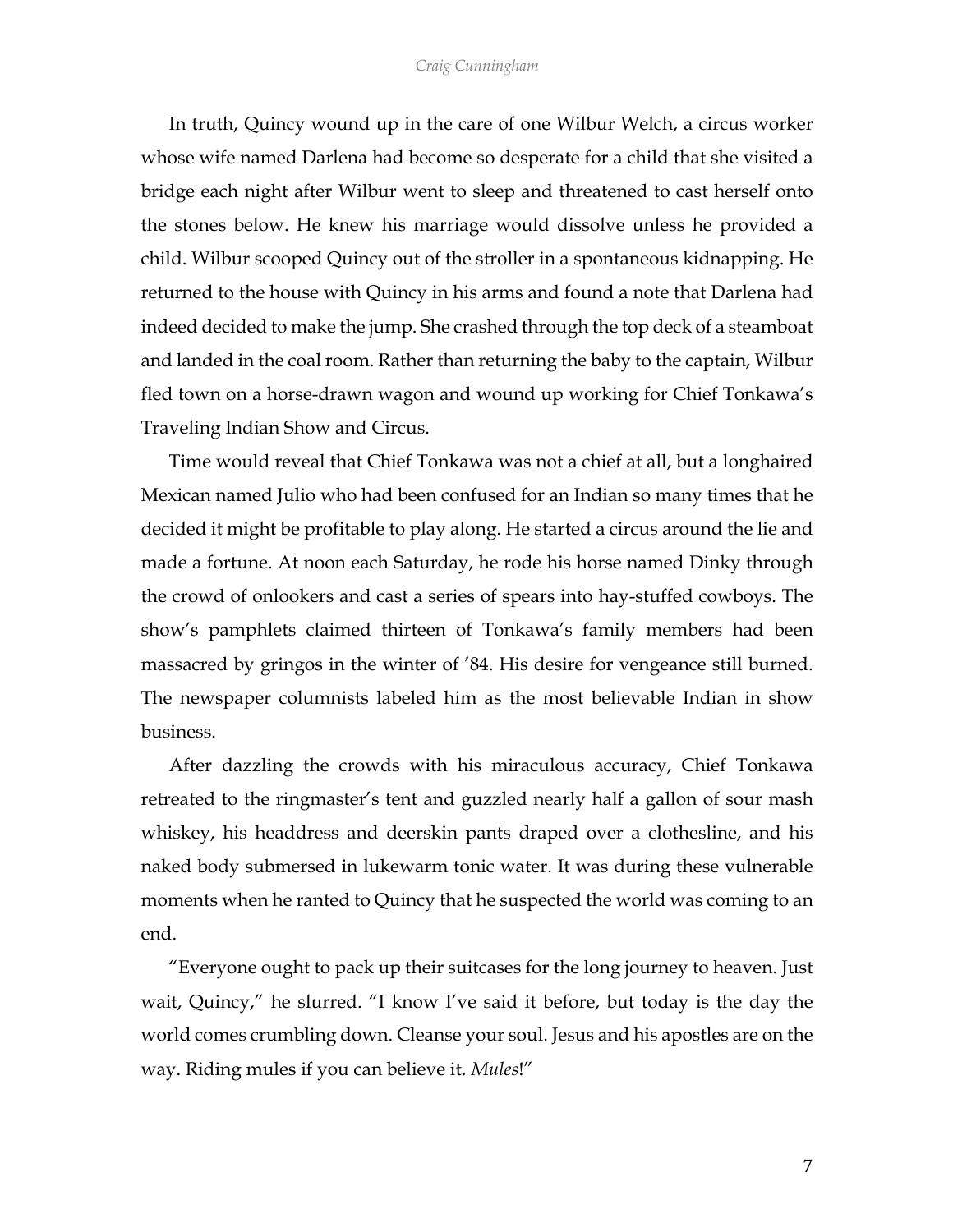In truth, Quincy wound up in the care of one Wilbur Welch, a circus worker whose wife named Darlena had become so desperate for a child that she visited a bridge each night after Wilbur went to sleep and threatened to cast herself onto the stones below. He knew his marriage would dissolve unless he provided a child. Wilbur scooped Quincy out of the stroller in a spontaneous kidnapping. He returned to the house with Quincy in his arms and found a note that Darlena had indeed decided to make the jump. She crashed through the top deck of a steamboat and landed in the coal room. Rather than returning the baby to the captain, Wilbur fled town on a horse-drawn wagon and wound up working for Chief Tonkawa's Traveling Indian Show and Circus.

Time would reveal that Chief Tonkawa was not a chief at all, but a longhaired Mexican named Julio who had been confused for an Indian so many times that he decided it might be profitable to play along. He started a circus around the lie and made a fortune. At noon each Saturday, he rode his horse named Dinky through the crowd of onlookers and cast a series of spears into hay-stuffed cowboys. The show's pamphlets claimed thirteen of Tonkawa's family members had been massacred by gringos in the winter of '84. His desire for vengeance still burned. The newspaper columnists labeled him as the most believable Indian in show business.

After dazzling the crowds with his miraculous accuracy, Chief Tonkawa retreated to the ringmaster's tent and guzzled nearly half a gallon of sour mash whiskey, his headdress and deerskin pants draped over a clothesline, and his naked body submersed in lukewarm tonic water. It was during these vulnerable moments when he ranted to Quincy that he suspected the world was coming to an end.

"Everyone ought to pack up their suitcases for the long journey to heaven. Just wait, Quincy," he slurred. "I know I've said it before, but today is the day the world comes crumbling down. Cleanse your soul. Jesus and his apostles are on the way. Riding mules if you can believe it. *Mules*!"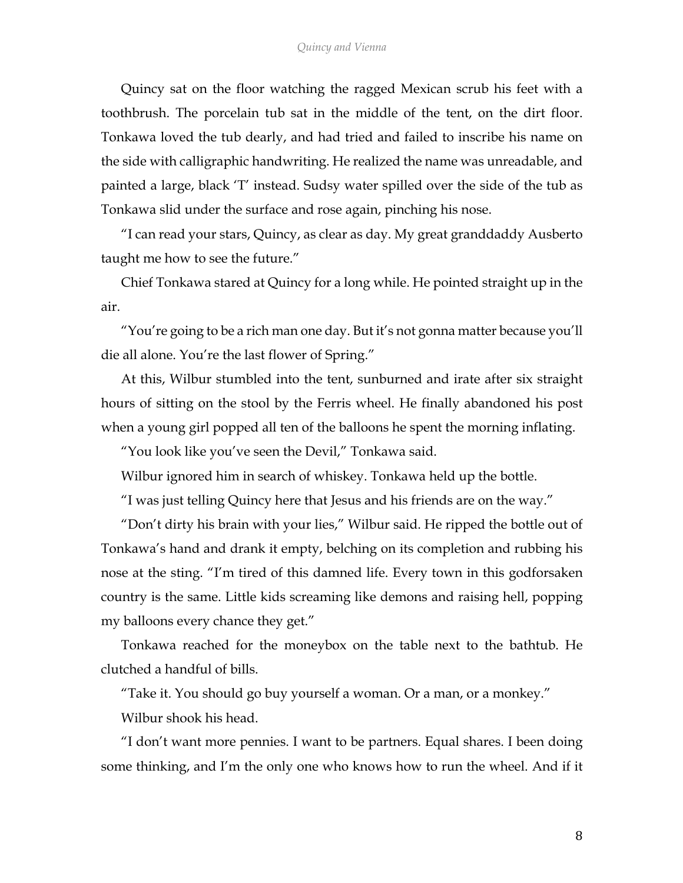Quincy sat on the floor watching the ragged Mexican scrub his feet with a toothbrush. The porcelain tub sat in the middle of the tent, on the dirt floor. Tonkawa loved the tub dearly, and had tried and failed to inscribe his name on the side with calligraphic handwriting. He realized the name was unreadable, and painted a large, black 'T' instead. Sudsy water spilled over the side of the tub as Tonkawa slid under the surface and rose again, pinching his nose.

"I can read your stars, Quincy, as clear as day. My great granddaddy Ausberto taught me how to see the future."

Chief Tonkawa stared at Quincy for a long while. He pointed straight up in the air.

"You're going to be a rich man one day. But it's not gonna matter because you'll die all alone. You're the last flower of Spring."

At this, Wilbur stumbled into the tent, sunburned and irate after six straight hours of sitting on the stool by the Ferris wheel. He finally abandoned his post when a young girl popped all ten of the balloons he spent the morning inflating.

"You look like you've seen the Devil," Tonkawa said.

Wilbur ignored him in search of whiskey. Tonkawa held up the bottle.

"I was just telling Quincy here that Jesus and his friends are on the way."

"Don't dirty his brain with your lies," Wilbur said. He ripped the bottle out of Tonkawa's hand and drank it empty, belching on its completion and rubbing his nose at the sting. "I'm tired of this damned life. Every town in this godforsaken country is the same. Little kids screaming like demons and raising hell, popping my balloons every chance they get."

Tonkawa reached for the moneybox on the table next to the bathtub. He clutched a handful of bills.

"Take it. You should go buy yourself a woman. Or a man, or a monkey."

Wilbur shook his head.

"I don't want more pennies. I want to be partners. Equal shares. I been doing some thinking, and I'm the only one who knows how to run the wheel. And if it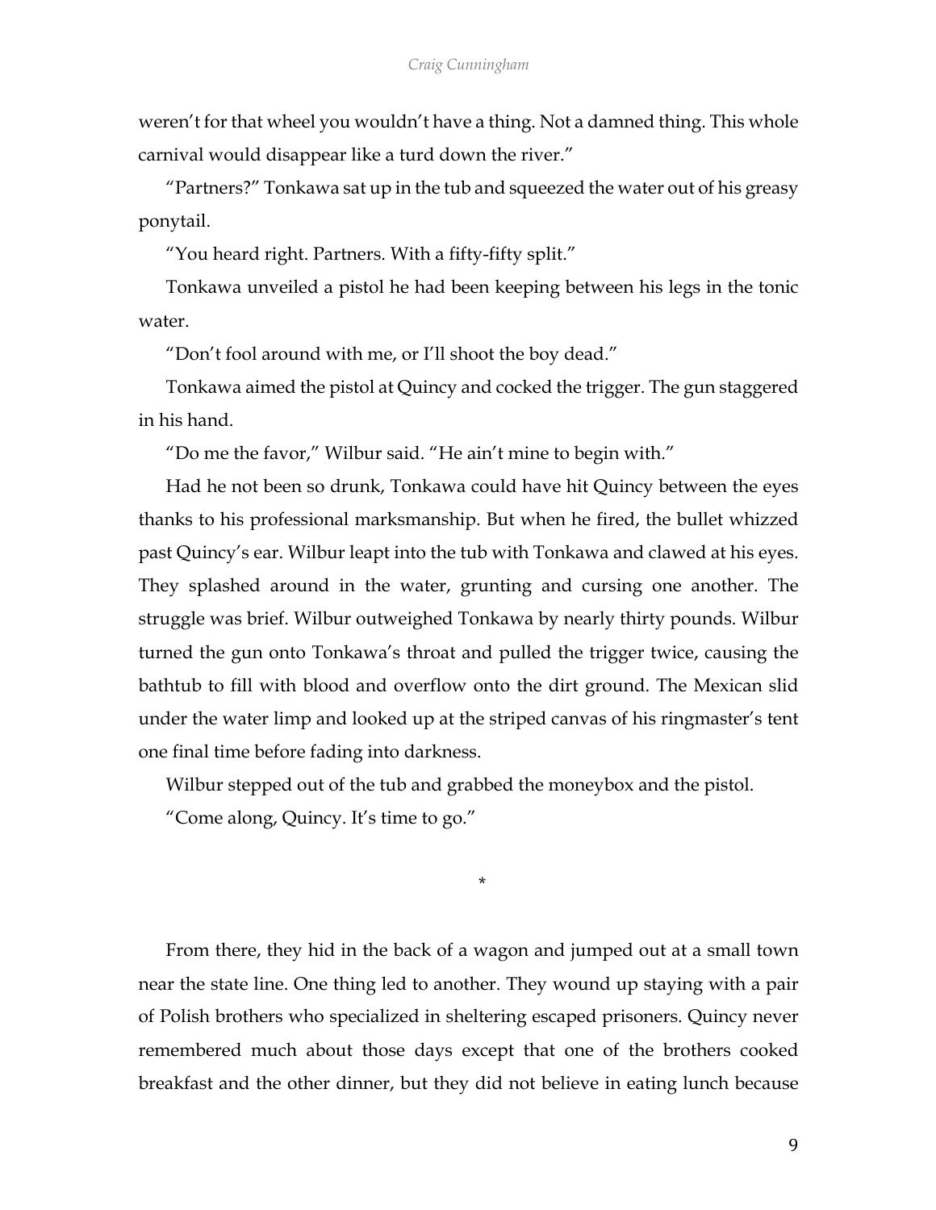weren't for that wheel you wouldn't have a thing. Not a damned thing. This whole carnival would disappear like a turd down the river."

"Partners?" Tonkawa sat up in the tub and squeezed the water out of his greasy ponytail.

"You heard right. Partners. With a fifty-fifty split."

Tonkawa unveiled a pistol he had been keeping between his legs in the tonic water.

"Don't fool around with me, or I'll shoot the boy dead."

Tonkawa aimed the pistol at Quincy and cocked the trigger. The gun staggered in his hand.

"Do me the favor," Wilbur said. "He ain't mine to begin with."

Had he not been so drunk, Tonkawa could have hit Quincy between the eyes thanks to his professional marksmanship. But when he fired, the bullet whizzed past Quincy's ear. Wilbur leapt into the tub with Tonkawa and clawed at his eyes. They splashed around in the water, grunting and cursing one another. The struggle was brief. Wilbur outweighed Tonkawa by nearly thirty pounds. Wilbur turned the gun onto Tonkawa's throat and pulled the trigger twice, causing the bathtub to fill with blood and overflow onto the dirt ground. The Mexican slid under the water limp and looked up at the striped canvas of his ringmaster's tent one final time before fading into darkness.

Wilbur stepped out of the tub and grabbed the moneybox and the pistol.

"Come along, Quincy. It's time to go."

*

From there, they hid in the back of a wagon and jumped out at a small town near the state line. One thing led to another. They wound up staying with a pair of Polish brothers who specialized in sheltering escaped prisoners. Quincy never remembered much about those days except that one of the brothers cooked breakfast and the other dinner, but they did not believe in eating lunch because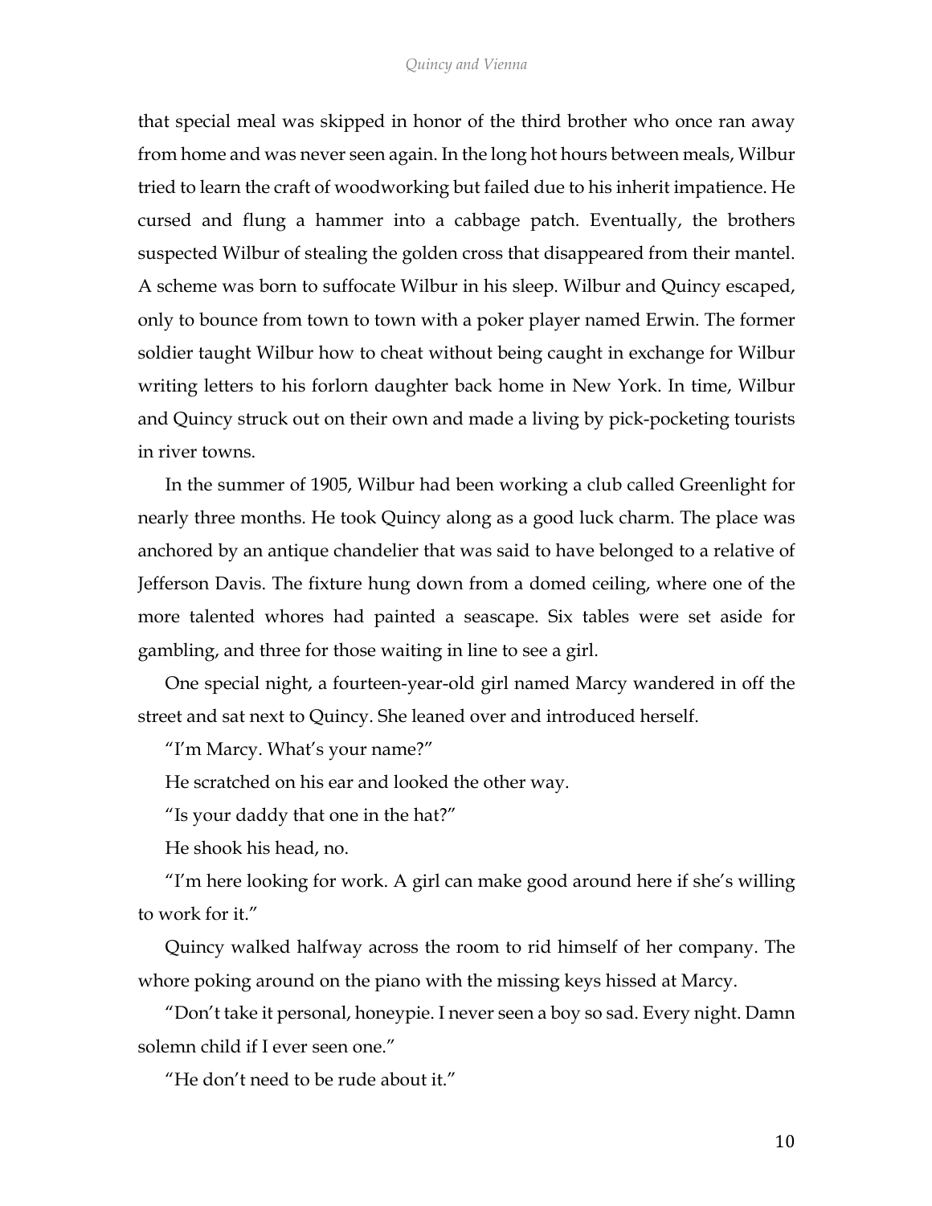that special meal was skipped in honor of the third brother who once ran away from home and was never seen again. In the long hot hours between meals, Wilbur tried to learn the craft of woodworking but failed due to his inherit impatience. He cursed and flung a hammer into a cabbage patch. Eventually, the brothers suspected Wilbur of stealing the golden cross that disappeared from their mantel. A scheme was born to suffocate Wilbur in his sleep. Wilbur and Quincy escaped, only to bounce from town to town with a poker player named Erwin. The former soldier taught Wilbur how to cheat without being caught in exchange for Wilbur writing letters to his forlorn daughter back home in New York. In time, Wilbur and Quincy struck out on their own and made a living by pick-pocketing tourists in river towns.

In the summer of 1905, Wilbur had been working a club called Greenlight for nearly three months. He took Quincy along as a good luck charm. The place was anchored by an antique chandelier that was said to have belonged to a relative of Jefferson Davis. The fixture hung down from a domed ceiling, where one of the more talented whores had painted a seascape. Six tables were set aside for gambling, and three for those waiting in line to see a girl.

One special night, a fourteen-year-old girl named Marcy wandered in off the street and sat next to Quincy. She leaned over and introduced herself.

"I'm Marcy. What's your name?"

He scratched on his ear and looked the other way.

"Is your daddy that one in the hat?"

He shook his head, no.

"I'm here looking for work. A girl can make good around here if she's willing to work for it."

Quincy walked halfway across the room to rid himself of her company. The whore poking around on the piano with the missing keys hissed at Marcy.

"Don't take it personal, honeypie. I never seen a boy so sad. Every night. Damn solemn child if I ever seen one."

"He don't need to be rude about it."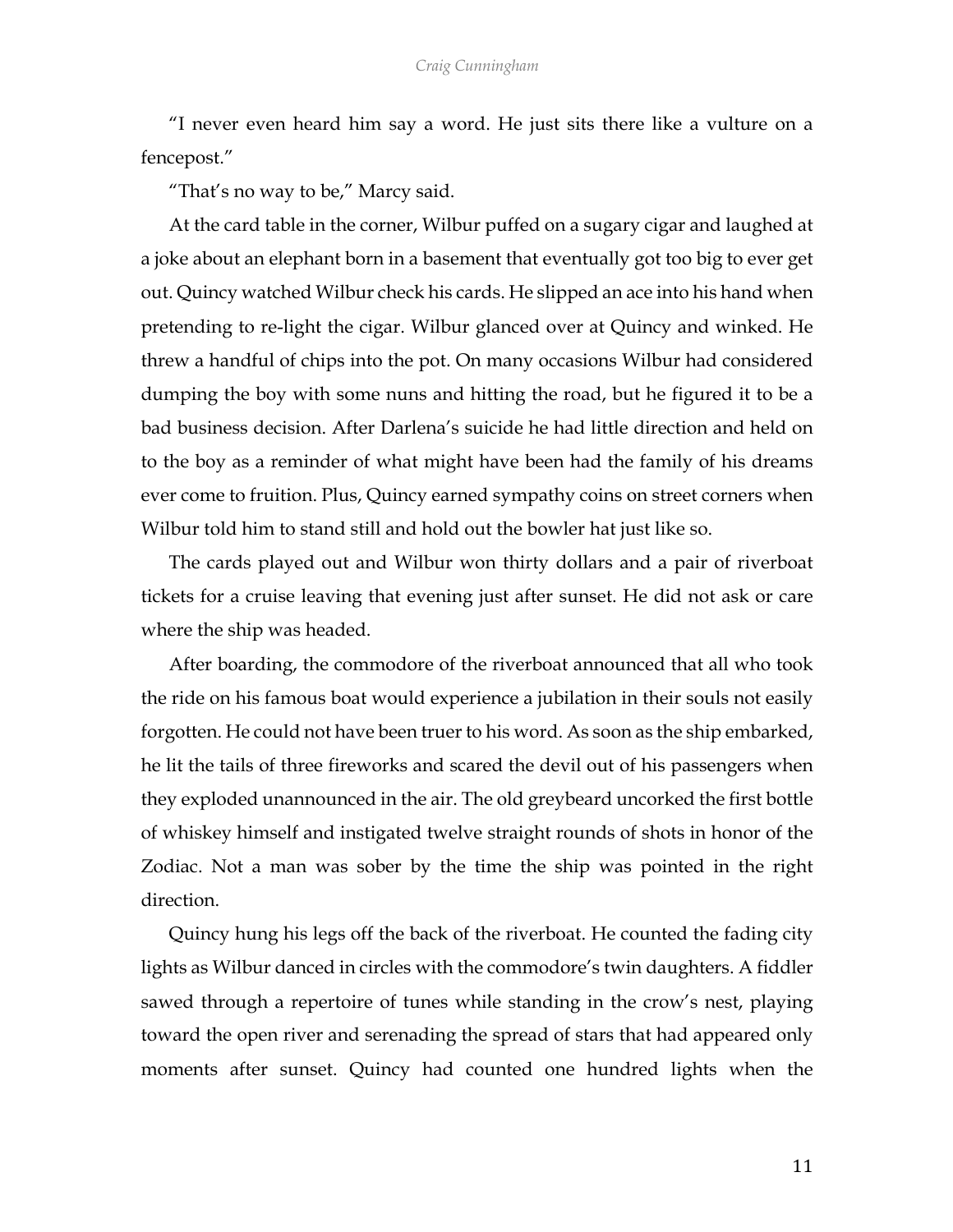"I never even heard him say a word. He just sits there like a vulture on a fencepost."

"That's no way to be," Marcy said.

At the card table in the corner, Wilbur puffed on a sugary cigar and laughed at a joke about an elephant born in a basement that eventually got too big to ever get out. Quincy watched Wilbur check his cards. He slipped an ace into his hand when pretending to re-light the cigar. Wilbur glanced over at Quincy and winked. He threw a handful of chips into the pot. On many occasions Wilbur had considered dumping the boy with some nuns and hitting the road, but he figured it to be a bad business decision. After Darlena's suicide he had little direction and held on to the boy as a reminder of what might have been had the family of his dreams ever come to fruition. Plus, Quincy earned sympathy coins on street corners when Wilbur told him to stand still and hold out the bowler hat just like so.

The cards played out and Wilbur won thirty dollars and a pair of riverboat tickets for a cruise leaving that evening just after sunset. He did not ask or care where the ship was headed.

After boarding, the commodore of the riverboat announced that all who took the ride on his famous boat would experience a jubilation in their souls not easily forgotten. He could not have been truer to his word. As soon as the ship embarked, he lit the tails of three fireworks and scared the devil out of his passengers when they exploded unannounced in the air. The old greybeard uncorked the first bottle of whiskey himself and instigated twelve straight rounds of shots in honor of the Zodiac. Not a man was sober by the time the ship was pointed in the right direction.

Quincy hung his legs off the back of the riverboat. He counted the fading city lights as Wilbur danced in circles with the commodore's twin daughters. A fiddler sawed through a repertoire of tunes while standing in the crow's nest, playing toward the open river and serenading the spread of stars that had appeared only moments after sunset. Quincy had counted one hundred lights when the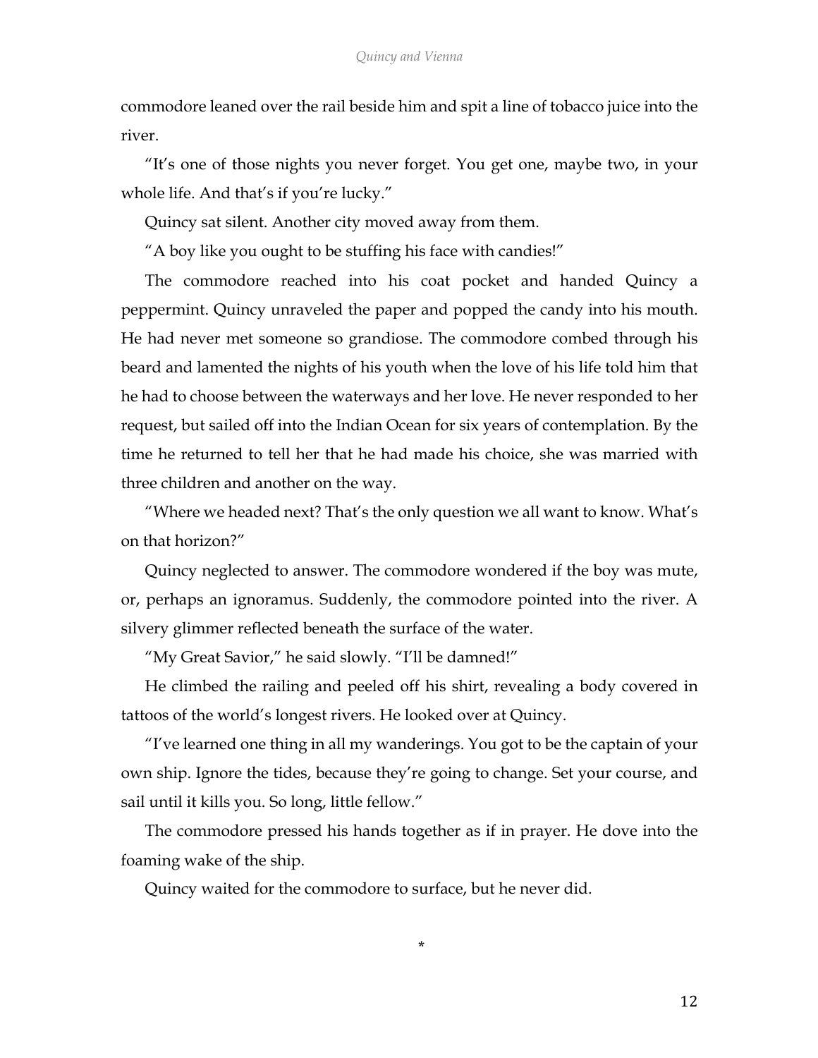commodore leaned over the rail beside him and spit a line of tobacco juice into the river.

"It's one of those nights you never forget. You get one, maybe two, in your whole life. And that's if you're lucky."

Quincy sat silent. Another city moved away from them.

"A boy like you ought to be stuffing his face with candies!"

The commodore reached into his coat pocket and handed Quincy a peppermint. Quincy unraveled the paper and popped the candy into his mouth. He had never met someone so grandiose. The commodore combed through his beard and lamented the nights of his youth when the love of his life told him that he had to choose between the waterways and her love. He never responded to her request, but sailed off into the Indian Ocean for six years of contemplation. By the time he returned to tell her that he had made his choice, she was married with three children and another on the way.

"Where we headed next? That's the only question we all want to know. What's on that horizon?"

Quincy neglected to answer. The commodore wondered if the boy was mute, or, perhaps an ignoramus. Suddenly, the commodore pointed into the river. A silvery glimmer reflected beneath the surface of the water.

"My Great Savior," he said slowly. "I'll be damned!"

He climbed the railing and peeled off his shirt, revealing a body covered in tattoos of the world's longest rivers. He looked over at Quincy.

"I've learned one thing in all my wanderings. You got to be the captain of your own ship. Ignore the tides, because they're going to change. Set your course, and sail until it kills you. So long, little fellow."

The commodore pressed his hands together as if in prayer. He dove into the foaming wake of the ship.

Quincy waited for the commodore to surface, but he never did.

*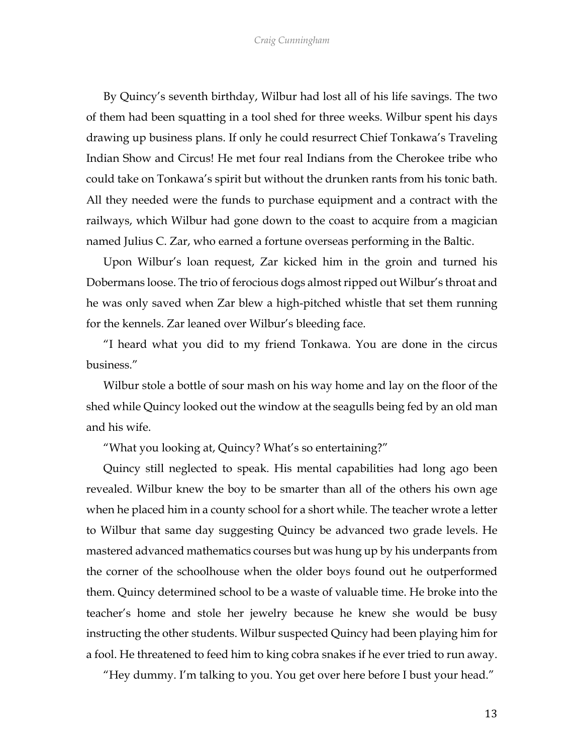By Quincy's seventh birthday, Wilbur had lost all of his life savings. The two of them had been squatting in a tool shed for three weeks. Wilbur spent his days drawing up business plans. If only he could resurrect Chief Tonkawa's Traveling Indian Show and Circus! He met four real Indians from the Cherokee tribe who could take on Tonkawa's spirit but without the drunken rants from his tonic bath. All they needed were the funds to purchase equipment and a contract with the railways, which Wilbur had gone down to the coast to acquire from a magician named Julius C. Zar, who earned a fortune overseas performing in the Baltic.

Upon Wilbur's loan request, Zar kicked him in the groin and turned his Dobermans loose. The trio of ferocious dogs almost ripped out Wilbur's throat and he was only saved when Zar blew a high-pitched whistle that set them running for the kennels. Zar leaned over Wilbur's bleeding face.

"I heard what you did to my friend Tonkawa. You are done in the circus business."

Wilbur stole a bottle of sour mash on his way home and lay on the floor of the shed while Quincy looked out the window at the seagulls being fed by an old man and his wife.

"What you looking at, Quincy? What's so entertaining?"

Quincy still neglected to speak. His mental capabilities had long ago been revealed. Wilbur knew the boy to be smarter than all of the others his own age when he placed him in a county school for a short while. The teacher wrote a letter to Wilbur that same day suggesting Quincy be advanced two grade levels. He mastered advanced mathematics courses but was hung up by his underpants from the corner of the schoolhouse when the older boys found out he outperformed them. Quincy determined school to be a waste of valuable time. He broke into the teacher's home and stole her jewelry because he knew she would be busy instructing the other students. Wilbur suspected Quincy had been playing him for a fool. He threatened to feed him to king cobra snakes if he ever tried to run away.

"Hey dummy. I'm talking to you. You get over here before I bust your head."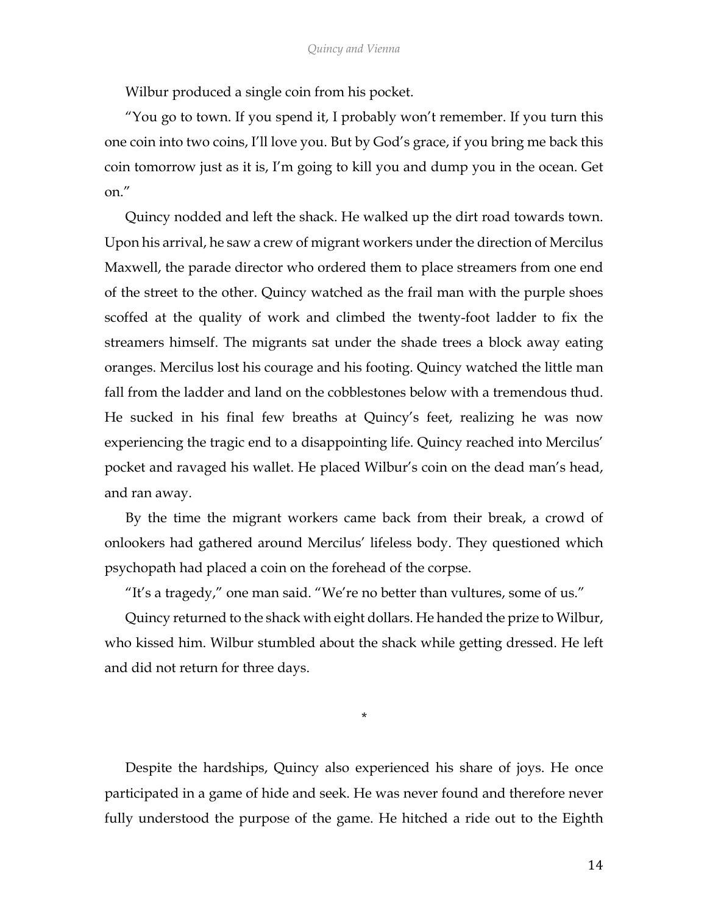Wilbur produced a single coin from his pocket.

"You go to town. If you spend it, I probably won't remember. If you turn this one coin into two coins, I'll love you. But by God's grace, if you bring me back this coin tomorrow just as it is, I'm going to kill you and dump you in the ocean. Get on."

Quincy nodded and left the shack. He walked up the dirt road towards town. Upon his arrival, he saw a crew of migrant workers under the direction of Mercilus Maxwell, the parade director who ordered them to place streamers from one end of the street to the other. Quincy watched as the frail man with the purple shoes scoffed at the quality of work and climbed the twenty-foot ladder to fix the streamers himself. The migrants sat under the shade trees a block away eating oranges. Mercilus lost his courage and his footing. Quincy watched the little man fall from the ladder and land on the cobblestones below with a tremendous thud. He sucked in his final few breaths at Quincy's feet, realizing he was now experiencing the tragic end to a disappointing life. Quincy reached into Mercilus' pocket and ravaged his wallet. He placed Wilbur's coin on the dead man's head, and ran away.

By the time the migrant workers came back from their break, a crowd of onlookers had gathered around Mercilus' lifeless body. They questioned which psychopath had placed a coin on the forehead of the corpse.

"It's a tragedy," one man said. "We're no better than vultures, some of us."

Quincy returned to the shack with eight dollars. He handed the prize to Wilbur, who kissed him. Wilbur stumbled about the shack while getting dressed. He left and did not return for three days.

*

Despite the hardships, Quincy also experienced his share of joys. He once participated in a game of hide and seek. He was never found and therefore never fully understood the purpose of the game. He hitched a ride out to the Eighth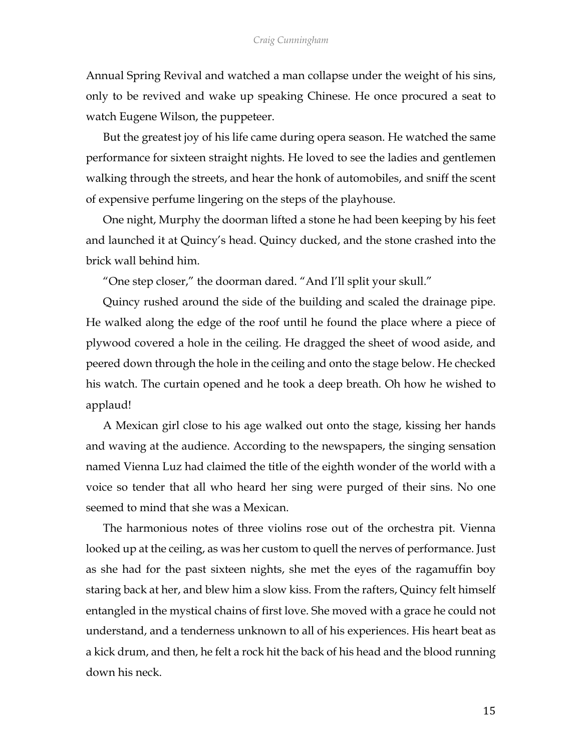Annual Spring Revival and watched a man collapse under the weight of his sins, only to be revived and wake up speaking Chinese. He once procured a seat to watch Eugene Wilson, the puppeteer.

But the greatest joy of his life came during opera season. He watched the same performance for sixteen straight nights. He loved to see the ladies and gentlemen walking through the streets, and hear the honk of automobiles, and sniff the scent of expensive perfume lingering on the steps of the playhouse.

One night, Murphy the doorman lifted a stone he had been keeping by his feet and launched it at Quincy's head. Quincy ducked, and the stone crashed into the brick wall behind him.

"One step closer," the doorman dared. "And I'll split your skull."

Quincy rushed around the side of the building and scaled the drainage pipe. He walked along the edge of the roof until he found the place where a piece of plywood covered a hole in the ceiling. He dragged the sheet of wood aside, and peered down through the hole in the ceiling and onto the stage below. He checked his watch. The curtain opened and he took a deep breath. Oh how he wished to applaud!

A Mexican girl close to his age walked out onto the stage, kissing her hands and waving at the audience. According to the newspapers, the singing sensation named Vienna Luz had claimed the title of the eighth wonder of the world with a voice so tender that all who heard her sing were purged of their sins. No one seemed to mind that she was a Mexican.

The harmonious notes of three violins rose out of the orchestra pit. Vienna looked up at the ceiling, as was her custom to quell the nerves of performance. Just as she had for the past sixteen nights, she met the eyes of the ragamuffin boy staring back at her, and blew him a slow kiss. From the rafters, Quincy felt himself entangled in the mystical chains of first love. She moved with a grace he could not understand, and a tenderness unknown to all of his experiences. His heart beat as a kick drum, and then, he felt a rock hit the back of his head and the blood running down his neck.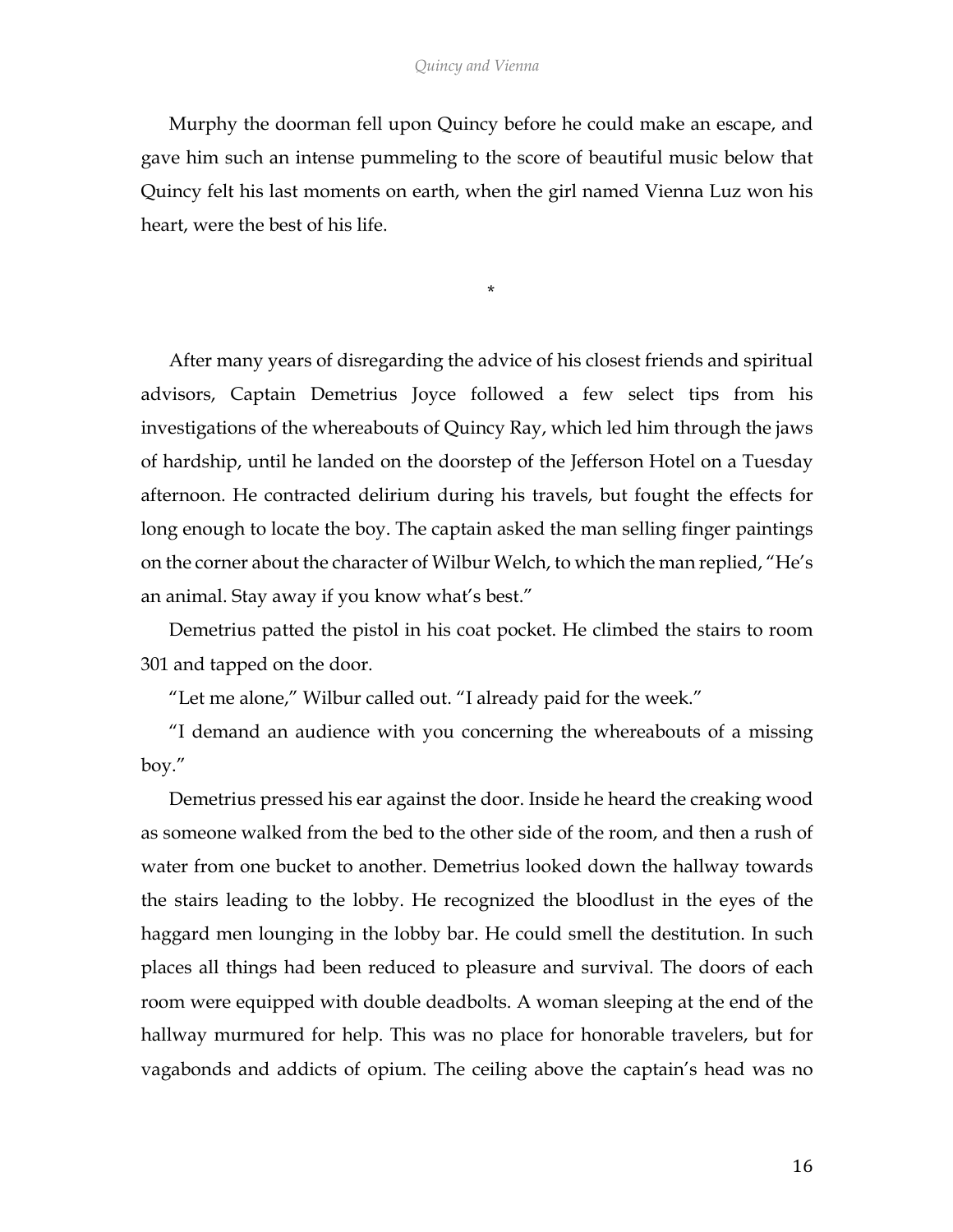Murphy the doorman fell upon Quincy before he could make an escape, and gave him such an intense pummeling to the score of beautiful music below that Quincy felt his last moments on earth, when the girl named Vienna Luz won his heart, were the best of his life.

*

After many years of disregarding the advice of his closest friends and spiritual advisors, Captain Demetrius Joyce followed a few select tips from his investigations of the whereabouts of Quincy Ray, which led him through the jaws of hardship, until he landed on the doorstep of the Jefferson Hotel on a Tuesday afternoon. He contracted delirium during his travels, but fought the effects for long enough to locate the boy. The captain asked the man selling finger paintings on the corner about the character of Wilbur Welch, to which the man replied, "He's an animal. Stay away if you know what's best."

Demetrius patted the pistol in his coat pocket. He climbed the stairs to room 301 and tapped on the door.

"Let me alone," Wilbur called out. "I already paid for the week."

"I demand an audience with you concerning the whereabouts of a missing boy."

Demetrius pressed his ear against the door. Inside he heard the creaking wood as someone walked from the bed to the other side of the room, and then a rush of water from one bucket to another. Demetrius looked down the hallway towards the stairs leading to the lobby. He recognized the bloodlust in the eyes of the haggard men lounging in the lobby bar. He could smell the destitution. In such places all things had been reduced to pleasure and survival. The doors of each room were equipped with double deadbolts. A woman sleeping at the end of the hallway murmured for help. This was no place for honorable travelers, but for vagabonds and addicts of opium. The ceiling above the captain's head was no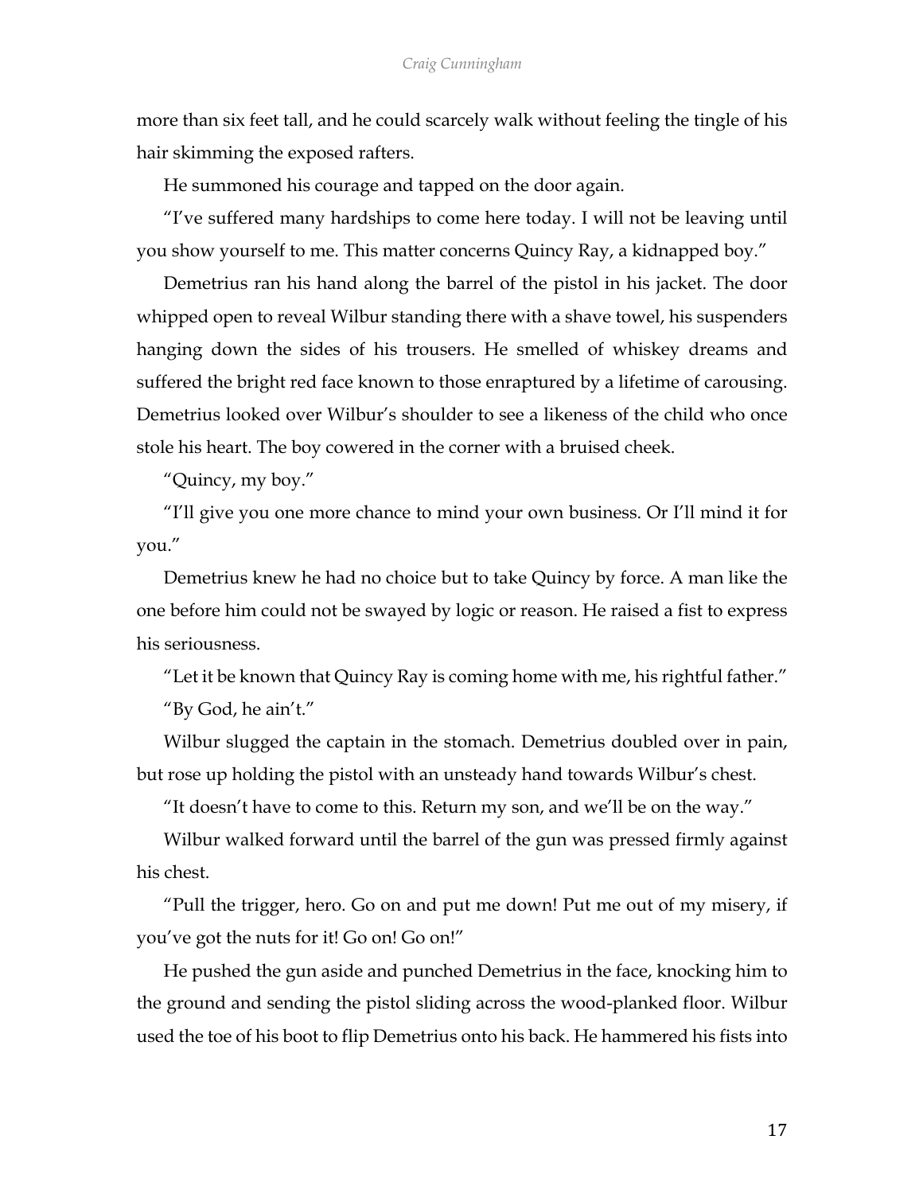more than six feet tall, and he could scarcely walk without feeling the tingle of his hair skimming the exposed rafters.

He summoned his courage and tapped on the door again.

"I've suffered many hardships to come here today. I will not be leaving until you show yourself to me. This matter concerns Quincy Ray, a kidnapped boy."

Demetrius ran his hand along the barrel of the pistol in his jacket. The door whipped open to reveal Wilbur standing there with a shave towel, his suspenders hanging down the sides of his trousers. He smelled of whiskey dreams and suffered the bright red face known to those enraptured by a lifetime of carousing. Demetrius looked over Wilbur's shoulder to see a likeness of the child who once stole his heart. The boy cowered in the corner with a bruised cheek.

"Quincy, my boy."

"I'll give you one more chance to mind your own business. Or I'll mind it for you."

Demetrius knew he had no choice but to take Quincy by force. A man like the one before him could not be swayed by logic or reason. He raised a fist to express his seriousness.

"Let it be known that Quincy Ray is coming home with me, his rightful father."

"By God, he ain't."

Wilbur slugged the captain in the stomach. Demetrius doubled over in pain, but rose up holding the pistol with an unsteady hand towards Wilbur's chest.

"It doesn't have to come to this. Return my son, and we'll be on the way."

Wilbur walked forward until the barrel of the gun was pressed firmly against his chest.

"Pull the trigger, hero. Go on and put me down! Put me out of my misery, if you've got the nuts for it! Go on! Go on!"

He pushed the gun aside and punched Demetrius in the face, knocking him to the ground and sending the pistol sliding across the wood-planked floor. Wilbur used the toe of his boot to flip Demetrius onto his back. He hammered his fists into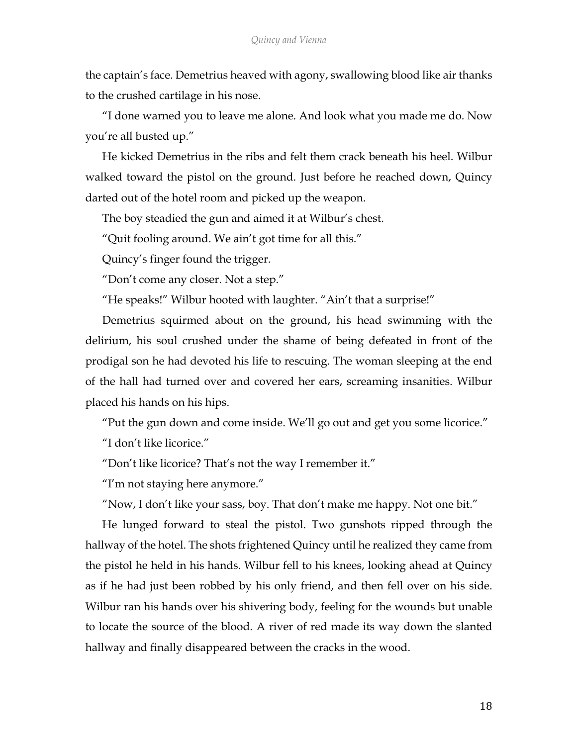the captain's face. Demetrius heaved with agony, swallowing blood like air thanks to the crushed cartilage in his nose.

"I done warned you to leave me alone. And look what you made me do. Now you're all busted up."

He kicked Demetrius in the ribs and felt them crack beneath his heel. Wilbur walked toward the pistol on the ground. Just before he reached down, Quincy darted out of the hotel room and picked up the weapon.

The boy steadied the gun and aimed it at Wilbur's chest.

"Quit fooling around. We ain't got time for all this."

Quincy's finger found the trigger.

"Don't come any closer. Not a step."

"He speaks!" Wilbur hooted with laughter. "Ain't that a surprise!"

Demetrius squirmed about on the ground, his head swimming with the delirium, his soul crushed under the shame of being defeated in front of the prodigal son he had devoted his life to rescuing. The woman sleeping at the end of the hall had turned over and covered her ears, screaming insanities. Wilbur placed his hands on his hips.

"Put the gun down and come inside. We'll go out and get you some licorice."

"I don't like licorice."

"Don't like licorice? That's not the way I remember it."

"I'm not staying here anymore."

"Now, I don't like your sass, boy. That don't make me happy. Not one bit."

He lunged forward to steal the pistol. Two gunshots ripped through the hallway of the hotel. The shots frightened Quincy until he realized they came from the pistol he held in his hands. Wilbur fell to his knees, looking ahead at Quincy as if he had just been robbed by his only friend, and then fell over on his side. Wilbur ran his hands over his shivering body, feeling for the wounds but unable to locate the source of the blood. A river of red made its way down the slanted hallway and finally disappeared between the cracks in the wood.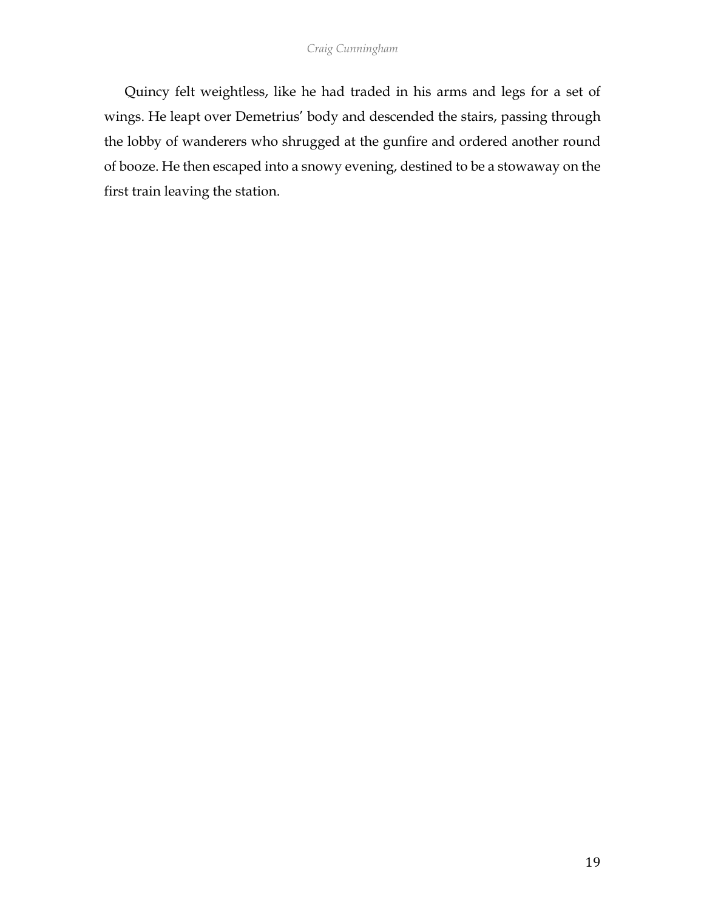Quincy felt weightless, like he had traded in his arms and legs for a set of wings. He leapt over Demetrius' body and descended the stairs, passing through the lobby of wanderers who shrugged at the gunfire and ordered another round of booze. He then escaped into a snowy evening, destined to be a stowaway on the first train leaving the station.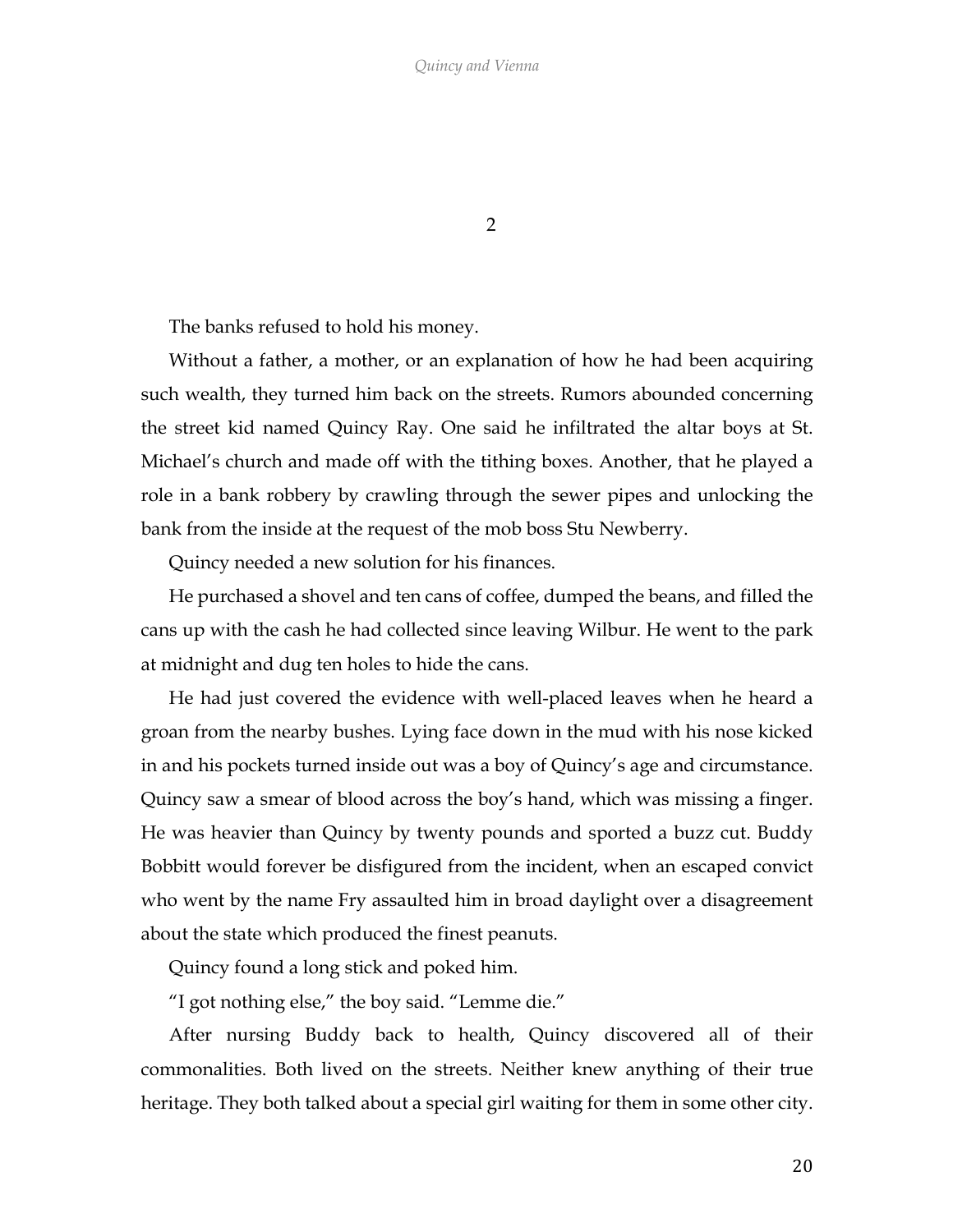# 2

The banks refused to hold his money.

Without a father, a mother, or an explanation of how he had been acquiring such wealth, they turned him back on the streets. Rumors abounded concerning the street kid named Quincy Ray. One said he infiltrated the altar boys at St. Michael's church and made off with the tithing boxes. Another, that he played a role in a bank robbery by crawling through the sewer pipes and unlocking the bank from the inside at the request of the mob boss Stu Newberry.

Quincy needed a new solution for his finances.

He purchased a shovel and ten cans of coffee, dumped the beans, and filled the cans up with the cash he had collected since leaving Wilbur. He went to the park at midnight and dug ten holes to hide the cans.

He had just covered the evidence with well-placed leaves when he heard a groan from the nearby bushes. Lying face down in the mud with his nose kicked in and his pockets turned inside out was a boy of Quincy's age and circumstance. Quincy saw a smear of blood across the boy's hand, which was missing a finger. He was heavier than Quincy by twenty pounds and sported a buzz cut. Buddy Bobbitt would forever be disfigured from the incident, when an escaped convict who went by the name Fry assaulted him in broad daylight over a disagreement about the state which produced the finest peanuts.

Quincy found a long stick and poked him.

"I got nothing else," the boy said. "Lemme die."

After nursing Buddy back to health, Quincy discovered all of their commonalities. Both lived on the streets. Neither knew anything of their true heritage. They both talked about a special girl waiting for them in some other city.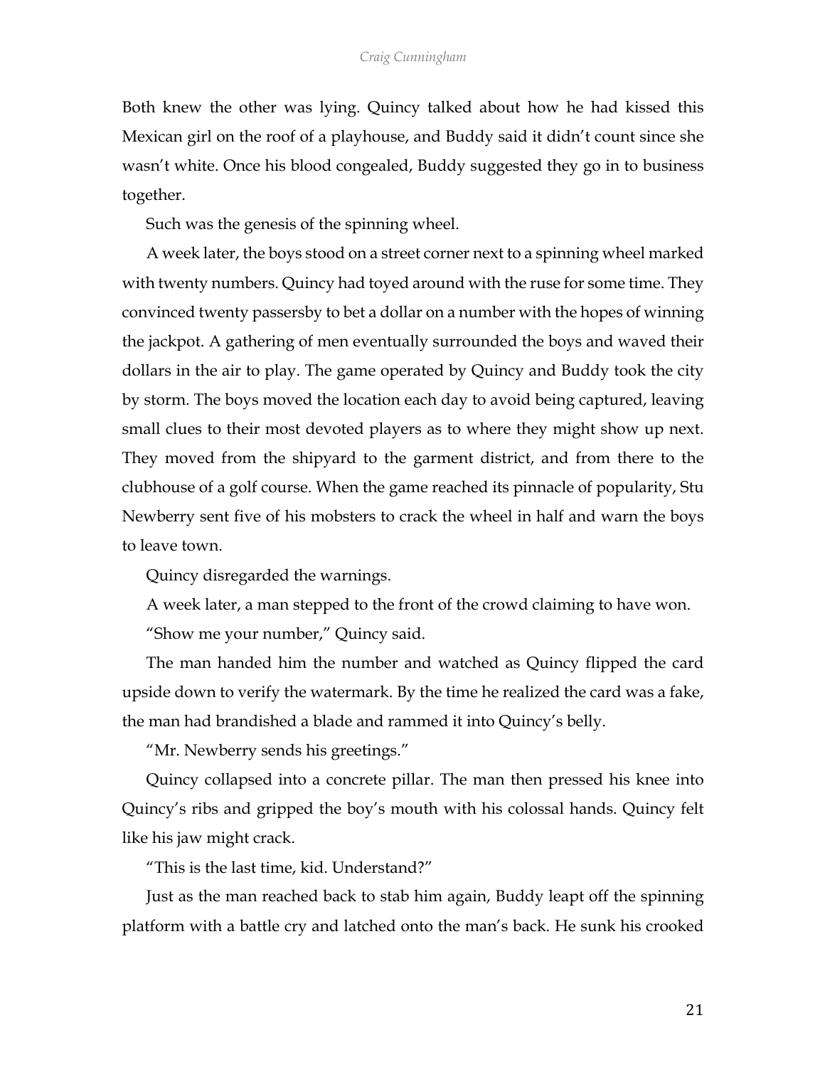Both knew the other was lying. Quincy talked about how he had kissed this Mexican girl on the roof of a playhouse, and Buddy said it didn't count since she wasn't white. Once his blood congealed, Buddy suggested they go in to business together.

Such was the genesis of the spinning wheel.

A week later, the boys stood on a street corner next to a spinning wheel marked with twenty numbers. Quincy had toyed around with the ruse for some time. They convinced twenty passersby to bet a dollar on a number with the hopes of winning the jackpot. A gathering of men eventually surrounded the boys and waved their dollars in the air to play. The game operated by Quincy and Buddy took the city by storm. The boys moved the location each day to avoid being captured, leaving small clues to their most devoted players as to where they might show up next. They moved from the shipyard to the garment district, and from there to the clubhouse of a golf course. When the game reached its pinnacle of popularity, Stu Newberry sent five of his mobsters to crack the wheel in half and warn the boys to leave town.

Quincy disregarded the warnings.

A week later, a man stepped to the front of the crowd claiming to have won.

"Show me your number," Quincy said.

The man handed him the number and watched as Quincy flipped the card upside down to verify the watermark. By the time he realized the card was a fake, the man had brandished a blade and rammed it into Quincy's belly.

"Mr. Newberry sends his greetings."

Quincy collapsed into a concrete pillar. The man then pressed his knee into Quincy's ribs and gripped the boy's mouth with his colossal hands. Quincy felt like his jaw might crack.

"This is the last time, kid. Understand?"

Just as the man reached back to stab him again, Buddy leapt off the spinning platform with a battle cry and latched onto the man's back. He sunk his crooked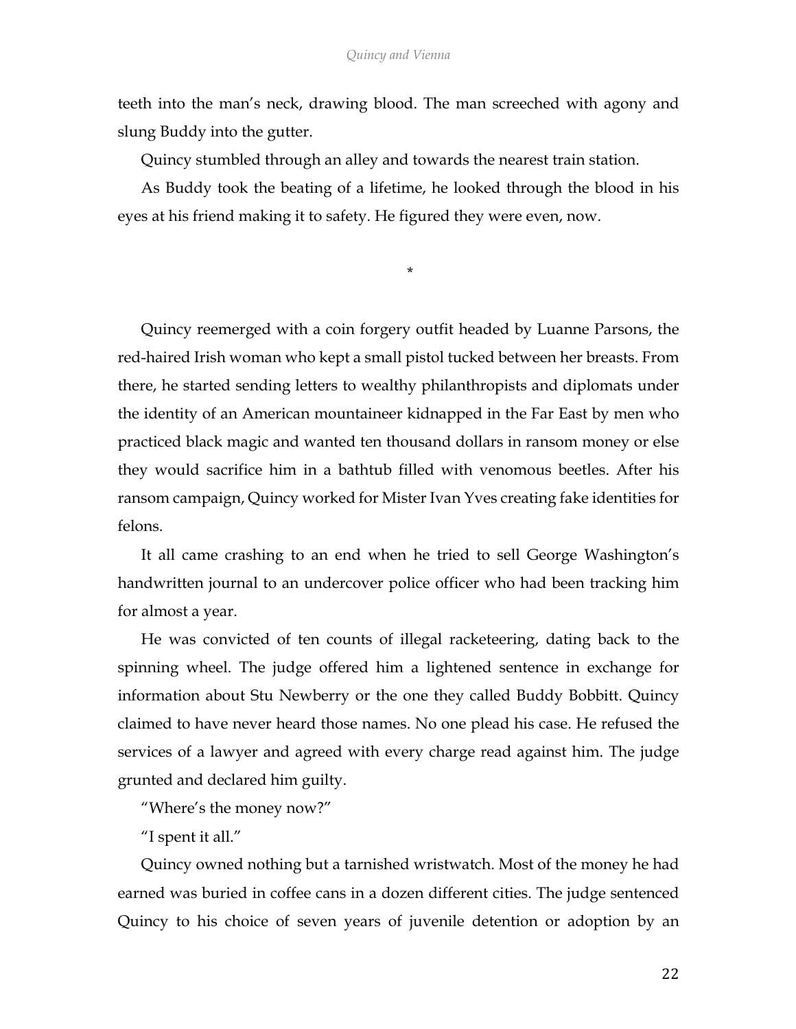teeth into the man's neck, drawing blood. The man screeched with agony and slung Buddy into the gutter.

Quincy stumbled through an alley and towards the nearest train station.

As Buddy took the beating of a lifetime, he looked through the blood in his eyes at his friend making it to safety. He figured they were even, now.

*

Quincy reemerged with a coin forgery outfit headed by Luanne Parsons, the red-haired Irish woman who kept a small pistol tucked between her breasts. From there, he started sending letters to wealthy philanthropists and diplomats under the identity of an American mountaineer kidnapped in the Far East by men who practiced black magic and wanted ten thousand dollars in ransom money or else they would sacrifice him in a bathtub filled with venomous beetles. After his ransom campaign, Quincy worked for Mister Ivan Yves creating fake identities for felons.

It all came crashing to an end when he tried to sell George Washington's handwritten journal to an undercover police officer who had been tracking him for almost a year.

He was convicted of ten counts of illegal racketeering, dating back to the spinning wheel. The judge offered him a lightened sentence in exchange for information about Stu Newberry or the one they called Buddy Bobbitt. Quincy claimed to have never heard those names. No one plead his case. He refused the services of a lawyer and agreed with every charge read against him. The judge grunted and declared him guilty.

"Where's the money now?"

"I spent it all."

Quincy owned nothing but a tarnished wristwatch. Most of the money he had earned was buried in coffee cans in a dozen different cities. The judge sentenced Quincy to his choice of seven years of juvenile detention or adoption by an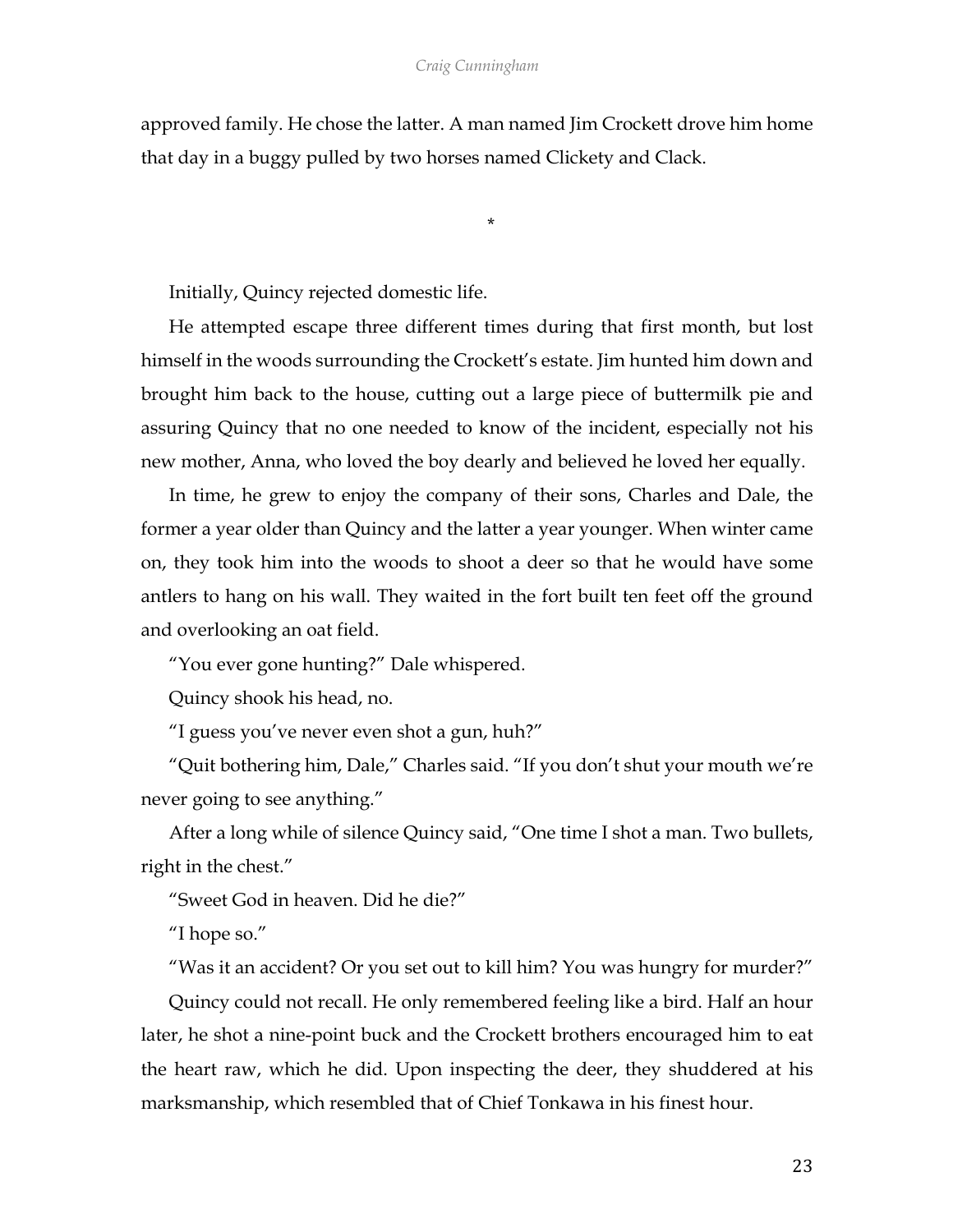approved family. He chose the latter. A man named Jim Crockett drove him home that day in a buggy pulled by two horses named Clickety and Clack.

*

Initially, Quincy rejected domestic life.

He attempted escape three different times during that first month, but lost himself in the woods surrounding the Crockett's estate. Jim hunted him down and brought him back to the house, cutting out a large piece of buttermilk pie and assuring Quincy that no one needed to know of the incident, especially not his new mother, Anna, who loved the boy dearly and believed he loved her equally.

In time, he grew to enjoy the company of their sons, Charles and Dale, the former a year older than Quincy and the latter a year younger. When winter came on, they took him into the woods to shoot a deer so that he would have some antlers to hang on his wall. They waited in the fort built ten feet off the ground and overlooking an oat field.

"You ever gone hunting?" Dale whispered.

Quincy shook his head, no.

"I guess you've never even shot a gun, huh?"

"Quit bothering him, Dale," Charles said. "If you don't shut your mouth we're never going to see anything."

After a long while of silence Quincy said, "One time I shot a man. Two bullets, right in the chest."

"Sweet God in heaven. Did he die?"

"I hope so."

"Was it an accident? Or you set out to kill him? You was hungry for murder?"

Quincy could not recall. He only remembered feeling like a bird. Half an hour later, he shot a nine-point buck and the Crockett brothers encouraged him to eat the heart raw, which he did. Upon inspecting the deer, they shuddered at his marksmanship, which resembled that of Chief Tonkawa in his finest hour.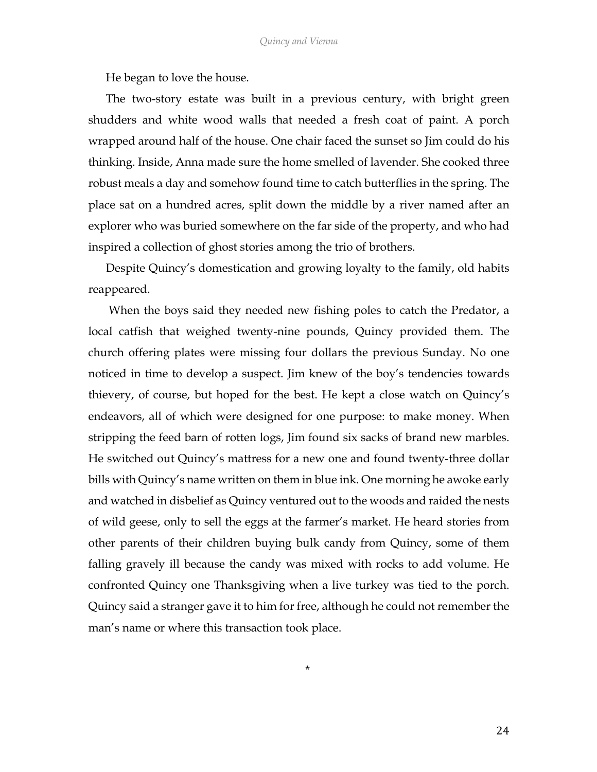He began to love the house.

The two-story estate was built in a previous century, with bright green shudders and white wood walls that needed a fresh coat of paint. A porch wrapped around half of the house. One chair faced the sunset so Jim could do his thinking. Inside, Anna made sure the home smelled of lavender. She cooked three robust meals a day and somehow found time to catch butterflies in the spring. The place sat on a hundred acres, split down the middle by a river named after an explorer who was buried somewhere on the far side of the property, and who had inspired a collection of ghost stories among the trio of brothers.

Despite Quincy's domestication and growing loyalty to the family, old habits reappeared.

When the boys said they needed new fishing poles to catch the Predator, a local catfish that weighed twenty-nine pounds, Quincy provided them. The church offering plates were missing four dollars the previous Sunday. No one noticed in time to develop a suspect. Jim knew of the boy's tendencies towards thievery, of course, but hoped for the best. He kept a close watch on Quincy's endeavors, all of which were designed for one purpose: to make money. When stripping the feed barn of rotten logs, Jim found six sacks of brand new marbles. He switched out Quincy's mattress for a new one and found twenty-three dollar bills with Quincy's name written on them in blue ink. One morning he awoke early and watched in disbelief as Quincy ventured out to the woods and raided the nests of wild geese, only to sell the eggs at the farmer's market. He heard stories from other parents of their children buying bulk candy from Quincy, some of them falling gravely ill because the candy was mixed with rocks to add volume. He confronted Quincy one Thanksgiving when a live turkey was tied to the porch. Quincy said a stranger gave it to him for free, although he could not remember the man's name or where this transaction took place.

*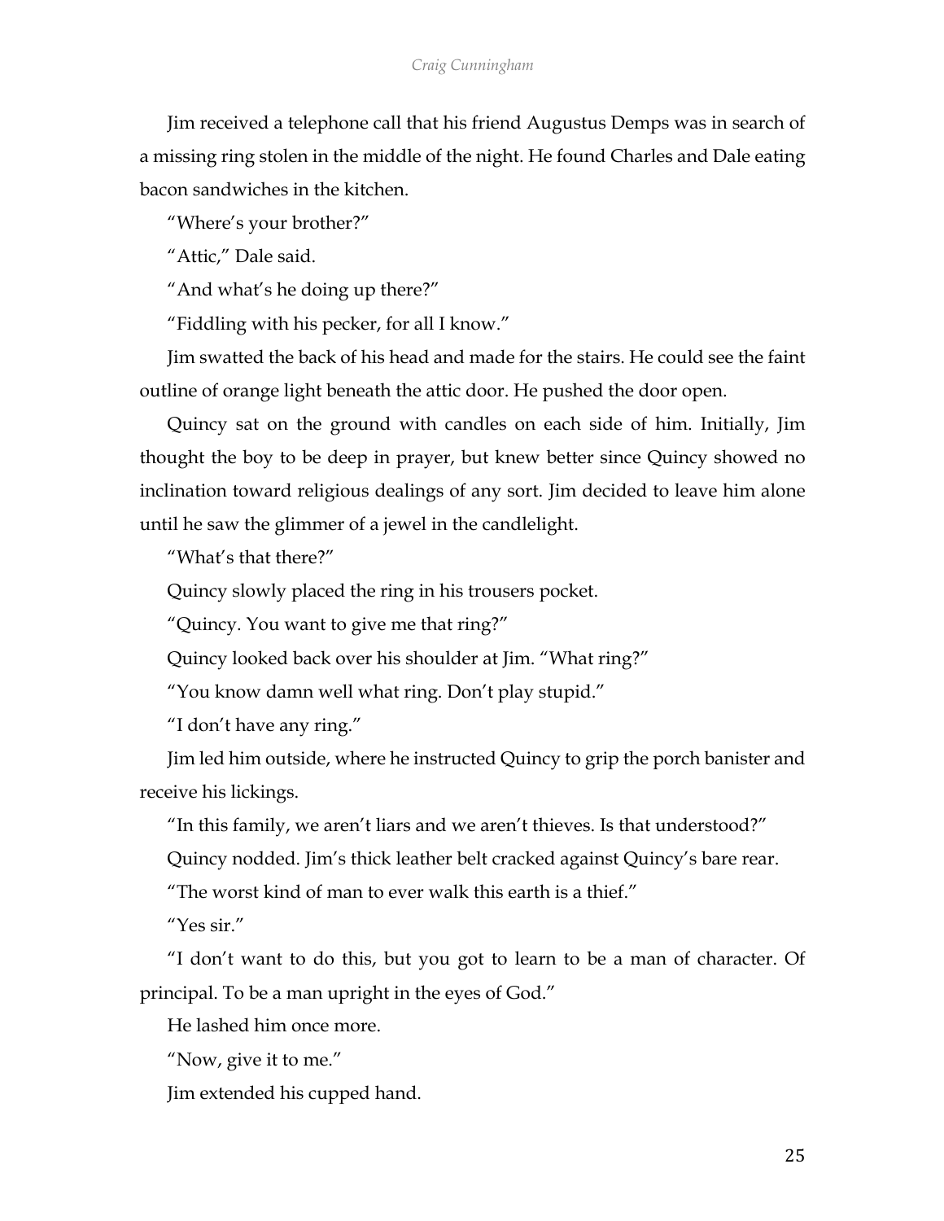Jim received a telephone call that his friend Augustus Demps was in search of a missing ring stolen in the middle of the night. He found Charles and Dale eating bacon sandwiches in the kitchen.

"Where's your brother?"

"Attic," Dale said.

"And what's he doing up there?"

"Fiddling with his pecker, for all I know."

Jim swatted the back of his head and made for the stairs. He could see the faint outline of orange light beneath the attic door. He pushed the door open.

Quincy sat on the ground with candles on each side of him. Initially, Jim thought the boy to be deep in prayer, but knew better since Quincy showed no inclination toward religious dealings of any sort. Jim decided to leave him alone until he saw the glimmer of a jewel in the candlelight.

"What's that there?"

Quincy slowly placed the ring in his trousers pocket.

"Quincy. You want to give me that ring?"

Quincy looked back over his shoulder at Jim. "What ring?"

"You know damn well what ring. Don't play stupid."

"I don't have any ring."

Jim led him outside, where he instructed Quincy to grip the porch banister and receive his lickings.

"In this family, we aren't liars and we aren't thieves. Is that understood?"

Quincy nodded. Jim's thick leather belt cracked against Quincy's bare rear.

"The worst kind of man to ever walk this earth is a thief."

"Yes sir."

"I don't want to do this, but you got to learn to be a man of character. Of principal. To be a man upright in the eyes of God."

He lashed him once more.

"Now, give it to me."

Jim extended his cupped hand.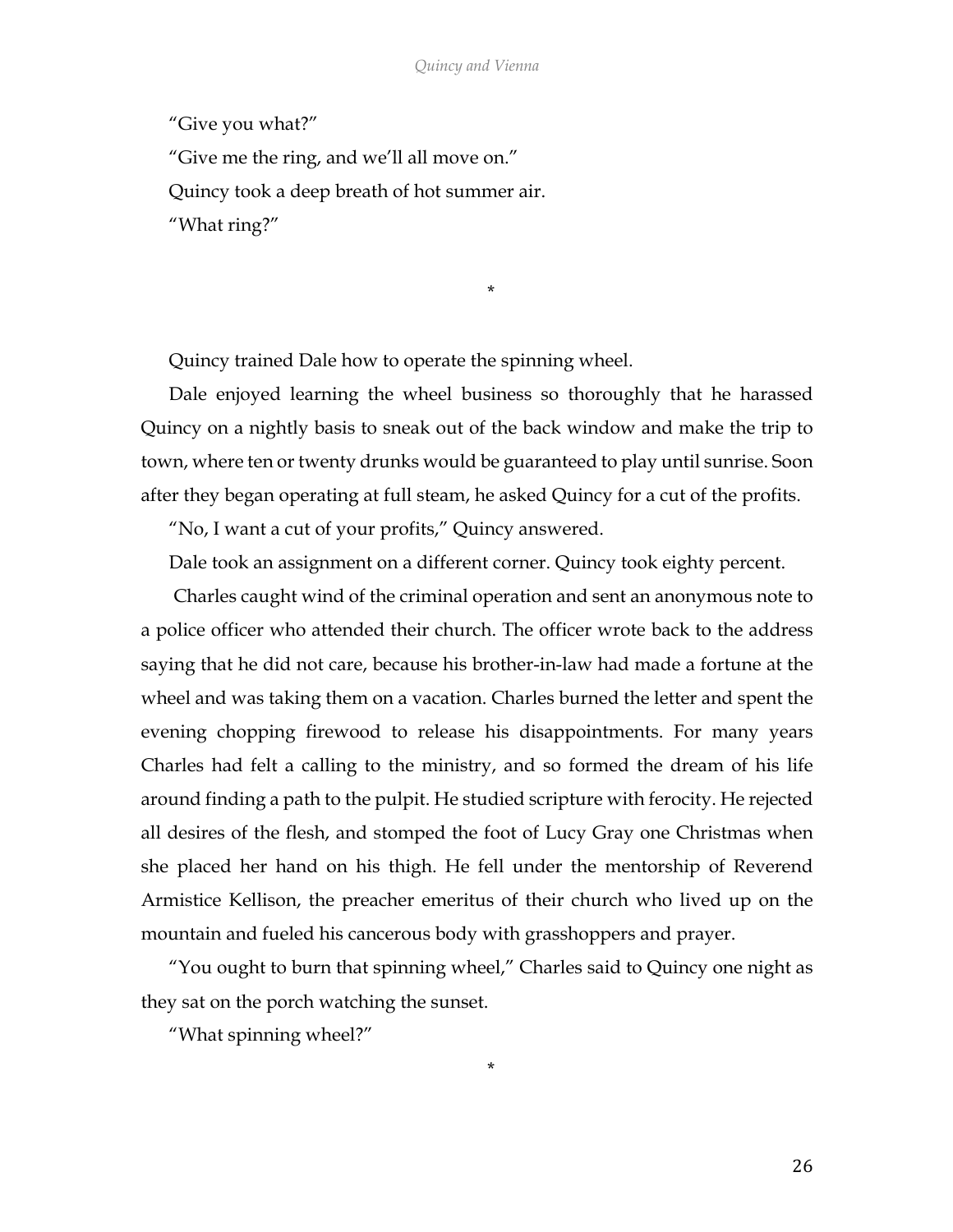"Give you what?"

"Give me the ring, and we'll all move on."

Quincy took a deep breath of hot summer air.

"What ring?"

*

Quincy trained Dale how to operate the spinning wheel.

Dale enjoyed learning the wheel business so thoroughly that he harassed Quincy on a nightly basis to sneak out of the back window and make the trip to town, where ten or twenty drunks would be guaranteed to play until sunrise. Soon after they began operating at full steam, he asked Quincy for a cut of the profits.

"No, I want a cut of your profits," Quincy answered.

Dale took an assignment on a different corner. Quincy took eighty percent.

Charles caught wind of the criminal operation and sent an anonymous note to a police officer who attended their church. The officer wrote back to the address saying that he did not care, because his brother-in-law had made a fortune at the wheel and was taking them on a vacation. Charles burned the letter and spent the evening chopping firewood to release his disappointments. For many years Charles had felt a calling to the ministry, and so formed the dream of his life around finding a path to the pulpit. He studied scripture with ferocity. He rejected all desires of the flesh, and stomped the foot of Lucy Gray one Christmas when she placed her hand on his thigh. He fell under the mentorship of Reverend Armistice Kellison, the preacher emeritus of their church who lived up on the mountain and fueled his cancerous body with grasshoppers and prayer.

"You ought to burn that spinning wheel," Charles said to Quincy one night as they sat on the porch watching the sunset.

"What spinning wheel?"

*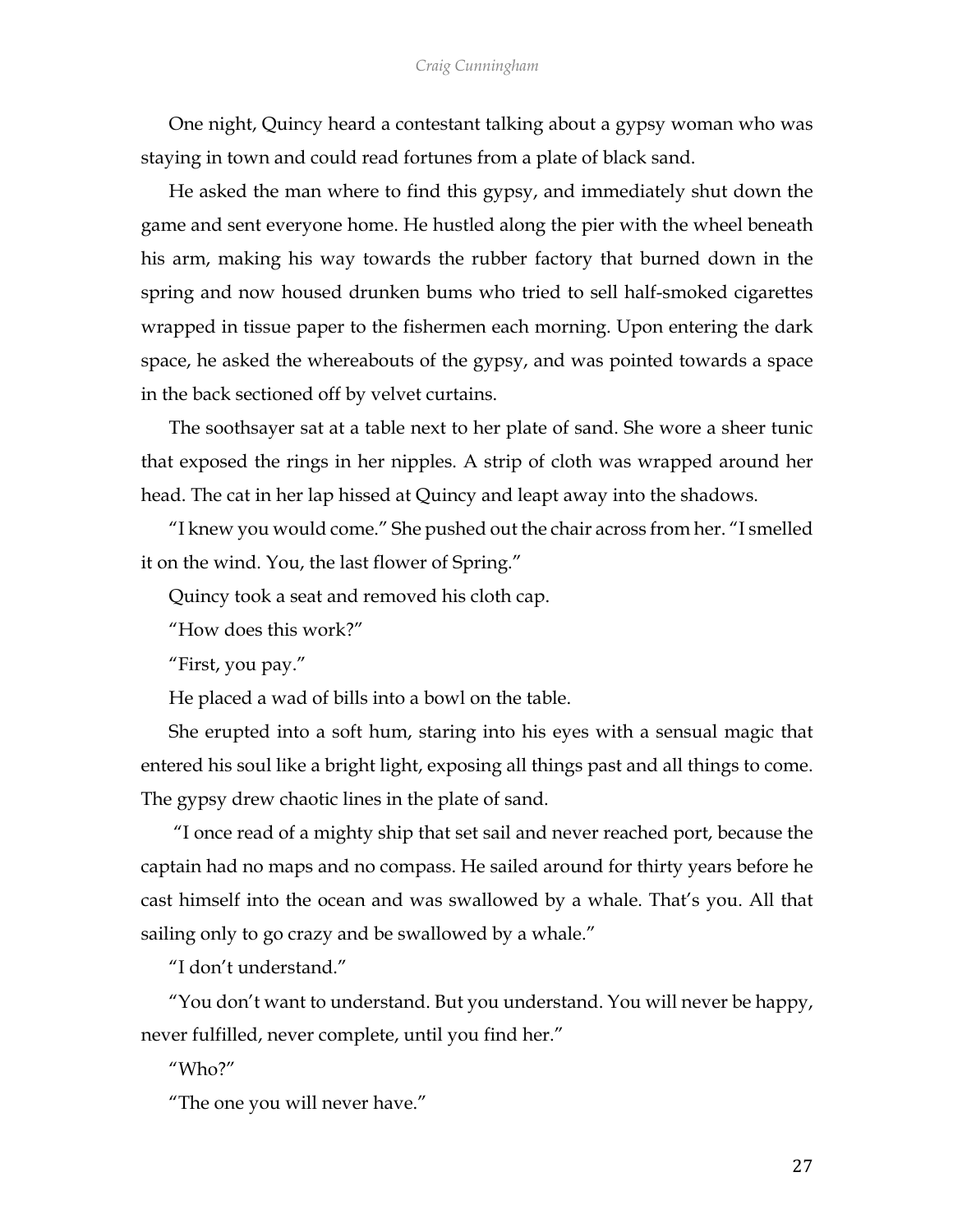One night, Quincy heard a contestant talking about a gypsy woman who was staying in town and could read fortunes from a plate of black sand.

He asked the man where to find this gypsy, and immediately shut down the game and sent everyone home. He hustled along the pier with the wheel beneath his arm, making his way towards the rubber factory that burned down in the spring and now housed drunken bums who tried to sell half-smoked cigarettes wrapped in tissue paper to the fishermen each morning. Upon entering the dark space, he asked the whereabouts of the gypsy, and was pointed towards a space in the back sectioned off by velvet curtains.

The soothsayer sat at a table next to her plate of sand. She wore a sheer tunic that exposed the rings in her nipples. A strip of cloth was wrapped around her head. The cat in her lap hissed at Quincy and leapt away into the shadows.

"I knew you would come." She pushed out the chair across from her. "I smelled it on the wind. You, the last flower of Spring."

Quincy took a seat and removed his cloth cap.

"How does this work?"

"First, you pay."

He placed a wad of bills into a bowl on the table.

She erupted into a soft hum, staring into his eyes with a sensual magic that entered his soul like a bright light, exposing all things past and all things to come. The gypsy drew chaotic lines in the plate of sand.

"I once read of a mighty ship that set sail and never reached port, because the captain had no maps and no compass. He sailed around for thirty years before he cast himself into the ocean and was swallowed by a whale. That's you. All that sailing only to go crazy and be swallowed by a whale."

"I don't understand."

"You don't want to understand. But you understand. You will never be happy, never fulfilled, never complete, until you find her."

"Who?"

"The one you will never have."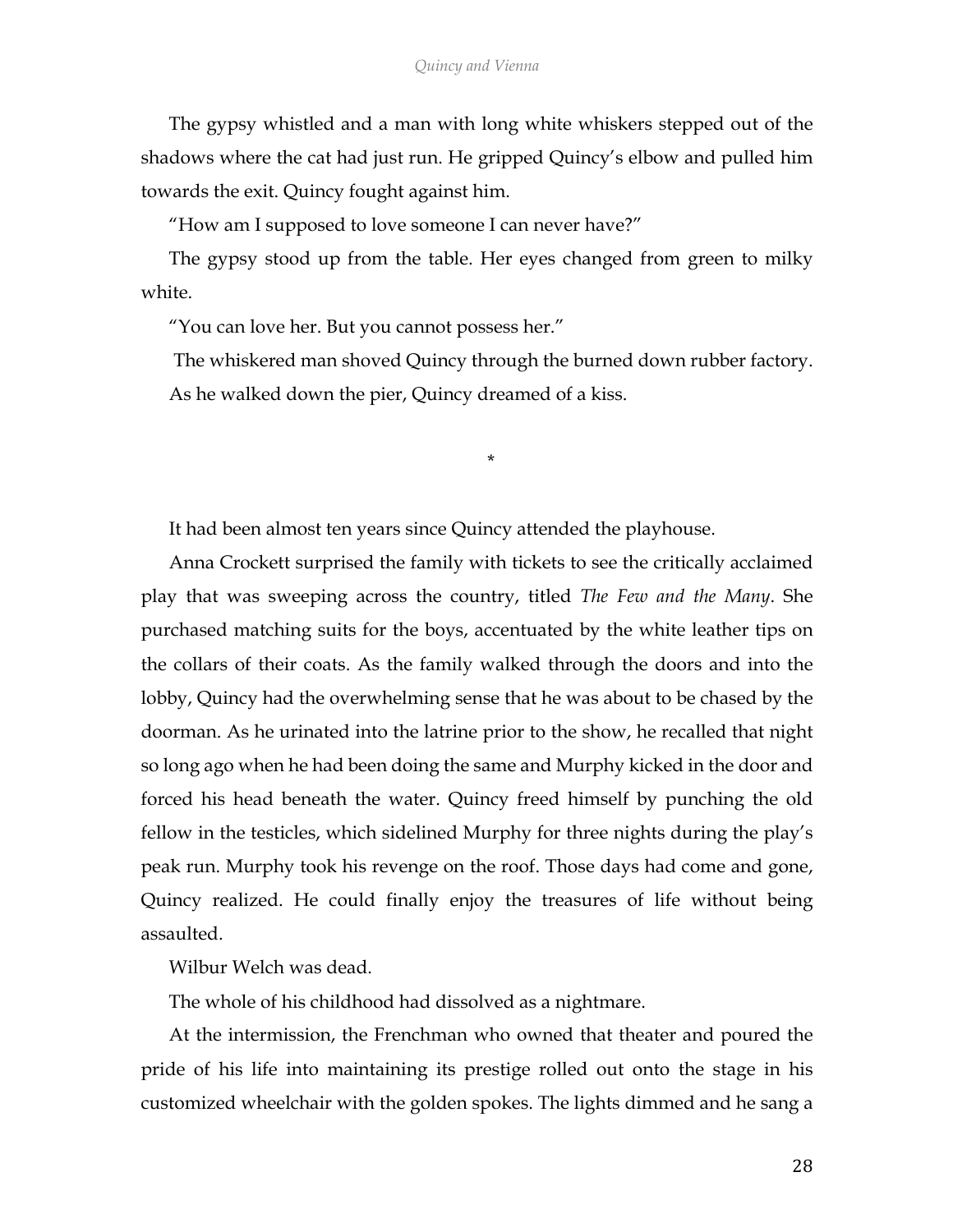The gypsy whistled and a man with long white whiskers stepped out of the shadows where the cat had just run. He gripped Quincy's elbow and pulled him towards the exit. Quincy fought against him.

"How am I supposed to love someone I can never have?"

The gypsy stood up from the table. Her eyes changed from green to milky white.

"You can love her. But you cannot possess her."

The whiskered man shoved Quincy through the burned down rubber factory. As he walked down the pier, Quincy dreamed of a kiss.

*

It had been almost ten years since Quincy attended the playhouse.

Anna Crockett surprised the family with tickets to see the critically acclaimed play that was sweeping across the country, titled *The Few and the Many*. She purchased matching suits for the boys, accentuated by the white leather tips on the collars of their coats. As the family walked through the doors and into the lobby, Quincy had the overwhelming sense that he was about to be chased by the doorman. As he urinated into the latrine prior to the show, he recalled that night so long ago when he had been doing the same and Murphy kicked in the door and forced his head beneath the water. Quincy freed himself by punching the old fellow in the testicles, which sidelined Murphy for three nights during the play's peak run. Murphy took his revenge on the roof. Those days had come and gone, Quincy realized. He could finally enjoy the treasures of life without being assaulted.

Wilbur Welch was dead.

The whole of his childhood had dissolved as a nightmare.

At the intermission, the Frenchman who owned that theater and poured the pride of his life into maintaining its prestige rolled out onto the stage in his customized wheelchair with the golden spokes. The lights dimmed and he sang a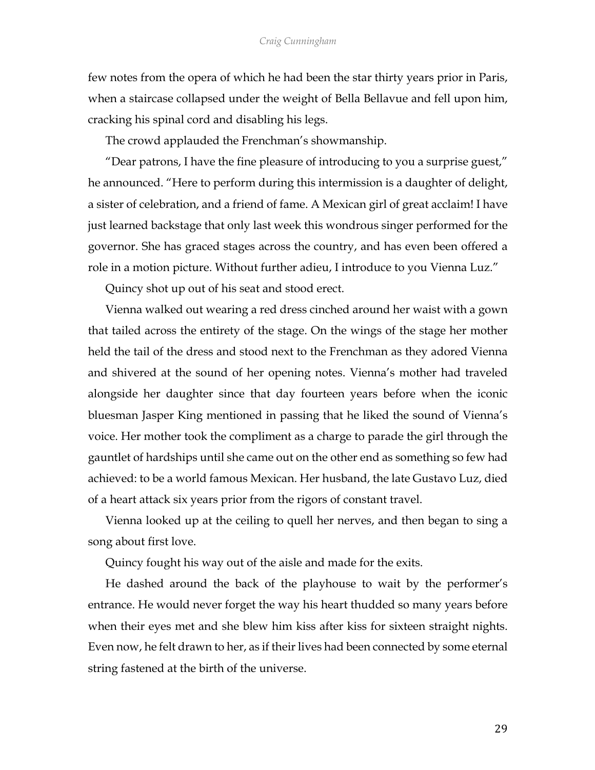few notes from the opera of which he had been the star thirty years prior in Paris, when a staircase collapsed under the weight of Bella Bellavue and fell upon him, cracking his spinal cord and disabling his legs.

The crowd applauded the Frenchman's showmanship.

"Dear patrons, I have the fine pleasure of introducing to you a surprise guest," he announced. "Here to perform during this intermission is a daughter of delight, a sister of celebration, and a friend of fame. A Mexican girl of great acclaim! I have just learned backstage that only last week this wondrous singer performed for the governor. She has graced stages across the country, and has even been offered a role in a motion picture. Without further adieu, I introduce to you Vienna Luz."

Quincy shot up out of his seat and stood erect.

Vienna walked out wearing a red dress cinched around her waist with a gown that tailed across the entirety of the stage. On the wings of the stage her mother held the tail of the dress and stood next to the Frenchman as they adored Vienna and shivered at the sound of her opening notes. Vienna's mother had traveled alongside her daughter since that day fourteen years before when the iconic bluesman Jasper King mentioned in passing that he liked the sound of Vienna's voice. Her mother took the compliment as a charge to parade the girl through the gauntlet of hardships until she came out on the other end as something so few had achieved: to be a world famous Mexican. Her husband, the late Gustavo Luz, died of a heart attack six years prior from the rigors of constant travel.

Vienna looked up at the ceiling to quell her nerves, and then began to sing a song about first love.

Quincy fought his way out of the aisle and made for the exits.

He dashed around the back of the playhouse to wait by the performer's entrance. He would never forget the way his heart thudded so many years before when their eyes met and she blew him kiss after kiss for sixteen straight nights. Even now, he felt drawn to her, as if their lives had been connected by some eternal string fastened at the birth of the universe.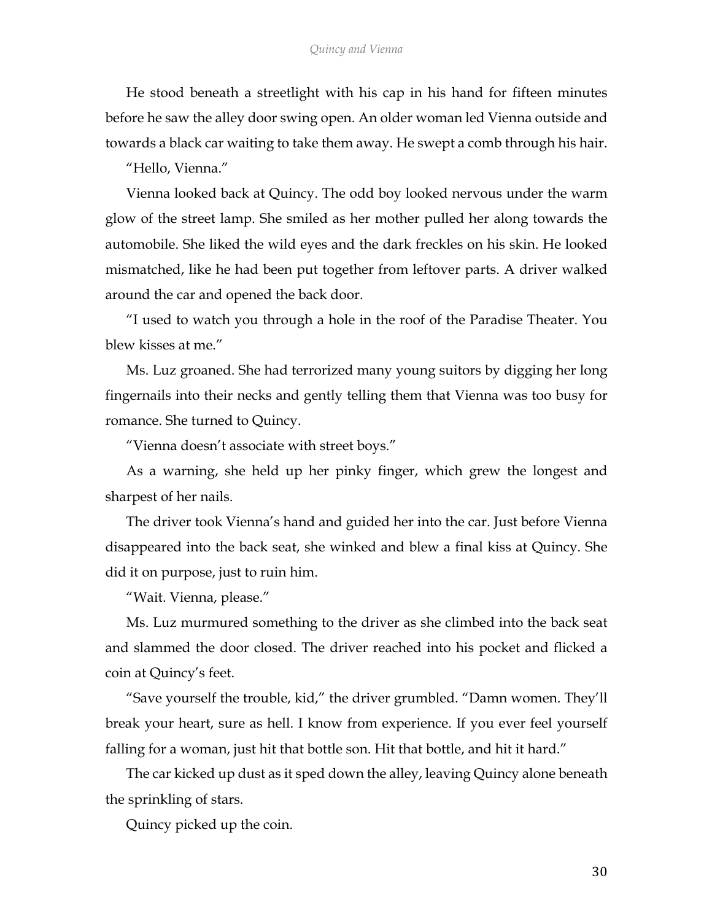He stood beneath a streetlight with his cap in his hand for fifteen minutes before he saw the alley door swing open. An older woman led Vienna outside and towards a black car waiting to take them away. He swept a comb through his hair.

"Hello, Vienna."

Vienna looked back at Quincy. The odd boy looked nervous under the warm glow of the street lamp. She smiled as her mother pulled her along towards the automobile. She liked the wild eyes and the dark freckles on his skin. He looked mismatched, like he had been put together from leftover parts. A driver walked around the car and opened the back door.

"I used to watch you through a hole in the roof of the Paradise Theater. You blew kisses at me."

Ms. Luz groaned. She had terrorized many young suitors by digging her long fingernails into their necks and gently telling them that Vienna was too busy for romance. She turned to Quincy.

"Vienna doesn't associate with street boys."

As a warning, she held up her pinky finger, which grew the longest and sharpest of her nails.

The driver took Vienna's hand and guided her into the car. Just before Vienna disappeared into the back seat, she winked and blew a final kiss at Quincy. She did it on purpose, just to ruin him.

"Wait. Vienna, please."

Ms. Luz murmured something to the driver as she climbed into the back seat and slammed the door closed. The driver reached into his pocket and flicked a coin at Quincy's feet.

"Save yourself the trouble, kid," the driver grumbled. "Damn women. They'll break your heart, sure as hell. I know from experience. If you ever feel yourself falling for a woman, just hit that bottle son. Hit that bottle, and hit it hard."

The car kicked up dust as it sped down the alley, leaving Quincy alone beneath the sprinkling of stars.

Quincy picked up the coin.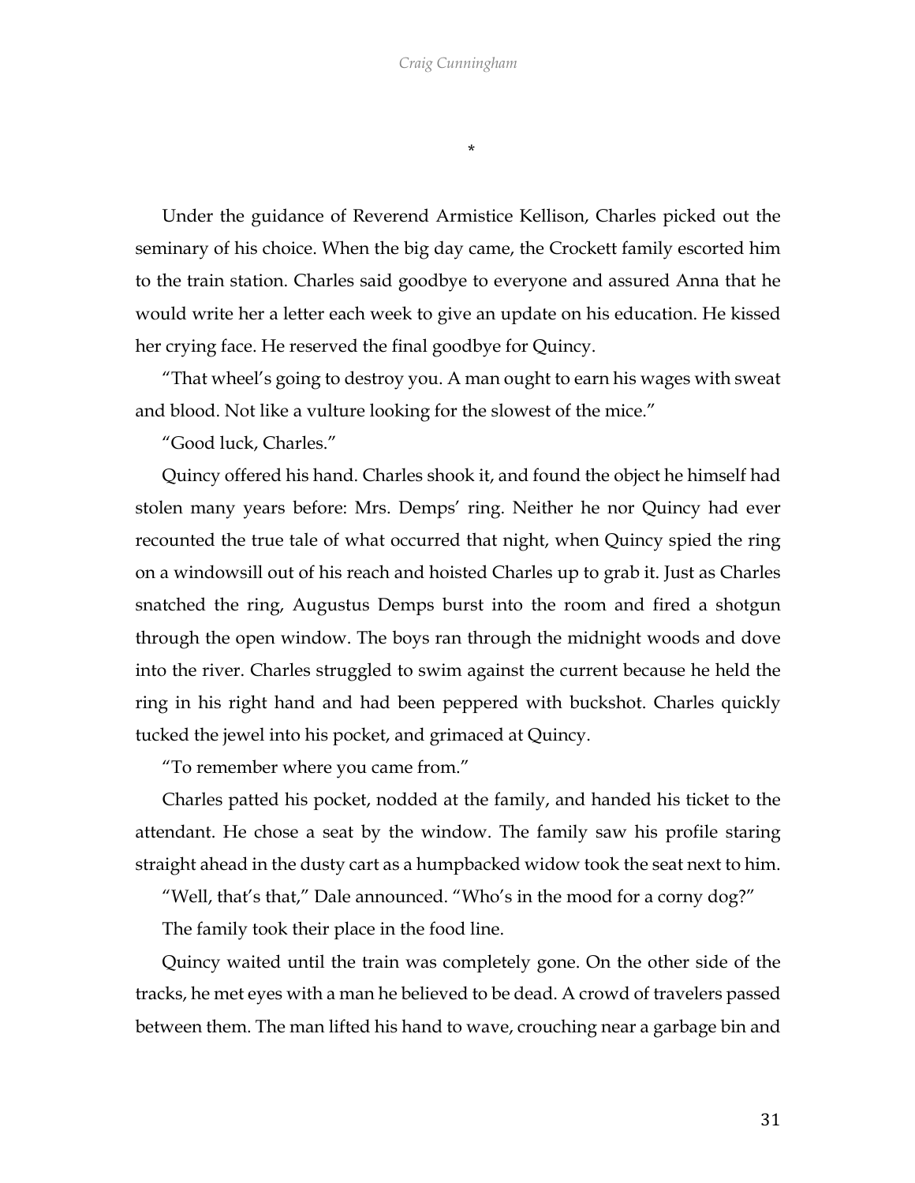*

Under the guidance of Reverend Armistice Kellison, Charles picked out the seminary of his choice. When the big day came, the Crockett family escorted him to the train station. Charles said goodbye to everyone and assured Anna that he would write her a letter each week to give an update on his education. He kissed her crying face. He reserved the final goodbye for Quincy.

"That wheel's going to destroy you. A man ought to earn his wages with sweat and blood. Not like a vulture looking for the slowest of the mice."

"Good luck, Charles."

Quincy offered his hand. Charles shook it, and found the object he himself had stolen many years before: Mrs. Demps' ring. Neither he nor Quincy had ever recounted the true tale of what occurred that night, when Quincy spied the ring on a windowsill out of his reach and hoisted Charles up to grab it. Just as Charles snatched the ring, Augustus Demps burst into the room and fired a shotgun through the open window. The boys ran through the midnight woods and dove into the river. Charles struggled to swim against the current because he held the ring in his right hand and had been peppered with buckshot. Charles quickly tucked the jewel into his pocket, and grimaced at Quincy.

"To remember where you came from."

Charles patted his pocket, nodded at the family, and handed his ticket to the attendant. He chose a seat by the window. The family saw his profile staring straight ahead in the dusty cart as a humpbacked widow took the seat next to him.

"Well, that's that," Dale announced. "Who's in the mood for a corny dog?"

The family took their place in the food line.

Quincy waited until the train was completely gone. On the other side of the tracks, he met eyes with a man he believed to be dead. A crowd of travelers passed between them. The man lifted his hand to wave, crouching near a garbage bin and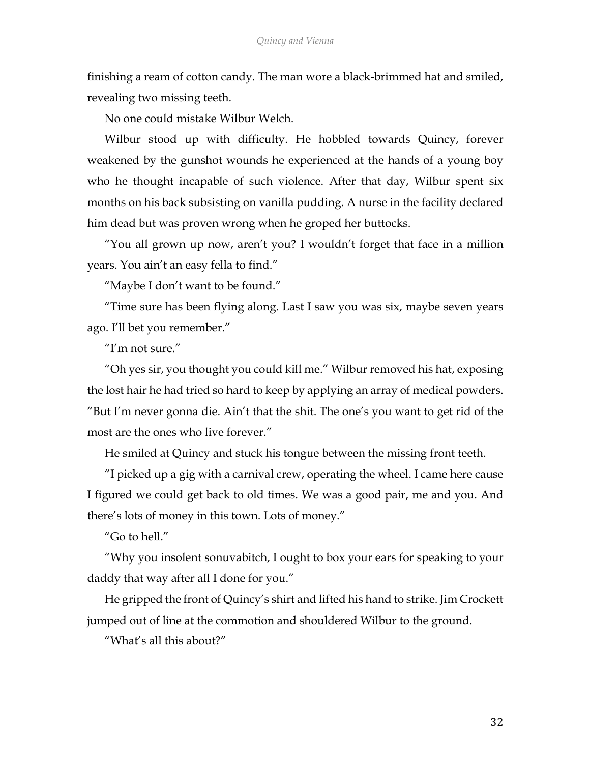finishing a ream of cotton candy. The man wore a black-brimmed hat and smiled, revealing two missing teeth.

No one could mistake Wilbur Welch.

Wilbur stood up with difficulty. He hobbled towards Quincy, forever weakened by the gunshot wounds he experienced at the hands of a young boy who he thought incapable of such violence. After that day, Wilbur spent six months on his back subsisting on vanilla pudding. A nurse in the facility declared him dead but was proven wrong when he groped her buttocks.

"You all grown up now, aren't you? I wouldn't forget that face in a million years. You ain't an easy fella to find."

"Maybe I don't want to be found."

"Time sure has been flying along. Last I saw you was six, maybe seven years ago. I'll bet you remember."

"I'm not sure."

"Oh yes sir, you thought you could kill me." Wilbur removed his hat, exposing the lost hair he had tried so hard to keep by applying an array of medical powders. "But I'm never gonna die. Ain't that the shit. The one's you want to get rid of the most are the ones who live forever."

He smiled at Quincy and stuck his tongue between the missing front teeth.

"I picked up a gig with a carnival crew, operating the wheel. I came here cause I figured we could get back to old times. We was a good pair, me and you. And there's lots of money in this town. Lots of money."

"Go to hell."

"Why you insolent sonuvabitch, I ought to box your ears for speaking to your daddy that way after all I done for you."

He gripped the front of Quincy's shirt and lifted his hand to strike. Jim Crockett jumped out of line at the commotion and shouldered Wilbur to the ground.

"What's all this about?"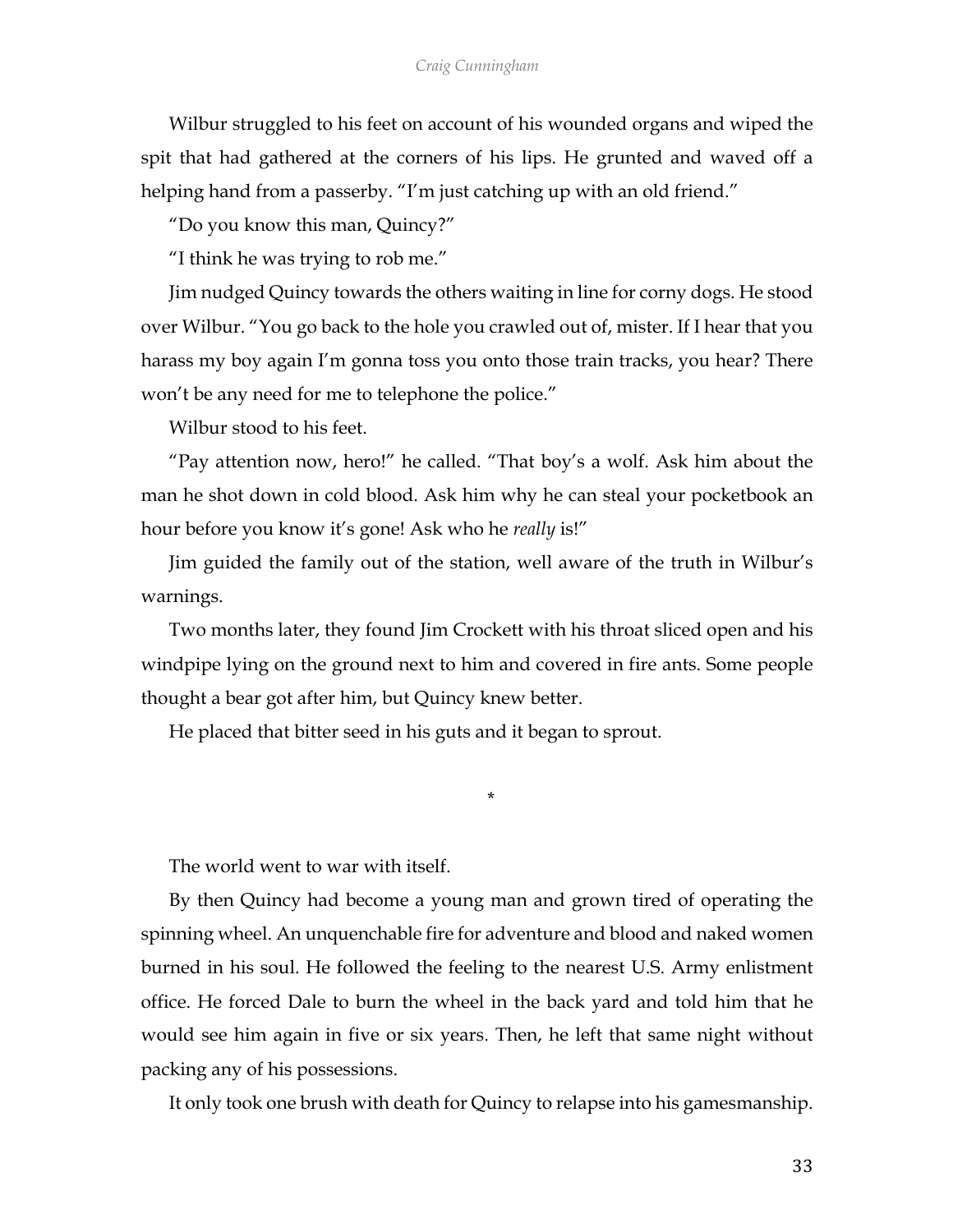Wilbur struggled to his feet on account of his wounded organs and wiped the spit that had gathered at the corners of his lips. He grunted and waved off a helping hand from a passerby. "I'm just catching up with an old friend."

"Do you know this man, Quincy?"

"I think he was trying to rob me."

Jim nudged Quincy towards the others waiting in line for corny dogs. He stood over Wilbur. "You go back to the hole you crawled out of, mister. If I hear that you harass my boy again I'm gonna toss you onto those train tracks, you hear? There won't be any need for me to telephone the police."

Wilbur stood to his feet.

"Pay attention now, hero!" he called. "That boy's a wolf. Ask him about the man he shot down in cold blood. Ask him why he can steal your pocketbook an hour before you know it's gone! Ask who he *really* is!"

Jim guided the family out of the station, well aware of the truth in Wilbur's warnings.

Two months later, they found Jim Crockett with his throat sliced open and his windpipe lying on the ground next to him and covered in fire ants. Some people thought a bear got after him, but Quincy knew better.

He placed that bitter seed in his guts and it began to sprout.

*

The world went to war with itself.

By then Quincy had become a young man and grown tired of operating the spinning wheel. An unquenchable fire for adventure and blood and naked women burned in his soul. He followed the feeling to the nearest U.S. Army enlistment office. He forced Dale to burn the wheel in the back yard and told him that he would see him again in five or six years. Then, he left that same night without packing any of his possessions.

It only took one brush with death for Quincy to relapse into his gamesmanship.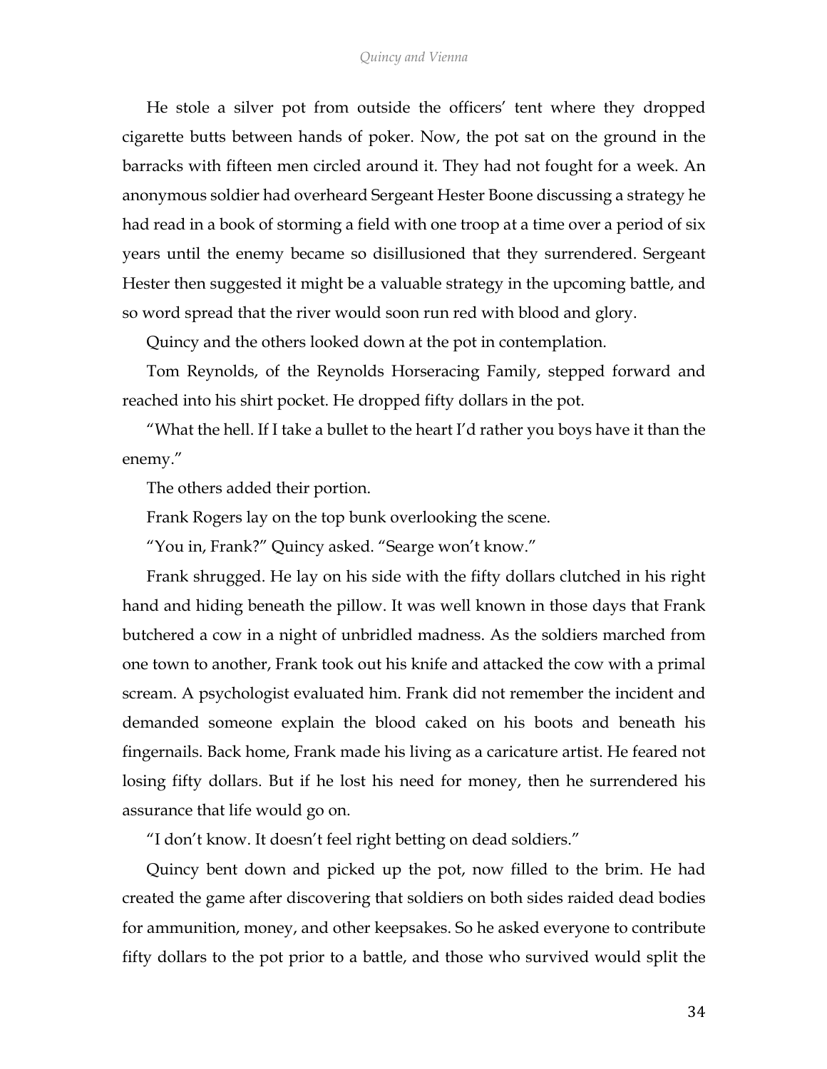He stole a silver pot from outside the officers' tent where they dropped cigarette butts between hands of poker. Now, the pot sat on the ground in the barracks with fifteen men circled around it. They had not fought for a week. An anonymous soldier had overheard Sergeant Hester Boone discussing a strategy he had read in a book of storming a field with one troop at a time over a period of six years until the enemy became so disillusioned that they surrendered. Sergeant Hester then suggested it might be a valuable strategy in the upcoming battle, and so word spread that the river would soon run red with blood and glory.

Quincy and the others looked down at the pot in contemplation.

Tom Reynolds, of the Reynolds Horseracing Family, stepped forward and reached into his shirt pocket. He dropped fifty dollars in the pot.

"What the hell. If I take a bullet to the heart I'd rather you boys have it than the enemy."

The others added their portion.

Frank Rogers lay on the top bunk overlooking the scene.

"You in, Frank?" Quincy asked. "Searge won't know."

Frank shrugged. He lay on his side with the fifty dollars clutched in his right hand and hiding beneath the pillow. It was well known in those days that Frank butchered a cow in a night of unbridled madness. As the soldiers marched from one town to another, Frank took out his knife and attacked the cow with a primal scream. A psychologist evaluated him. Frank did not remember the incident and demanded someone explain the blood caked on his boots and beneath his fingernails. Back home, Frank made his living as a caricature artist. He feared not losing fifty dollars. But if he lost his need for money, then he surrendered his assurance that life would go on.

"I don't know. It doesn't feel right betting on dead soldiers."

Quincy bent down and picked up the pot, now filled to the brim. He had created the game after discovering that soldiers on both sides raided dead bodies for ammunition, money, and other keepsakes. So he asked everyone to contribute fifty dollars to the pot prior to a battle, and those who survived would split the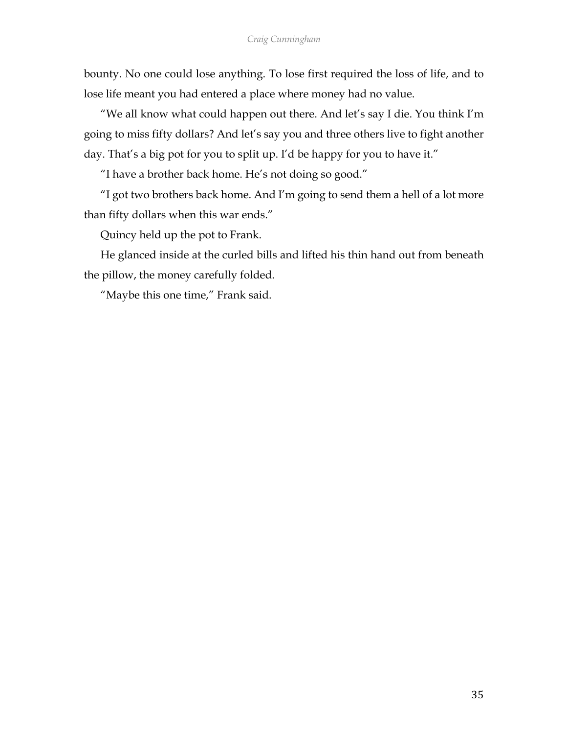bounty. No one could lose anything. To lose first required the loss of life, and to lose life meant you had entered a place where money had no value.

"We all know what could happen out there. And let's say I die. You think I'm going to miss fifty dollars? And let's say you and three others live to fight another day. That's a big pot for you to split up. I'd be happy for you to have it."

"I have a brother back home. He's not doing so good."

"I got two brothers back home. And I'm going to send them a hell of a lot more than fifty dollars when this war ends."

Quincy held up the pot to Frank.

He glanced inside at the curled bills and lifted his thin hand out from beneath the pillow, the money carefully folded.

"Maybe this one time," Frank said.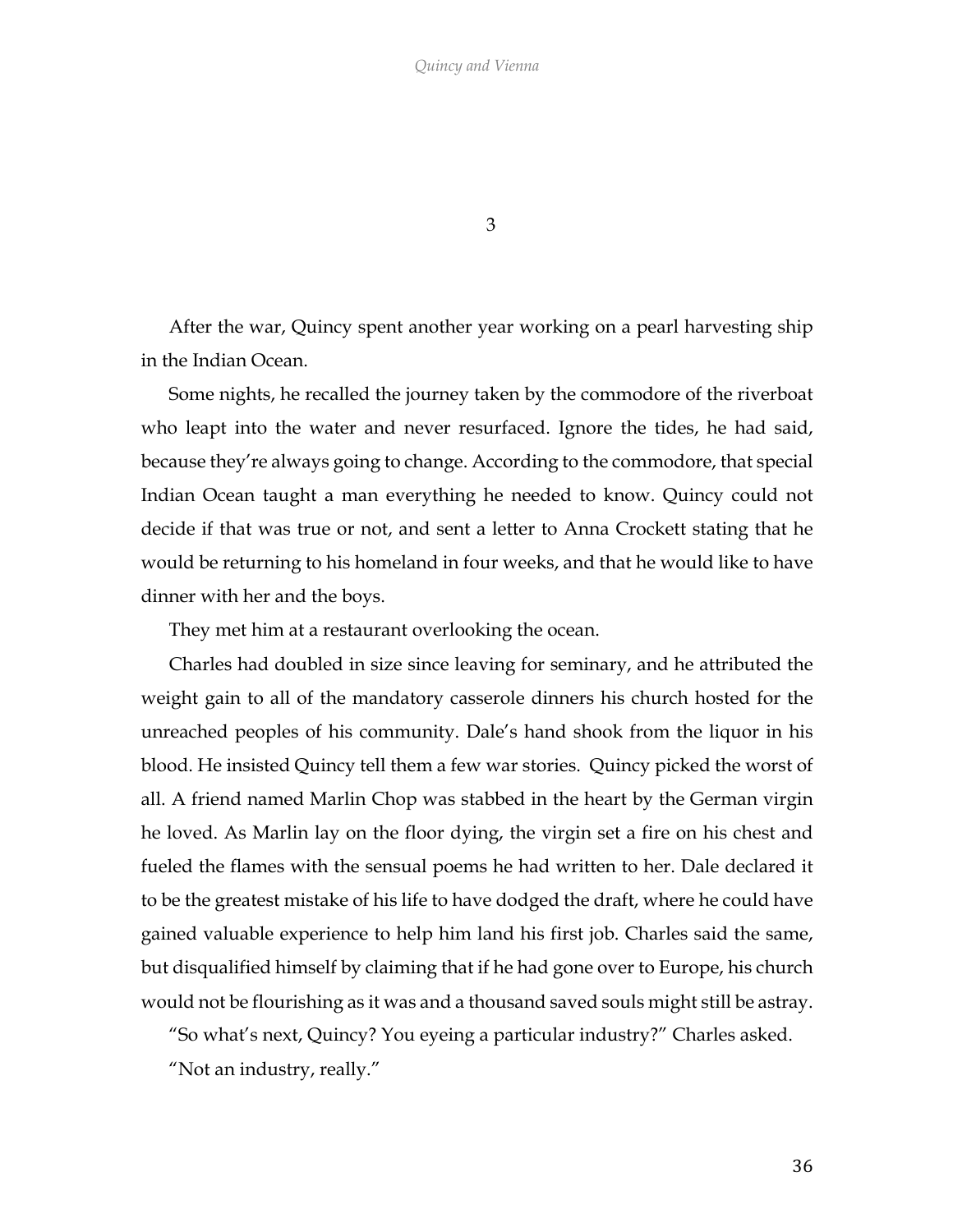# 3

After the war, Quincy spent another year working on a pearl harvesting ship in the Indian Ocean.

Some nights, he recalled the journey taken by the commodore of the riverboat who leapt into the water and never resurfaced. Ignore the tides, he had said, because they're always going to change. According to the commodore, that special Indian Ocean taught a man everything he needed to know. Quincy could not decide if that was true or not, and sent a letter to Anna Crockett stating that he would be returning to his homeland in four weeks, and that he would like to have dinner with her and the boys.

They met him at a restaurant overlooking the ocean.

Charles had doubled in size since leaving for seminary, and he attributed the weight gain to all of the mandatory casserole dinners his church hosted for the unreached peoples of his community. Dale's hand shook from the liquor in his blood. He insisted Quincy tell them a few war stories. Quincy picked the worst of all. A friend named Marlin Chop was stabbed in the heart by the German virgin he loved. As Marlin lay on the floor dying, the virgin set a fire on his chest and fueled the flames with the sensual poems he had written to her. Dale declared it to be the greatest mistake of his life to have dodged the draft, where he could have gained valuable experience to help him land his first job. Charles said the same, but disqualified himself by claiming that if he had gone over to Europe, his church would not be flourishing as it was and a thousand saved souls might still be astray.

"So what's next, Quincy? You eyeing a particular industry?" Charles asked.

"Not an industry, really."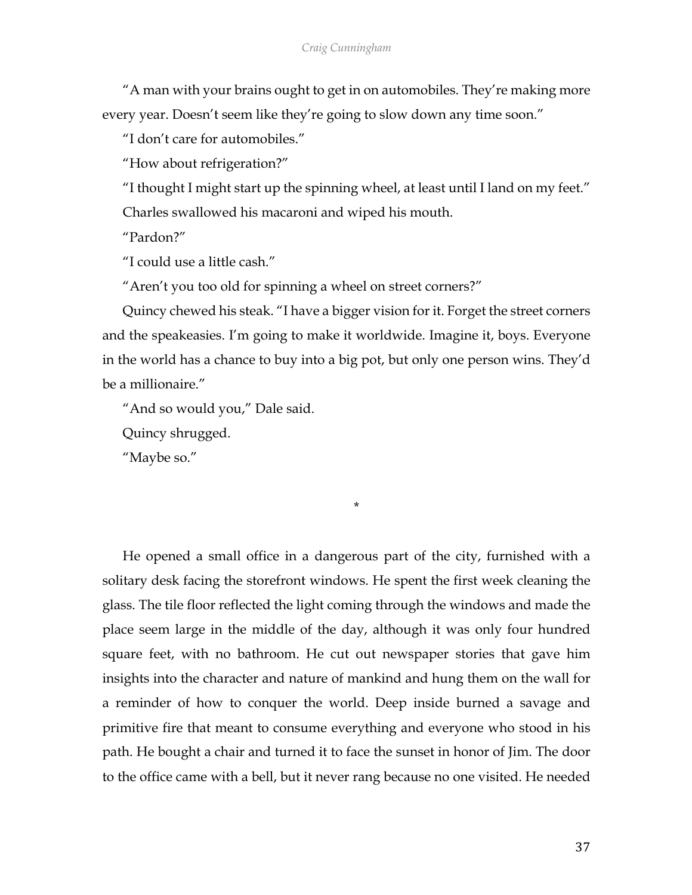"A man with your brains ought to get in on automobiles. They're making more every year. Doesn't seem like they're going to slow down any time soon."

"I don't care for automobiles."

"How about refrigeration?"

"I thought I might start up the spinning wheel, at least until I land on my feet."

Charles swallowed his macaroni and wiped his mouth.

"Pardon?"

"I could use a little cash."

"Aren't you too old for spinning a wheel on street corners?"

Quincy chewed his steak. "I have a bigger vision for it. Forget the street corners and the speakeasies. I'm going to make it worldwide. Imagine it, boys. Everyone in the world has a chance to buy into a big pot, but only one person wins. They'd be a millionaire."

"And so would you," Dale said.

Quincy shrugged.

"Maybe so."

*

He opened a small office in a dangerous part of the city, furnished with a solitary desk facing the storefront windows. He spent the first week cleaning the glass. The tile floor reflected the light coming through the windows and made the place seem large in the middle of the day, although it was only four hundred square feet, with no bathroom. He cut out newspaper stories that gave him insights into the character and nature of mankind and hung them on the wall for a reminder of how to conquer the world. Deep inside burned a savage and primitive fire that meant to consume everything and everyone who stood in his path. He bought a chair and turned it to face the sunset in honor of Jim. The door to the office came with a bell, but it never rang because no one visited. He needed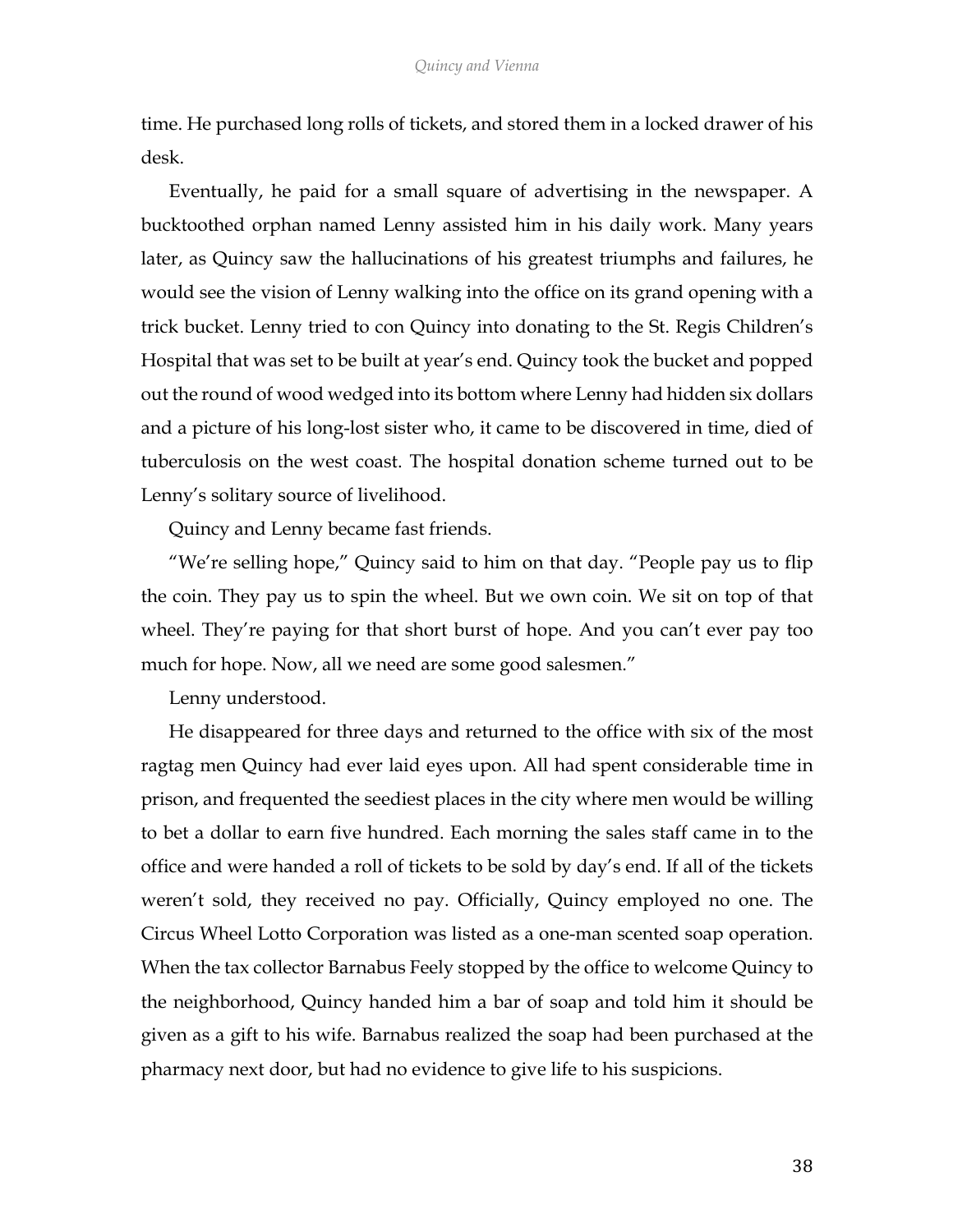time. He purchased long rolls of tickets, and stored them in a locked drawer of his desk.

Eventually, he paid for a small square of advertising in the newspaper. A bucktoothed orphan named Lenny assisted him in his daily work. Many years later, as Quincy saw the hallucinations of his greatest triumphs and failures, he would see the vision of Lenny walking into the office on its grand opening with a trick bucket. Lenny tried to con Quincy into donating to the St. Regis Children's Hospital that was set to be built at year's end. Quincy took the bucket and popped out the round of wood wedged into its bottom where Lenny had hidden six dollars and a picture of his long-lost sister who, it came to be discovered in time, died of tuberculosis on the west coast. The hospital donation scheme turned out to be Lenny's solitary source of livelihood.

Quincy and Lenny became fast friends.

"We're selling hope," Quincy said to him on that day. "People pay us to flip the coin. They pay us to spin the wheel. But we own coin. We sit on top of that wheel. They're paying for that short burst of hope. And you can't ever pay too much for hope. Now, all we need are some good salesmen."

Lenny understood.

He disappeared for three days and returned to the office with six of the most ragtag men Quincy had ever laid eyes upon. All had spent considerable time in prison, and frequented the seediest places in the city where men would be willing to bet a dollar to earn five hundred. Each morning the sales staff came in to the office and were handed a roll of tickets to be sold by day's end. If all of the tickets weren't sold, they received no pay. Officially, Quincy employed no one. The Circus Wheel Lotto Corporation was listed as a one-man scented soap operation. When the tax collector Barnabus Feely stopped by the office to welcome Quincy to the neighborhood, Quincy handed him a bar of soap and told him it should be given as a gift to his wife. Barnabus realized the soap had been purchased at the pharmacy next door, but had no evidence to give life to his suspicions.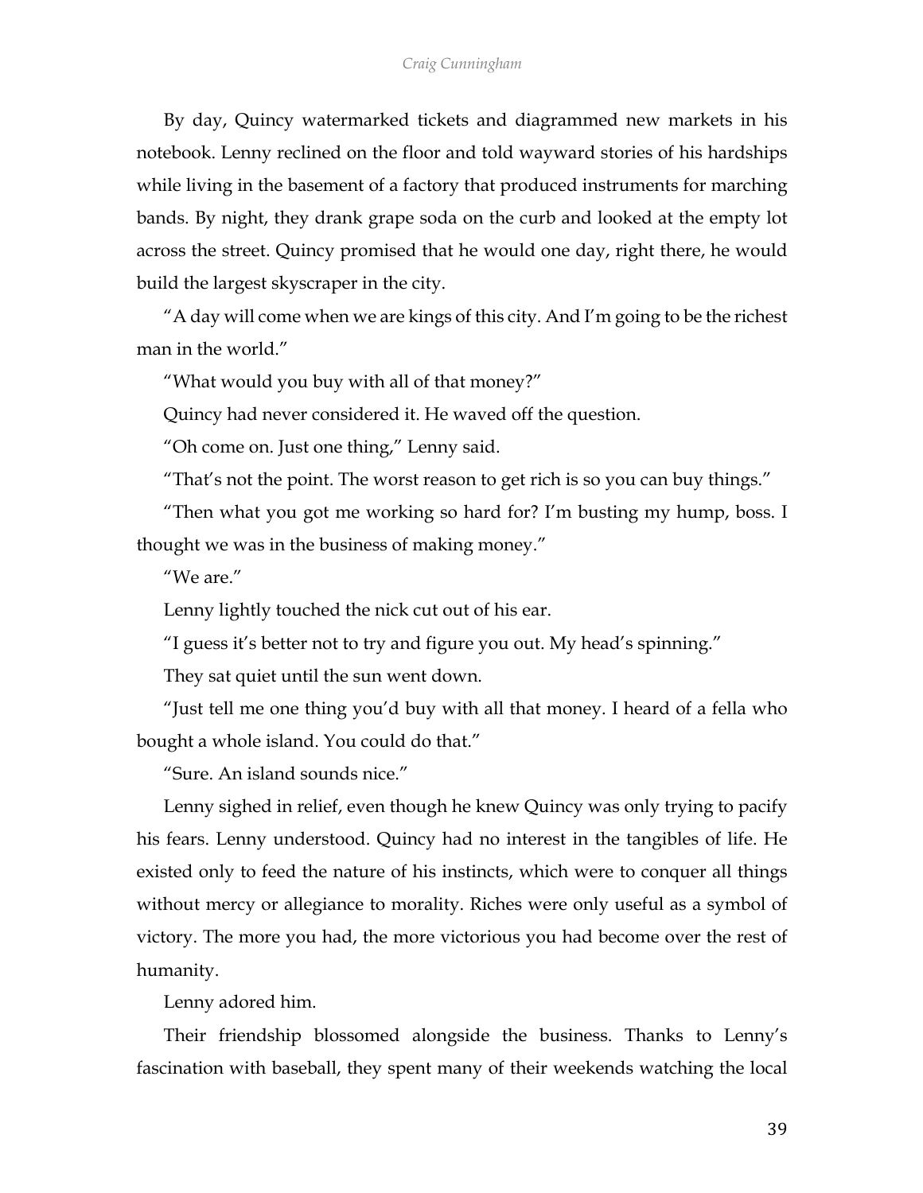By day, Quincy watermarked tickets and diagrammed new markets in his notebook. Lenny reclined on the floor and told wayward stories of his hardships while living in the basement of a factory that produced instruments for marching bands. By night, they drank grape soda on the curb and looked at the empty lot across the street. Quincy promised that he would one day, right there, he would build the largest skyscraper in the city.

"A day will come when we are kings of this city. And I'm going to be the richest man in the world."

"What would you buy with all of that money?"

Quincy had never considered it. He waved off the question.

"Oh come on. Just one thing," Lenny said.

"That's not the point. The worst reason to get rich is so you can buy things."

"Then what you got me working so hard for? I'm busting my hump, boss. I thought we was in the business of making money."

"We are."

Lenny lightly touched the nick cut out of his ear.

"I guess it's better not to try and figure you out. My head's spinning."

They sat quiet until the sun went down.

"Just tell me one thing you'd buy with all that money. I heard of a fella who bought a whole island. You could do that."

"Sure. An island sounds nice."

Lenny sighed in relief, even though he knew Quincy was only trying to pacify his fears. Lenny understood. Quincy had no interest in the tangibles of life. He existed only to feed the nature of his instincts, which were to conquer all things without mercy or allegiance to morality. Riches were only useful as a symbol of victory. The more you had, the more victorious you had become over the rest of humanity.

Lenny adored him.

Their friendship blossomed alongside the business. Thanks to Lenny's fascination with baseball, they spent many of their weekends watching the local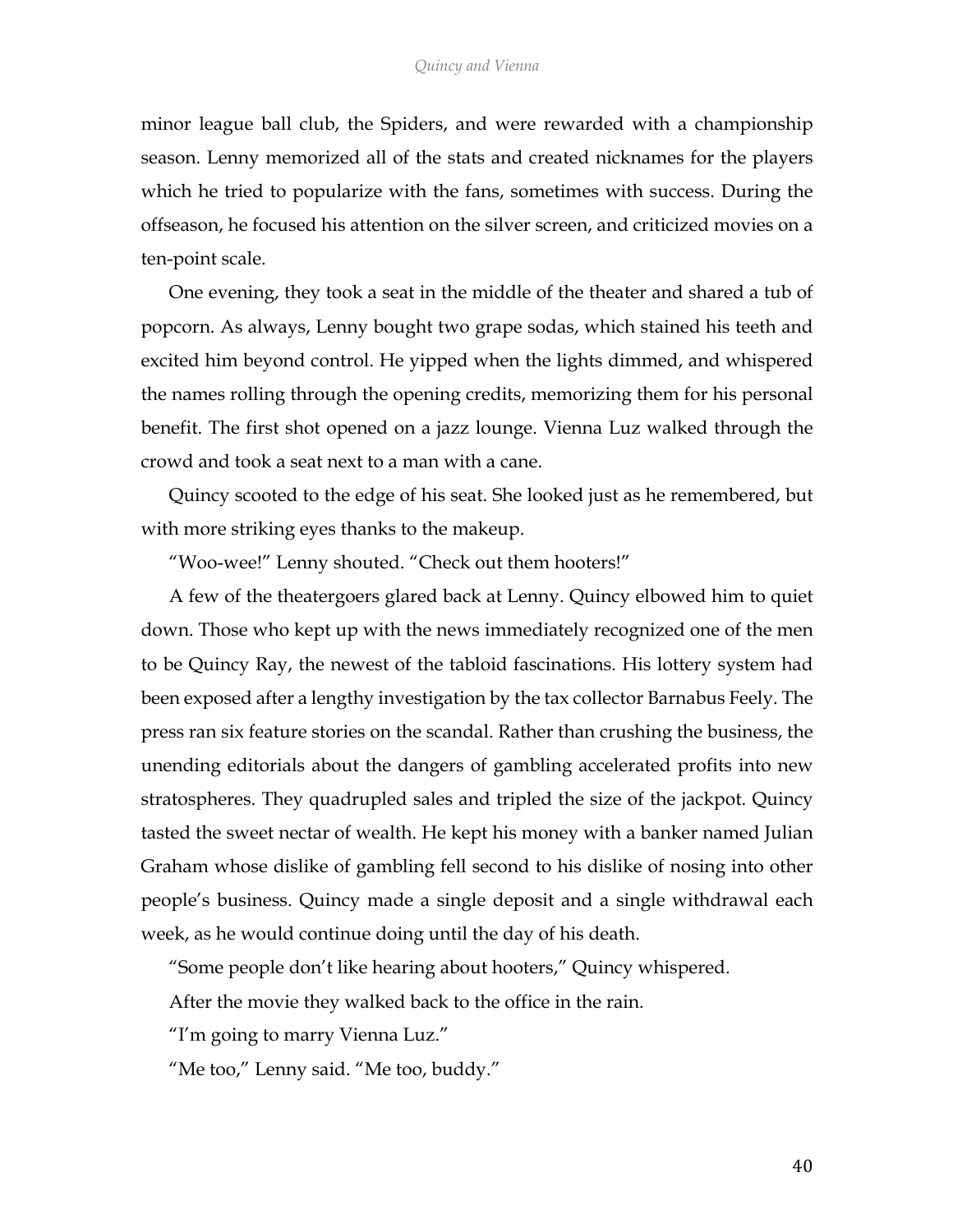minor league ball club, the Spiders, and were rewarded with a championship season. Lenny memorized all of the stats and created nicknames for the players which he tried to popularize with the fans, sometimes with success. During the offseason, he focused his attention on the silver screen, and criticized movies on a ten-point scale.

One evening, they took a seat in the middle of the theater and shared a tub of popcorn. As always, Lenny bought two grape sodas, which stained his teeth and excited him beyond control. He yipped when the lights dimmed, and whispered the names rolling through the opening credits, memorizing them for his personal benefit. The first shot opened on a jazz lounge. Vienna Luz walked through the crowd and took a seat next to a man with a cane.

Quincy scooted to the edge of his seat. She looked just as he remembered, but with more striking eyes thanks to the makeup.

"Woo-wee!" Lenny shouted. "Check out them hooters!"

A few of the theatergoers glared back at Lenny. Quincy elbowed him to quiet down. Those who kept up with the news immediately recognized one of the men to be Quincy Ray, the newest of the tabloid fascinations. His lottery system had been exposed after a lengthy investigation by the tax collector Barnabus Feely. The press ran six feature stories on the scandal. Rather than crushing the business, the unending editorials about the dangers of gambling accelerated profits into new stratospheres. They quadrupled sales and tripled the size of the jackpot. Quincy tasted the sweet nectar of wealth. He kept his money with a banker named Julian Graham whose dislike of gambling fell second to his dislike of nosing into other people's business. Quincy made a single deposit and a single withdrawal each week, as he would continue doing until the day of his death.

"Some people don't like hearing about hooters," Quincy whispered.

After the movie they walked back to the office in the rain.

"I'm going to marry Vienna Luz."

"Me too," Lenny said. "Me too, buddy."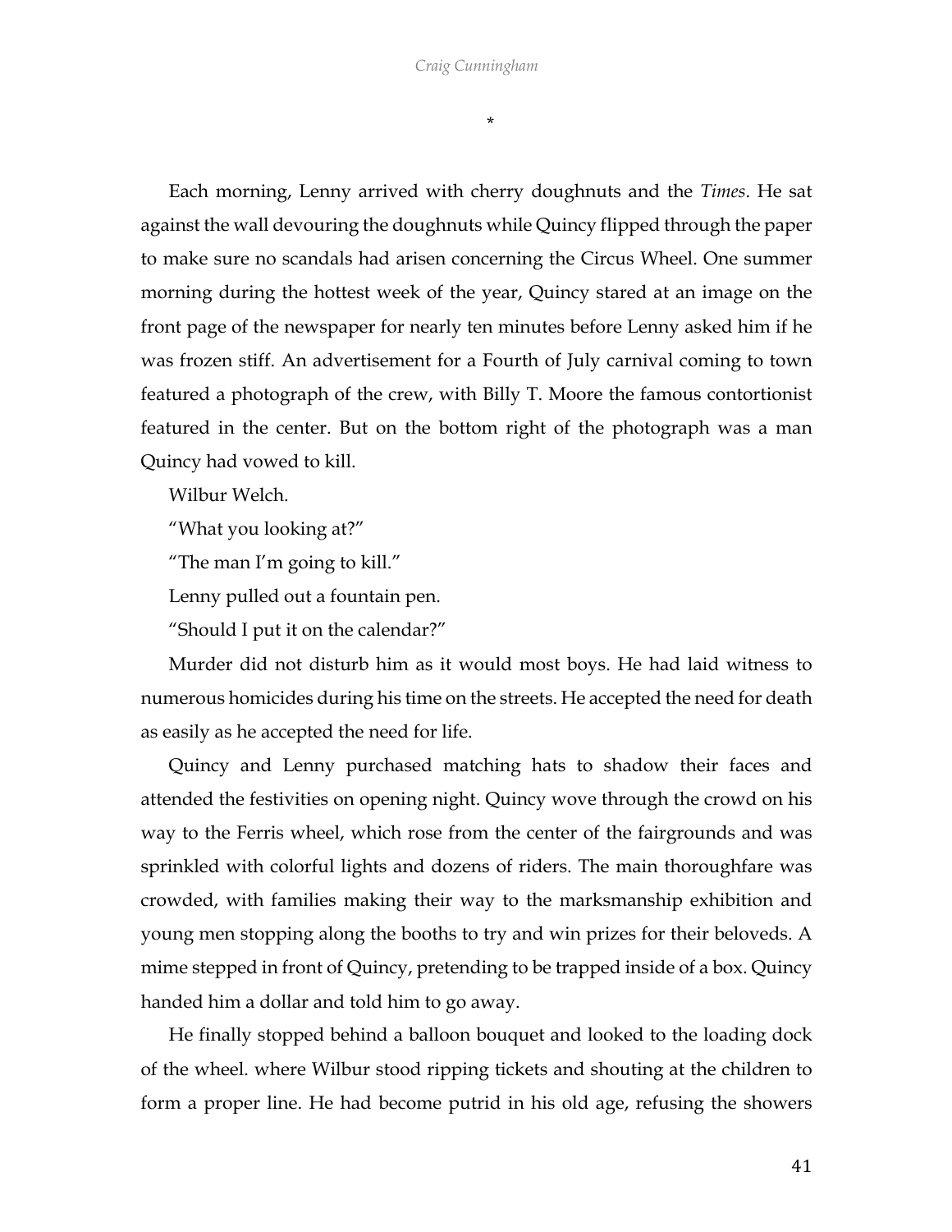*

Each morning, Lenny arrived with cherry doughnuts and the *Times*. He sat against the wall devouring the doughnuts while Quincy flipped through the paper to make sure no scandals had arisen concerning the Circus Wheel. One summer morning during the hottest week of the year, Quincy stared at an image on the front page of the newspaper for nearly ten minutes before Lenny asked him if he was frozen stiff. An advertisement for a Fourth of July carnival coming to town featured a photograph of the crew, with Billy T. Moore the famous contortionist featured in the center. But on the bottom right of the photograph was a man Quincy had vowed to kill.

Wilbur Welch.

"What you looking at?"

"The man I'm going to kill."

Lenny pulled out a fountain pen.

"Should I put it on the calendar?"

Murder did not disturb him as it would most boys. He had laid witness to numerous homicides during his time on the streets. He accepted the need for death as easily as he accepted the need for life.

Quincy and Lenny purchased matching hats to shadow their faces and attended the festivities on opening night. Quincy wove through the crowd on his way to the Ferris wheel, which rose from the center of the fairgrounds and was sprinkled with colorful lights and dozens of riders. The main thoroughfare was crowded, with families making their way to the marksmanship exhibition and young men stopping along the booths to try and win prizes for their beloveds. A mime stepped in front of Quincy, pretending to be trapped inside of a box. Quincy handed him a dollar and told him to go away.

He finally stopped behind a balloon bouquet and looked to the loading dock of the wheel. where Wilbur stood ripping tickets and shouting at the children to form a proper line. He had become putrid in his old age, refusing the showers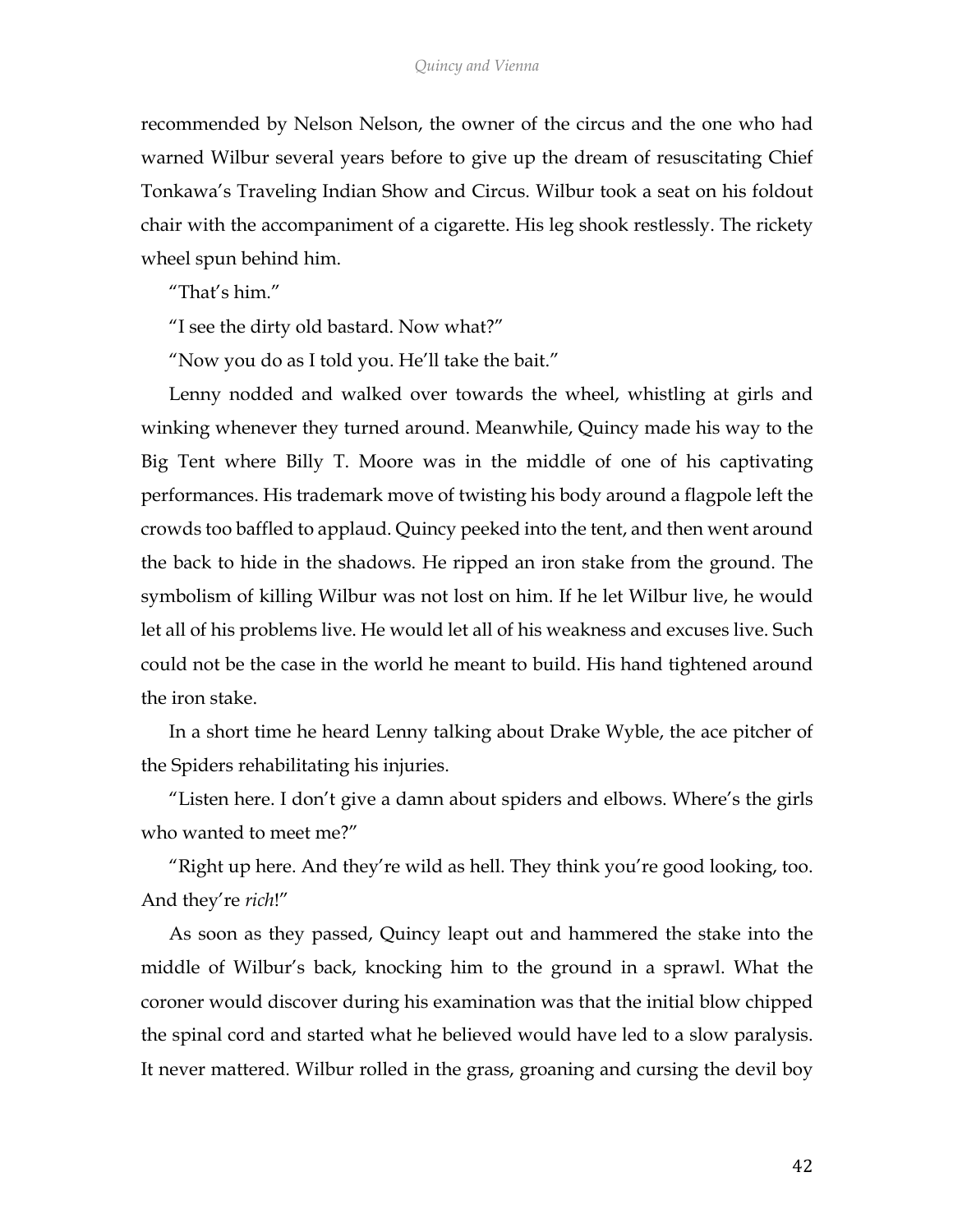recommended by Nelson Nelson, the owner of the circus and the one who had warned Wilbur several years before to give up the dream of resuscitating Chief Tonkawa's Traveling Indian Show and Circus. Wilbur took a seat on his foldout chair with the accompaniment of a cigarette. His leg shook restlessly. The rickety wheel spun behind him.

"That's him."

"I see the dirty old bastard. Now what?"

"Now you do as I told you. He'll take the bait."

Lenny nodded and walked over towards the wheel, whistling at girls and winking whenever they turned around. Meanwhile, Quincy made his way to the Big Tent where Billy T. Moore was in the middle of one of his captivating performances. His trademark move of twisting his body around a flagpole left the crowds too baffled to applaud. Quincy peeked into the tent, and then went around the back to hide in the shadows. He ripped an iron stake from the ground. The symbolism of killing Wilbur was not lost on him. If he let Wilbur live, he would let all of his problems live. He would let all of his weakness and excuses live. Such could not be the case in the world he meant to build. His hand tightened around the iron stake.

In a short time he heard Lenny talking about Drake Wyble, the ace pitcher of the Spiders rehabilitating his injuries.

"Listen here. I don't give a damn about spiders and elbows. Where's the girls who wanted to meet me?"

"Right up here. And they're wild as hell. They think you're good looking, too. And they're *rich*!"

As soon as they passed, Quincy leapt out and hammered the stake into the middle of Wilbur's back, knocking him to the ground in a sprawl. What the coroner would discover during his examination was that the initial blow chipped the spinal cord and started what he believed would have led to a slow paralysis. It never mattered. Wilbur rolled in the grass, groaning and cursing the devil boy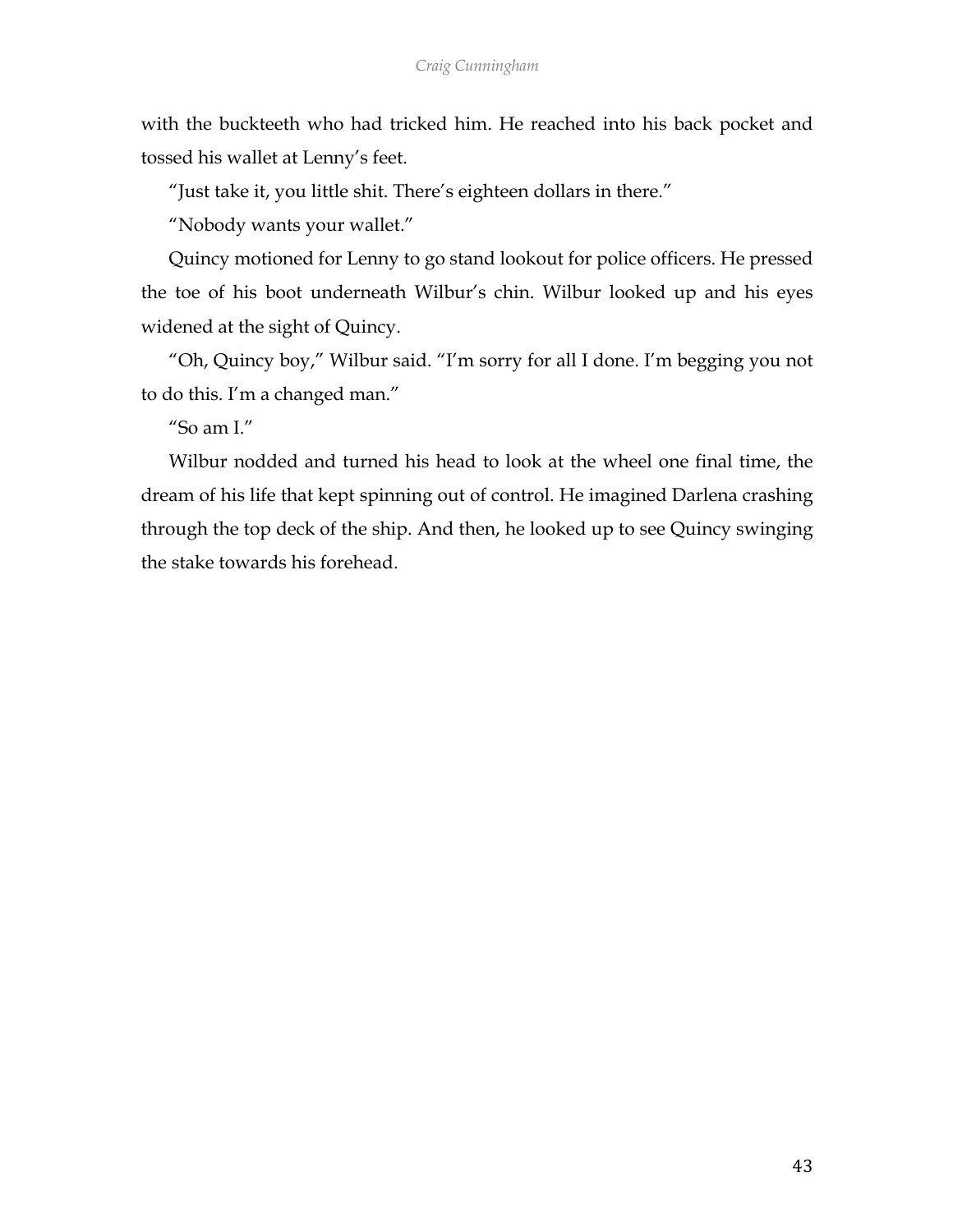with the buckteeth who had tricked him. He reached into his back pocket and tossed his wallet at Lenny's feet.

"Just take it, you little shit. There's eighteen dollars in there."

"Nobody wants your wallet."

Quincy motioned for Lenny to go stand lookout for police officers. He pressed the toe of his boot underneath Wilbur's chin. Wilbur looked up and his eyes widened at the sight of Quincy.

"Oh, Quincy boy," Wilbur said. "I'm sorry for all I done. I'm begging you not to do this. I'm a changed man."

"So am I."

Wilbur nodded and turned his head to look at the wheel one final time, the dream of his life that kept spinning out of control. He imagined Darlena crashing through the top deck of the ship. And then, he looked up to see Quincy swinging the stake towards his forehead.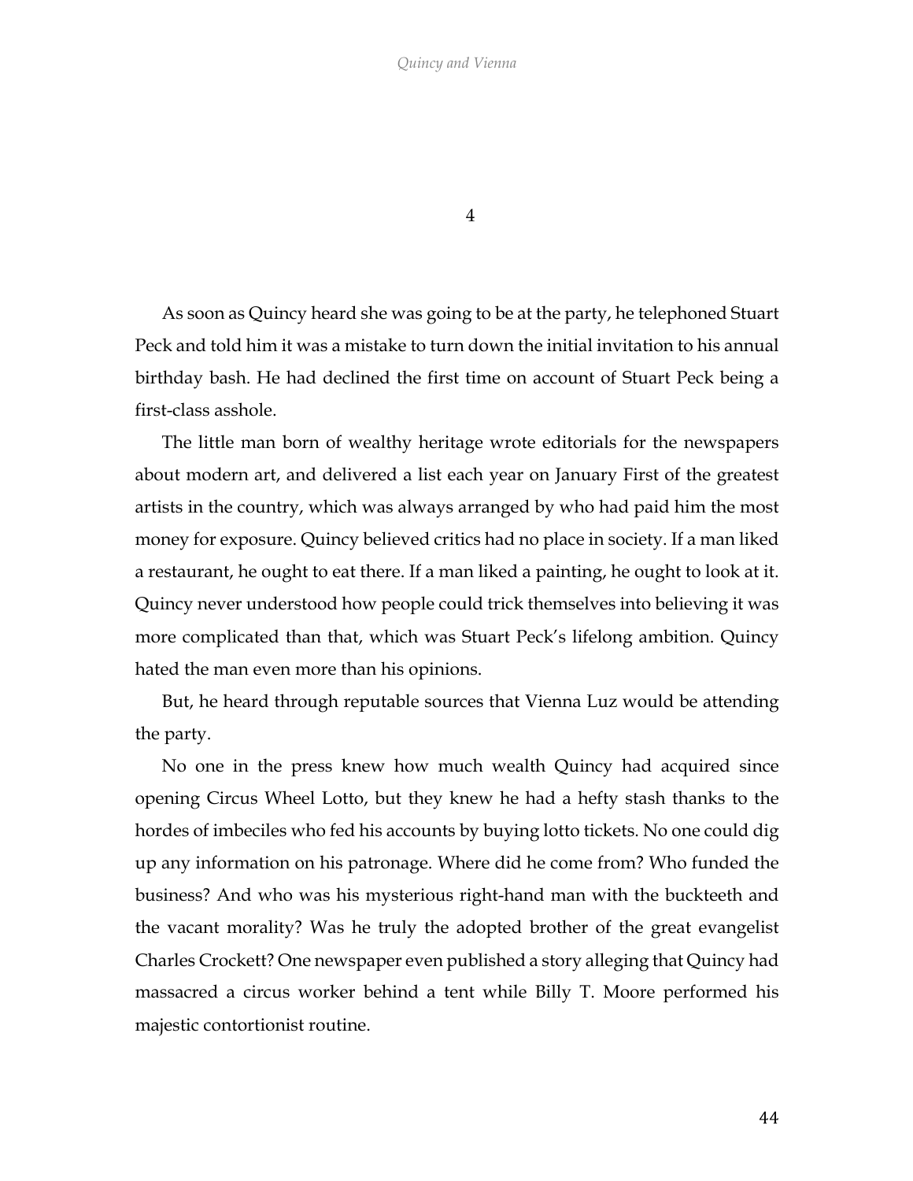# 4

As soon as Quincy heard she was going to be at the party, he telephoned Stuart Peck and told him it was a mistake to turn down the initial invitation to his annual birthday bash. He had declined the first time on account of Stuart Peck being a first-class asshole.

The little man born of wealthy heritage wrote editorials for the newspapers about modern art, and delivered a list each year on January First of the greatest artists in the country, which was always arranged by who had paid him the most money for exposure. Quincy believed critics had no place in society. If a man liked a restaurant, he ought to eat there. If a man liked a painting, he ought to look at it. Quincy never understood how people could trick themselves into believing it was more complicated than that, which was Stuart Peck's lifelong ambition. Quincy hated the man even more than his opinions.

But, he heard through reputable sources that Vienna Luz would be attending the party.

No one in the press knew how much wealth Quincy had acquired since opening Circus Wheel Lotto, but they knew he had a hefty stash thanks to the hordes of imbeciles who fed his accounts by buying lotto tickets. No one could dig up any information on his patronage. Where did he come from? Who funded the business? And who was his mysterious right-hand man with the buckteeth and the vacant morality? Was he truly the adopted brother of the great evangelist Charles Crockett? One newspaper even published a story alleging that Quincy had massacred a circus worker behind a tent while Billy T. Moore performed his majestic contortionist routine.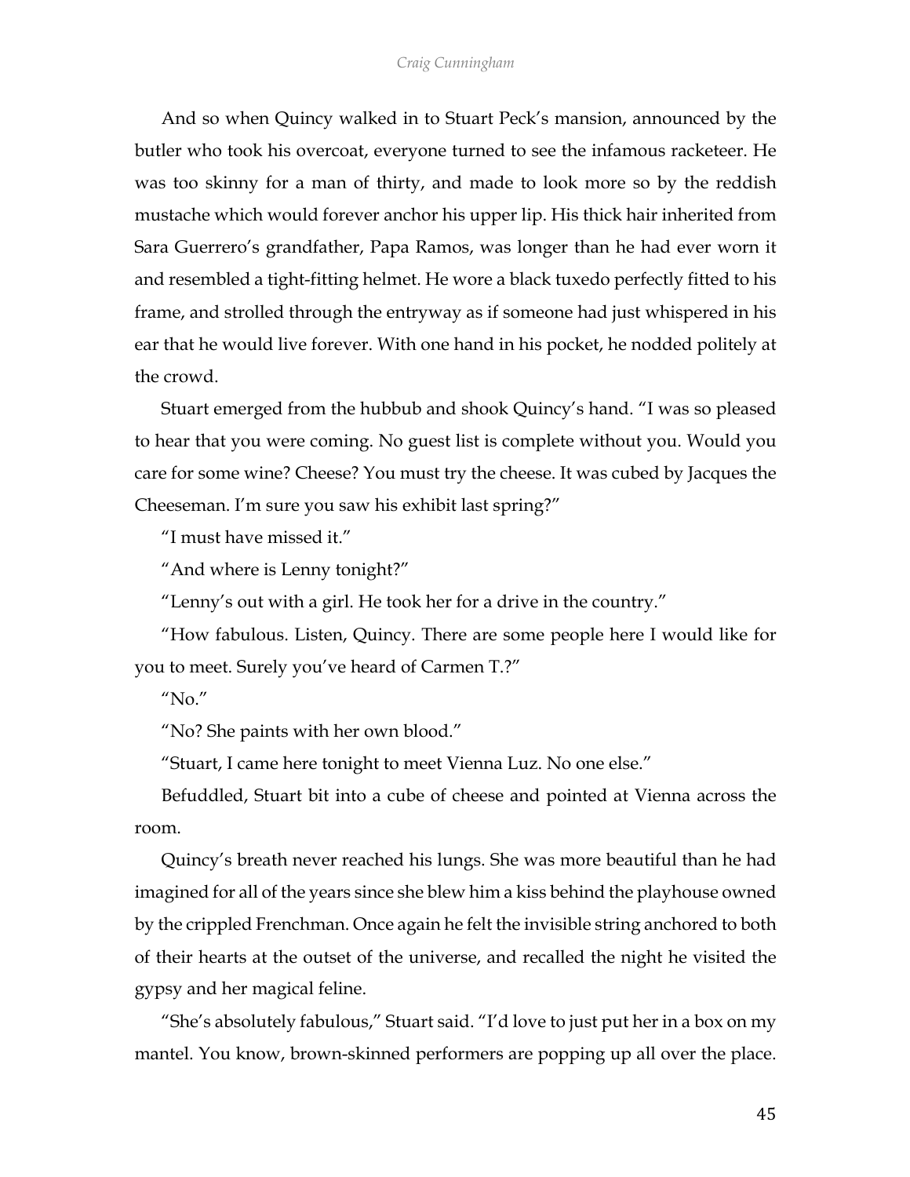And so when Quincy walked in to Stuart Peck's mansion, announced by the butler who took his overcoat, everyone turned to see the infamous racketeer. He was too skinny for a man of thirty, and made to look more so by the reddish mustache which would forever anchor his upper lip. His thick hair inherited from Sara Guerrero's grandfather, Papa Ramos, was longer than he had ever worn it and resembled a tight-fitting helmet. He wore a black tuxedo perfectly fitted to his frame, and strolled through the entryway as if someone had just whispered in his ear that he would live forever. With one hand in his pocket, he nodded politely at the crowd.

Stuart emerged from the hubbub and shook Quincy's hand. "I was so pleased to hear that you were coming. No guest list is complete without you. Would you care for some wine? Cheese? You must try the cheese. It was cubed by Jacques the Cheeseman. I'm sure you saw his exhibit last spring?"

"I must have missed it."

"And where is Lenny tonight?"

"Lenny's out with a girl. He took her for a drive in the country."

"How fabulous. Listen, Quincy. There are some people here I would like for you to meet. Surely you've heard of Carmen T.?"

"No."

"No? She paints with her own blood."

"Stuart, I came here tonight to meet Vienna Luz. No one else."

Befuddled, Stuart bit into a cube of cheese and pointed at Vienna across the room.

Quincy's breath never reached his lungs. She was more beautiful than he had imagined for all of the years since she blew him a kiss behind the playhouse owned by the crippled Frenchman. Once again he felt the invisible string anchored to both of their hearts at the outset of the universe, and recalled the night he visited the gypsy and her magical feline.

"She's absolutely fabulous," Stuart said. "I'd love to just put her in a box on my mantel. You know, brown-skinned performers are popping up all over the place.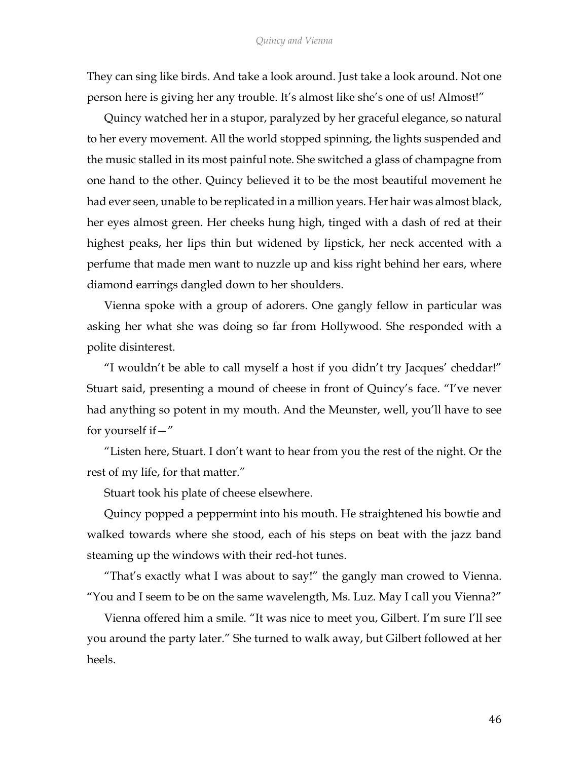They can sing like birds. And take a look around. Just take a look around. Not one person here is giving her any trouble. It's almost like she's one of us! Almost!"

Quincy watched her in a stupor, paralyzed by her graceful elegance, so natural to her every movement. All the world stopped spinning, the lights suspended and the music stalled in its most painful note. She switched a glass of champagne from one hand to the other. Quincy believed it to be the most beautiful movement he had ever seen, unable to be replicated in a million years. Her hair was almost black, her eyes almost green. Her cheeks hung high, tinged with a dash of red at their highest peaks, her lips thin but widened by lipstick, her neck accented with a perfume that made men want to nuzzle up and kiss right behind her ears, where diamond earrings dangled down to her shoulders.

Vienna spoke with a group of adorers. One gangly fellow in particular was asking her what she was doing so far from Hollywood. She responded with a polite disinterest.

"I wouldn't be able to call myself a host if you didn't try Jacques' cheddar!" Stuart said, presenting a mound of cheese in front of Quincy's face. "I've never had anything so potent in my mouth. And the Meunster, well, you'll have to see for yourself if—"

"Listen here, Stuart. I don't want to hear from you the rest of the night. Or the rest of my life, for that matter."

Stuart took his plate of cheese elsewhere.

Quincy popped a peppermint into his mouth. He straightened his bowtie and walked towards where she stood, each of his steps on beat with the jazz band steaming up the windows with their red-hot tunes.

"That's exactly what I was about to say!" the gangly man crowed to Vienna. "You and I seem to be on the same wavelength, Ms. Luz. May I call you Vienna?"

Vienna offered him a smile. "It was nice to meet you, Gilbert. I'm sure I'll see you around the party later." She turned to walk away, but Gilbert followed at her heels.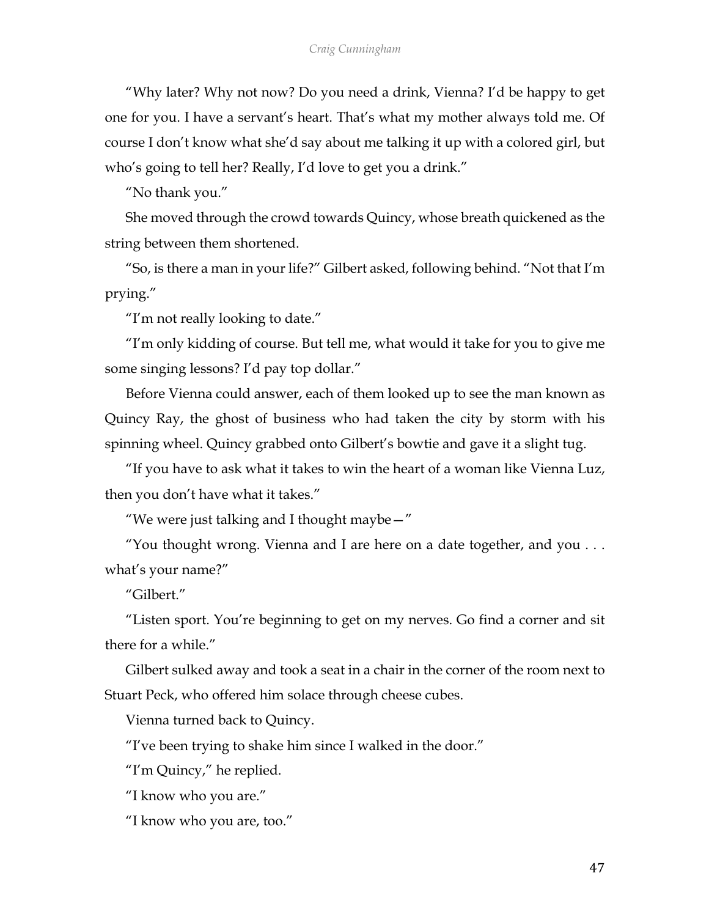"Why later? Why not now? Do you need a drink, Vienna? I'd be happy to get one for you. I have a servant's heart. That's what my mother always told me. Of course I don't know what she'd say about me talking it up with a colored girl, but who's going to tell her? Really, I'd love to get you a drink."

"No thank you."

She moved through the crowd towards Quincy, whose breath quickened as the string between them shortened.

"So, is there a man in your life?" Gilbert asked, following behind. "Not that I'm prying."

"I'm not really looking to date."

"I'm only kidding of course. But tell me, what would it take for you to give me some singing lessons? I'd pay top dollar."

Before Vienna could answer, each of them looked up to see the man known as Quincy Ray, the ghost of business who had taken the city by storm with his spinning wheel. Quincy grabbed onto Gilbert's bowtie and gave it a slight tug.

"If you have to ask what it takes to win the heart of a woman like Vienna Luz, then you don't have what it takes."

"We were just talking and I thought maybe—"

"You thought wrong. Vienna and I are here on a date together, and you . . . what's your name?"

"Gilbert."

"Listen sport. You're beginning to get on my nerves. Go find a corner and sit there for a while."

Gilbert sulked away and took a seat in a chair in the corner of the room next to Stuart Peck, who offered him solace through cheese cubes.

Vienna turned back to Quincy.

"I've been trying to shake him since I walked in the door."

"I'm Quincy," he replied.

"I know who you are."

"I know who you are, too."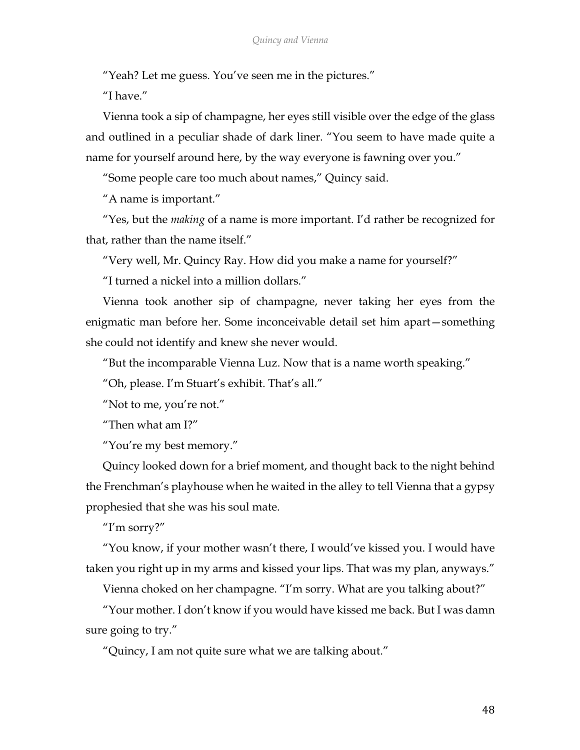"Yeah? Let me guess. You've seen me in the pictures."

"I have."

Vienna took a sip of champagne, her eyes still visible over the edge of the glass and outlined in a peculiar shade of dark liner. "You seem to have made quite a name for yourself around here, by the way everyone is fawning over you."

"Some people care too much about names," Quincy said.

"A name is important."

"Yes, but the *making* of a name is more important. I'd rather be recognized for that, rather than the name itself."

"Very well, Mr. Quincy Ray. How did you make a name for yourself?"

"I turned a nickel into a million dollars."

Vienna took another sip of champagne, never taking her eyes from the enigmatic man before her. Some inconceivable detail set him apart—something she could not identify and knew she never would.

"But the incomparable Vienna Luz. Now that is a name worth speaking."

"Oh, please. I'm Stuart's exhibit. That's all."

"Not to me, you're not."

"Then what am I?"

"You're my best memory."

Quincy looked down for a brief moment, and thought back to the night behind the Frenchman's playhouse when he waited in the alley to tell Vienna that a gypsy prophesied that she was his soul mate.

"I'm sorry?"

"You know, if your mother wasn't there, I would've kissed you. I would have taken you right up in my arms and kissed your lips. That was my plan, anyways."

Vienna choked on her champagne. "I'm sorry. What are you talking about?"

"Your mother. I don't know if you would have kissed me back. But I was damn sure going to try."

"Quincy, I am not quite sure what we are talking about."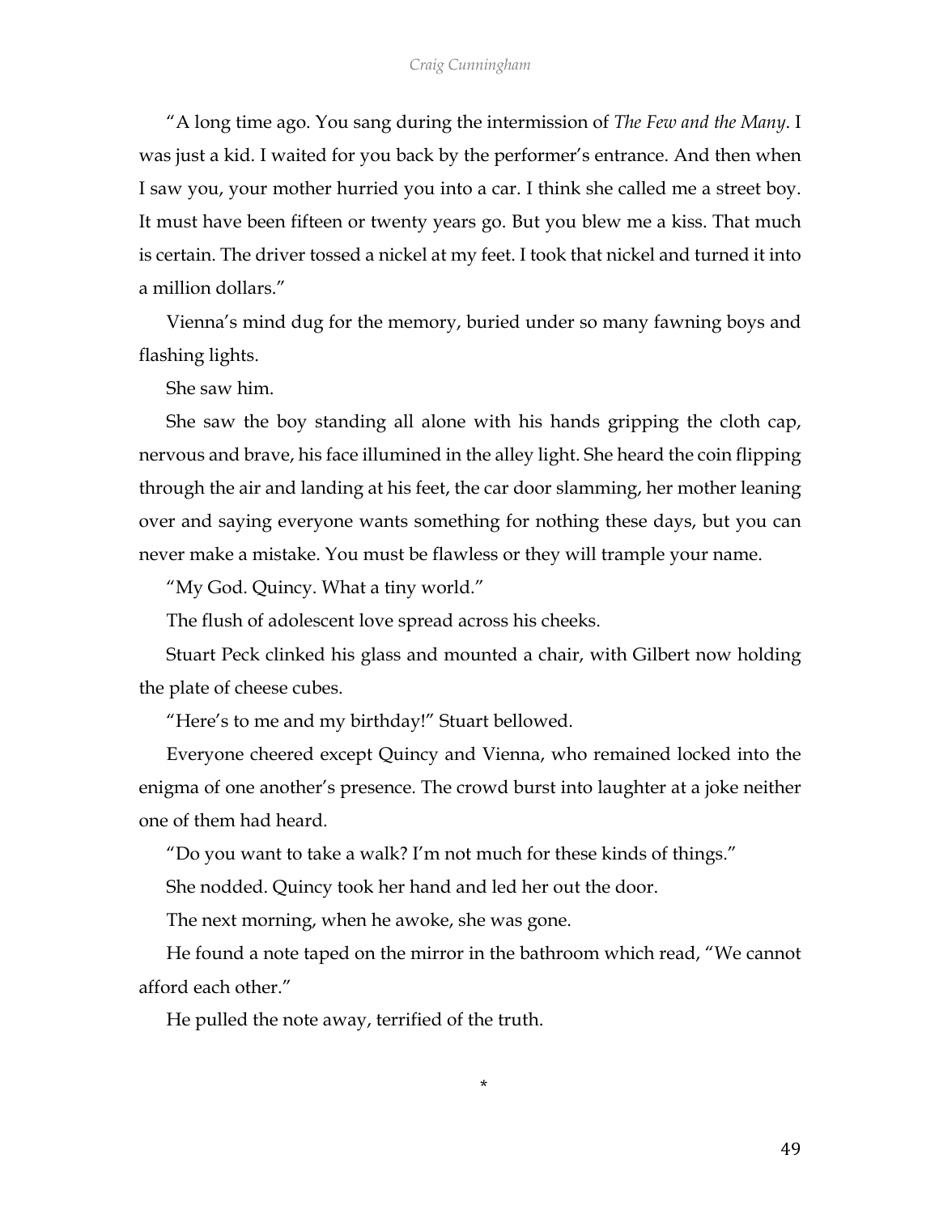"A long time ago. You sang during the intermission of *The Few and the Many*. I was just a kid. I waited for you back by the performer's entrance. And then when I saw you, your mother hurried you into a car. I think she called me a street boy. It must have been fifteen or twenty years go. But you blew me a kiss. That much is certain. The driver tossed a nickel at my feet. I took that nickel and turned it into a million dollars."

Vienna's mind dug for the memory, buried under so many fawning boys and flashing lights.

She saw him.

She saw the boy standing all alone with his hands gripping the cloth cap, nervous and brave, his face illumined in the alley light. She heard the coin flipping through the air and landing at his feet, the car door slamming, her mother leaning over and saying everyone wants something for nothing these days, but you can never make a mistake. You must be flawless or they will trample your name.

"My God. Quincy. What a tiny world."

The flush of adolescent love spread across his cheeks.

Stuart Peck clinked his glass and mounted a chair, with Gilbert now holding the plate of cheese cubes.

"Here's to me and my birthday!" Stuart bellowed.

Everyone cheered except Quincy and Vienna, who remained locked into the enigma of one another's presence. The crowd burst into laughter at a joke neither one of them had heard.

"Do you want to take a walk? I'm not much for these kinds of things."

She nodded. Quincy took her hand and led her out the door.

The next morning, when he awoke, she was gone.

He found a note taped on the mirror in the bathroom which read, "We cannot afford each other."

He pulled the note away, terrified of the truth.

*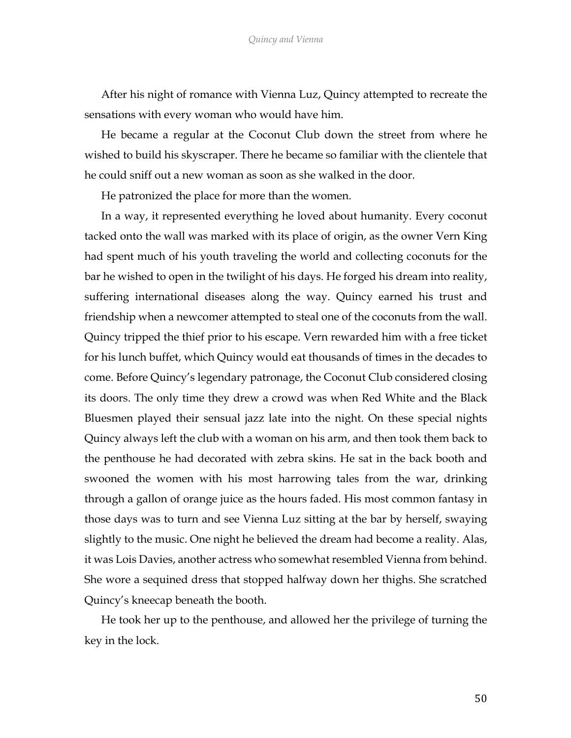After his night of romance with Vienna Luz, Quincy attempted to recreate the sensations with every woman who would have him.

He became a regular at the Coconut Club down the street from where he wished to build his skyscraper. There he became so familiar with the clientele that he could sniff out a new woman as soon as she walked in the door.

He patronized the place for more than the women.

In a way, it represented everything he loved about humanity. Every coconut tacked onto the wall was marked with its place of origin, as the owner Vern King had spent much of his youth traveling the world and collecting coconuts for the bar he wished to open in the twilight of his days. He forged his dream into reality, suffering international diseases along the way. Quincy earned his trust and friendship when a newcomer attempted to steal one of the coconuts from the wall. Quincy tripped the thief prior to his escape. Vern rewarded him with a free ticket for his lunch buffet, which Quincy would eat thousands of times in the decades to come. Before Quincy's legendary patronage, the Coconut Club considered closing its doors. The only time they drew a crowd was when Red White and the Black Bluesmen played their sensual jazz late into the night. On these special nights Quincy always left the club with a woman on his arm, and then took them back to the penthouse he had decorated with zebra skins. He sat in the back booth and swooned the women with his most harrowing tales from the war, drinking through a gallon of orange juice as the hours faded. His most common fantasy in those days was to turn and see Vienna Luz sitting at the bar by herself, swaying slightly to the music. One night he believed the dream had become a reality. Alas, it was Lois Davies, another actress who somewhat resembled Vienna from behind. She wore a sequined dress that stopped halfway down her thighs. She scratched Quincy's kneecap beneath the booth.

He took her up to the penthouse, and allowed her the privilege of turning the key in the lock.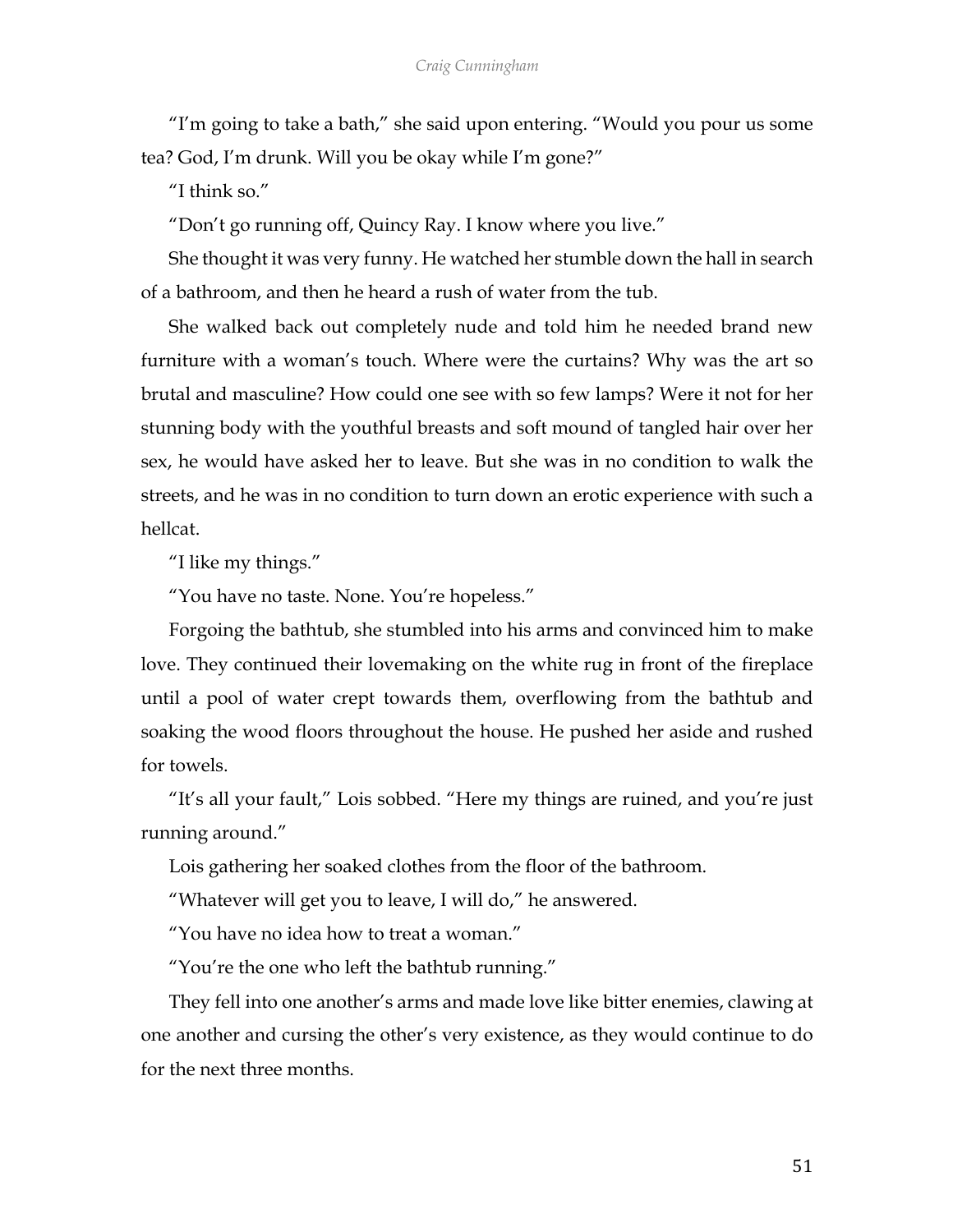"I'm going to take a bath," she said upon entering. "Would you pour us some tea? God, I'm drunk. Will you be okay while I'm gone?"

"I think so."

"Don't go running off, Quincy Ray. I know where you live."

She thought it was very funny. He watched her stumble down the hall in search of a bathroom, and then he heard a rush of water from the tub.

She walked back out completely nude and told him he needed brand new furniture with a woman's touch. Where were the curtains? Why was the art so brutal and masculine? How could one see with so few lamps? Were it not for her stunning body with the youthful breasts and soft mound of tangled hair over her sex, he would have asked her to leave. But she was in no condition to walk the streets, and he was in no condition to turn down an erotic experience with such a hellcat.

"I like my things."

"You have no taste. None. You're hopeless."

Forgoing the bathtub, she stumbled into his arms and convinced him to make love. They continued their lovemaking on the white rug in front of the fireplace until a pool of water crept towards them, overflowing from the bathtub and soaking the wood floors throughout the house. He pushed her aside and rushed for towels.

"It's all your fault," Lois sobbed. "Here my things are ruined, and you're just running around."

Lois gathering her soaked clothes from the floor of the bathroom.

"Whatever will get you to leave, I will do," he answered.

"You have no idea how to treat a woman."

"You're the one who left the bathtub running."

They fell into one another's arms and made love like bitter enemies, clawing at one another and cursing the other's very existence, as they would continue to do for the next three months.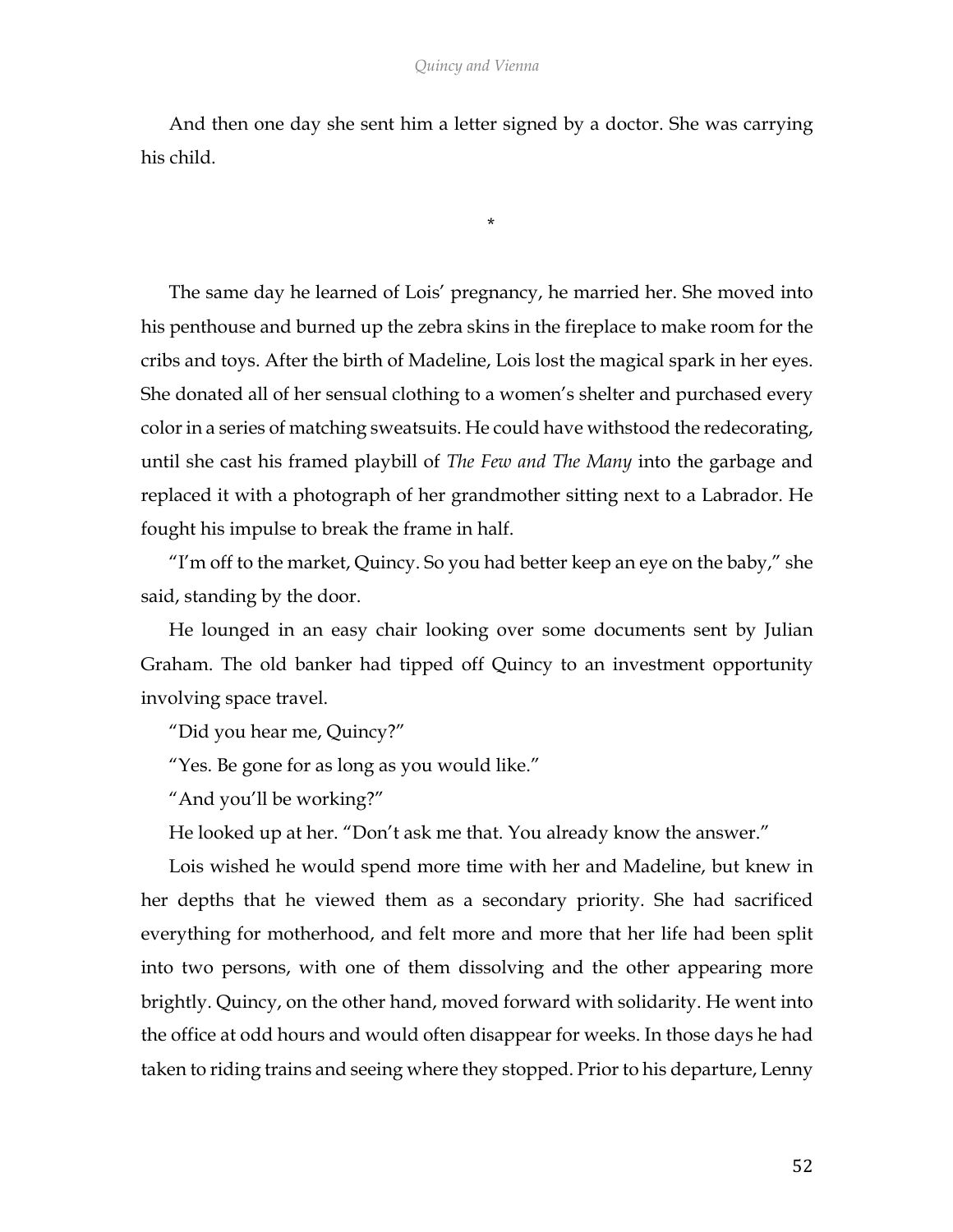And then one day she sent him a letter signed by a doctor. She was carrying his child.

*

The same day he learned of Lois' pregnancy, he married her. She moved into his penthouse and burned up the zebra skins in the fireplace to make room for the cribs and toys. After the birth of Madeline, Lois lost the magical spark in her eyes. She donated all of her sensual clothing to a women's shelter and purchased every color in a series of matching sweatsuits. He could have withstood the redecorating, until she cast his framed playbill of *The Few and The Many* into the garbage and replaced it with a photograph of her grandmother sitting next to a Labrador. He fought his impulse to break the frame in half.

"I'm off to the market, Quincy. So you had better keep an eye on the baby," she said, standing by the door.

He lounged in an easy chair looking over some documents sent by Julian Graham. The old banker had tipped off Quincy to an investment opportunity involving space travel.

"Did you hear me, Quincy?"

"Yes. Be gone for as long as you would like."

"And you'll be working?"

He looked up at her. "Don't ask me that. You already know the answer."

Lois wished he would spend more time with her and Madeline, but knew in her depths that he viewed them as a secondary priority. She had sacrificed everything for motherhood, and felt more and more that her life had been split into two persons, with one of them dissolving and the other appearing more brightly. Quincy, on the other hand, moved forward with solidarity. He went into the office at odd hours and would often disappear for weeks. In those days he had taken to riding trains and seeing where they stopped. Prior to his departure, Lenny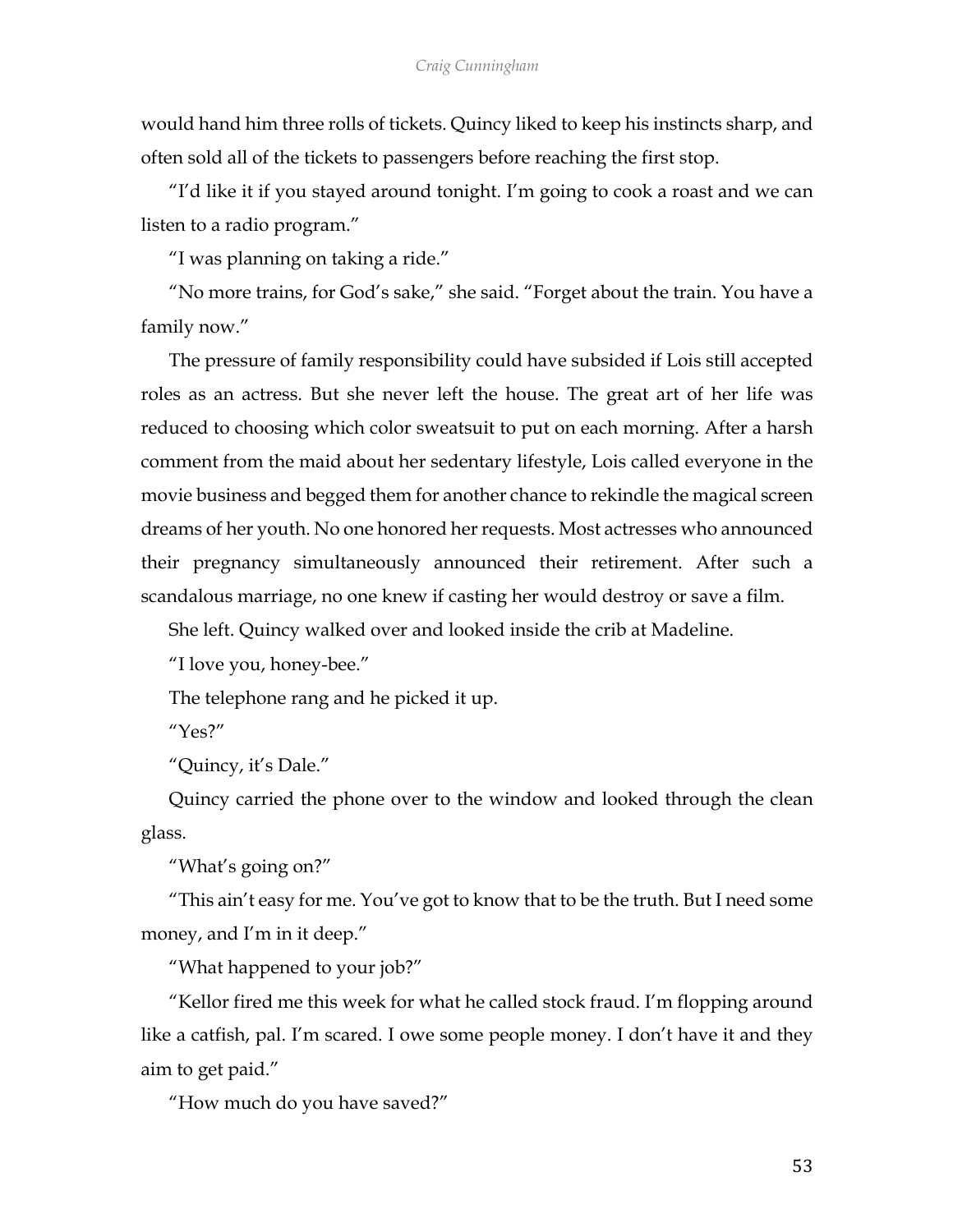would hand him three rolls of tickets. Quincy liked to keep his instincts sharp, and often sold all of the tickets to passengers before reaching the first stop.

"I'd like it if you stayed around tonight. I'm going to cook a roast and we can listen to a radio program."

"I was planning on taking a ride."

"No more trains, for God's sake," she said. "Forget about the train. You have a family now."

The pressure of family responsibility could have subsided if Lois still accepted roles as an actress. But she never left the house. The great art of her life was reduced to choosing which color sweatsuit to put on each morning. After a harsh comment from the maid about her sedentary lifestyle, Lois called everyone in the movie business and begged them for another chance to rekindle the magical screen dreams of her youth. No one honored her requests. Most actresses who announced their pregnancy simultaneously announced their retirement. After such a scandalous marriage, no one knew if casting her would destroy or save a film.

She left. Quincy walked over and looked inside the crib at Madeline.

"I love you, honey-bee."

The telephone rang and he picked it up.

"Yes?"

"Quincy, it's Dale."

Quincy carried the phone over to the window and looked through the clean glass.

"What's going on?"

"This ain't easy for me. You've got to know that to be the truth. But I need some money, and I'm in it deep."

"What happened to your job?"

"Kellor fired me this week for what he called stock fraud. I'm flopping around like a catfish, pal. I'm scared. I owe some people money. I don't have it and they aim to get paid."

"How much do you have saved?"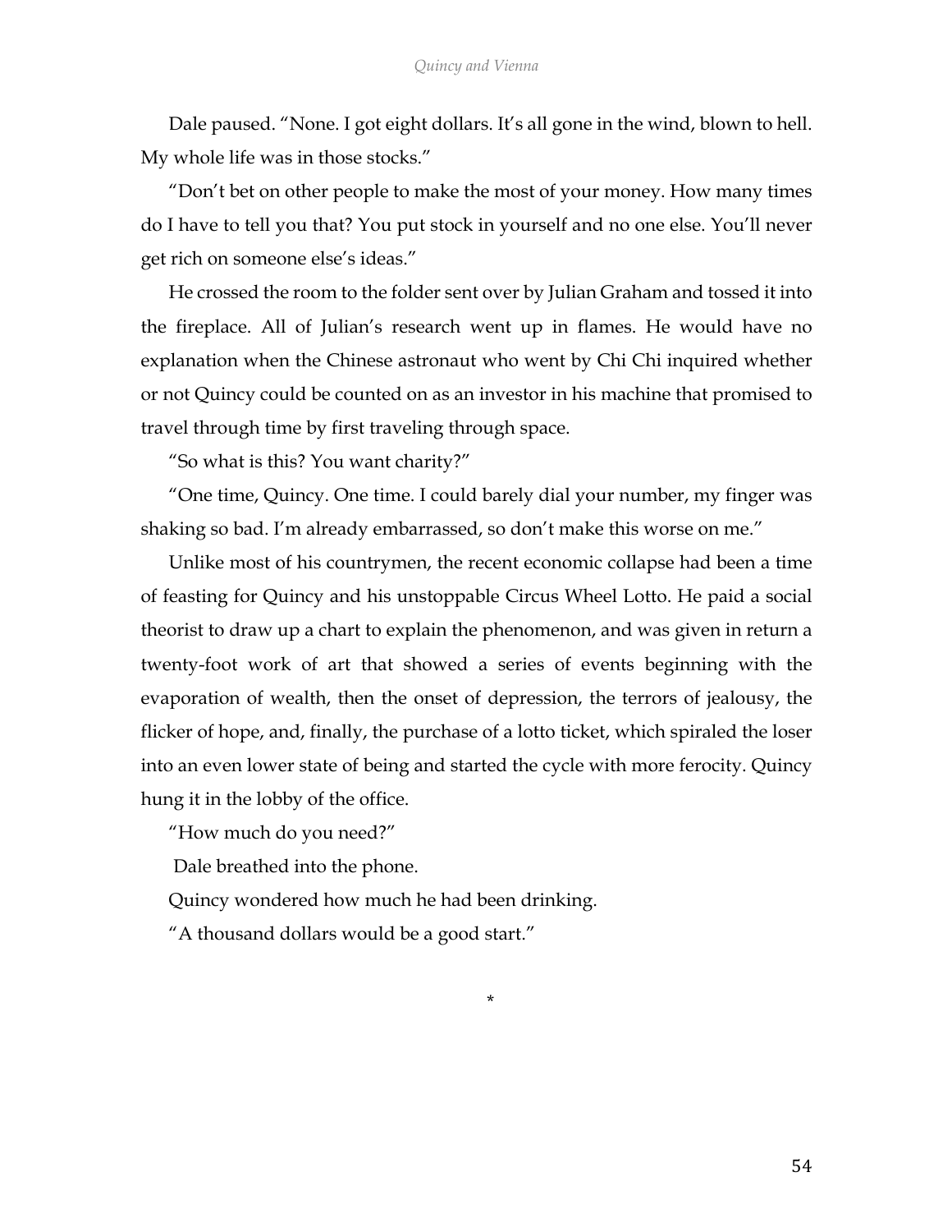Dale paused. "None. I got eight dollars. It's all gone in the wind, blown to hell. My whole life was in those stocks."

"Don't bet on other people to make the most of your money. How many times do I have to tell you that? You put stock in yourself and no one else. You'll never get rich on someone else's ideas."

He crossed the room to the folder sent over by Julian Graham and tossed it into the fireplace. All of Julian's research went up in flames. He would have no explanation when the Chinese astronaut who went by Chi Chi inquired whether or not Quincy could be counted on as an investor in his machine that promised to travel through time by first traveling through space.

"So what is this? You want charity?"

"One time, Quincy. One time. I could barely dial your number, my finger was shaking so bad. I'm already embarrassed, so don't make this worse on me."

Unlike most of his countrymen, the recent economic collapse had been a time of feasting for Quincy and his unstoppable Circus Wheel Lotto. He paid a social theorist to draw up a chart to explain the phenomenon, and was given in return a twenty-foot work of art that showed a series of events beginning with the evaporation of wealth, then the onset of depression, the terrors of jealousy, the flicker of hope, and, finally, the purchase of a lotto ticket, which spiraled the loser into an even lower state of being and started the cycle with more ferocity. Quincy hung it in the lobby of the office.

"How much do you need?"

Dale breathed into the phone.

Quincy wondered how much he had been drinking.

"A thousand dollars would be a good start."

*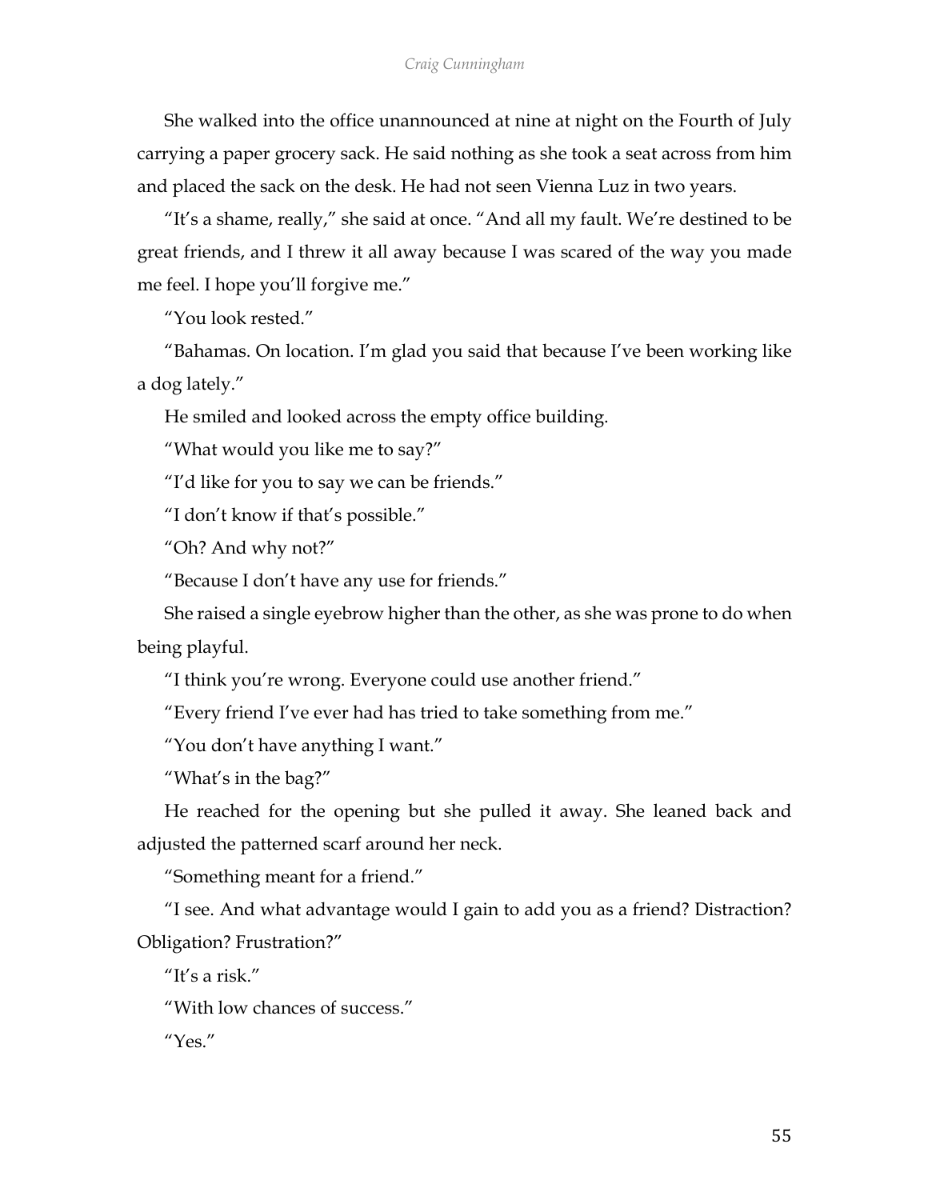She walked into the office unannounced at nine at night on the Fourth of July carrying a paper grocery sack. He said nothing as she took a seat across from him and placed the sack on the desk. He had not seen Vienna Luz in two years.

"It's a shame, really," she said at once. "And all my fault. We're destined to be great friends, and I threw it all away because I was scared of the way you made me feel. I hope you'll forgive me."

"You look rested."

"Bahamas. On location. I'm glad you said that because I've been working like a dog lately."

He smiled and looked across the empty office building.

"What would you like me to say?"

"I'd like for you to say we can be friends."

"I don't know if that's possible."

"Oh? And why not?"

"Because I don't have any use for friends."

She raised a single eyebrow higher than the other, as she was prone to do when being playful.

"I think you're wrong. Everyone could use another friend."

"Every friend I've ever had has tried to take something from me."

"You don't have anything I want."

"What's in the bag?"

He reached for the opening but she pulled it away. She leaned back and adjusted the patterned scarf around her neck.

"Something meant for a friend."

"I see. And what advantage would I gain to add you as a friend? Distraction? Obligation? Frustration?"

"It's a risk."

"With low chances of success."

"Yes."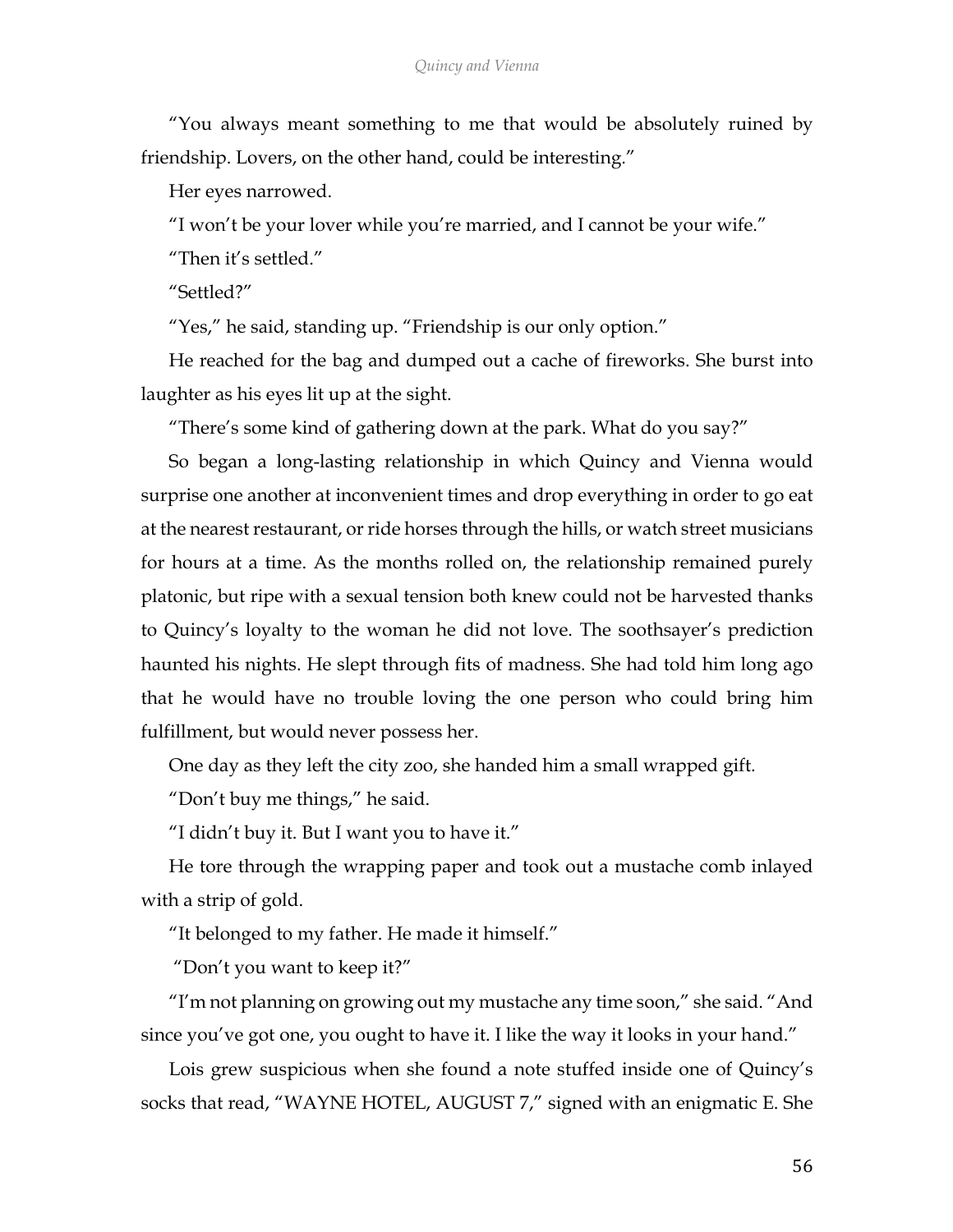"You always meant something to me that would be absolutely ruined by friendship. Lovers, on the other hand, could be interesting."

Her eyes narrowed.

"I won't be your lover while you're married, and I cannot be your wife."

"Then it's settled."

"Settled?"

"Yes," he said, standing up. "Friendship is our only option."

He reached for the bag and dumped out a cache of fireworks. She burst into laughter as his eyes lit up at the sight.

"There's some kind of gathering down at the park. What do you say?"

So began a long-lasting relationship in which Quincy and Vienna would surprise one another at inconvenient times and drop everything in order to go eat at the nearest restaurant, or ride horses through the hills, or watch street musicians for hours at a time. As the months rolled on, the relationship remained purely platonic, but ripe with a sexual tension both knew could not be harvested thanks to Quincy's loyalty to the woman he did not love. The soothsayer's prediction haunted his nights. He slept through fits of madness. She had told him long ago that he would have no trouble loving the one person who could bring him fulfillment, but would never possess her.

One day as they left the city zoo, she handed him a small wrapped gift.

"Don't buy me things," he said.

"I didn't buy it. But I want you to have it."

He tore through the wrapping paper and took out a mustache comb inlayed with a strip of gold.

"It belonged to my father. He made it himself."

"Don't you want to keep it?"

"I'm not planning on growing out my mustache any time soon," she said. "And since you've got one, you ought to have it. I like the way it looks in your hand."

Lois grew suspicious when she found a note stuffed inside one of Quincy's socks that read, "WAYNE HOTEL, AUGUST 7," signed with an enigmatic E. She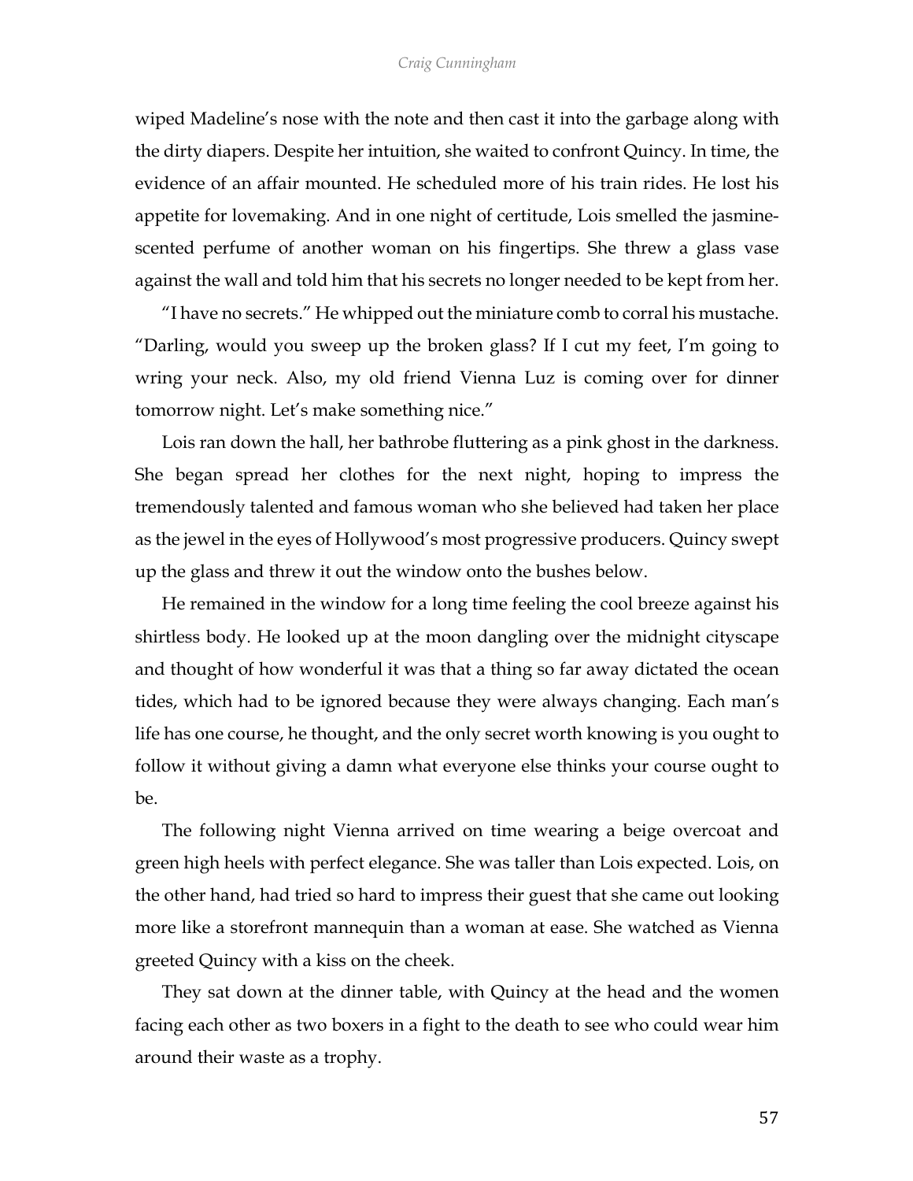wiped Madeline's nose with the note and then cast it into the garbage along with the dirty diapers. Despite her intuition, she waited to confront Quincy. In time, the evidence of an affair mounted. He scheduled more of his train rides. He lost his appetite for lovemaking. And in one night of certitude, Lois smelled the jasmine-scented perfume of another woman on his fingertips. She threw a glass vase against the wall and told him that his secrets no longer needed to be kept from her.

"I have no secrets." He whipped out the miniature comb to corral his mustache. "Darling, would you sweep up the broken glass? If I cut my feet, I'm going to wring your neck. Also, my old friend Vienna Luz is coming over for dinner tomorrow night. Let's make something nice."

Lois ran down the hall, her bathrobe fluttering as a pink ghost in the darkness. She began spread her clothes for the next night, hoping to impress the tremendously talented and famous woman who she believed had taken her place as the jewel in the eyes of Hollywood's most progressive producers. Quincy swept up the glass and threw it out the window onto the bushes below.

He remained in the window for a long time feeling the cool breeze against his shirtless body. He looked up at the moon dangling over the midnight cityscape and thought of how wonderful it was that a thing so far away dictated the ocean tides, which had to be ignored because they were always changing. Each man's life has one course, he thought, and the only secret worth knowing is you ought to follow it without giving a damn what everyone else thinks your course ought to be.

The following night Vienna arrived on time wearing a beige overcoat and green high heels with perfect elegance. She was taller than Lois expected. Lois, on the other hand, had tried so hard to impress their guest that she came out looking more like a storefront mannequin than a woman at ease. She watched as Vienna greeted Quincy with a kiss on the cheek.

They sat down at the dinner table, with Quincy at the head and the women facing each other as two boxers in a fight to the death to see who could wear him around their waste as a trophy.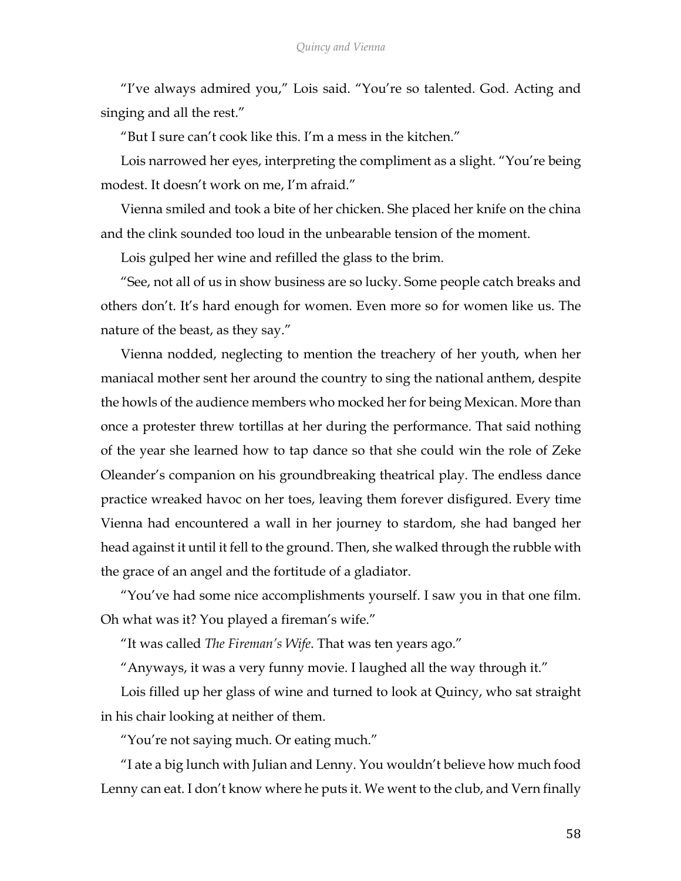"I've always admired you," Lois said. "You're so talented. God. Acting and singing and all the rest."

"But I sure can't cook like this. I'm a mess in the kitchen."

Lois narrowed her eyes, interpreting the compliment as a slight. "You're being modest. It doesn't work on me, I'm afraid."

Vienna smiled and took a bite of her chicken. She placed her knife on the china and the clink sounded too loud in the unbearable tension of the moment.

Lois gulped her wine and refilled the glass to the brim.

"See, not all of us in show business are so lucky. Some people catch breaks and others don't. It's hard enough for women. Even more so for women like us. The nature of the beast, as they say."

Vienna nodded, neglecting to mention the treachery of her youth, when her maniacal mother sent her around the country to sing the national anthem, despite the howls of the audience members who mocked her for being Mexican. More than once a protester threw tortillas at her during the performance. That said nothing of the year she learned how to tap dance so that she could win the role of Zeke Oleander's companion on his groundbreaking theatrical play. The endless dance practice wreaked havoc on her toes, leaving them forever disfigured. Every time Vienna had encountered a wall in her journey to stardom, she had banged her head against it until it fell to the ground. Then, she walked through the rubble with the grace of an angel and the fortitude of a gladiator.

"You've had some nice accomplishments yourself. I saw you in that one film. Oh what was it? You played a fireman's wife."

"It was called *The Fireman's Wife*. That was ten years ago."

"Anyways, it was a very funny movie. I laughed all the way through it."

Lois filled up her glass of wine and turned to look at Quincy, who sat straight in his chair looking at neither of them.

"You're not saying much. Or eating much."

"I ate a big lunch with Julian and Lenny. You wouldn't believe how much food Lenny can eat. I don't know where he puts it. We went to the club, and Vern finally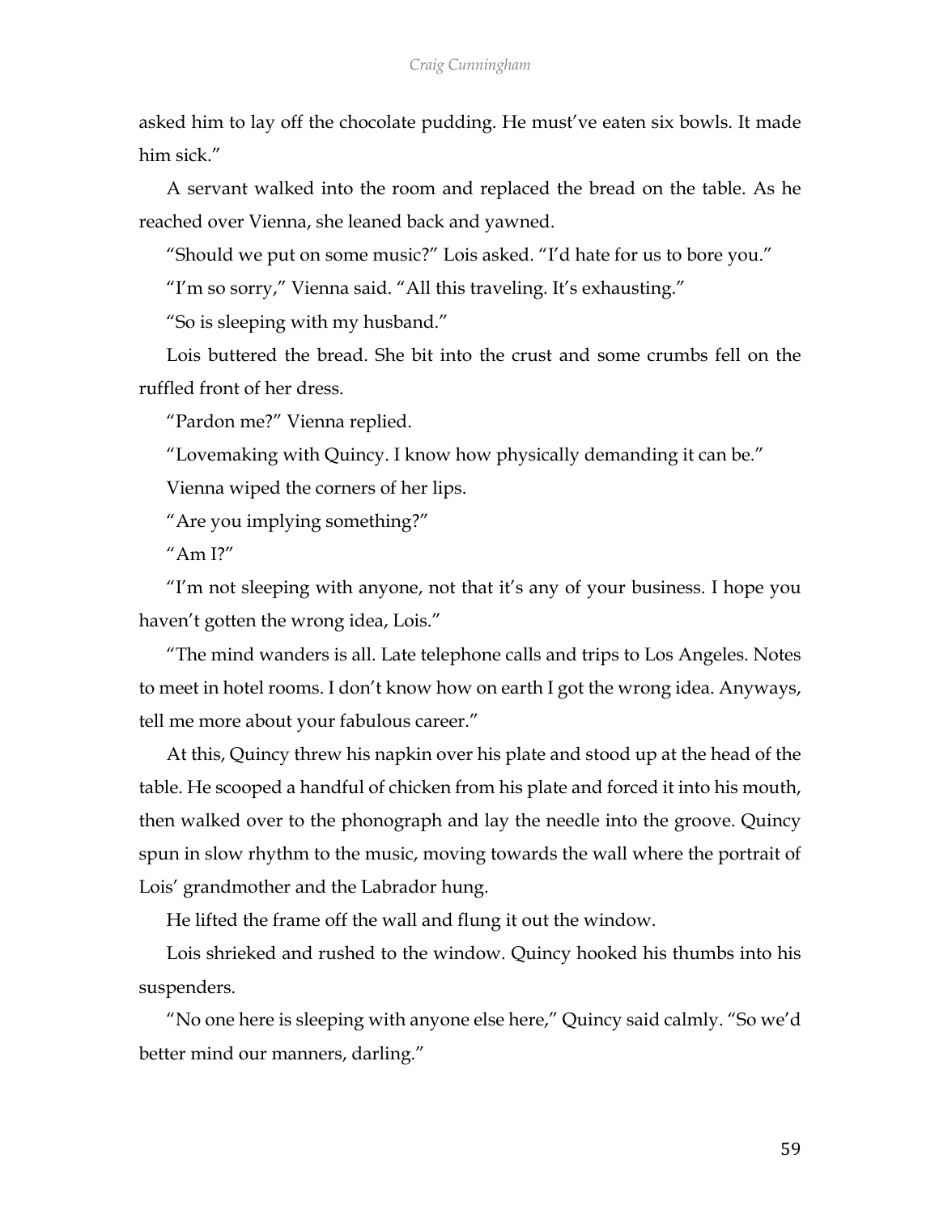asked him to lay off the chocolate pudding. He must've eaten six bowls. It made him sick."

A servant walked into the room and replaced the bread on the table. As he reached over Vienna, she leaned back and yawned.

"Should we put on some music?" Lois asked. "I'd hate for us to bore you."

"I'm so sorry," Vienna said. "All this traveling. It's exhausting."

"So is sleeping with my husband."

Lois buttered the bread. She bit into the crust and some crumbs fell on the ruffled front of her dress.

"Pardon me?" Vienna replied.

"Lovemaking with Quincy. I know how physically demanding it can be."

Vienna wiped the corners of her lips.

"Are you implying something?"

"Am I?"

"I'm not sleeping with anyone, not that it's any of your business. I hope you haven't gotten the wrong idea, Lois."

"The mind wanders is all. Late telephone calls and trips to Los Angeles. Notes to meet in hotel rooms. I don't know how on earth I got the wrong idea. Anyways, tell me more about your fabulous career."

At this, Quincy threw his napkin over his plate and stood up at the head of the table. He scooped a handful of chicken from his plate and forced it into his mouth, then walked over to the phonograph and lay the needle into the groove. Quincy spun in slow rhythm to the music, moving towards the wall where the portrait of Lois' grandmother and the Labrador hung.

He lifted the frame off the wall and flung it out the window.

Lois shrieked and rushed to the window. Quincy hooked his thumbs into his suspenders.

"No one here is sleeping with anyone else here," Quincy said calmly. "So we'd better mind our manners, darling."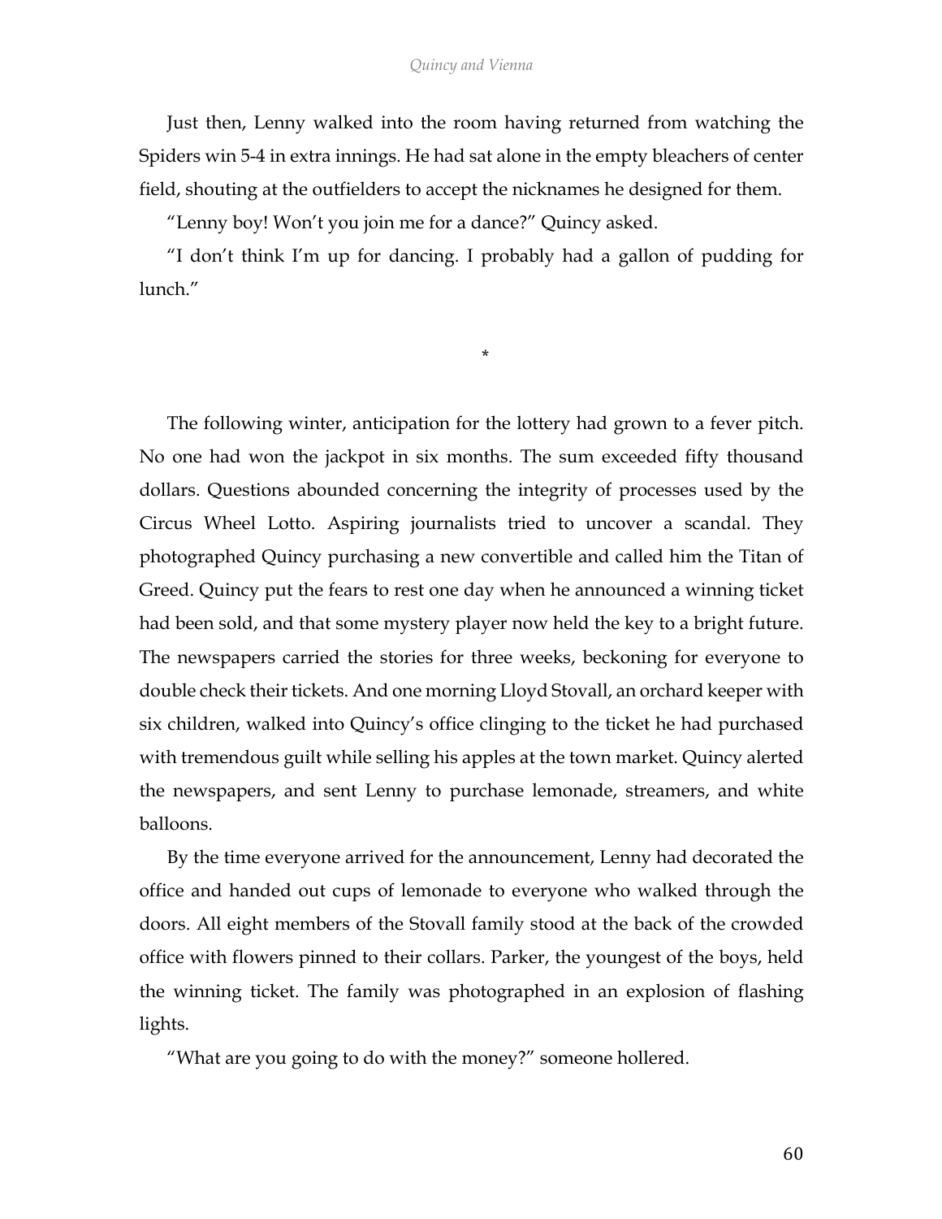Just then, Lenny walked into the room having returned from watching the Spiders win 5-4 in extra innings. He had sat alone in the empty bleachers of center field, shouting at the outfielders to accept the nicknames he designed for them.

"Lenny boy! Won't you join me for a dance?" Quincy asked.

"I don't think I'm up for dancing. I probably had a gallon of pudding for lunch."

*

The following winter, anticipation for the lottery had grown to a fever pitch. No one had won the jackpot in six months. The sum exceeded fifty thousand dollars. Questions abounded concerning the integrity of processes used by the Circus Wheel Lotto. Aspiring journalists tried to uncover a scandal. They photographed Quincy purchasing a new convertible and called him the Titan of Greed. Quincy put the fears to rest one day when he announced a winning ticket had been sold, and that some mystery player now held the key to a bright future. The newspapers carried the stories for three weeks, beckoning for everyone to double check their tickets. And one morning Lloyd Stovall, an orchard keeper with six children, walked into Quincy's office clinging to the ticket he had purchased with tremendous guilt while selling his apples at the town market. Quincy alerted the newspapers, and sent Lenny to purchase lemonade, streamers, and white balloons.

By the time everyone arrived for the announcement, Lenny had decorated the office and handed out cups of lemonade to everyone who walked through the doors. All eight members of the Stovall family stood at the back of the crowded office with flowers pinned to their collars. Parker, the youngest of the boys, held the winning ticket. The family was photographed in an explosion of flashing lights.

"What are you going to do with the money?" someone hollered.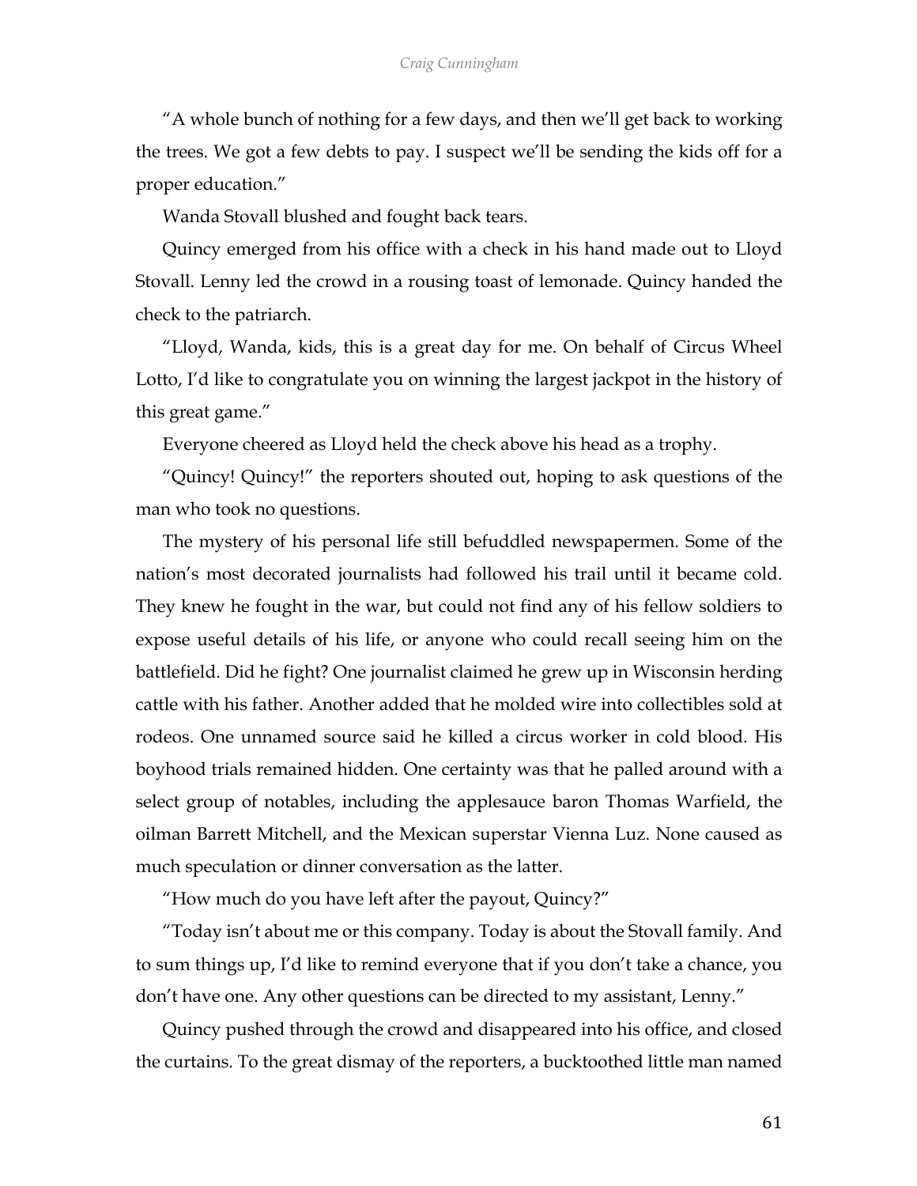"A whole bunch of nothing for a few days, and then we'll get back to working the trees. We got a few debts to pay. I suspect we'll be sending the kids off for a proper education."

Wanda Stovall blushed and fought back tears.

Quincy emerged from his office with a check in his hand made out to Lloyd Stovall. Lenny led the crowd in a rousing toast of lemonade. Quincy handed the check to the patriarch.

"Lloyd, Wanda, kids, this is a great day for me. On behalf of Circus Wheel Lotto, I'd like to congratulate you on winning the largest jackpot in the history of this great game."

Everyone cheered as Lloyd held the check above his head as a trophy.

"Quincy! Quincy!" the reporters shouted out, hoping to ask questions of the man who took no questions.

The mystery of his personal life still befuddled newspapermen. Some of the nation's most decorated journalists had followed his trail until it became cold. They knew he fought in the war, but could not find any of his fellow soldiers to expose useful details of his life, or anyone who could recall seeing him on the battlefield. Did he fight? One journalist claimed he grew up in Wisconsin herding cattle with his father. Another added that he molded wire into collectibles sold at rodeos. One unnamed source said he killed a circus worker in cold blood. His boyhood trials remained hidden. One certainty was that he palled around with a select group of notables, including the applesauce baron Thomas Warfield, the oilman Barrett Mitchell, and the Mexican superstar Vienna Luz. None caused as much speculation or dinner conversation as the latter.

"How much do you have left after the payout, Quincy?"

"Today isn't about me or this company. Today is about the Stovall family. And to sum things up, I'd like to remind everyone that if you don't take a chance, you don't have one. Any other questions can be directed to my assistant, Lenny."

Quincy pushed through the crowd and disappeared into his office, and closed the curtains. To the great dismay of the reporters, a bucktoothed little man named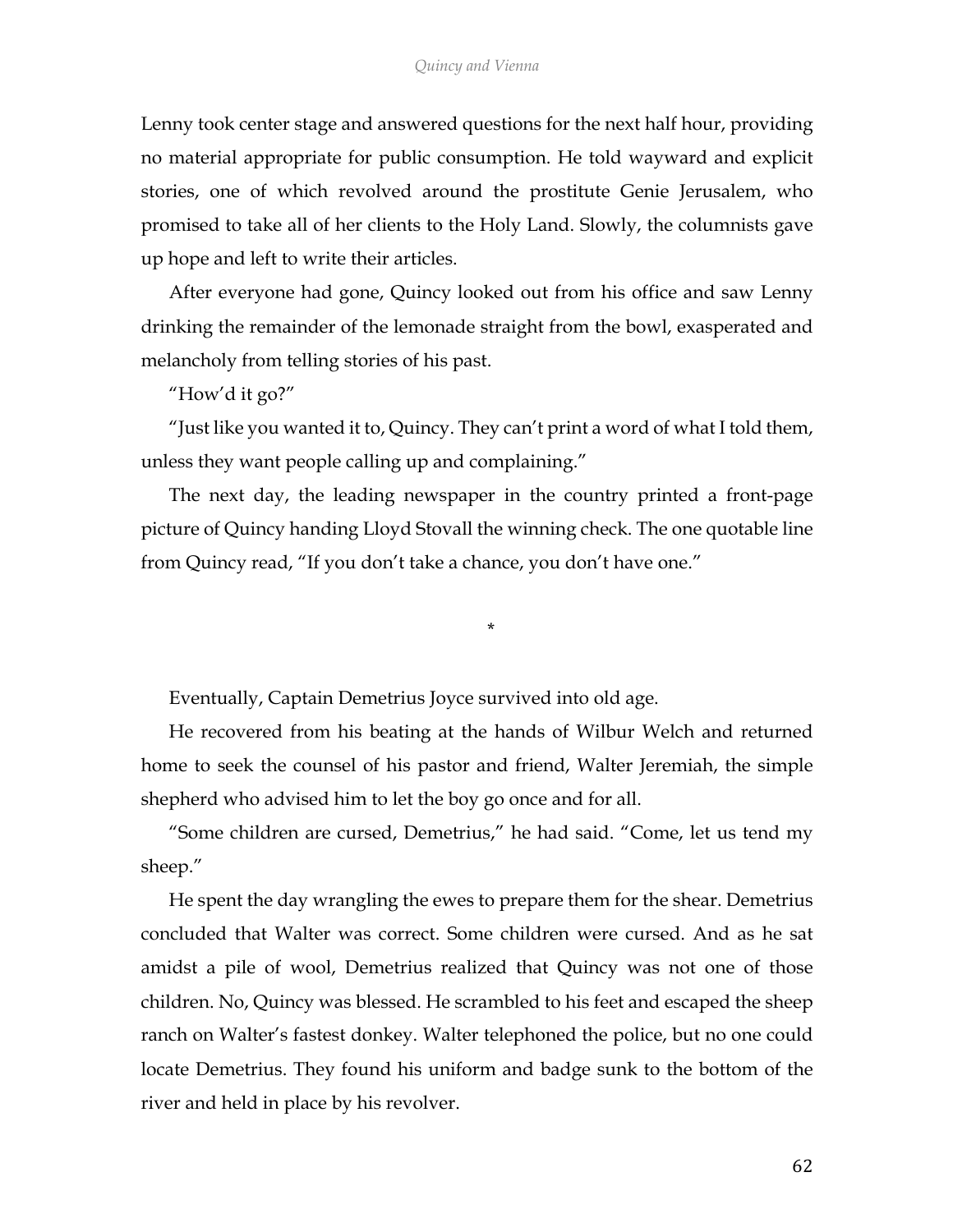Lenny took center stage and answered questions for the next half hour, providing no material appropriate for public consumption. He told wayward and explicit stories, one of which revolved around the prostitute Genie Jerusalem, who promised to take all of her clients to the Holy Land. Slowly, the columnists gave up hope and left to write their articles.

After everyone had gone, Quincy looked out from his office and saw Lenny drinking the remainder of the lemonade straight from the bowl, exasperated and melancholy from telling stories of his past.

"How'd it go?"

"Just like you wanted it to, Quincy. They can't print a word of what I told them, unless they want people calling up and complaining."

The next day, the leading newspaper in the country printed a front-page picture of Quincy handing Lloyd Stovall the winning check. The one quotable line from Quincy read, "If you don't take a chance, you don't have one."

*

Eventually, Captain Demetrius Joyce survived into old age.

He recovered from his beating at the hands of Wilbur Welch and returned home to seek the counsel of his pastor and friend, Walter Jeremiah, the simple shepherd who advised him to let the boy go once and for all.

"Some children are cursed, Demetrius," he had said. "Come, let us tend my sheep."

He spent the day wrangling the ewes to prepare them for the shear. Demetrius concluded that Walter was correct. Some children were cursed. And as he sat amidst a pile of wool, Demetrius realized that Quincy was not one of those children. No, Quincy was blessed. He scrambled to his feet and escaped the sheep ranch on Walter's fastest donkey. Walter telephoned the police, but no one could locate Demetrius. They found his uniform and badge sunk to the bottom of the river and held in place by his revolver.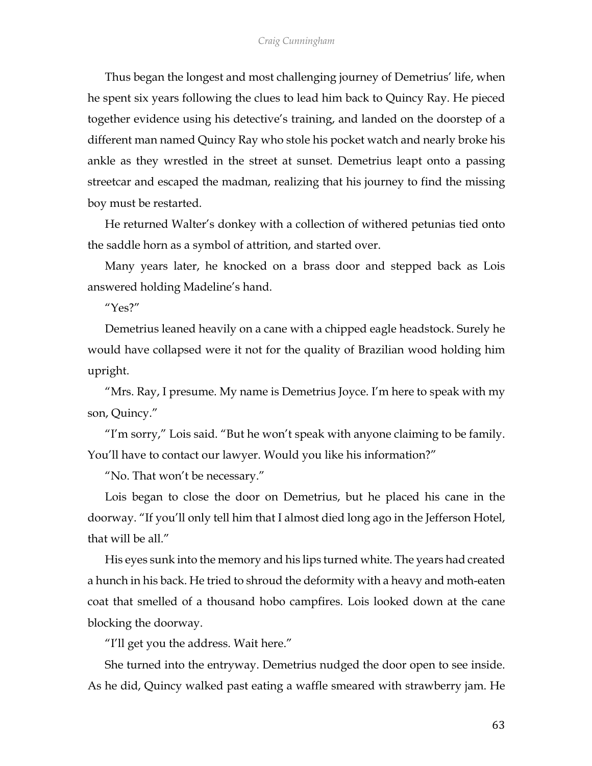Thus began the longest and most challenging journey of Demetrius' life, when he spent six years following the clues to lead him back to Quincy Ray. He pieced together evidence using his detective's training, and landed on the doorstep of a different man named Quincy Ray who stole his pocket watch and nearly broke his ankle as they wrestled in the street at sunset. Demetrius leapt onto a passing streetcar and escaped the madman, realizing that his journey to find the missing boy must be restarted.

He returned Walter's donkey with a collection of withered petunias tied onto the saddle horn as a symbol of attrition, and started over.

Many years later, he knocked on a brass door and stepped back as Lois answered holding Madeline's hand.

"Yes?"

Demetrius leaned heavily on a cane with a chipped eagle headstock. Surely he would have collapsed were it not for the quality of Brazilian wood holding him upright.

"Mrs. Ray, I presume. My name is Demetrius Joyce. I'm here to speak with my son, Quincy."

"I'm sorry," Lois said. "But he won't speak with anyone claiming to be family. You'll have to contact our lawyer. Would you like his information?"

"No. That won't be necessary."

Lois began to close the door on Demetrius, but he placed his cane in the doorway. "If you'll only tell him that I almost died long ago in the Jefferson Hotel, that will be all."

His eyes sunk into the memory and his lips turned white. The years had created a hunch in his back. He tried to shroud the deformity with a heavy and moth-eaten coat that smelled of a thousand hobo campfires. Lois looked down at the cane blocking the doorway.

"I'll get you the address. Wait here."

She turned into the entryway. Demetrius nudged the door open to see inside. As he did, Quincy walked past eating a waffle smeared with strawberry jam. He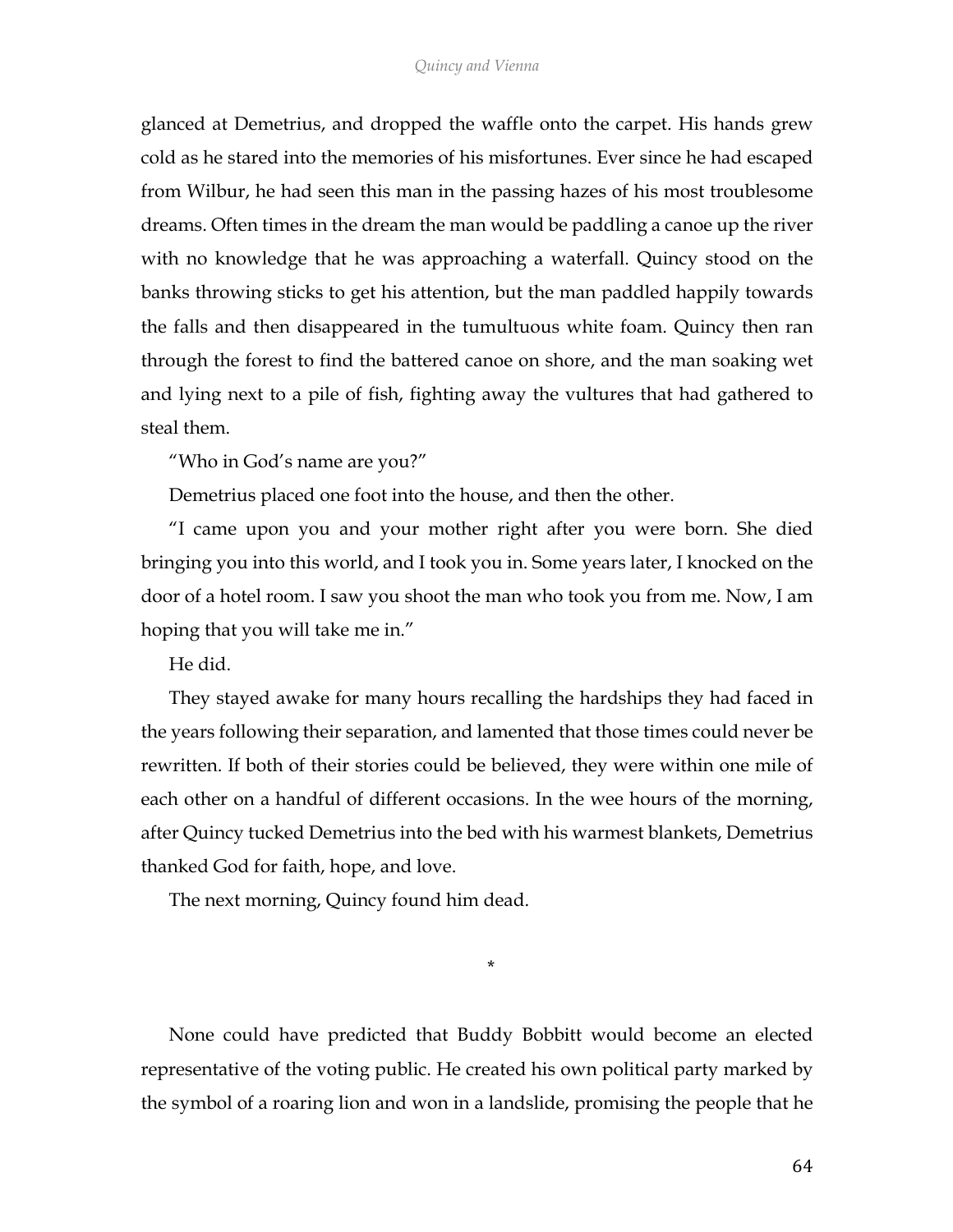glanced at Demetrius, and dropped the waffle onto the carpet. His hands grew cold as he stared into the memories of his misfortunes. Ever since he had escaped from Wilbur, he had seen this man in the passing hazes of his most troublesome dreams. Often times in the dream the man would be paddling a canoe up the river with no knowledge that he was approaching a waterfall. Quincy stood on the banks throwing sticks to get his attention, but the man paddled happily towards the falls and then disappeared in the tumultuous white foam. Quincy then ran through the forest to find the battered canoe on shore, and the man soaking wet and lying next to a pile of fish, fighting away the vultures that had gathered to steal them.

"Who in God's name are you?"

Demetrius placed one foot into the house, and then the other.

"I came upon you and your mother right after you were born. She died bringing you into this world, and I took you in. Some years later, I knocked on the door of a hotel room. I saw you shoot the man who took you from me. Now, I am hoping that you will take me in."

He did.

They stayed awake for many hours recalling the hardships they had faced in the years following their separation, and lamented that those times could never be rewritten. If both of their stories could be believed, they were within one mile of each other on a handful of different occasions. In the wee hours of the morning, after Quincy tucked Demetrius into the bed with his warmest blankets, Demetrius thanked God for faith, hope, and love.

The next morning, Quincy found him dead.

*

None could have predicted that Buddy Bobbitt would become an elected representative of the voting public. He created his own political party marked by the symbol of a roaring lion and won in a landslide, promising the people that he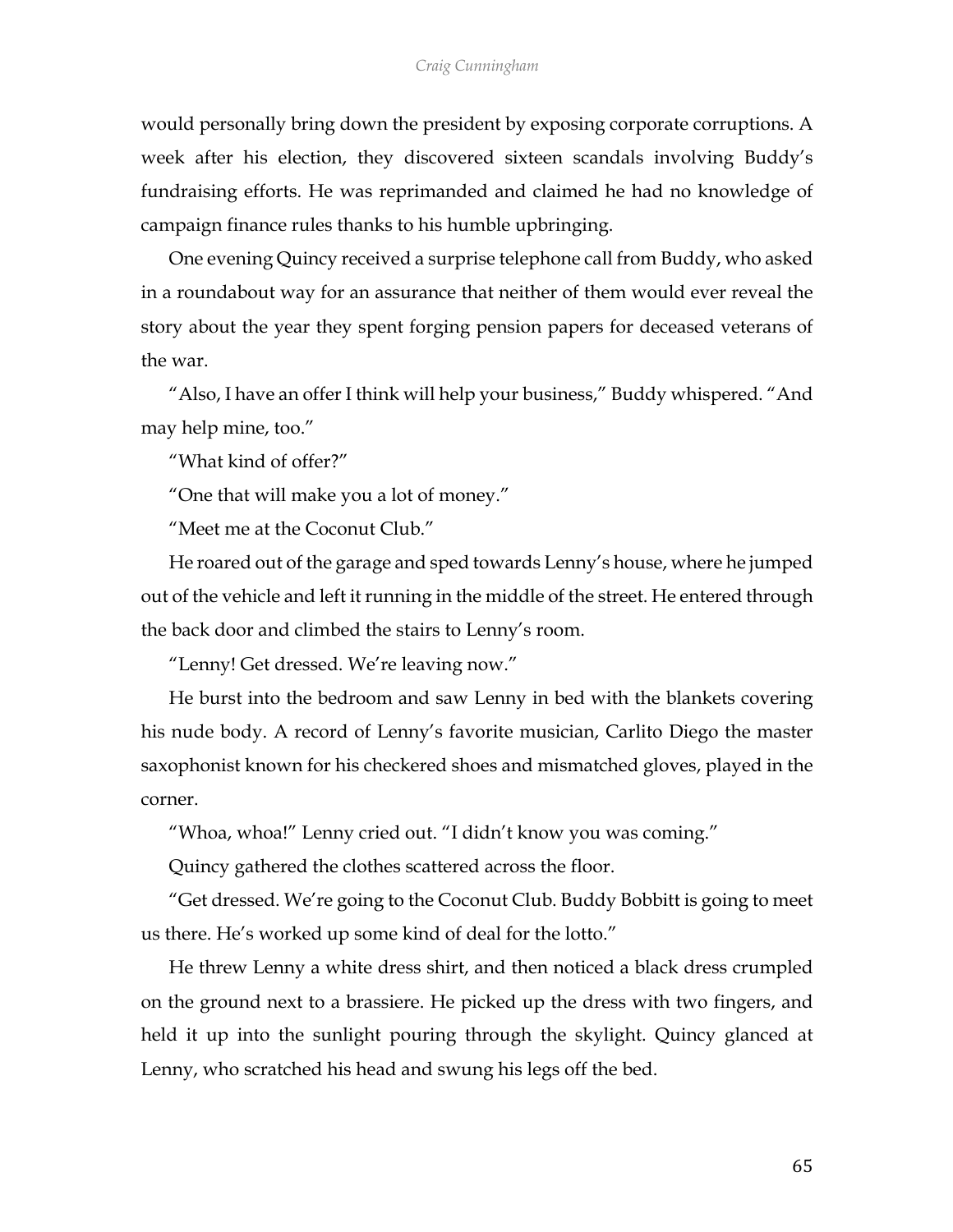would personally bring down the president by exposing corporate corruptions. A week after his election, they discovered sixteen scandals involving Buddy's fundraising efforts. He was reprimanded and claimed he had no knowledge of campaign finance rules thanks to his humble upbringing.

One evening Quincy received a surprise telephone call from Buddy, who asked in a roundabout way for an assurance that neither of them would ever reveal the story about the year they spent forging pension papers for deceased veterans of the war.

"Also, I have an offer I think will help your business," Buddy whispered. "And may help mine, too."

"What kind of offer?"

"One that will make you a lot of money."

"Meet me at the Coconut Club."

He roared out of the garage and sped towards Lenny's house, where he jumped out of the vehicle and left it running in the middle of the street. He entered through the back door and climbed the stairs to Lenny's room.

"Lenny! Get dressed. We're leaving now."

He burst into the bedroom and saw Lenny in bed with the blankets covering his nude body. A record of Lenny's favorite musician, Carlito Diego the master saxophonist known for his checkered shoes and mismatched gloves, played in the corner.

"Whoa, whoa!" Lenny cried out. "I didn't know you was coming."

Quincy gathered the clothes scattered across the floor.

"Get dressed. We're going to the Coconut Club. Buddy Bobbitt is going to meet us there. He's worked up some kind of deal for the lotto."

He threw Lenny a white dress shirt, and then noticed a black dress crumpled on the ground next to a brassiere. He picked up the dress with two fingers, and held it up into the sunlight pouring through the skylight. Quincy glanced at Lenny, who scratched his head and swung his legs off the bed.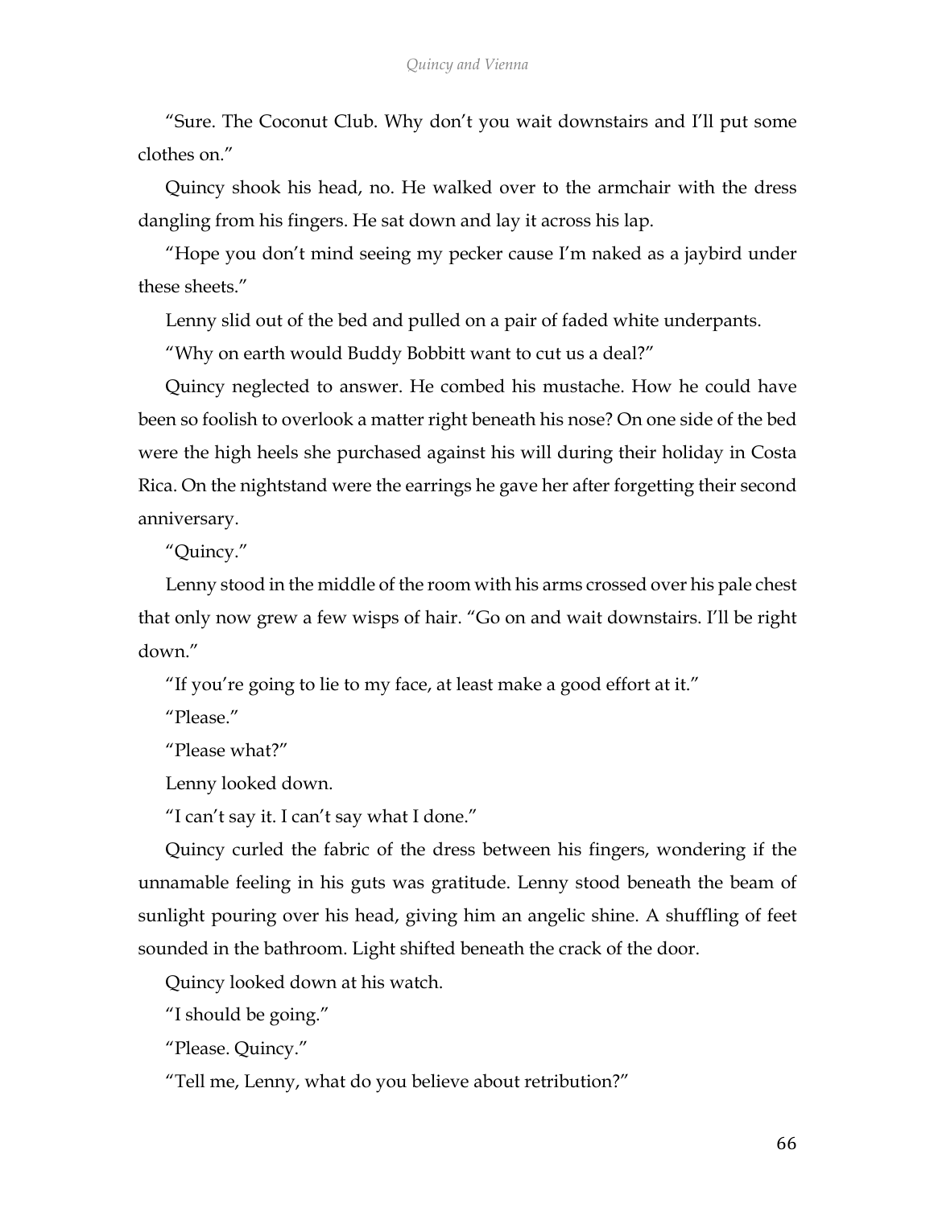"Sure. The Coconut Club. Why don't you wait downstairs and I'll put some clothes on."

Quincy shook his head, no. He walked over to the armchair with the dress dangling from his fingers. He sat down and lay it across his lap.

"Hope you don't mind seeing my pecker cause I'm naked as a jaybird under these sheets."

Lenny slid out of the bed and pulled on a pair of faded white underpants.

"Why on earth would Buddy Bobbitt want to cut us a deal?"

Quincy neglected to answer. He combed his mustache. How he could have been so foolish to overlook a matter right beneath his nose? On one side of the bed were the high heels she purchased against his will during their holiday in Costa Rica. On the nightstand were the earrings he gave her after forgetting their second anniversary.

"Quincy."

Lenny stood in the middle of the room with his arms crossed over his pale chest that only now grew a few wisps of hair. "Go on and wait downstairs. I'll be right down."

"If you're going to lie to my face, at least make a good effort at it."

"Please."

"Please what?"

Lenny looked down.

"I can't say it. I can't say what I done."

Quincy curled the fabric of the dress between his fingers, wondering if the unnamable feeling in his guts was gratitude. Lenny stood beneath the beam of sunlight pouring over his head, giving him an angelic shine. A shuffling of feet sounded in the bathroom. Light shifted beneath the crack of the door.

Quincy looked down at his watch.

"I should be going."

"Please. Quincy."

"Tell me, Lenny, what do you believe about retribution?"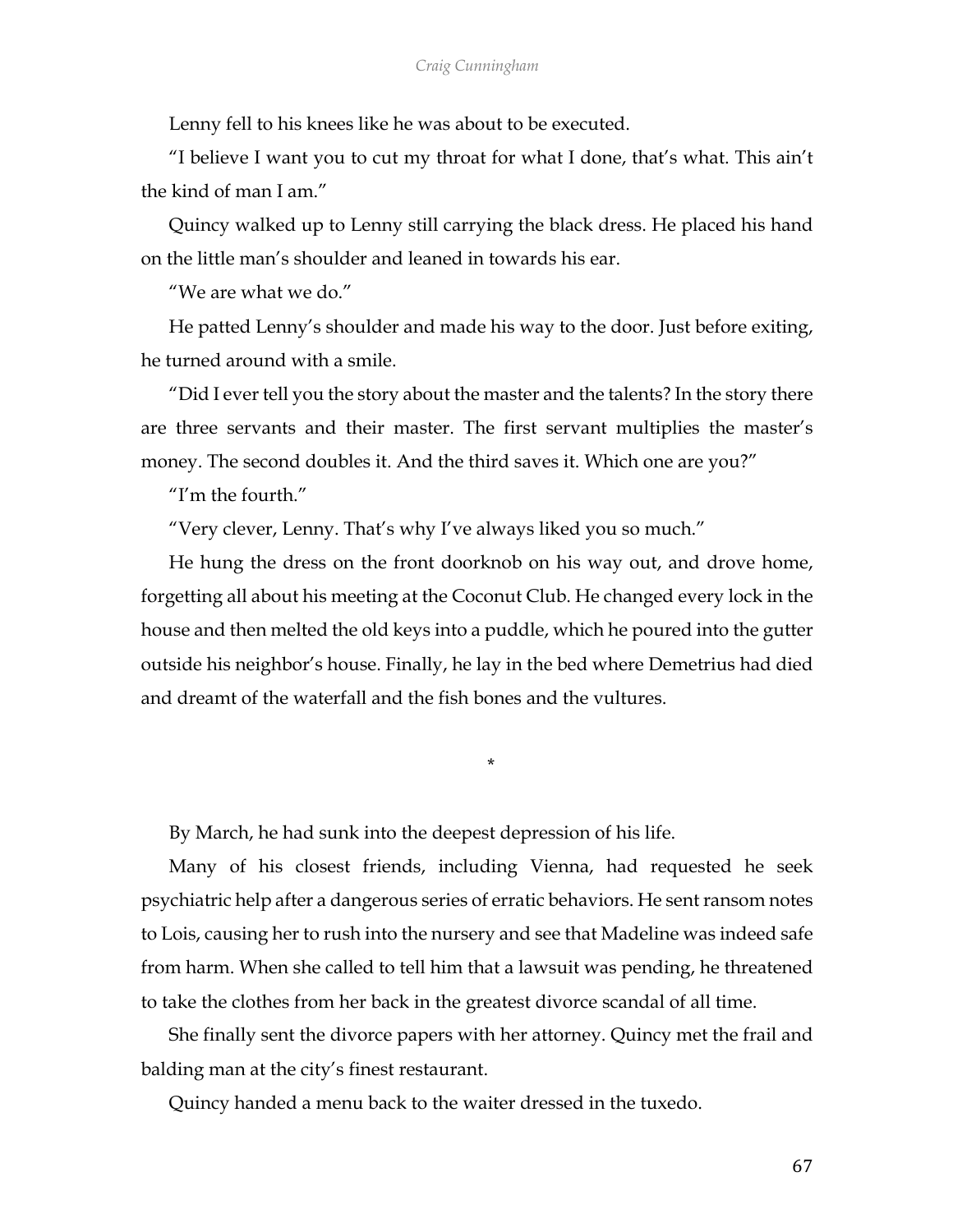Lenny fell to his knees like he was about to be executed.

"I believe I want you to cut my throat for what I done, that's what. This ain't the kind of man I am."

Quincy walked up to Lenny still carrying the black dress. He placed his hand on the little man's shoulder and leaned in towards his ear.

"We are what we do."

He patted Lenny's shoulder and made his way to the door. Just before exiting, he turned around with a smile.

"Did I ever tell you the story about the master and the talents? In the story there are three servants and their master. The first servant multiplies the master's money. The second doubles it. And the third saves it. Which one are you?"

"I'm the fourth."

"Very clever, Lenny. That's why I've always liked you so much."

He hung the dress on the front doorknob on his way out, and drove home, forgetting all about his meeting at the Coconut Club. He changed every lock in the house and then melted the old keys into a puddle, which he poured into the gutter outside his neighbor's house. Finally, he lay in the bed where Demetrius had died and dreamt of the waterfall and the fish bones and the vultures.

*

By March, he had sunk into the deepest depression of his life.

Many of his closest friends, including Vienna, had requested he seek psychiatric help after a dangerous series of erratic behaviors. He sent ransom notes to Lois, causing her to rush into the nursery and see that Madeline was indeed safe from harm. When she called to tell him that a lawsuit was pending, he threatened to take the clothes from her back in the greatest divorce scandal of all time.

She finally sent the divorce papers with her attorney. Quincy met the frail and balding man at the city's finest restaurant.

Quincy handed a menu back to the waiter dressed in the tuxedo.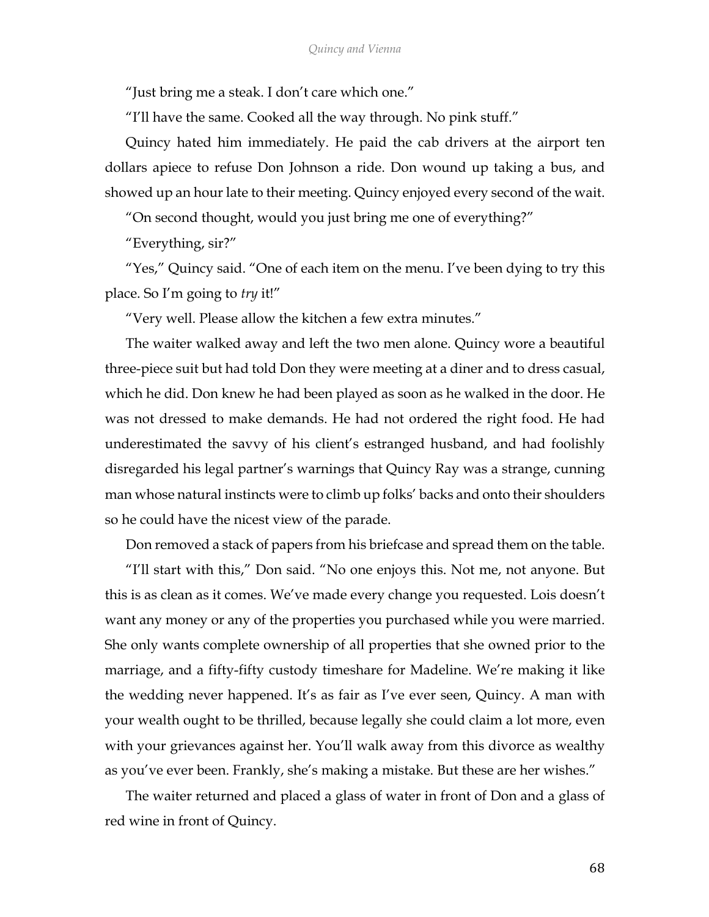"Just bring me a steak. I don't care which one."

"I'll have the same. Cooked all the way through. No pink stuff."

Quincy hated him immediately. He paid the cab drivers at the airport ten dollars apiece to refuse Don Johnson a ride. Don wound up taking a bus, and showed up an hour late to their meeting. Quincy enjoyed every second of the wait.

"On second thought, would you just bring me one of everything?"

"Everything, sir?"

"Yes," Quincy said. "One of each item on the menu. I've been dying to try this place. So I'm going to *try* it!"

"Very well. Please allow the kitchen a few extra minutes."

The waiter walked away and left the two men alone. Quincy wore a beautiful three-piece suit but had told Don they were meeting at a diner and to dress casual, which he did. Don knew he had been played as soon as he walked in the door. He was not dressed to make demands. He had not ordered the right food. He had underestimated the savvy of his client's estranged husband, and had foolishly disregarded his legal partner's warnings that Quincy Ray was a strange, cunning man whose natural instincts were to climb up folks' backs and onto their shoulders so he could have the nicest view of the parade.

Don removed a stack of papers from his briefcase and spread them on the table.

"I'll start with this," Don said. "No one enjoys this. Not me, not anyone. But this is as clean as it comes. We've made every change you requested. Lois doesn't want any money or any of the properties you purchased while you were married. She only wants complete ownership of all properties that she owned prior to the marriage, and a fifty-fifty custody timeshare for Madeline. We're making it like the wedding never happened. It's as fair as I've ever seen, Quincy. A man with your wealth ought to be thrilled, because legally she could claim a lot more, even with your grievances against her. You'll walk away from this divorce as wealthy as you've ever been. Frankly, she's making a mistake. But these are her wishes."

The waiter returned and placed a glass of water in front of Don and a glass of red wine in front of Quincy.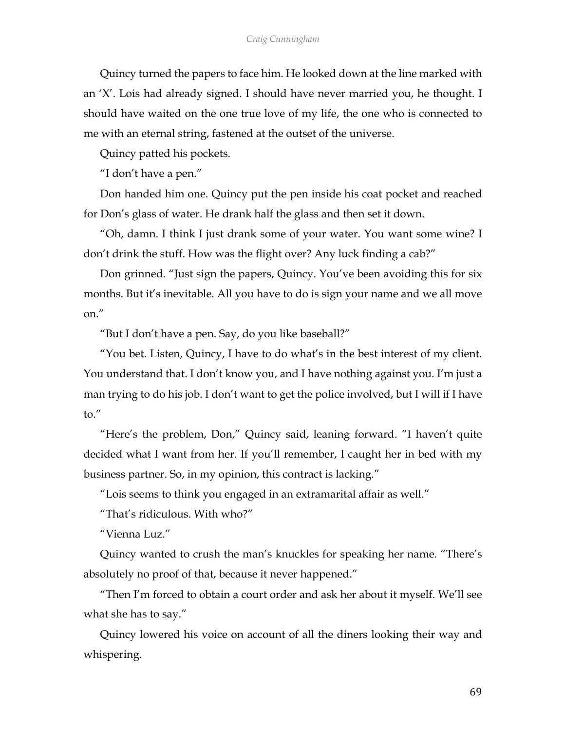Quincy turned the papers to face him. He looked down at the line marked with an 'X'. Lois had already signed. I should have never married you, he thought. I should have waited on the one true love of my life, the one who is connected to me with an eternal string, fastened at the outset of the universe.

Quincy patted his pockets.

"I don't have a pen."

Don handed him one. Quincy put the pen inside his coat pocket and reached for Don's glass of water. He drank half the glass and then set it down.

"Oh, damn. I think I just drank some of your water. You want some wine? I don't drink the stuff. How was the flight over? Any luck finding a cab?"

Don grinned. "Just sign the papers, Quincy. You've been avoiding this for six months. But it's inevitable. All you have to do is sign your name and we all move on."

"But I don't have a pen. Say, do you like baseball?"

"You bet. Listen, Quincy, I have to do what's in the best interest of my client. You understand that. I don't know you, and I have nothing against you. I'm just a man trying to do his job. I don't want to get the police involved, but I will if I have to."

"Here's the problem, Don," Quincy said, leaning forward. "I haven't quite decided what I want from her. If you'll remember, I caught her in bed with my business partner. So, in my opinion, this contract is lacking."

"Lois seems to think you engaged in an extramarital affair as well."

"That's ridiculous. With who?"

"Vienna Luz."

Quincy wanted to crush the man's knuckles for speaking her name. "There's absolutely no proof of that, because it never happened."

"Then I'm forced to obtain a court order and ask her about it myself. We'll see what she has to say."

Quincy lowered his voice on account of all the diners looking their way and whispering.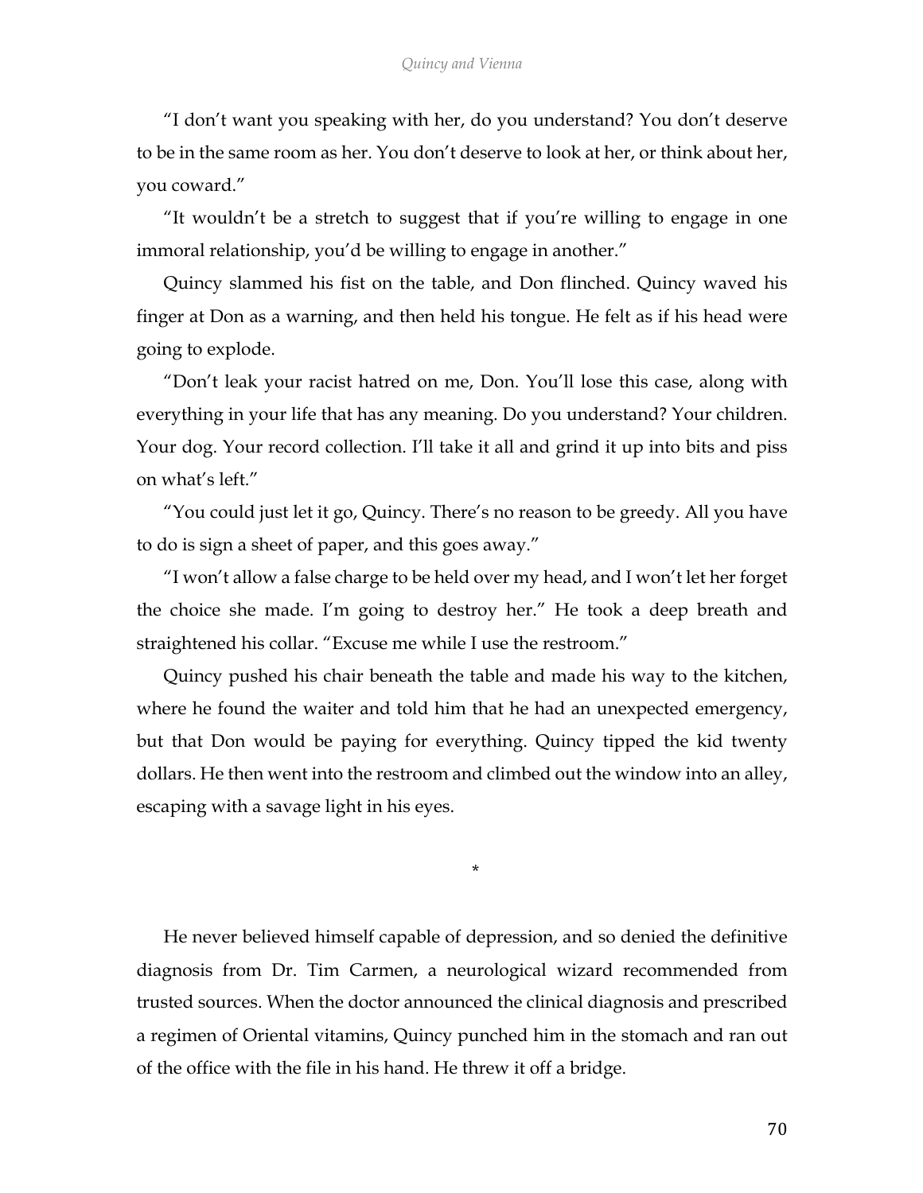"I don't want you speaking with her, do you understand? You don't deserve to be in the same room as her. You don't deserve to look at her, or think about her, you coward."

"It wouldn't be a stretch to suggest that if you're willing to engage in one immoral relationship, you'd be willing to engage in another."

Quincy slammed his fist on the table, and Don flinched. Quincy waved his finger at Don as a warning, and then held his tongue. He felt as if his head were going to explode.

"Don't leak your racist hatred on me, Don. You'll lose this case, along with everything in your life that has any meaning. Do you understand? Your children. Your dog. Your record collection. I'll take it all and grind it up into bits and piss on what's left."

"You could just let it go, Quincy. There's no reason to be greedy. All you have to do is sign a sheet of paper, and this goes away."

"I won't allow a false charge to be held over my head, and I won't let her forget the choice she made. I'm going to destroy her." He took a deep breath and straightened his collar. "Excuse me while I use the restroom."

Quincy pushed his chair beneath the table and made his way to the kitchen, where he found the waiter and told him that he had an unexpected emergency, but that Don would be paying for everything. Quincy tipped the kid twenty dollars. He then went into the restroom and climbed out the window into an alley, escaping with a savage light in his eyes.

*

He never believed himself capable of depression, and so denied the definitive diagnosis from Dr. Tim Carmen, a neurological wizard recommended from trusted sources. When the doctor announced the clinical diagnosis and prescribed a regimen of Oriental vitamins, Quincy punched him in the stomach and ran out of the office with the file in his hand. He threw it off a bridge.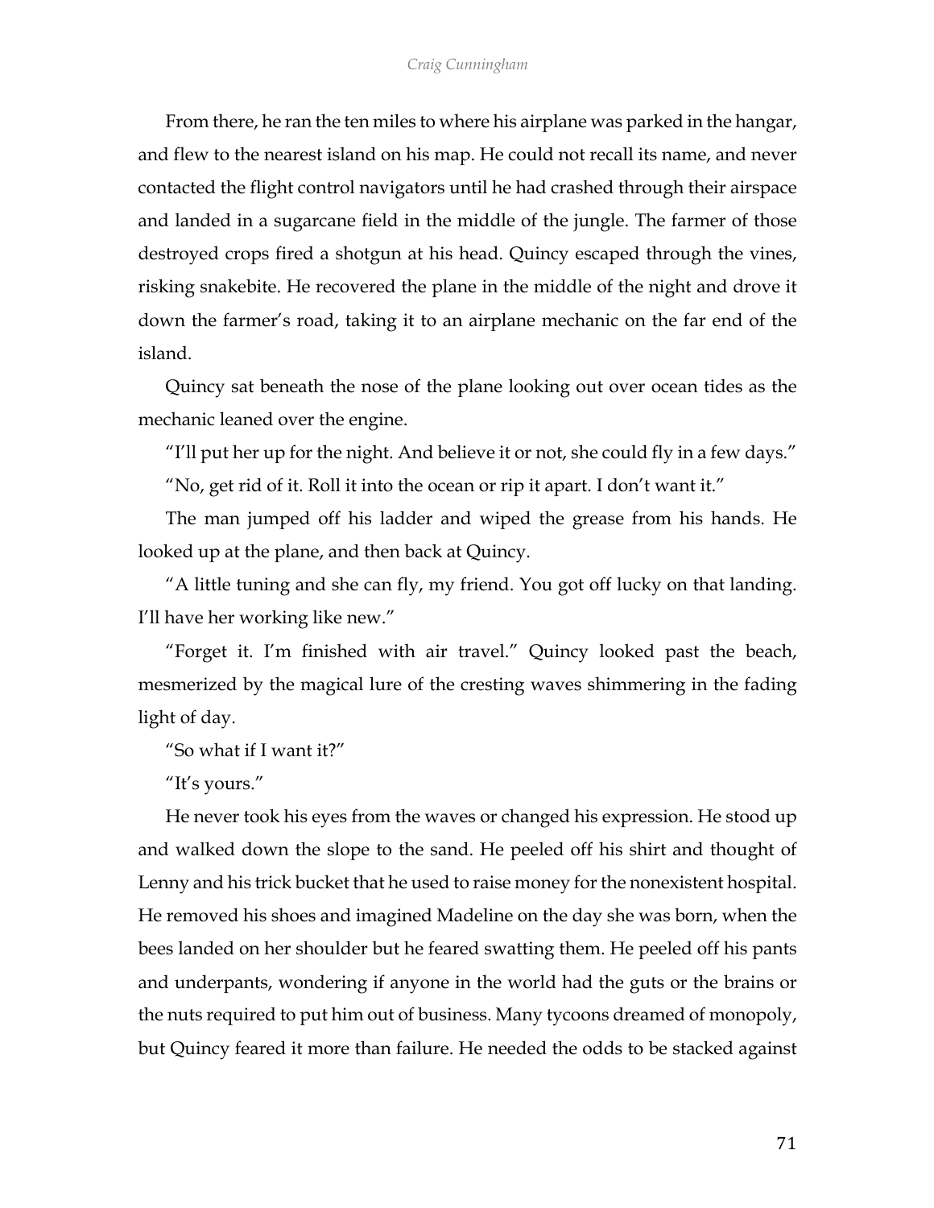From there, he ran the ten miles to where his airplane was parked in the hangar, and flew to the nearest island on his map. He could not recall its name, and never contacted the flight control navigators until he had crashed through their airspace and landed in a sugarcane field in the middle of the jungle. The farmer of those destroyed crops fired a shotgun at his head. Quincy escaped through the vines, risking snakebite. He recovered the plane in the middle of the night and drove it down the farmer's road, taking it to an airplane mechanic on the far end of the island.

Quincy sat beneath the nose of the plane looking out over ocean tides as the mechanic leaned over the engine.

"I'll put her up for the night. And believe it or not, she could fly in a few days."

"No, get rid of it. Roll it into the ocean or rip it apart. I don't want it."

The man jumped off his ladder and wiped the grease from his hands. He looked up at the plane, and then back at Quincy.

"A little tuning and she can fly, my friend. You got off lucky on that landing. I'll have her working like new."

"Forget it. I'm finished with air travel." Quincy looked past the beach, mesmerized by the magical lure of the cresting waves shimmering in the fading light of day.

"So what if I want it?"

"It's yours."

He never took his eyes from the waves or changed his expression. He stood up and walked down the slope to the sand. He peeled off his shirt and thought of Lenny and his trick bucket that he used to raise money for the nonexistent hospital. He removed his shoes and imagined Madeline on the day she was born, when the bees landed on her shoulder but he feared swatting them. He peeled off his pants and underpants, wondering if anyone in the world had the guts or the brains or the nuts required to put him out of business. Many tycoons dreamed of monopoly, but Quincy feared it more than failure. He needed the odds to be stacked against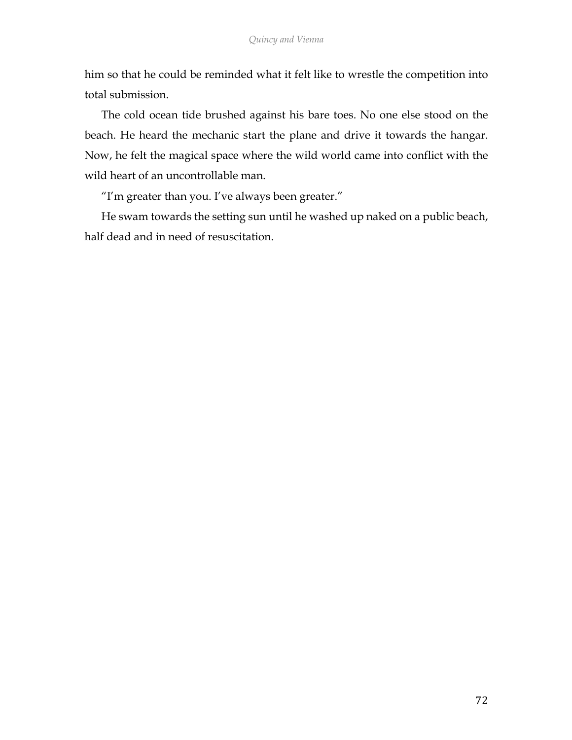him so that he could be reminded what it felt like to wrestle the competition into total submission.

The cold ocean tide brushed against his bare toes. No one else stood on the beach. He heard the mechanic start the plane and drive it towards the hangar. Now, he felt the magical space where the wild world came into conflict with the wild heart of an uncontrollable man.

"I'm greater than you. I've always been greater."

He swam towards the setting sun until he washed up naked on a public beach, half dead and in need of resuscitation.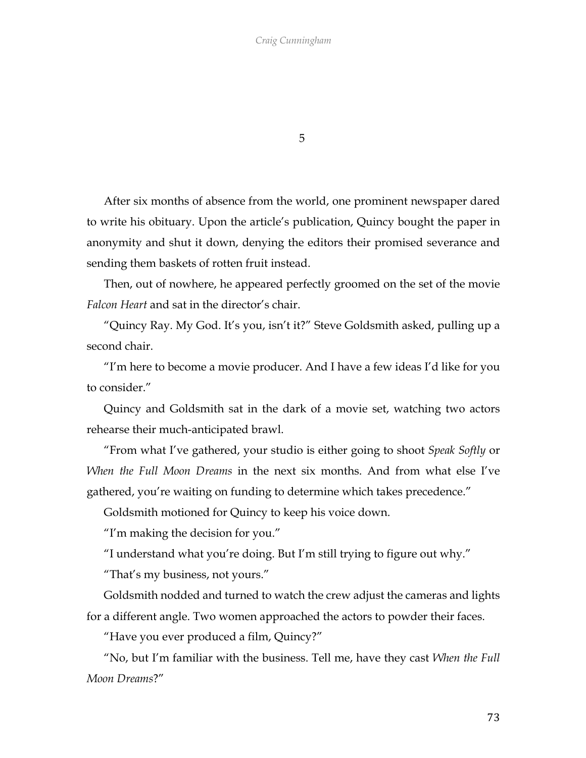# 5

After six months of absence from the world, one prominent newspaper dared to write his obituary. Upon the article's publication, Quincy bought the paper in anonymity and shut it down, denying the editors their promised severance and sending them baskets of rotten fruit instead.

Then, out of nowhere, he appeared perfectly groomed on the set of the movie *Falcon Heart* and sat in the director's chair.

"Quincy Ray. My God. It's you, isn't it?" Steve Goldsmith asked, pulling up a second chair.

"I'm here to become a movie producer. And I have a few ideas I'd like for you to consider."

Quincy and Goldsmith sat in the dark of a movie set, watching two actors rehearse their much-anticipated brawl.

"From what I've gathered, your studio is either going to shoot *Speak Softly* or *When the Full Moon Dreams* in the next six months. And from what else I've gathered, you're waiting on funding to determine which takes precedence."

Goldsmith motioned for Quincy to keep his voice down.

"I'm making the decision for you."

"I understand what you're doing. But I'm still trying to figure out why."

"That's my business, not yours."

Goldsmith nodded and turned to watch the crew adjust the cameras and lights for a different angle. Two women approached the actors to powder their faces.

"Have you ever produced a film, Quincy?"

"No, but I'm familiar with the business. Tell me, have they cast *When the Full Moon Dreams*?"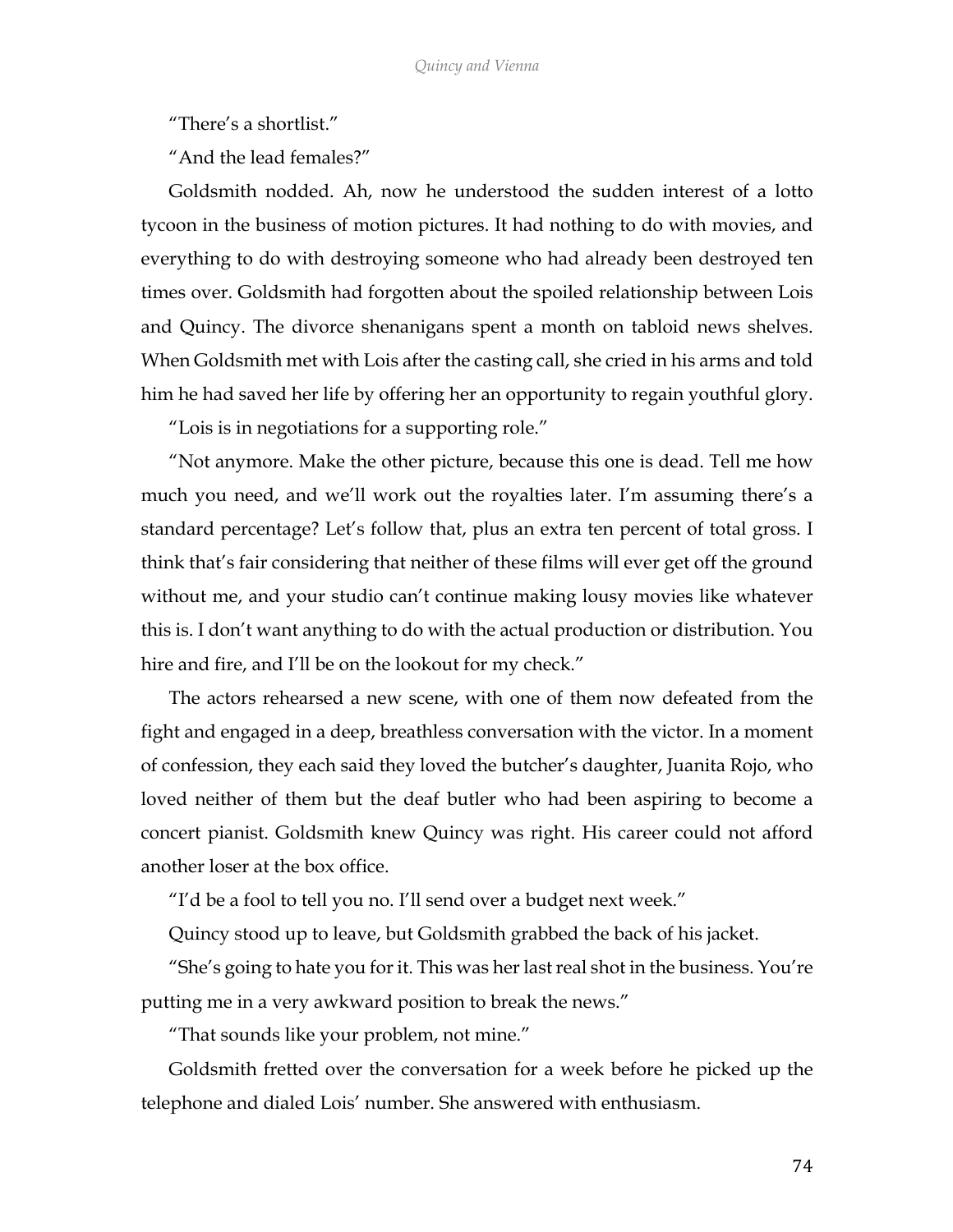"There's a shortlist."

"And the lead females?"

Goldsmith nodded. Ah, now he understood the sudden interest of a lotto tycoon in the business of motion pictures. It had nothing to do with movies, and everything to do with destroying someone who had already been destroyed ten times over. Goldsmith had forgotten about the spoiled relationship between Lois and Quincy. The divorce shenanigans spent a month on tabloid news shelves. When Goldsmith met with Lois after the casting call, she cried in his arms and told him he had saved her life by offering her an opportunity to regain youthful glory.

"Lois is in negotiations for a supporting role."

"Not anymore. Make the other picture, because this one is dead. Tell me how much you need, and we'll work out the royalties later. I'm assuming there's a standard percentage? Let's follow that, plus an extra ten percent of total gross. I think that's fair considering that neither of these films will ever get off the ground without me, and your studio can't continue making lousy movies like whatever this is. I don't want anything to do with the actual production or distribution. You hire and fire, and I'll be on the lookout for my check."

The actors rehearsed a new scene, with one of them now defeated from the fight and engaged in a deep, breathless conversation with the victor. In a moment of confession, they each said they loved the butcher's daughter, Juanita Rojo, who loved neither of them but the deaf butler who had been aspiring to become a concert pianist. Goldsmith knew Quincy was right. His career could not afford another loser at the box office.

"I'd be a fool to tell you no. I'll send over a budget next week."

Quincy stood up to leave, but Goldsmith grabbed the back of his jacket.

"She's going to hate you for it. This was her last real shot in the business. You're putting me in a very awkward position to break the news."

"That sounds like your problem, not mine."

Goldsmith fretted over the conversation for a week before he picked up the telephone and dialed Lois' number. She answered with enthusiasm.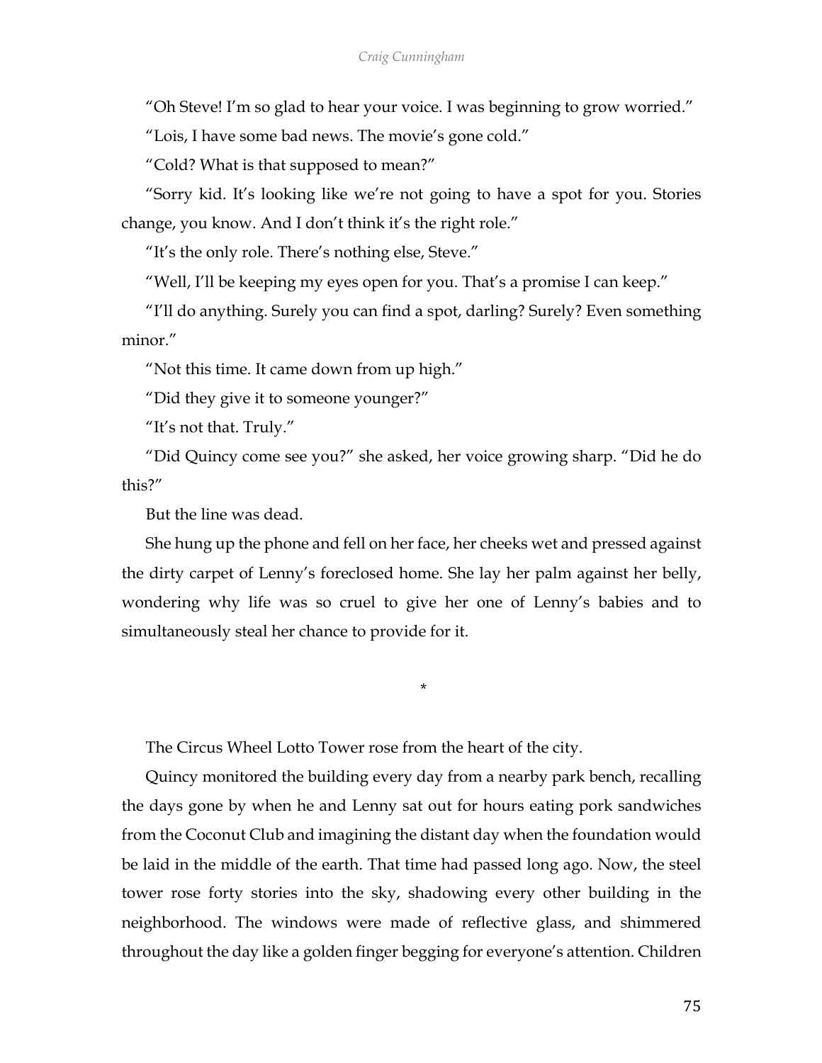"Oh Steve! I'm so glad to hear your voice. I was beginning to grow worried."

"Lois, I have some bad news. The movie's gone cold."

"Cold? What is that supposed to mean?"

"Sorry kid. It's looking like we're not going to have a spot for you. Stories change, you know. And I don't think it's the right role."

"It's the only role. There's nothing else, Steve."

"Well, I'll be keeping my eyes open for you. That's a promise I can keep."

"I'll do anything. Surely you can find a spot, darling? Surely? Even something minor."

"Not this time. It came down from up high."

"Did they give it to someone younger?"

"It's not that. Truly."

"Did Quincy come see you?" she asked, her voice growing sharp. "Did he do this?"

But the line was dead.

She hung up the phone and fell on her face, her cheeks wet and pressed against the dirty carpet of Lenny's foreclosed home. She lay her palm against her belly, wondering why life was so cruel to give her one of Lenny's babies and to simultaneously steal her chance to provide for it.

*

The Circus Wheel Lotto Tower rose from the heart of the city.

Quincy monitored the building every day from a nearby park bench, recalling the days gone by when he and Lenny sat out for hours eating pork sandwiches from the Coconut Club and imagining the distant day when the foundation would be laid in the middle of the earth. That time had passed long ago. Now, the steel tower rose forty stories into the sky, shadowing every other building in the neighborhood. The windows were made of reflective glass, and shimmered throughout the day like a golden finger begging for everyone's attention. Children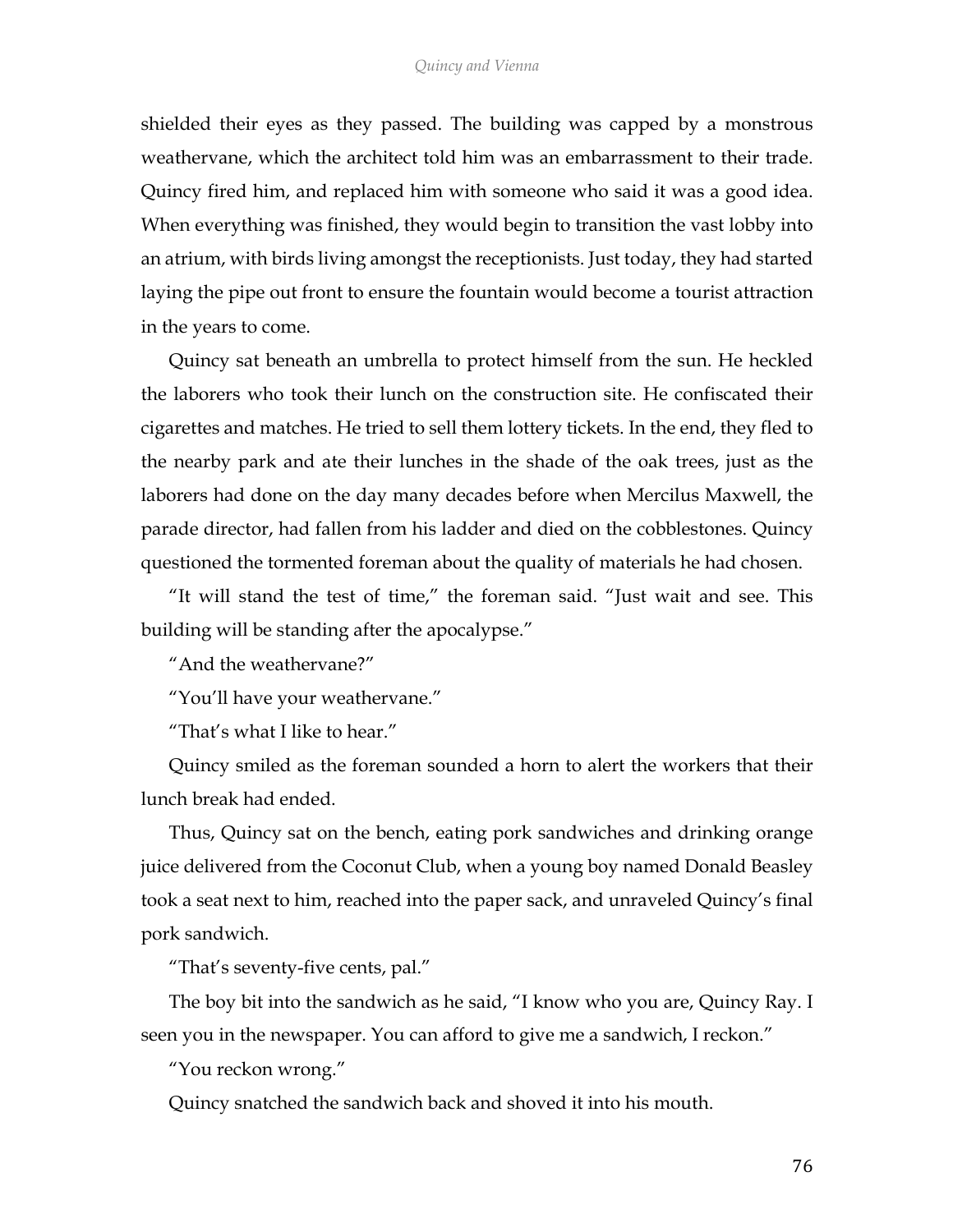shielded their eyes as they passed. The building was capped by a monstrous weathervane, which the architect told him was an embarrassment to their trade. Quincy fired him, and replaced him with someone who said it was a good idea. When everything was finished, they would begin to transition the vast lobby into an atrium, with birds living amongst the receptionists. Just today, they had started laying the pipe out front to ensure the fountain would become a tourist attraction in the years to come.

Quincy sat beneath an umbrella to protect himself from the sun. He heckled the laborers who took their lunch on the construction site. He confiscated their cigarettes and matches. He tried to sell them lottery tickets. In the end, they fled to the nearby park and ate their lunches in the shade of the oak trees, just as the laborers had done on the day many decades before when Mercilus Maxwell, the parade director, had fallen from his ladder and died on the cobblestones. Quincy questioned the tormented foreman about the quality of materials he had chosen.

"It will stand the test of time," the foreman said. "Just wait and see. This building will be standing after the apocalypse."

"And the weathervane?"

"You'll have your weathervane."

"That's what I like to hear."

Quincy smiled as the foreman sounded a horn to alert the workers that their lunch break had ended.

Thus, Quincy sat on the bench, eating pork sandwiches and drinking orange juice delivered from the Coconut Club, when a young boy named Donald Beasley took a seat next to him, reached into the paper sack, and unraveled Quincy's final pork sandwich.

"That's seventy-five cents, pal."

The boy bit into the sandwich as he said, "I know who you are, Quincy Ray. I seen you in the newspaper. You can afford to give me a sandwich, I reckon."

"You reckon wrong."

Quincy snatched the sandwich back and shoved it into his mouth.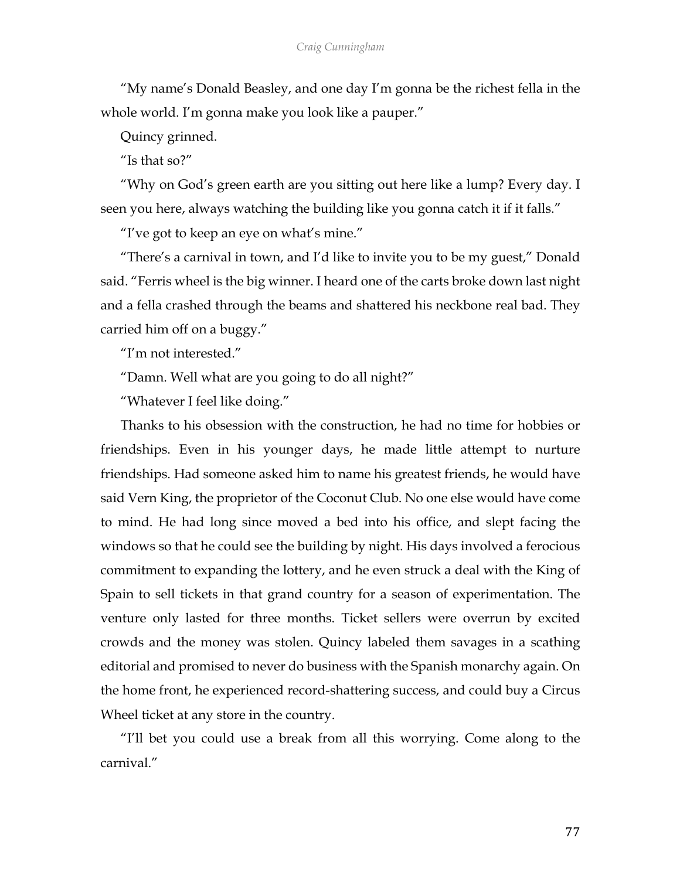“My name’s Donald Beasley, and one day I’m gonna be the richest fella in the whole world. I’m gonna make you look like a pauper.”

Quincy grinned.

“Is that so?”

“Why on God’s green earth are you sitting out here like a lump? Every day. I seen you here, always watching the building like you gonna catch it if it falls.”

“I’ve got to keep an eye on what’s mine.”

“There’s a carnival in town, and I’d like to invite you to be my guest,” Donald said. “Ferris wheel is the big winner. I heard one of the carts broke down last night and a fella crashed through the beams and shattered his neckbone real bad. They carried him off on a buggy.”

“I’m not interested.”

“Damn. Well what are you going to do all night?”

“Whatever I feel like doing.”

Thanks to his obsession with the construction, he had no time for hobbies or friendships. Even in his younger days, he made little attempt to nurture friendships. Had someone asked him to name his greatest friends, he would have said Vern King, the proprietor of the Coconut Club. No one else would have come to mind. He had long since moved a bed into his office, and slept facing the windows so that he could see the building by night. His days involved a ferocious commitment to expanding the lottery, and he even struck a deal with the King of Spain to sell tickets in that grand country for a season of experimentation. The venture only lasted for three months. Ticket sellers were overrun by excited crowds and the money was stolen. Quincy labeled them savages in a scathing editorial and promised to never do business with the Spanish monarchy again. On the home front, he experienced record-shattering success, and could buy a Circus Wheel ticket at any store in the country.

“I’ll bet you could use a break from all this worrying. Come along to the carnival.”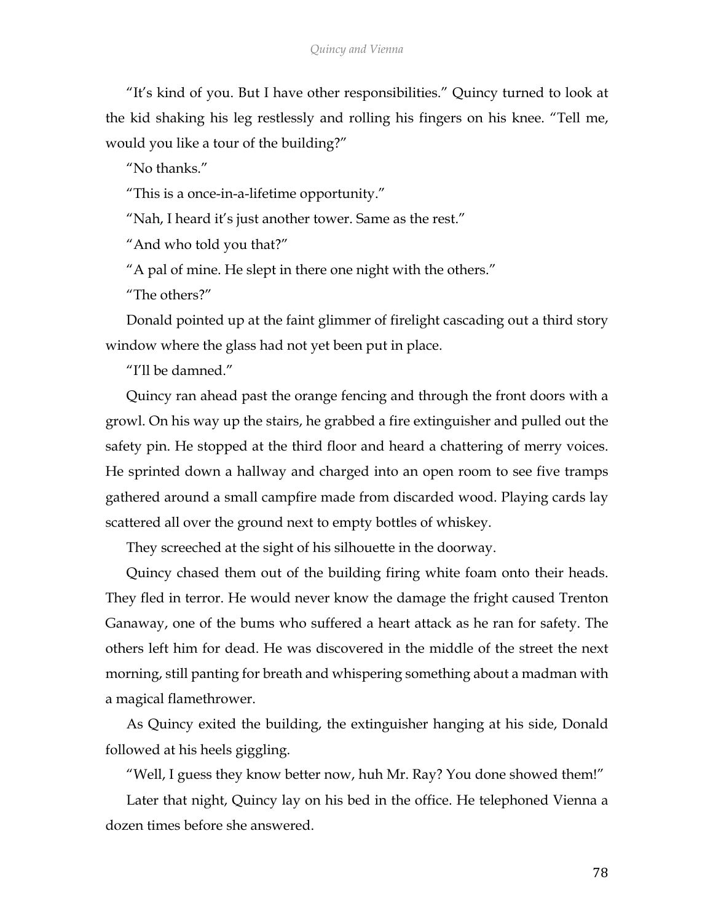"It's kind of you. But I have other responsibilities." Quincy turned to look at the kid shaking his leg restlessly and rolling his fingers on his knee. "Tell me, would you like a tour of the building?"

"No thanks."

"This is a once-in-a-lifetime opportunity."

"Nah, I heard it's just another tower. Same as the rest."

"And who told you that?"

"A pal of mine. He slept in there one night with the others."

"The others?"

Donald pointed up at the faint glimmer of firelight cascading out a third story window where the glass had not yet been put in place.

"I'll be damned."

Quincy ran ahead past the orange fencing and through the front doors with a growl. On his way up the stairs, he grabbed a fire extinguisher and pulled out the safety pin. He stopped at the third floor and heard a chattering of merry voices. He sprinted down a hallway and charged into an open room to see five tramps gathered around a small campfire made from discarded wood. Playing cards lay scattered all over the ground next to empty bottles of whiskey.

They screeched at the sight of his silhouette in the doorway.

Quincy chased them out of the building firing white foam onto their heads. They fled in terror. He would never know the damage the fright caused Trenton Ganaway, one of the bums who suffered a heart attack as he ran for safety. The others left him for dead. He was discovered in the middle of the street the next morning, still panting for breath and whispering something about a madman with a magical flamethrower.

As Quincy exited the building, the extinguisher hanging at his side, Donald followed at his heels giggling.

"Well, I guess they know better now, huh Mr. Ray? You done showed them!"

Later that night, Quincy lay on his bed in the office. He telephoned Vienna a dozen times before she answered.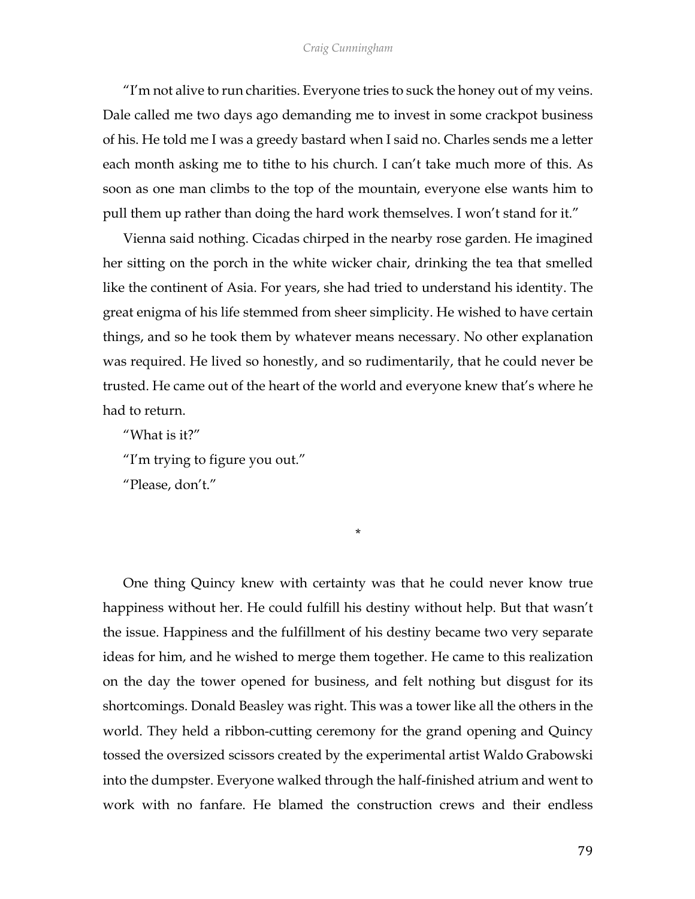"I'm not alive to run charities. Everyone tries to suck the honey out of my veins. Dale called me two days ago demanding me to invest in some crackpot business of his. He told me I was a greedy bastard when I said no. Charles sends me a letter each month asking me to tithe to his church. I can't take much more of this. As soon as one man climbs to the top of the mountain, everyone else wants him to pull them up rather than doing the hard work themselves. I won't stand for it."

Vienna said nothing. Cicadas chirped in the nearby rose garden. He imagined her sitting on the porch in the white wicker chair, drinking the tea that smelled like the continent of Asia. For years, she had tried to understand his identity. The great enigma of his life stemmed from sheer simplicity. He wished to have certain things, and so he took them by whatever means necessary. No other explanation was required. He lived so honestly, and so rudimentarily, that he could never be trusted. He came out of the heart of the world and everyone knew that's where he had to return.

"What is it?"

"I'm trying to figure you out."

"Please, don't."

*

One thing Quincy knew with certainty was that he could never know true happiness without her. He could fulfill his destiny without help. But that wasn't the issue. Happiness and the fulfillment of his destiny became two very separate ideas for him, and he wished to merge them together. He came to this realization on the day the tower opened for business, and felt nothing but disgust for its shortcomings. Donald Beasley was right. This was a tower like all the others in the world. They held a ribbon-cutting ceremony for the grand opening and Quincy tossed the oversized scissors created by the experimental artist Waldo Grabowski into the dumpster. Everyone walked through the half-finished atrium and went to work with no fanfare. He blamed the construction crews and their endless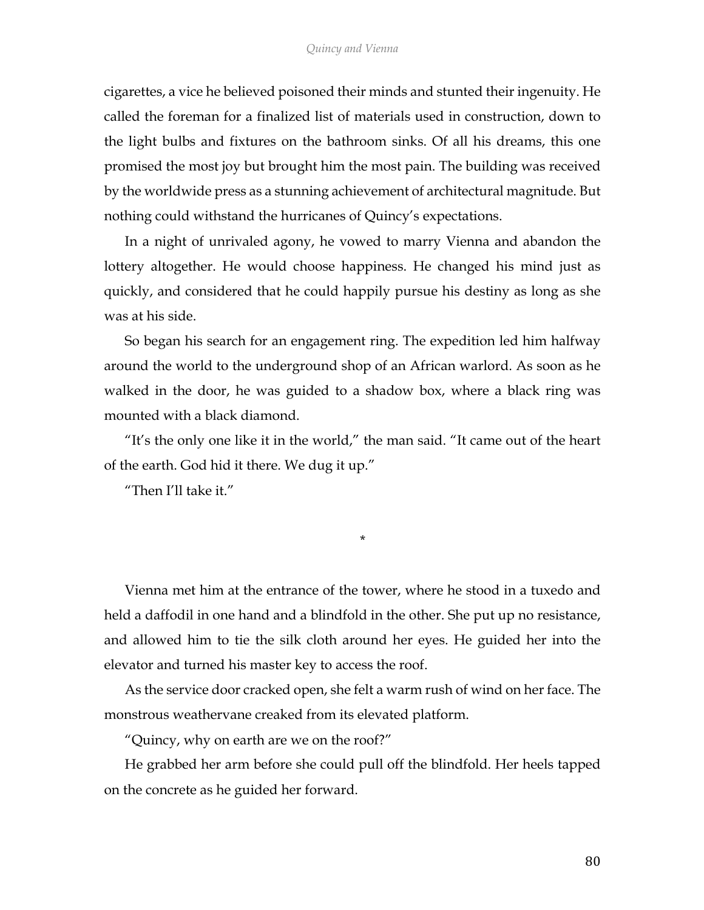cigarettes, a vice he believed poisoned their minds and stunted their ingenuity. He called the foreman for a finalized list of materials used in construction, down to the light bulbs and fixtures on the bathroom sinks. Of all his dreams, this one promised the most joy but brought him the most pain. The building was received by the worldwide press as a stunning achievement of architectural magnitude. But nothing could withstand the hurricanes of Quincy's expectations.

In a night of unrivaled agony, he vowed to marry Vienna and abandon the lottery altogether. He would choose happiness. He changed his mind just as quickly, and considered that he could happily pursue his destiny as long as she was at his side.

So began his search for an engagement ring. The expedition led him halfway around the world to the underground shop of an African warlord. As soon as he walked in the door, he was guided to a shadow box, where a black ring was mounted with a black diamond.

"It's the only one like it in the world," the man said. "It came out of the heart of the earth. God hid it there. We dug it up."

"Then I'll take it."

*

Vienna met him at the entrance of the tower, where he stood in a tuxedo and held a daffodil in one hand and a blindfold in the other. She put up no resistance, and allowed him to tie the silk cloth around her eyes. He guided her into the elevator and turned his master key to access the roof.

As the service door cracked open, she felt a warm rush of wind on her face. The monstrous weathervane creaked from its elevated platform.

"Quincy, why on earth are we on the roof?"

He grabbed her arm before she could pull off the blindfold. Her heels tapped on the concrete as he guided her forward.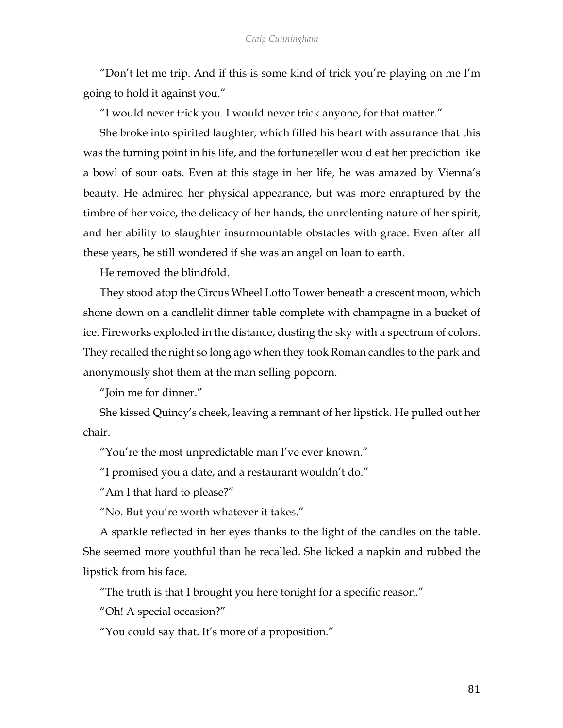"Don't let me trip. And if this is some kind of trick you're playing on me I'm going to hold it against you."

"I would never trick you. I would never trick anyone, for that matter."

She broke into spirited laughter, which filled his heart with assurance that this was the turning point in his life, and the fortuneteller would eat her prediction like a bowl of sour oats. Even at this stage in her life, he was amazed by Vienna's beauty. He admired her physical appearance, but was more enraptured by the timbre of her voice, the delicacy of her hands, the unrelenting nature of her spirit, and her ability to slaughter insurmountable obstacles with grace. Even after all these years, he still wondered if she was an angel on loan to earth.

He removed the blindfold.

They stood atop the Circus Wheel Lotto Tower beneath a crescent moon, which shone down on a candlelit dinner table complete with champagne in a bucket of ice. Fireworks exploded in the distance, dusting the sky with a spectrum of colors. They recalled the night so long ago when they took Roman candles to the park and anonymously shot them at the man selling popcorn.

"Join me for dinner."

She kissed Quincy's cheek, leaving a remnant of her lipstick. He pulled out her chair.

"You're the most unpredictable man I've ever known."

"I promised you a date, and a restaurant wouldn't do."

"Am I that hard to please?"

"No. But you're worth whatever it takes."

A sparkle reflected in her eyes thanks to the light of the candles on the table. She seemed more youthful than he recalled. She licked a napkin and rubbed the lipstick from his face.

"The truth is that I brought you here tonight for a specific reason."

"Oh! A special occasion?"

"You could say that. It's more of a proposition."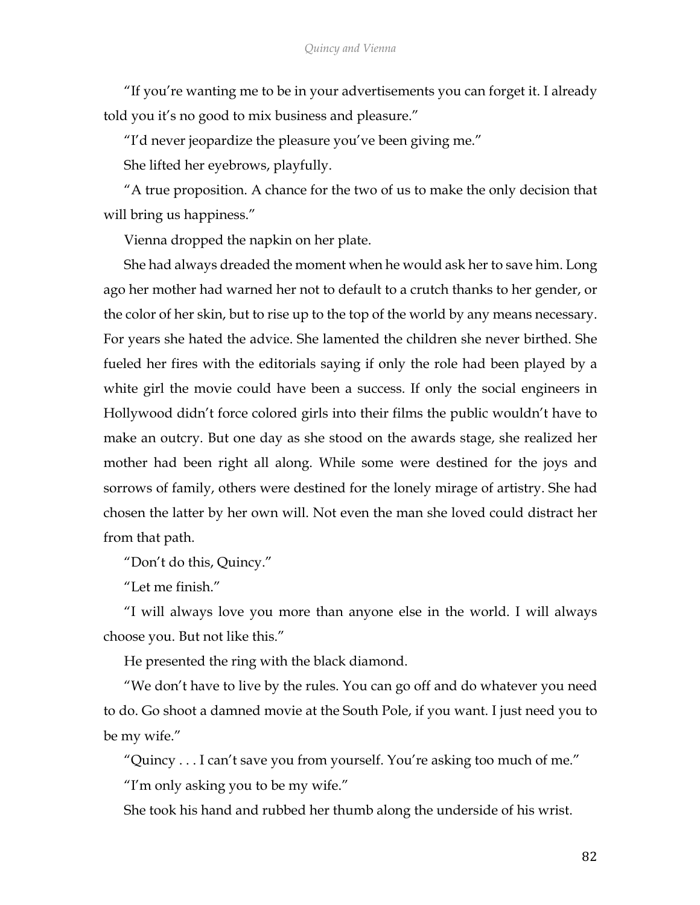"If you're wanting me to be in your advertisements you can forget it. I already told you it's no good to mix business and pleasure."

"I'd never jeopardize the pleasure you've been giving me."

She lifted her eyebrows, playfully.

"A true proposition. A chance for the two of us to make the only decision that will bring us happiness."

Vienna dropped the napkin on her plate.

She had always dreaded the moment when he would ask her to save him. Long ago her mother had warned her not to default to a crutch thanks to her gender, or the color of her skin, but to rise up to the top of the world by any means necessary. For years she hated the advice. She lamented the children she never birthed. She fueled her fires with the editorials saying if only the role had been played by a white girl the movie could have been a success. If only the social engineers in Hollywood didn't force colored girls into their films the public wouldn't have to make an outcry. But one day as she stood on the awards stage, she realized her mother had been right all along. While some were destined for the joys and sorrows of family, others were destined for the lonely mirage of artistry. She had chosen the latter by her own will. Not even the man she loved could distract her from that path.

"Don't do this, Quincy."

"Let me finish."

"I will always love you more than anyone else in the world. I will always choose you. But not like this."

He presented the ring with the black diamond.

"We don't have to live by the rules. You can go off and do whatever you need to do. Go shoot a damned movie at the South Pole, if you want. I just need you to be my wife."

"Quincy . . . I can't save you from yourself. You're asking too much of me."

"I'm only asking you to be my wife."

She took his hand and rubbed her thumb along the underside of his wrist.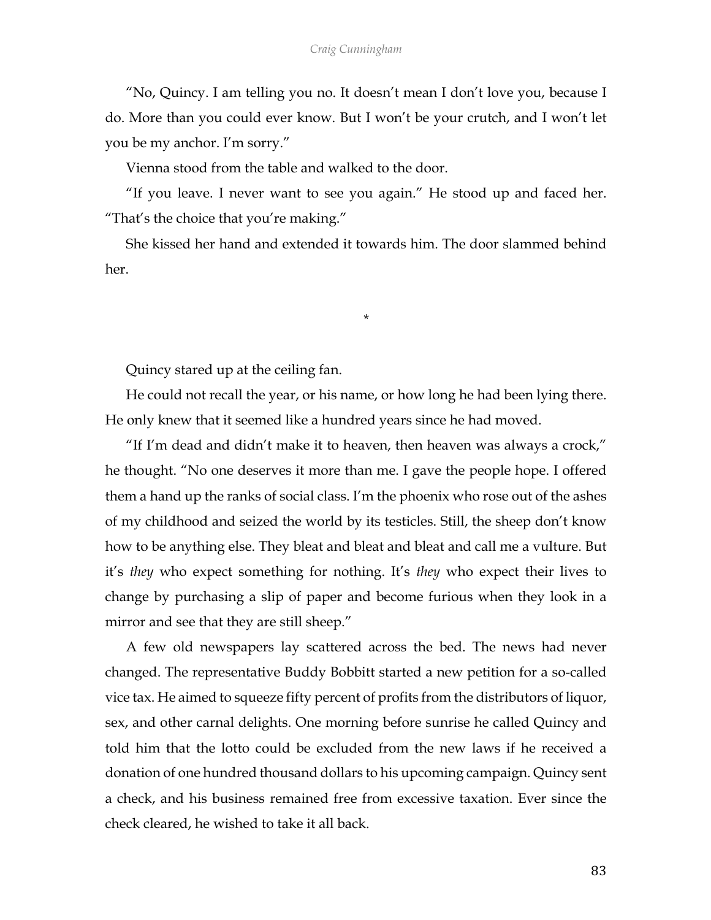"No, Quincy. I am telling you no. It doesn't mean I don't love you, because I do. More than you could ever know. But I won't be your crutch, and I won't let you be my anchor. I'm sorry."

Vienna stood from the table and walked to the door.

"If you leave. I never want to see you again." He stood up and faced her. "That's the choice that you're making."

She kissed her hand and extended it towards him. The door slammed behind her.

*

Quincy stared up at the ceiling fan.

He could not recall the year, or his name, or how long he had been lying there. He only knew that it seemed like a hundred years since he had moved.

"If I'm dead and didn't make it to heaven, then heaven was always a crock," he thought. "No one deserves it more than me. I gave the people hope. I offered them a hand up the ranks of social class. I'm the phoenix who rose out of the ashes of my childhood and seized the world by its testicles. Still, the sheep don't know how to be anything else. They bleat and bleat and bleat and call me a vulture. But it's *they* who expect something for nothing. It's *they* who expect their lives to change by purchasing a slip of paper and become furious when they look in a mirror and see that they are still sheep."

A few old newspapers lay scattered across the bed. The news had never changed. The representative Buddy Bobbitt started a new petition for a so-called vice tax. He aimed to squeeze fifty percent of profits from the distributors of liquor, sex, and other carnal delights. One morning before sunrise he called Quincy and told him that the lotto could be excluded from the new laws if he received a donation of one hundred thousand dollars to his upcoming campaign. Quincy sent a check, and his business remained free from excessive taxation. Ever since the check cleared, he wished to take it all back.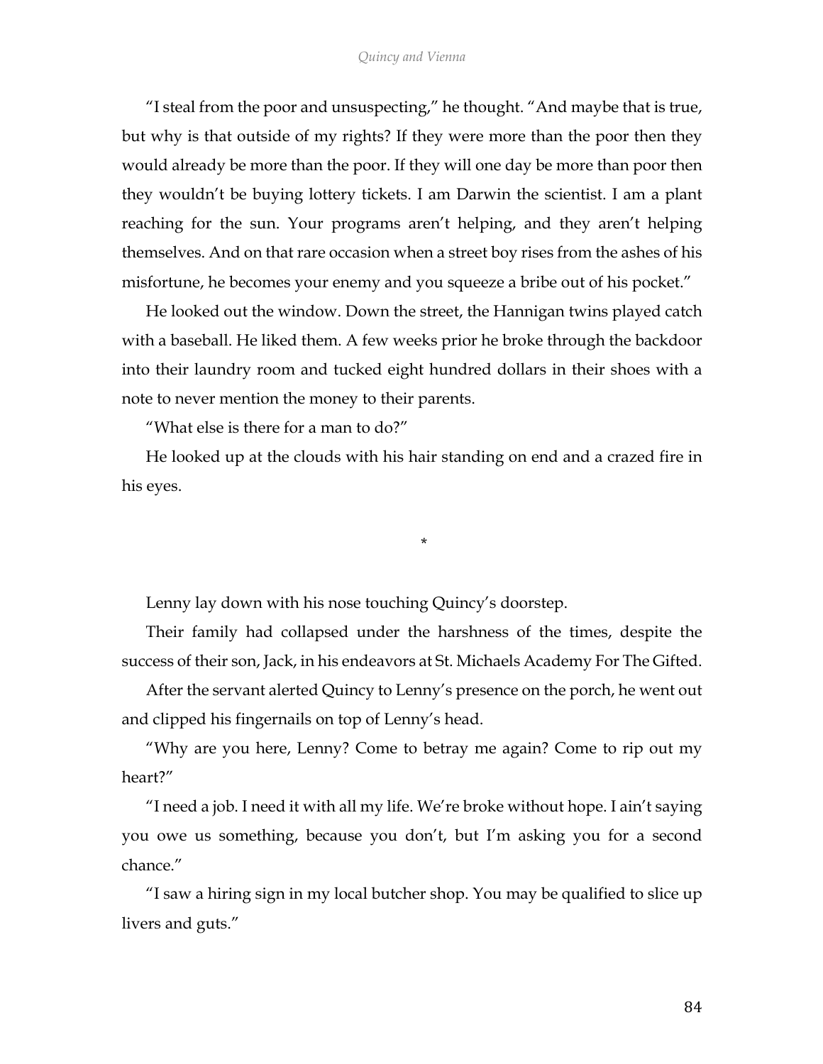"I steal from the poor and unsuspecting," he thought. "And maybe that is true, but why is that outside of my rights? If they were more than the poor then they would already be more than the poor. If they will one day be more than poor then they wouldn't be buying lottery tickets. I am Darwin the scientist. I am a plant reaching for the sun. Your programs aren't helping, and they aren't helping themselves. And on that rare occasion when a street boy rises from the ashes of his misfortune, he becomes your enemy and you squeeze a bribe out of his pocket."

He looked out the window. Down the street, the Hannigan twins played catch with a baseball. He liked them. A few weeks prior he broke through the backdoor into their laundry room and tucked eight hundred dollars in their shoes with a note to never mention the money to their parents.

"What else is there for a man to do?"

He looked up at the clouds with his hair standing on end and a crazed fire in his eyes.

*

Lenny lay down with his nose touching Quincy's doorstep.

Their family had collapsed under the harshness of the times, despite the success of their son, Jack, in his endeavors at St. Michaels Academy For The Gifted.

After the servant alerted Quincy to Lenny's presence on the porch, he went out and clipped his fingernails on top of Lenny's head.

"Why are you here, Lenny? Come to betray me again? Come to rip out my heart?"

"I need a job. I need it with all my life. We're broke without hope. I ain't saying you owe us something, because you don't, but I'm asking you for a second chance."

"I saw a hiring sign in my local butcher shop. You may be qualified to slice up livers and guts."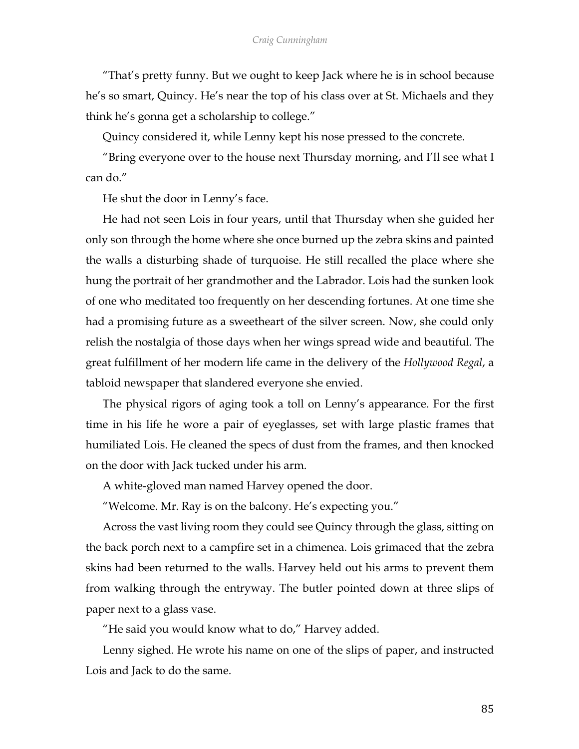"That's pretty funny. But we ought to keep Jack where he is in school because he's so smart, Quincy. He's near the top of his class over at St. Michaels and they think he's gonna get a scholarship to college."

Quincy considered it, while Lenny kept his nose pressed to the concrete.

"Bring everyone over to the house next Thursday morning, and I'll see what I can do."

He shut the door in Lenny's face.

He had not seen Lois in four years, until that Thursday when she guided her only son through the home where she once burned up the zebra skins and painted the walls a disturbing shade of turquoise. He still recalled the place where she hung the portrait of her grandmother and the Labrador. Lois had the sunken look of one who meditated too frequently on her descending fortunes. At one time she had a promising future as a sweetheart of the silver screen. Now, she could only relish the nostalgia of those days when her wings spread wide and beautiful. The great fulfillment of her modern life came in the delivery of the *Hollywood Regal*, a tabloid newspaper that slandered everyone she envied.

The physical rigors of aging took a toll on Lenny's appearance. For the first time in his life he wore a pair of eyeglasses, set with large plastic frames that humiliated Lois. He cleaned the specs of dust from the frames, and then knocked on the door with Jack tucked under his arm.

A white-gloved man named Harvey opened the door.

"Welcome. Mr. Ray is on the balcony. He's expecting you."

Across the vast living room they could see Quincy through the glass, sitting on the back porch next to a campfire set in a chimenea. Lois grimaced that the zebra skins had been returned to the walls. Harvey held out his arms to prevent them from walking through the entryway. The butler pointed down at three slips of paper next to a glass vase.

"He said you would know what to do," Harvey added.

Lenny sighed. He wrote his name on one of the slips of paper, and instructed Lois and Jack to do the same.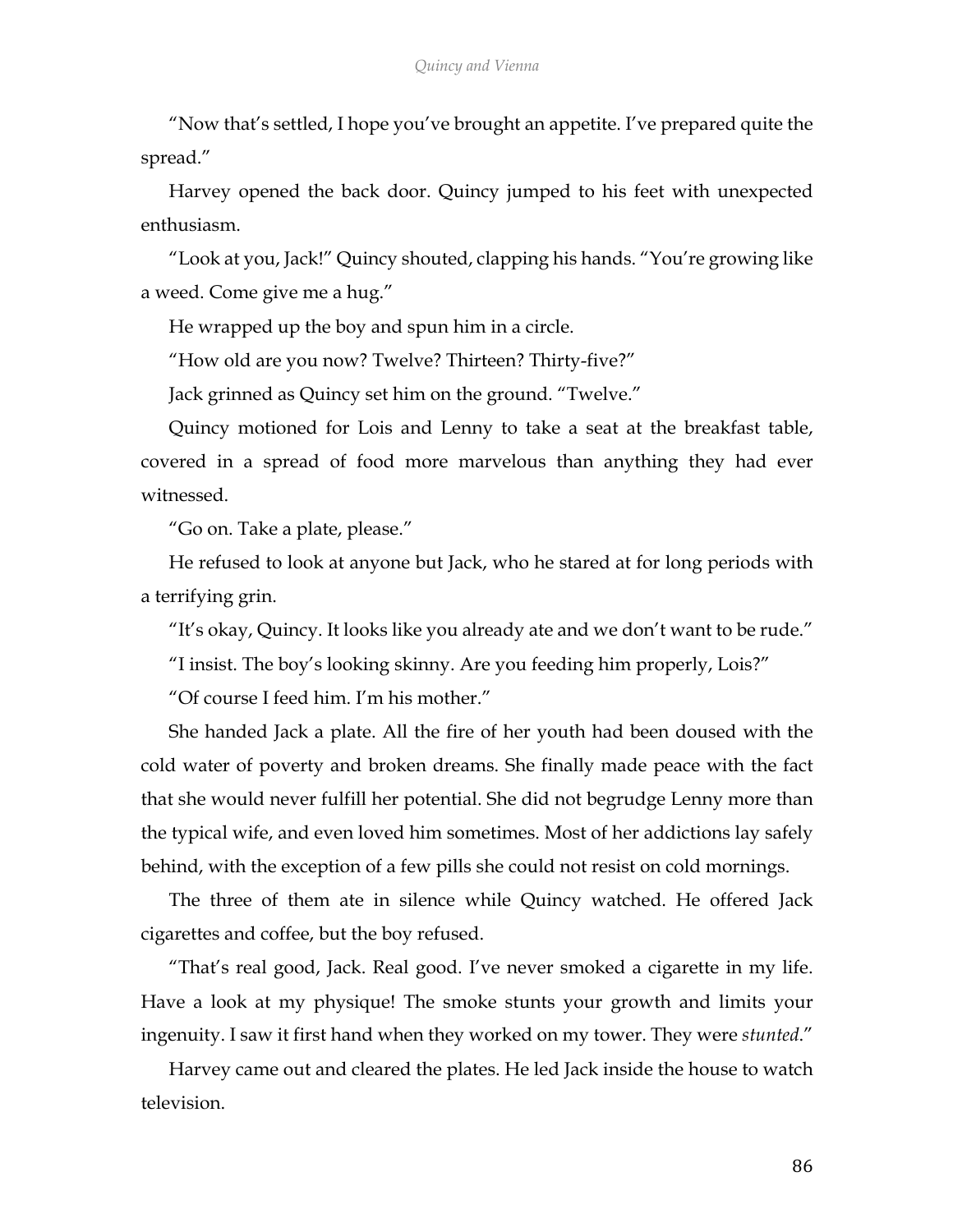"Now that's settled, I hope you've brought an appetite. I've prepared quite the spread."

Harvey opened the back door. Quincy jumped to his feet with unexpected enthusiasm.

"Look at you, Jack!" Quincy shouted, clapping his hands. "You're growing like a weed. Come give me a hug."

He wrapped up the boy and spun him in a circle.

"How old are you now? Twelve? Thirteen? Thirty-five?"

Jack grinned as Quincy set him on the ground. "Twelve."

Quincy motioned for Lois and Lenny to take a seat at the breakfast table, covered in a spread of food more marvelous than anything they had ever witnessed.

"Go on. Take a plate, please."

He refused to look at anyone but Jack, who he stared at for long periods with a terrifying grin.

"It's okay, Quincy. It looks like you already ate and we don't want to be rude."

"I insist. The boy's looking skinny. Are you feeding him properly, Lois?"

"Of course I feed him. I'm his mother."

She handed Jack a plate. All the fire of her youth had been doused with the cold water of poverty and broken dreams. She finally made peace with the fact that she would never fulfill her potential. She did not begrudge Lenny more than the typical wife, and even loved him sometimes. Most of her addictions lay safely behind, with the exception of a few pills she could not resist on cold mornings.

The three of them ate in silence while Quincy watched. He offered Jack cigarettes and coffee, but the boy refused.

"That's real good, Jack. Real good. I've never smoked a cigarette in my life. Have a look at my physique! The smoke stunts your growth and limits your ingenuity. I saw it first hand when they worked on my tower. They were *stunted*."

Harvey came out and cleared the plates. He led Jack inside the house to watch television.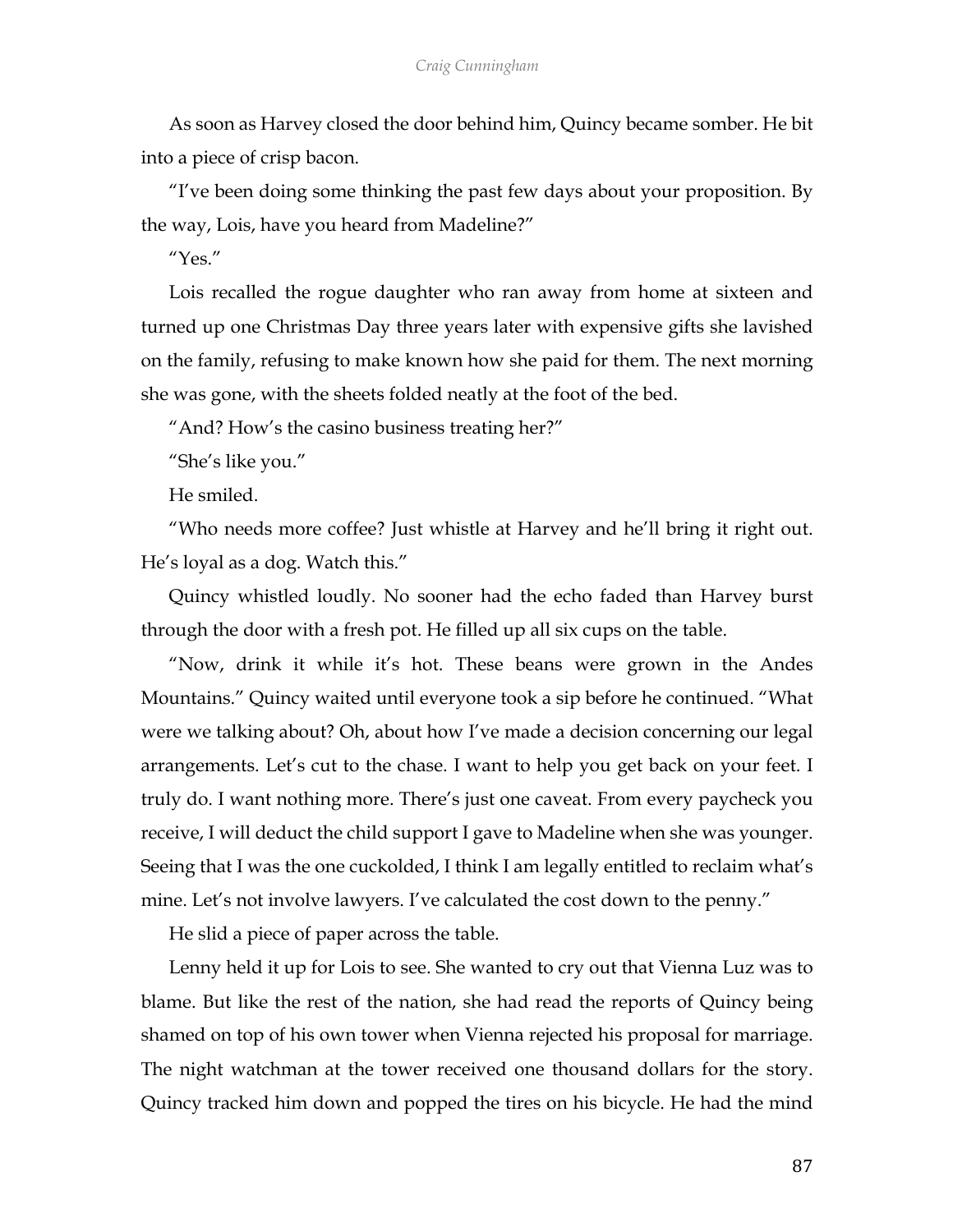As soon as Harvey closed the door behind him, Quincy became somber. He bit into a piece of crisp bacon.

"I've been doing some thinking the past few days about your proposition. By the way, Lois, have you heard from Madeline?"

"Yes."

Lois recalled the rogue daughter who ran away from home at sixteen and turned up one Christmas Day three years later with expensive gifts she lavished on the family, refusing to make known how she paid for them. The next morning she was gone, with the sheets folded neatly at the foot of the bed.

"And? How's the casino business treating her?"

"She's like you."

He smiled.

"Who needs more coffee? Just whistle at Harvey and he'll bring it right out. He's loyal as a dog. Watch this."

Quincy whistled loudly. No sooner had the echo faded than Harvey burst through the door with a fresh pot. He filled up all six cups on the table.

"Now, drink it while it's hot. These beans were grown in the Andes Mountains." Quincy waited until everyone took a sip before he continued. "What were we talking about? Oh, about how I've made a decision concerning our legal arrangements. Let's cut to the chase. I want to help you get back on your feet. I truly do. I want nothing more. There's just one caveat. From every paycheck you receive, I will deduct the child support I gave to Madeline when she was younger. Seeing that I was the one cuckolded, I think I am legally entitled to reclaim what's mine. Let's not involve lawyers. I've calculated the cost down to the penny."

He slid a piece of paper across the table.

Lenny held it up for Lois to see. She wanted to cry out that Vienna Luz was to blame. But like the rest of the nation, she had read the reports of Quincy being shamed on top of his own tower when Vienna rejected his proposal for marriage. The night watchman at the tower received one thousand dollars for the story. Quincy tracked him down and popped the tires on his bicycle. He had the mind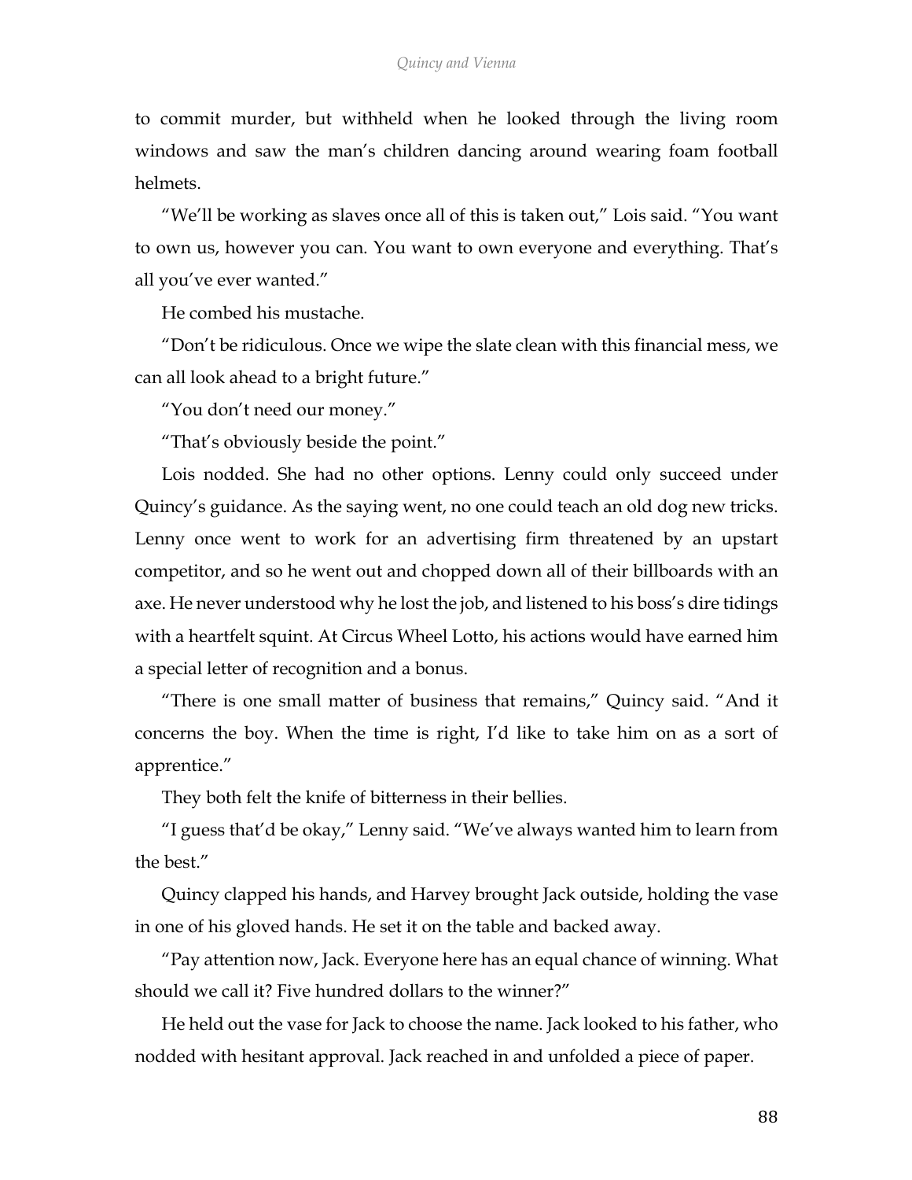to commit murder, but withheld when he looked through the living room windows and saw the man's children dancing around wearing foam football helmets.

"We'll be working as slaves once all of this is taken out," Lois said. "You want to own us, however you can. You want to own everyone and everything. That's all you've ever wanted."

He combed his mustache.

"Don't be ridiculous. Once we wipe the slate clean with this financial mess, we can all look ahead to a bright future."

"You don't need our money."

"That's obviously beside the point."

Lois nodded. She had no other options. Lenny could only succeed under Quincy's guidance. As the saying went, no one could teach an old dog new tricks. Lenny once went to work for an advertising firm threatened by an upstart competitor, and so he went out and chopped down all of their billboards with an axe. He never understood why he lost the job, and listened to his boss's dire tidings with a heartfelt squint. At Circus Wheel Lotto, his actions would have earned him a special letter of recognition and a bonus.

"There is one small matter of business that remains," Quincy said. "And it concerns the boy. When the time is right, I'd like to take him on as a sort of apprentice."

They both felt the knife of bitterness in their bellies.

"I guess that'd be okay," Lenny said. "We've always wanted him to learn from the best."

Quincy clapped his hands, and Harvey brought Jack outside, holding the vase in one of his gloved hands. He set it on the table and backed away.

"Pay attention now, Jack. Everyone here has an equal chance of winning. What should we call it? Five hundred dollars to the winner?"

He held out the vase for Jack to choose the name. Jack looked to his father, who nodded with hesitant approval. Jack reached in and unfolded a piece of paper.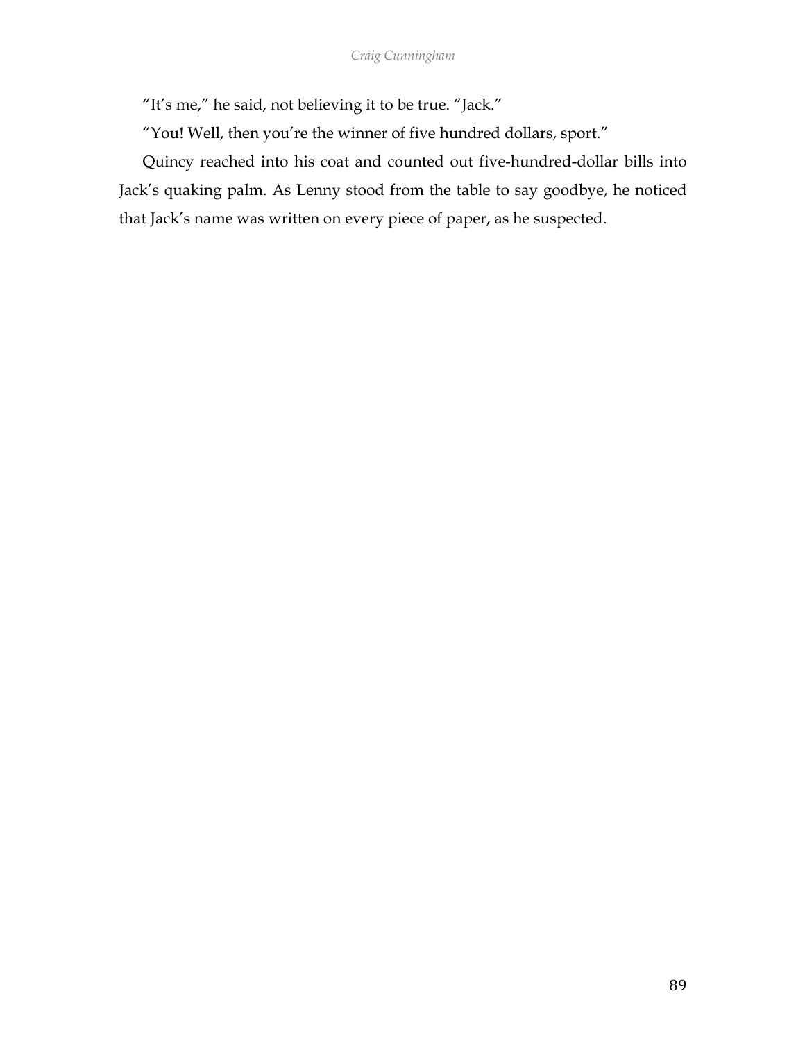"It's me," he said, not believing it to be true. "Jack."

"You! Well, then you're the winner of five hundred dollars, sport."

Quincy reached into his coat and counted out five-hundred-dollar bills into Jack's quaking palm. As Lenny stood from the table to say goodbye, he noticed that Jack's name was written on every piece of paper, as he suspected.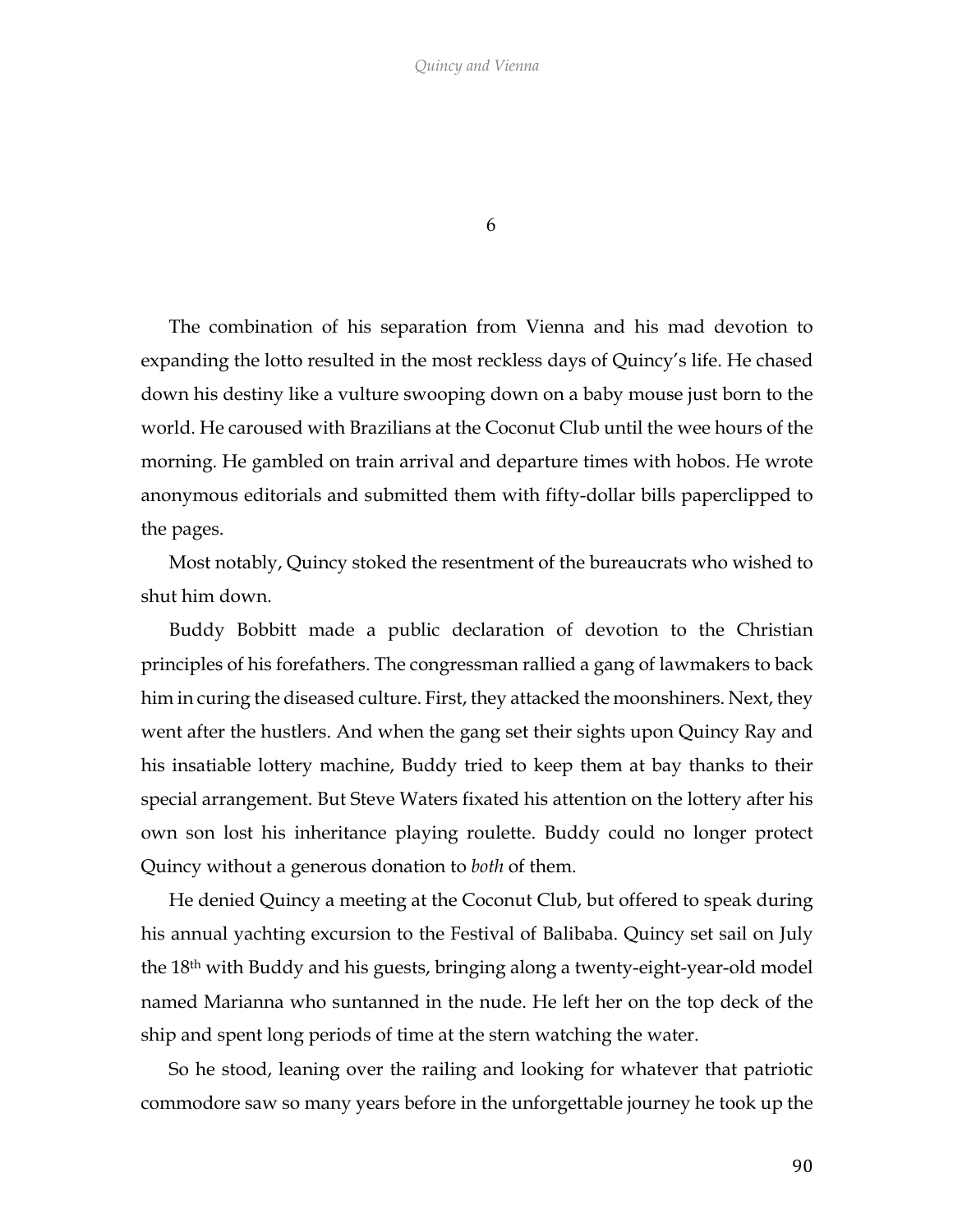# 6

The combination of his separation from Vienna and his mad devotion to expanding the lotto resulted in the most reckless days of Quincy's life. He chased down his destiny like a vulture swooping down on a baby mouse just born to the world. He caroused with Brazilians at the Coconut Club until the wee hours of the morning. He gambled on train arrival and departure times with hobos. He wrote anonymous editorials and submitted them with fifty-dollar bills paperclipped to the pages.

Most notably, Quincy stoked the resentment of the bureaucrats who wished to shut him down.

Buddy Bobbitt made a public declaration of devotion to the Christian principles of his forefathers. The congressman rallied a gang of lawmakers to back him in curing the diseased culture. First, they attacked the moonshiners. Next, they went after the hustlers. And when the gang set their sights upon Quincy Ray and his insatiable lottery machine, Buddy tried to keep them at bay thanks to their special arrangement. But Steve Waters fixated his attention on the lottery after his own son lost his inheritance playing roulette. Buddy could no longer protect Quincy without a generous donation to *both* of them.

He denied Quincy a meeting at the Coconut Club, but offered to speak during his annual yachting excursion to the Festival of Balibaba. Quincy set sail on July the 18th with Buddy and his guests, bringing along a twenty-eight-year-old model named Marianna who suntanned in the nude. He left her on the top deck of the ship and spent long periods of time at the stern watching the water.

So he stood, leaning over the railing and looking for whatever that patriotic commodore saw so many years before in the unforgettable journey he took up the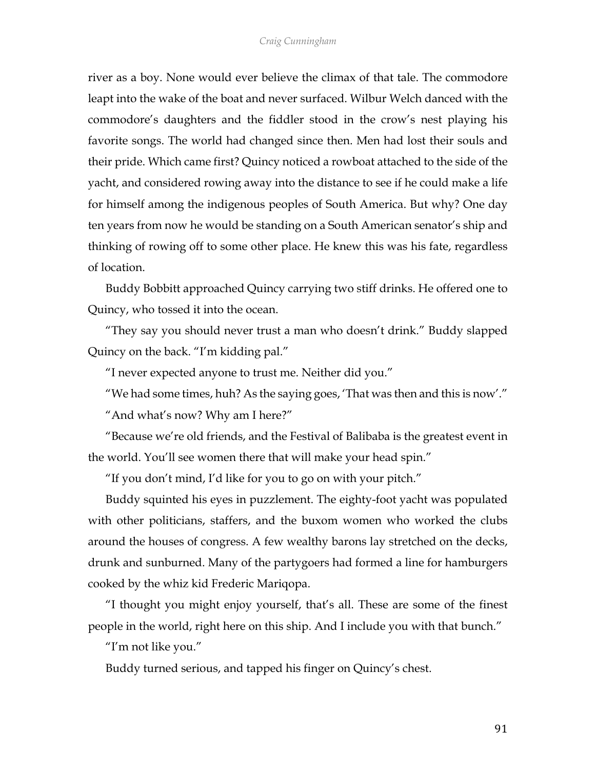river as a boy. None would ever believe the climax of that tale. The commodore leapt into the wake of the boat and never surfaced. Wilbur Welch danced with the commodore's daughters and the fiddler stood in the crow's nest playing his favorite songs. The world had changed since then. Men had lost their souls and their pride. Which came first? Quincy noticed a rowboat attached to the side of the yacht, and considered rowing away into the distance to see if he could make a life for himself among the indigenous peoples of South America. But why? One day ten years from now he would be standing on a South American senator's ship and thinking of rowing off to some other place. He knew this was his fate, regardless of location.

Buddy Bobbitt approached Quincy carrying two stiff drinks. He offered one to Quincy, who tossed it into the ocean.

"They say you should never trust a man who doesn't drink." Buddy slapped Quincy on the back. "I'm kidding pal."

"I never expected anyone to trust me. Neither did you."

"We had some times, huh? As the saying goes, 'That was then and this is now'."

"And what's now? Why am I here?"

"Because we're old friends, and the Festival of Balibaba is the greatest event in the world. You'll see women there that will make your head spin."

"If you don't mind, I'd like for you to go on with your pitch."

Buddy squinted his eyes in puzzlement. The eighty-foot yacht was populated with other politicians, staffers, and the buxom women who worked the clubs around the houses of congress. A few wealthy barons lay stretched on the decks, drunk and sunburned. Many of the partygoers had formed a line for hamburgers cooked by the whiz kid Frederic Mariqopa.

"I thought you might enjoy yourself, that's all. These are some of the finest people in the world, right here on this ship. And I include you with that bunch."

"I'm not like you."

Buddy turned serious, and tapped his finger on Quincy's chest.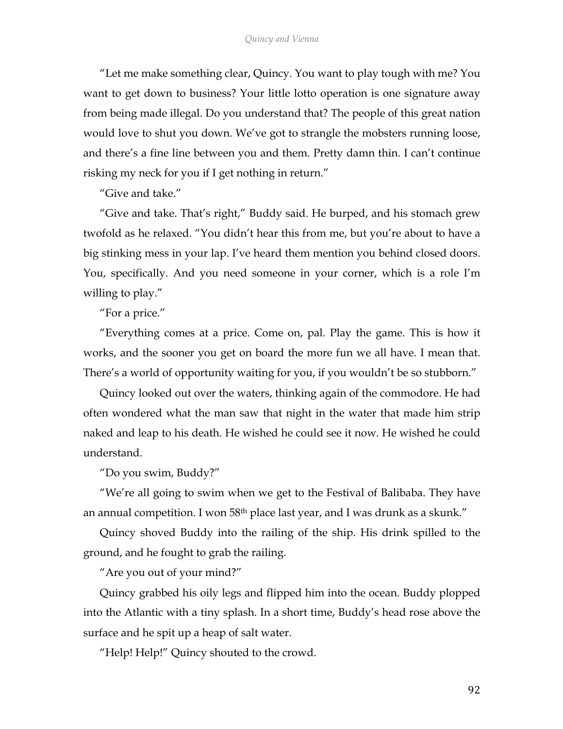"Let me make something clear, Quincy. You want to play tough with me? You want to get down to business? Your little lotto operation is one signature away from being made illegal. Do you understand that? The people of this great nation would love to shut you down. We've got to strangle the mobsters running loose, and there's a fine line between you and them. Pretty damn thin. I can't continue risking my neck for you if I get nothing in return."

"Give and take."

"Give and take. That's right," Buddy said. He burped, and his stomach grew twofold as he relaxed. "You didn't hear this from me, but you're about to have a big stinking mess in your lap. I've heard them mention you behind closed doors. You, specifically. And you need someone in your corner, which is a role I'm willing to play."

"For a price."

"Everything comes at a price. Come on, pal. Play the game. This is how it works, and the sooner you get on board the more fun we all have. I mean that. There's a world of opportunity waiting for you, if you wouldn't be so stubborn."

Quincy looked out over the waters, thinking again of the commodore. He had often wondered what the man saw that night in the water that made him strip naked and leap to his death. He wished he could see it now. He wished he could understand.

"Do you swim, Buddy?"

"We're all going to swim when we get to the Festival of Balibaba. They have an annual competition. I won 58th place last year, and I was drunk as a skunk."

Quincy shoved Buddy into the railing of the ship. His drink spilled to the ground, and he fought to grab the railing.

"Are you out of your mind?"

Quincy grabbed his oily legs and flipped him into the ocean. Buddy plopped into the Atlantic with a tiny splash. In a short time, Buddy's head rose above the surface and he spit up a heap of salt water.

"Help! Help!" Quincy shouted to the crowd.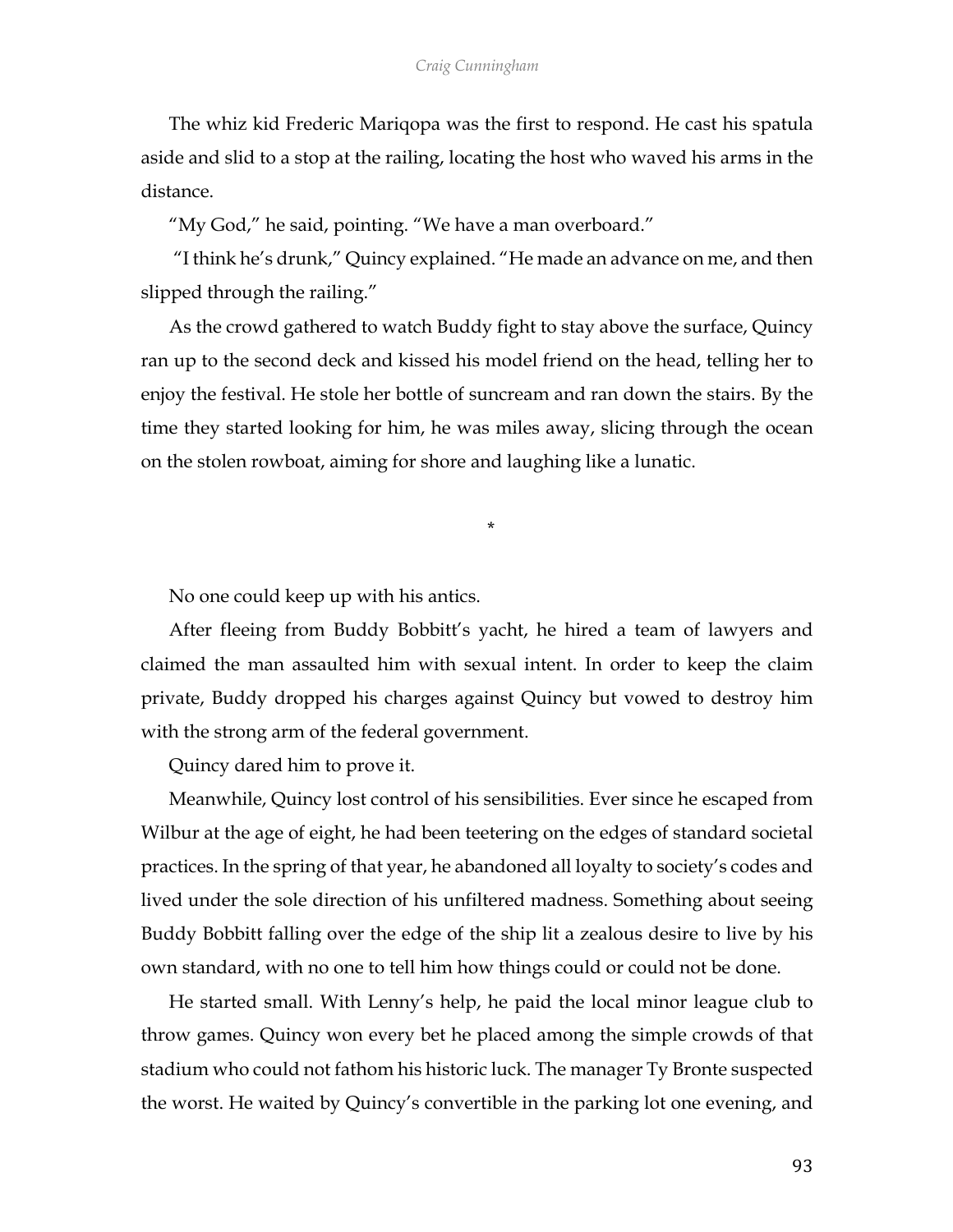The whiz kid Frederic Mariqopa was the first to respond. He cast his spatula aside and slid to a stop at the railing, locating the host who waved his arms in the distance.

"My God," he said, pointing. "We have a man overboard."

"I think he's drunk," Quincy explained. "He made an advance on me, and then slipped through the railing."

As the crowd gathered to watch Buddy fight to stay above the surface, Quincy ran up to the second deck and kissed his model friend on the head, telling her to enjoy the festival. He stole her bottle of suncream and ran down the stairs. By the time they started looking for him, he was miles away, slicing through the ocean on the stolen rowboat, aiming for shore and laughing like a lunatic.

*

No one could keep up with his antics.

After fleeing from Buddy Bobbitt's yacht, he hired a team of lawyers and claimed the man assaulted him with sexual intent. In order to keep the claim private, Buddy dropped his charges against Quincy but vowed to destroy him with the strong arm of the federal government.

Quincy dared him to prove it.

Meanwhile, Quincy lost control of his sensibilities. Ever since he escaped from Wilbur at the age of eight, he had been teetering on the edges of standard societal practices. In the spring of that year, he abandoned all loyalty to society's codes and lived under the sole direction of his unfiltered madness. Something about seeing Buddy Bobbitt falling over the edge of the ship lit a zealous desire to live by his own standard, with no one to tell him how things could or could not be done.

He started small. With Lenny's help, he paid the local minor league club to throw games. Quincy won every bet he placed among the simple crowds of that stadium who could not fathom his historic luck. The manager Ty Bronte suspected the worst. He waited by Quincy's convertible in the parking lot one evening, and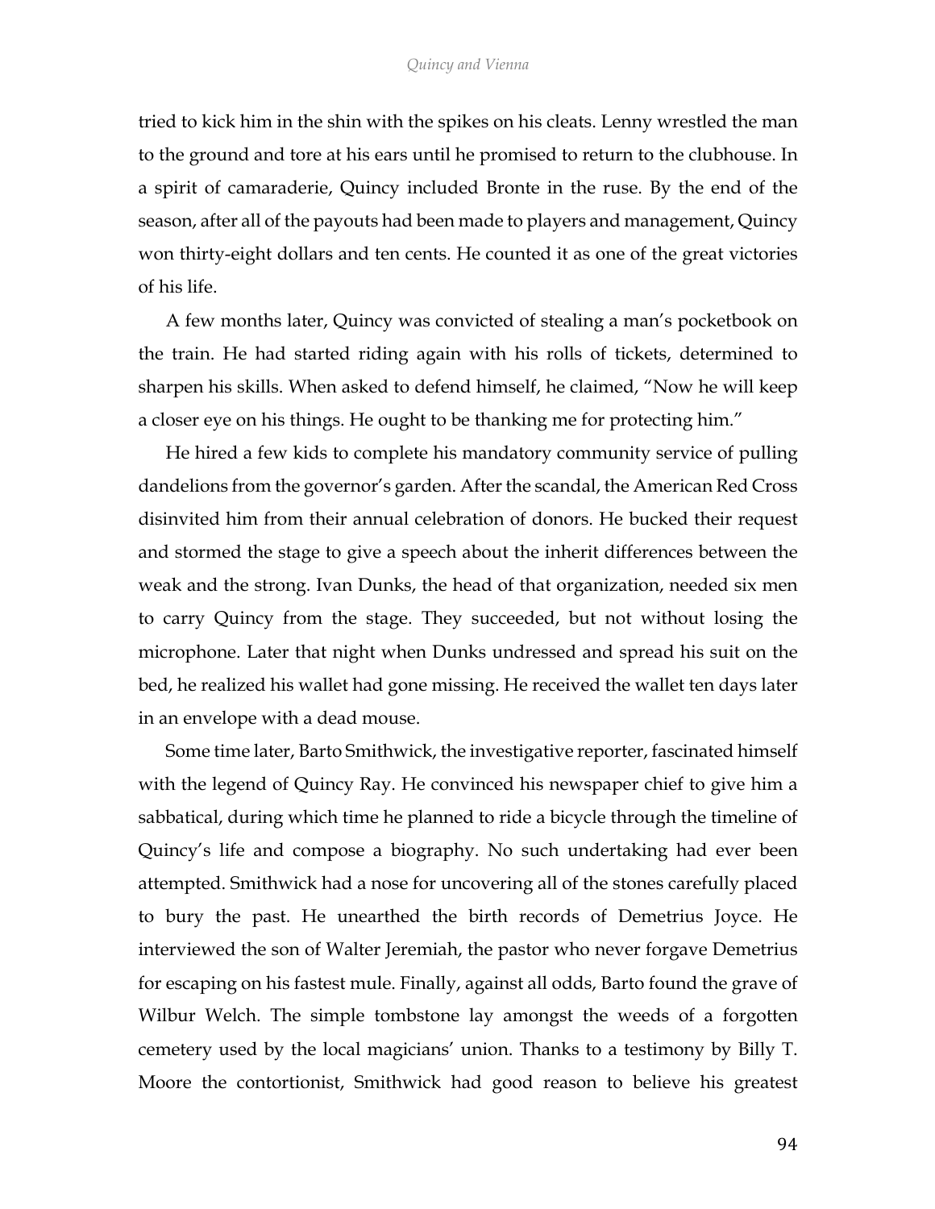tried to kick him in the shin with the spikes on his cleats. Lenny wrestled the man to the ground and tore at his ears until he promised to return to the clubhouse. In a spirit of camaraderie, Quincy included Bronte in the ruse. By the end of the season, after all of the payouts had been made to players and management, Quincy won thirty-eight dollars and ten cents. He counted it as one of the great victories of his life.

A few months later, Quincy was convicted of stealing a man's pocketbook on the train. He had started riding again with his rolls of tickets, determined to sharpen his skills. When asked to defend himself, he claimed, "Now he will keep a closer eye on his things. He ought to be thanking me for protecting him."

He hired a few kids to complete his mandatory community service of pulling dandelions from the governor's garden. After the scandal, the American Red Cross disinvited him from their annual celebration of donors. He bucked their request and stormed the stage to give a speech about the inherit differences between the weak and the strong. Ivan Dunks, the head of that organization, needed six men to carry Quincy from the stage. They succeeded, but not without losing the microphone. Later that night when Dunks undressed and spread his suit on the bed, he realized his wallet had gone missing. He received the wallet ten days later in an envelope with a dead mouse.

Some time later, Barto Smithwick, the investigative reporter, fascinated himself with the legend of Quincy Ray. He convinced his newspaper chief to give him a sabbatical, during which time he planned to ride a bicycle through the timeline of Quincy's life and compose a biography. No such undertaking had ever been attempted. Smithwick had a nose for uncovering all of the stones carefully placed to bury the past. He unearthed the birth records of Demetrius Joyce. He interviewed the son of Walter Jeremiah, the pastor who never forgave Demetrius for escaping on his fastest mule. Finally, against all odds, Barto found the grave of Wilbur Welch. The simple tombstone lay amongst the weeds of a forgotten cemetery used by the local magicians' union. Thanks to a testimony by Billy T. Moore the contortionist, Smithwick had good reason to believe his greatest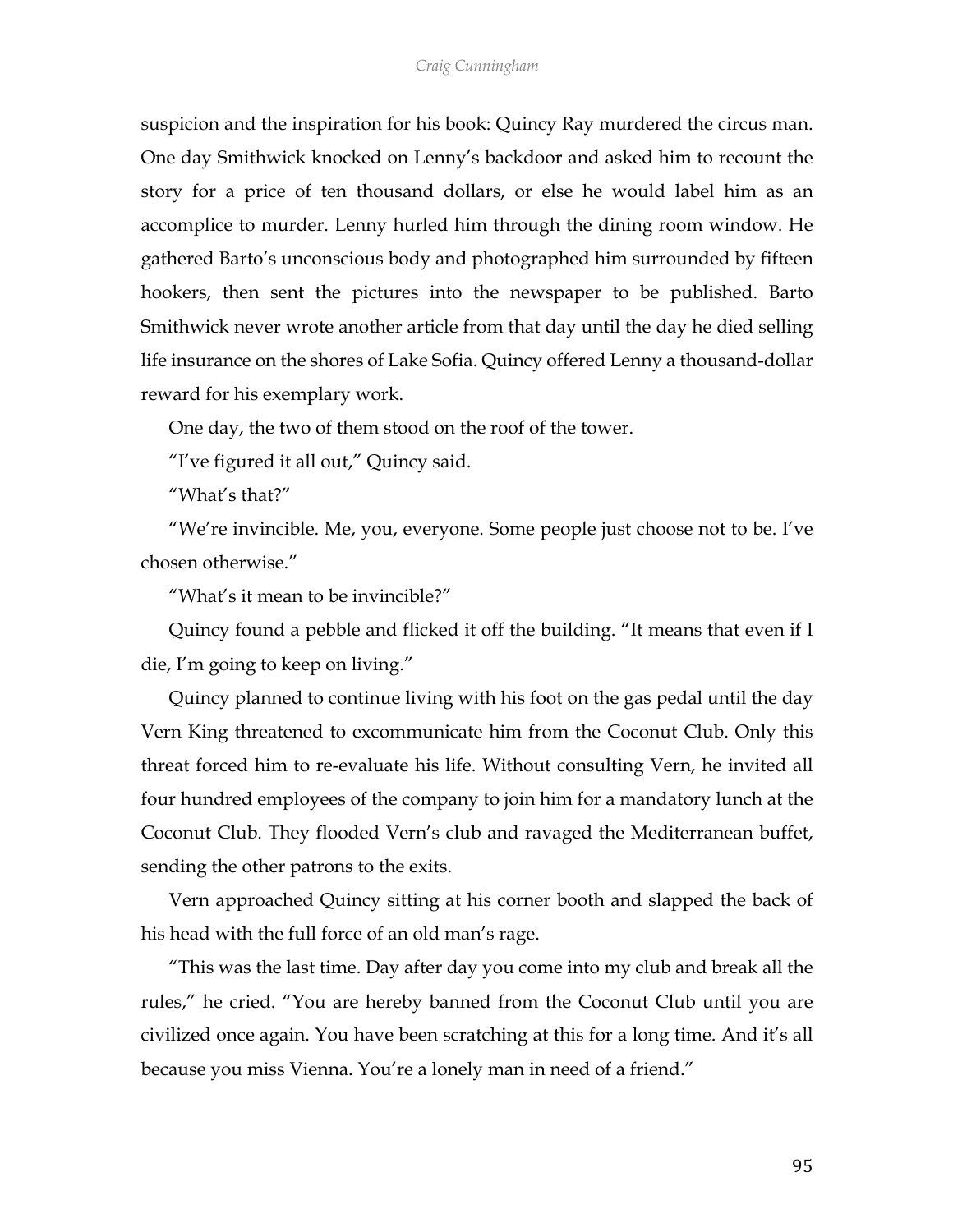suspicion and the inspiration for his book: Quincy Ray murdered the circus man. One day Smithwick knocked on Lenny's backdoor and asked him to recount the story for a price of ten thousand dollars, or else he would label him as an accomplice to murder. Lenny hurled him through the dining room window. He gathered Barto's unconscious body and photographed him surrounded by fifteen hookers, then sent the pictures into the newspaper to be published. Barto Smithwick never wrote another article from that day until the day he died selling life insurance on the shores of Lake Sofia. Quincy offered Lenny a thousand-dollar reward for his exemplary work.

One day, the two of them stood on the roof of the tower.

"I've figured it all out," Quincy said.

"What's that?"

"We're invincible. Me, you, everyone. Some people just choose not to be. I've chosen otherwise."

"What's it mean to be invincible?"

Quincy found a pebble and flicked it off the building. "It means that even if I die, I'm going to keep on living."

Quincy planned to continue living with his foot on the gas pedal until the day Vern King threatened to excommunicate him from the Coconut Club. Only this threat forced him to re-evaluate his life. Without consulting Vern, he invited all four hundred employees of the company to join him for a mandatory lunch at the Coconut Club. They flooded Vern's club and ravaged the Mediterranean buffet, sending the other patrons to the exits.

Vern approached Quincy sitting at his corner booth and slapped the back of his head with the full force of an old man's rage.

"This was the last time. Day after day you come into my club and break all the rules," he cried. "You are hereby banned from the Coconut Club until you are civilized once again. You have been scratching at this for a long time. And it's all because you miss Vienna. You're a lonely man in need of a friend."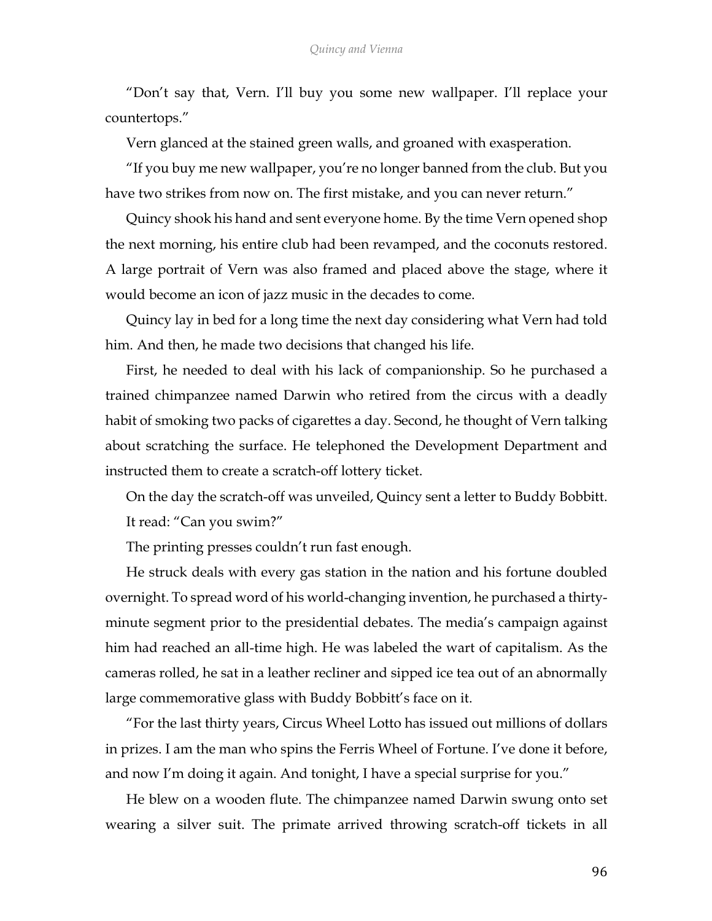"Don't say that, Vern. I'll buy you some new wallpaper. I'll replace your countertops."

Vern glanced at the stained green walls, and groaned with exasperation.

"If you buy me new wallpaper, you're no longer banned from the club. But you have two strikes from now on. The first mistake, and you can never return."

Quincy shook his hand and sent everyone home. By the time Vern opened shop the next morning, his entire club had been revamped, and the coconuts restored. A large portrait of Vern was also framed and placed above the stage, where it would become an icon of jazz music in the decades to come.

Quincy lay in bed for a long time the next day considering what Vern had told him. And then, he made two decisions that changed his life.

First, he needed to deal with his lack of companionship. So he purchased a trained chimpanzee named Darwin who retired from the circus with a deadly habit of smoking two packs of cigarettes a day. Second, he thought of Vern talking about scratching the surface. He telephoned the Development Department and instructed them to create a scratch-off lottery ticket.

On the day the scratch-off was unveiled, Quincy sent a letter to Buddy Bobbitt. It read: "Can you swim?"

The printing presses couldn't run fast enough.

He struck deals with every gas station in the nation and his fortune doubled overnight. To spread word of his world-changing invention, he purchased a thirty-minute segment prior to the presidential debates. The media's campaign against him had reached an all-time high. He was labeled the wart of capitalism. As the cameras rolled, he sat in a leather recliner and sipped ice tea out of an abnormally large commemorative glass with Buddy Bobbitt's face on it.

"For the last thirty years, Circus Wheel Lotto has issued out millions of dollars in prizes. I am the man who spins the Ferris Wheel of Fortune. I've done it before, and now I'm doing it again. And tonight, I have a special surprise for you."

He blew on a wooden flute. The chimpanzee named Darwin swung onto set wearing a silver suit. The primate arrived throwing scratch-off tickets in all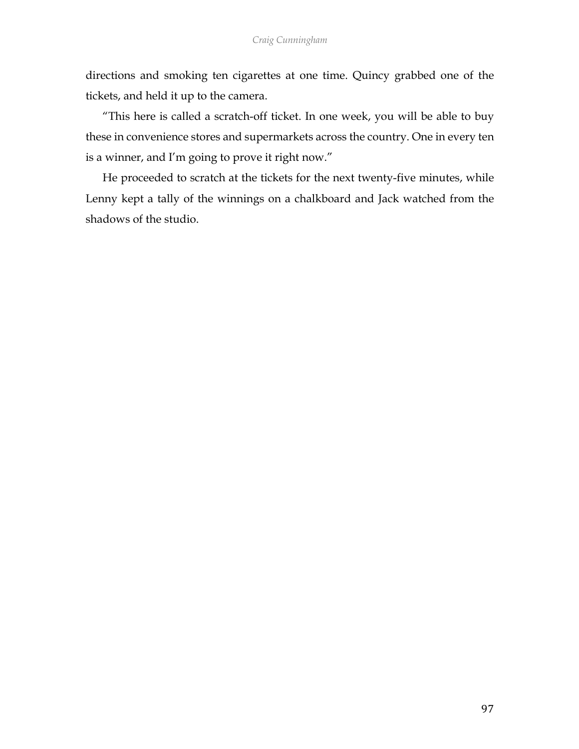directions and smoking ten cigarettes at one time. Quincy grabbed one of the tickets, and held it up to the camera.

"This here is called a scratch-off ticket. In one week, you will be able to buy these in convenience stores and supermarkets across the country. One in every ten is a winner, and I'm going to prove it right now."

He proceeded to scratch at the tickets for the next twenty-five minutes, while Lenny kept a tally of the winnings on a chalkboard and Jack watched from the shadows of the studio.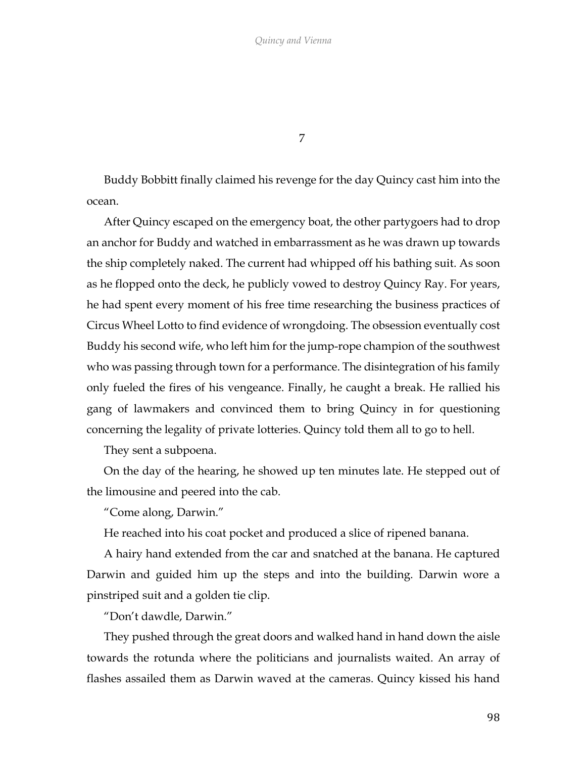# 7

Buddy Bobbitt finally claimed his revenge for the day Quincy cast him into the ocean.

After Quincy escaped on the emergency boat, the other partygoers had to drop an anchor for Buddy and watched in embarrassment as he was drawn up towards the ship completely naked. The current had whipped off his bathing suit. As soon as he flopped onto the deck, he publicly vowed to destroy Quincy Ray. For years, he had spent every moment of his free time researching the business practices of Circus Wheel Lotto to find evidence of wrongdoing. The obsession eventually cost Buddy his second wife, who left him for the jump-rope champion of the southwest who was passing through town for a performance. The disintegration of his family only fueled the fires of his vengeance. Finally, he caught a break. He rallied his gang of lawmakers and convinced them to bring Quincy in for questioning concerning the legality of private lotteries. Quincy told them all to go to hell.

They sent a subpoena.

On the day of the hearing, he showed up ten minutes late. He stepped out of the limousine and peered into the cab.

"Come along, Darwin."

He reached into his coat pocket and produced a slice of ripened banana.

A hairy hand extended from the car and snatched at the banana. He captured Darwin and guided him up the steps and into the building. Darwin wore a pinstriped suit and a golden tie clip.

"Don't dawdle, Darwin."

They pushed through the great doors and walked hand in hand down the aisle towards the rotunda where the politicians and journalists waited. An array of flashes assailed them as Darwin waved at the cameras. Quincy kissed his hand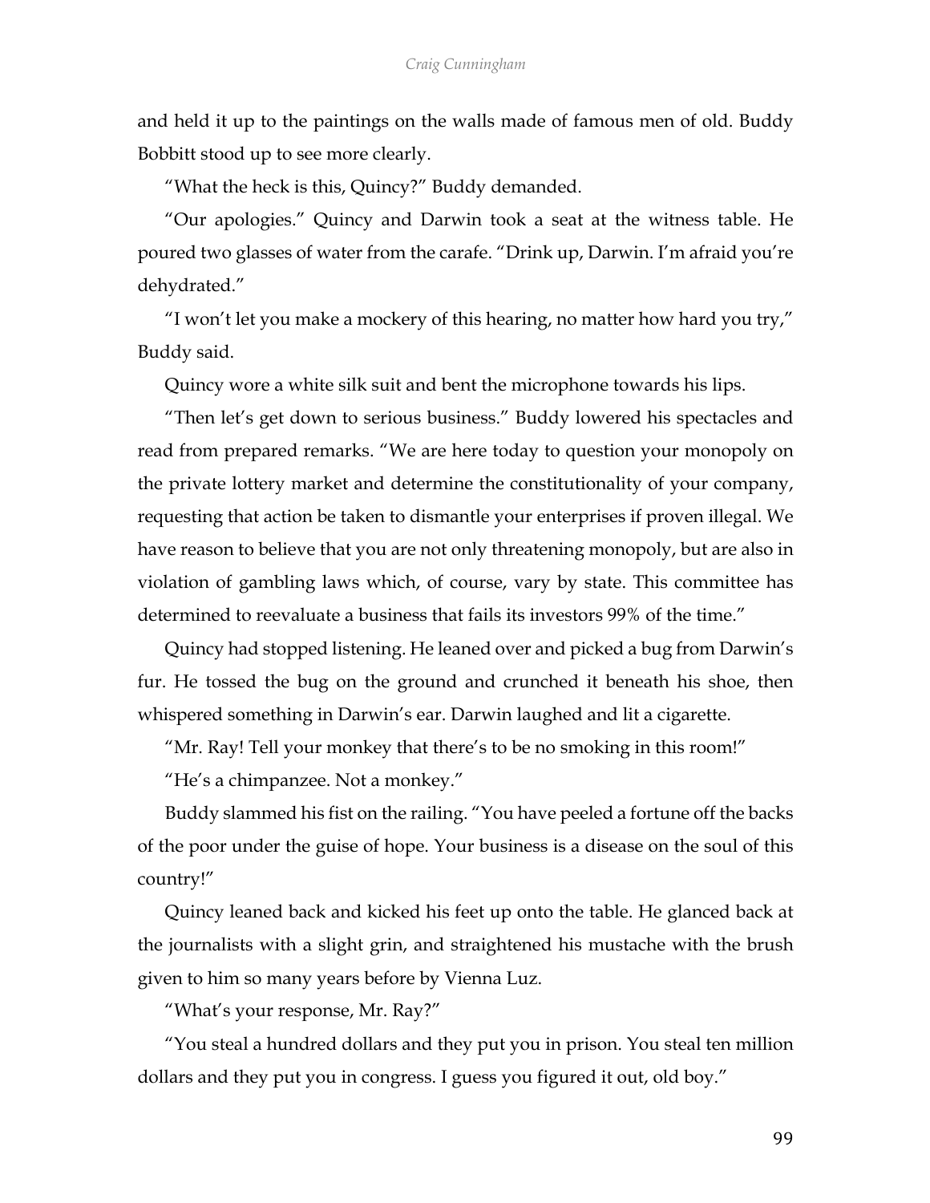and held it up to the paintings on the walls made of famous men of old. Buddy Bobbitt stood up to see more clearly.

"What the heck is this, Quincy?" Buddy demanded.

"Our apologies." Quincy and Darwin took a seat at the witness table. He poured two glasses of water from the carafe. "Drink up, Darwin. I'm afraid you're dehydrated."

"I won't let you make a mockery of this hearing, no matter how hard you try," Buddy said.

Quincy wore a white silk suit and bent the microphone towards his lips.

"Then let's get down to serious business." Buddy lowered his spectacles and read from prepared remarks. "We are here today to question your monopoly on the private lottery market and determine the constitutionality of your company, requesting that action be taken to dismantle your enterprises if proven illegal. We have reason to believe that you are not only threatening monopoly, but are also in violation of gambling laws which, of course, vary by state. This committee has determined to reevaluate a business that fails its investors 99% of the time."

Quincy had stopped listening. He leaned over and picked a bug from Darwin's fur. He tossed the bug on the ground and crunched it beneath his shoe, then whispered something in Darwin's ear. Darwin laughed and lit a cigarette.

"Mr. Ray! Tell your monkey that there's to be no smoking in this room!"

"He's a chimpanzee. Not a monkey."

Buddy slammed his fist on the railing. "You have peeled a fortune off the backs of the poor under the guise of hope. Your business is a disease on the soul of this country!"

Quincy leaned back and kicked his feet up onto the table. He glanced back at the journalists with a slight grin, and straightened his mustache with the brush given to him so many years before by Vienna Luz.

"What's your response, Mr. Ray?"

"You steal a hundred dollars and they put you in prison. You steal ten million dollars and they put you in congress. I guess you figured it out, old boy."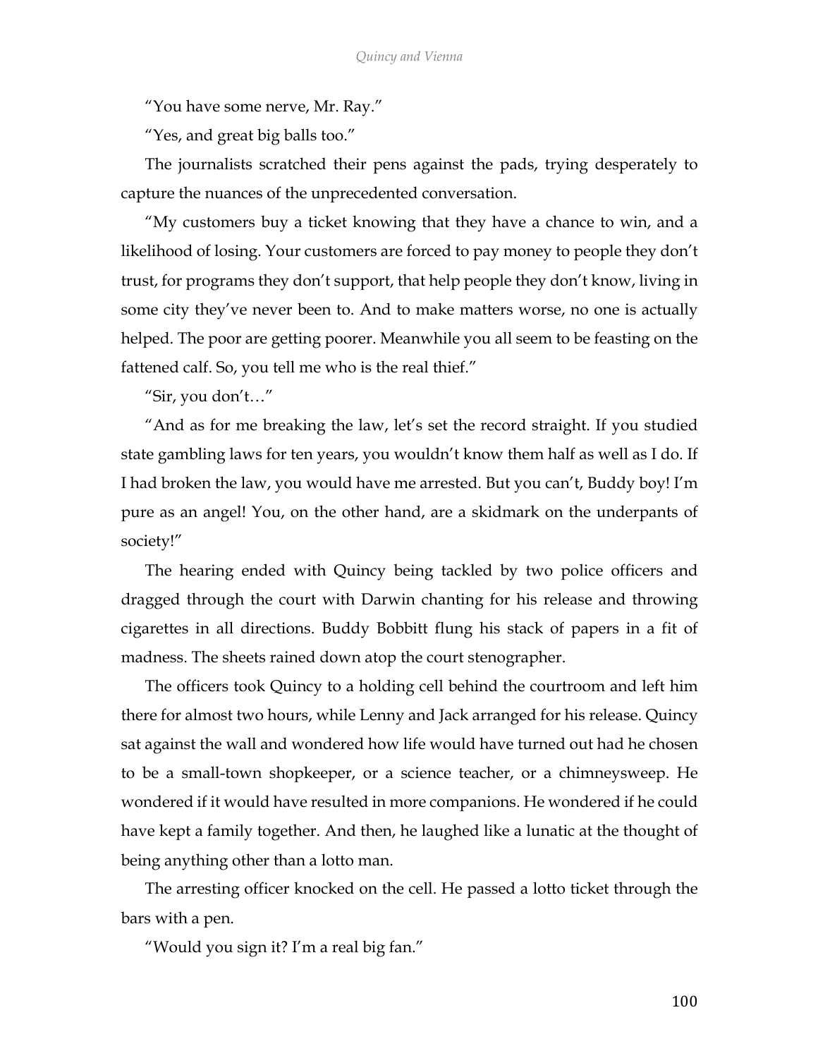"You have some nerve, Mr. Ray."

"Yes, and great big balls too."

The journalists scratched their pens against the pads, trying desperately to capture the nuances of the unprecedented conversation.

"My customers buy a ticket knowing that they have a chance to win, and a likelihood of losing. Your customers are forced to pay money to people they don't trust, for programs they don't support, that help people they don't know, living in some city they've never been to. And to make matters worse, no one is actually helped. The poor are getting poorer. Meanwhile you all seem to be feasting on the fattened calf. So, you tell me who is the real thief."

"Sir, you don't…"

"And as for me breaking the law, let's set the record straight. If you studied state gambling laws for ten years, you wouldn't know them half as well as I do. If I had broken the law, you would have me arrested. But you can't, Buddy boy! I'm pure as an angel! You, on the other hand, are a skidmark on the underpants of society!"

The hearing ended with Quincy being tackled by two police officers and dragged through the court with Darwin chanting for his release and throwing cigarettes in all directions. Buddy Bobbitt flung his stack of papers in a fit of madness. The sheets rained down atop the court stenographer.

The officers took Quincy to a holding cell behind the courtroom and left him there for almost two hours, while Lenny and Jack arranged for his release. Quincy sat against the wall and wondered how life would have turned out had he chosen to be a small-town shopkeeper, or a science teacher, or a chimneysweep. He wondered if it would have resulted in more companions. He wondered if he could have kept a family together. And then, he laughed like a lunatic at the thought of being anything other than a lotto man.

The arresting officer knocked on the cell. He passed a lotto ticket through the bars with a pen.

"Would you sign it? I'm a real big fan."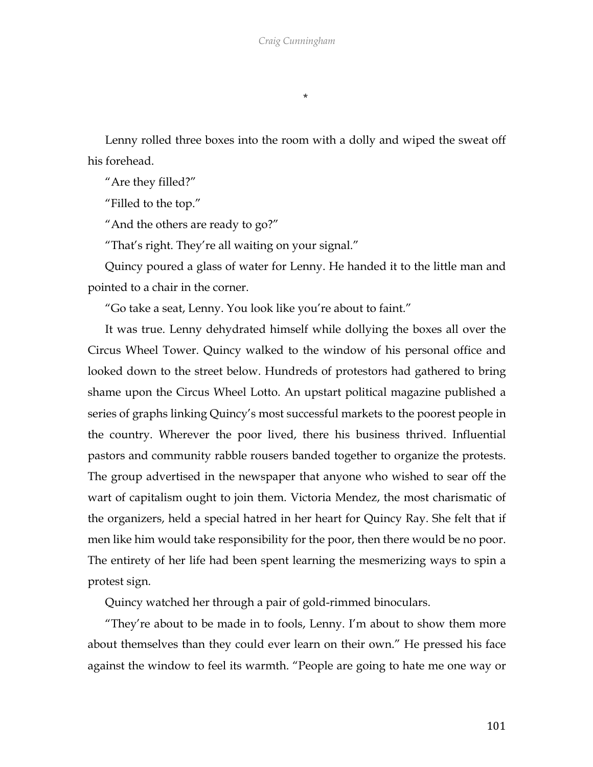*

Lenny rolled three boxes into the room with a dolly and wiped the sweat off his forehead.

"Are they filled?"

"Filled to the top."

"And the others are ready to go?"

"That's right. They're all waiting on your signal."

Quincy poured a glass of water for Lenny. He handed it to the little man and pointed to a chair in the corner.

"Go take a seat, Lenny. You look like you're about to faint."

It was true. Lenny dehydrated himself while dollying the boxes all over the Circus Wheel Tower. Quincy walked to the window of his personal office and looked down to the street below. Hundreds of protestors had gathered to bring shame upon the Circus Wheel Lotto. An upstart political magazine published a series of graphs linking Quincy's most successful markets to the poorest people in the country. Wherever the poor lived, there his business thrived. Influential pastors and community rabble rousers banded together to organize the protests. The group advertised in the newspaper that anyone who wished to sear off the wart of capitalism ought to join them. Victoria Mendez, the most charismatic of the organizers, held a special hatred in her heart for Quincy Ray. She felt that if men like him would take responsibility for the poor, then there would be no poor. The entirety of her life had been spent learning the mesmerizing ways to spin a protest sign.

Quincy watched her through a pair of gold-rimmed binoculars.

"They're about to be made in to fools, Lenny. I'm about to show them more about themselves than they could ever learn on their own." He pressed his face against the window to feel its warmth. "People are going to hate me one way or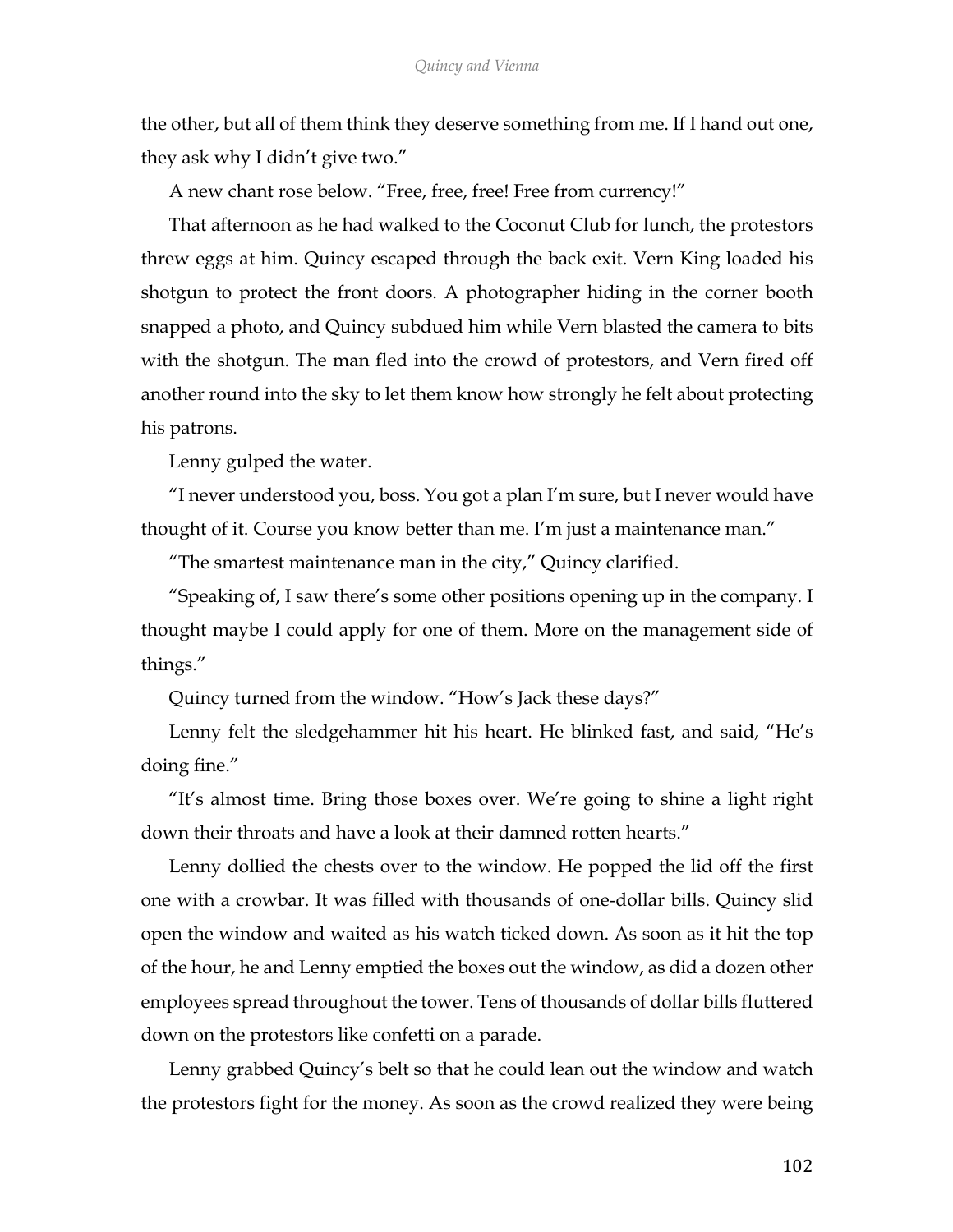the other, but all of them think they deserve something from me. If I hand out one, they ask why I didn't give two."

A new chant rose below. "Free, free, free! Free from currency!"

That afternoon as he had walked to the Coconut Club for lunch, the protestors threw eggs at him. Quincy escaped through the back exit. Vern King loaded his shotgun to protect the front doors. A photographer hiding in the corner booth snapped a photo, and Quincy subdued him while Vern blasted the camera to bits with the shotgun. The man fled into the crowd of protestors, and Vern fired off another round into the sky to let them know how strongly he felt about protecting his patrons.

Lenny gulped the water.

"I never understood you, boss. You got a plan I'm sure, but I never would have thought of it. Course you know better than me. I'm just a maintenance man."

"The smartest maintenance man in the city," Quincy clarified.

"Speaking of, I saw there's some other positions opening up in the company. I thought maybe I could apply for one of them. More on the management side of things."

Quincy turned from the window. "How's Jack these days?"

Lenny felt the sledgehammer hit his heart. He blinked fast, and said, "He's doing fine."

"It's almost time. Bring those boxes over. We're going to shine a light right down their throats and have a look at their damned rotten hearts."

Lenny dollied the chests over to the window. He popped the lid off the first one with a crowbar. It was filled with thousands of one-dollar bills. Quincy slid open the window and waited as his watch ticked down. As soon as it hit the top of the hour, he and Lenny emptied the boxes out the window, as did a dozen other employees spread throughout the tower. Tens of thousands of dollar bills fluttered down on the protestors like confetti on a parade.

Lenny grabbed Quincy's belt so that he could lean out the window and watch the protestors fight for the money. As soon as the crowd realized they were being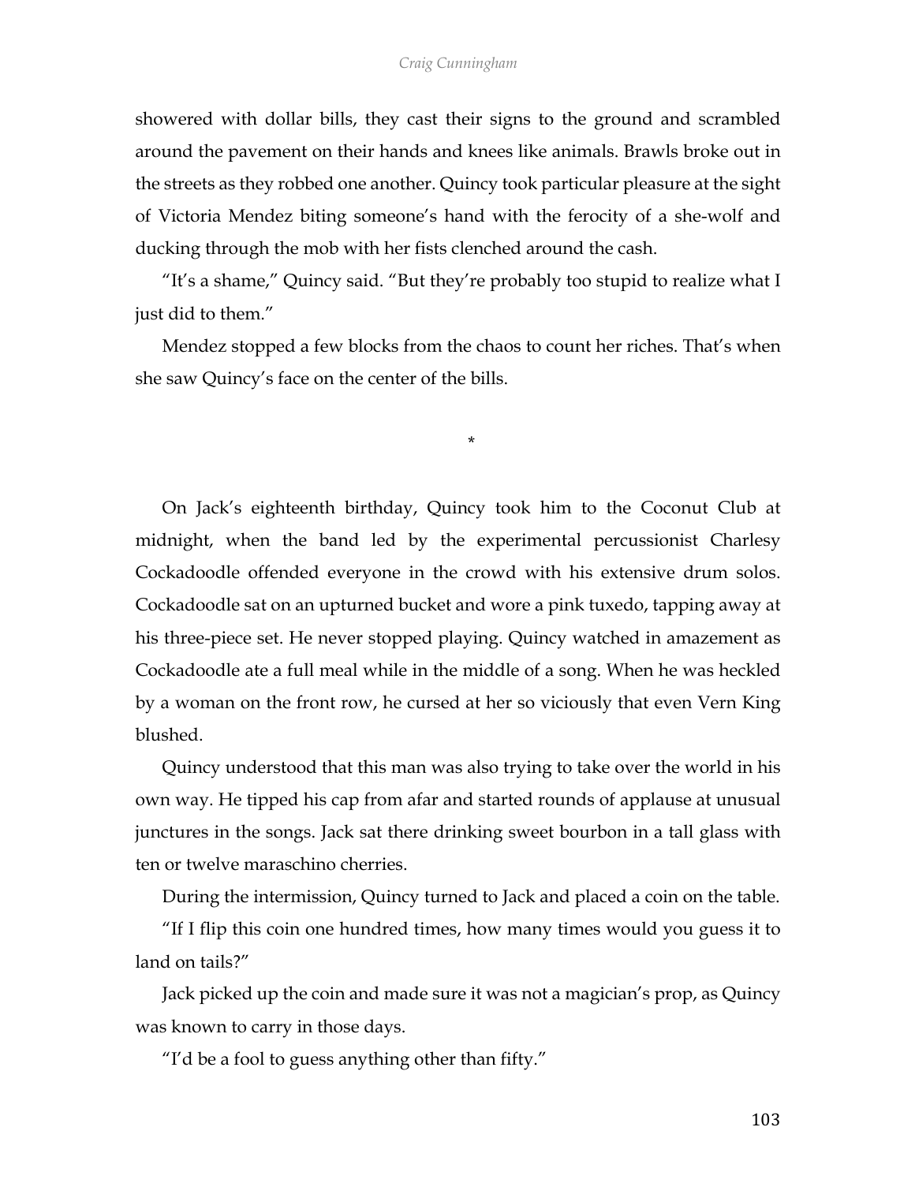showered with dollar bills, they cast their signs to the ground and scrambled around the pavement on their hands and knees like animals. Brawls broke out in the streets as they robbed one another. Quincy took particular pleasure at the sight of Victoria Mendez biting someone's hand with the ferocity of a she-wolf and ducking through the mob with her fists clenched around the cash.

"It's a shame," Quincy said. "But they're probably too stupid to realize what I just did to them."

Mendez stopped a few blocks from the chaos to count her riches. That's when she saw Quincy's face on the center of the bills.

*

On Jack's eighteenth birthday, Quincy took him to the Coconut Club at midnight, when the band led by the experimental percussionist Charlesy Cockadoodle offended everyone in the crowd with his extensive drum solos. Cockadoodle sat on an upturned bucket and wore a pink tuxedo, tapping away at his three-piece set. He never stopped playing. Quincy watched in amazement as Cockadoodle ate a full meal while in the middle of a song. When he was heckled by a woman on the front row, he cursed at her so viciously that even Vern King blushed.

Quincy understood that this man was also trying to take over the world in his own way. He tipped his cap from afar and started rounds of applause at unusual junctures in the songs. Jack sat there drinking sweet bourbon in a tall glass with ten or twelve maraschino cherries.

During the intermission, Quincy turned to Jack and placed a coin on the table.

"If I flip this coin one hundred times, how many times would you guess it to land on tails?"

Jack picked up the coin and made sure it was not a magician's prop, as Quincy was known to carry in those days.

"I'd be a fool to guess anything other than fifty."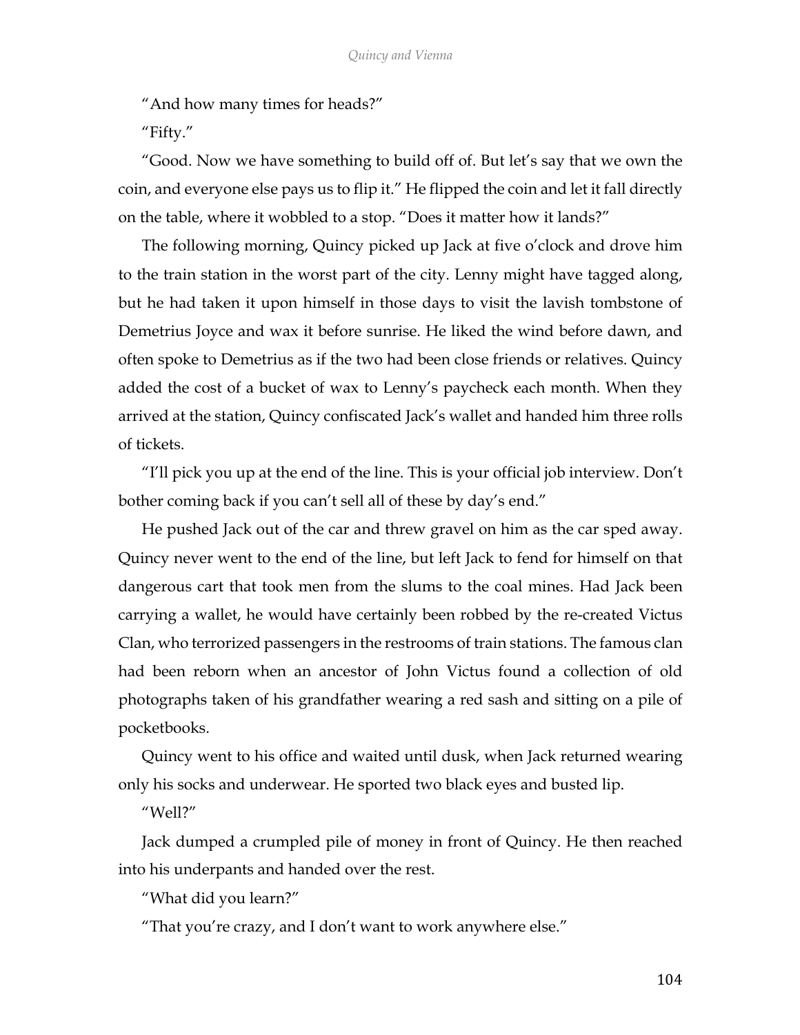"And how many times for heads?"

"Fifty."

"Good. Now we have something to build off of. But let's say that we own the coin, and everyone else pays us to flip it." He flipped the coin and let it fall directly on the table, where it wobbled to a stop. "Does it matter how it lands?"

The following morning, Quincy picked up Jack at five o'clock and drove him to the train station in the worst part of the city. Lenny might have tagged along, but he had taken it upon himself in those days to visit the lavish tombstone of Demetrius Joyce and wax it before sunrise. He liked the wind before dawn, and often spoke to Demetrius as if the two had been close friends or relatives. Quincy added the cost of a bucket of wax to Lenny's paycheck each month. When they arrived at the station, Quincy confiscated Jack's wallet and handed him three rolls of tickets.

"I'll pick you up at the end of the line. This is your official job interview. Don't bother coming back if you can't sell all of these by day's end."

He pushed Jack out of the car and threw gravel on him as the car sped away. Quincy never went to the end of the line, but left Jack to fend for himself on that dangerous cart that took men from the slums to the coal mines. Had Jack been carrying a wallet, he would have certainly been robbed by the re-created Victus Clan, who terrorized passengers in the restrooms of train stations. The famous clan had been reborn when an ancestor of John Victus found a collection of old photographs taken of his grandfather wearing a red sash and sitting on a pile of pocketbooks.

Quincy went to his office and waited until dusk, when Jack returned wearing only his socks and underwear. He sported two black eyes and busted lip.

"Well?"

Jack dumped a crumpled pile of money in front of Quincy. He then reached into his underpants and handed over the rest.

"What did you learn?"

"That you're crazy, and I don't want to work anywhere else."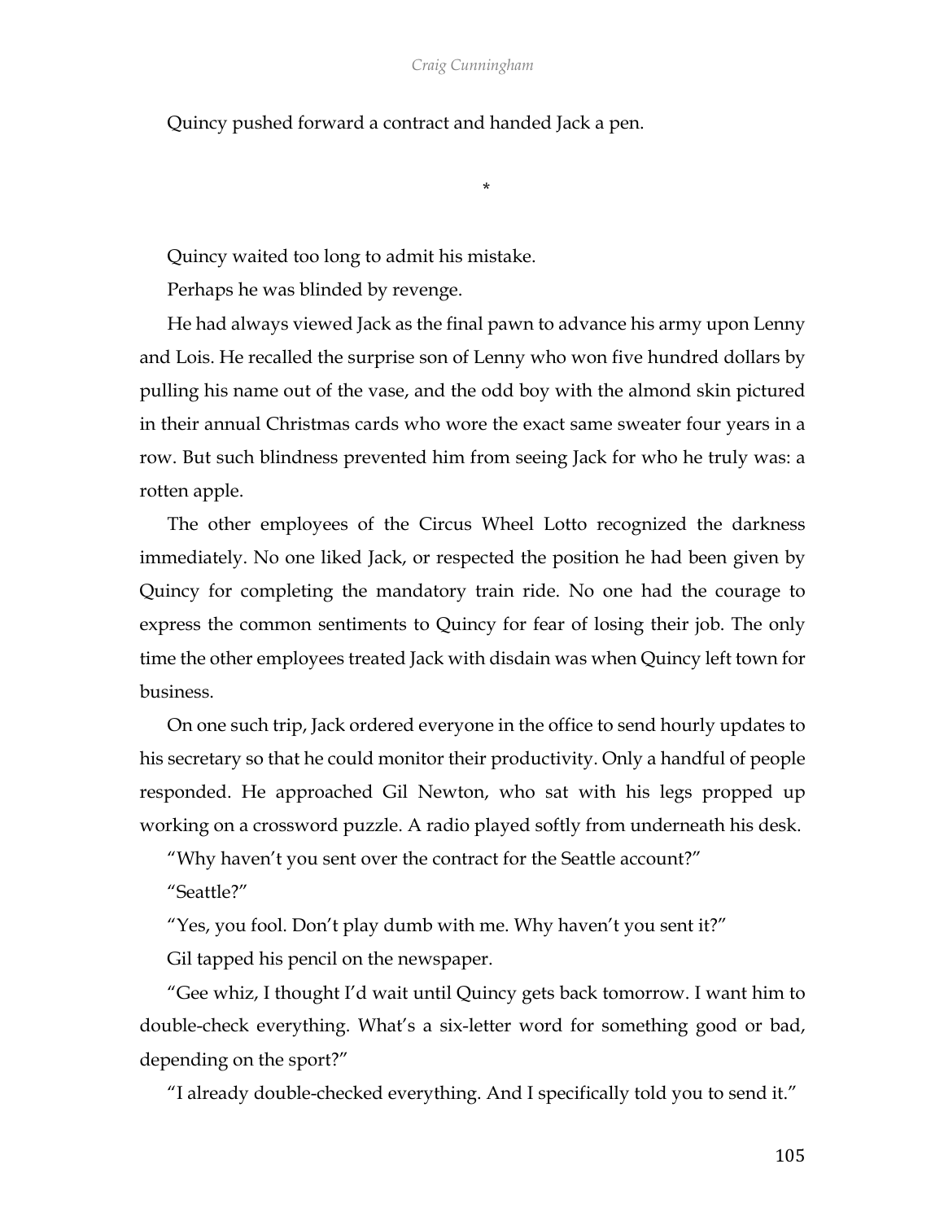Quincy pushed forward a contract and handed Jack a pen.

*

Quincy waited too long to admit his mistake.

Perhaps he was blinded by revenge.

He had always viewed Jack as the final pawn to advance his army upon Lenny and Lois. He recalled the surprise son of Lenny who won five hundred dollars by pulling his name out of the vase, and the odd boy with the almond skin pictured in their annual Christmas cards who wore the exact same sweater four years in a row. But such blindness prevented him from seeing Jack for who he truly was: a rotten apple.

The other employees of the Circus Wheel Lotto recognized the darkness immediately. No one liked Jack, or respected the position he had been given by Quincy for completing the mandatory train ride. No one had the courage to express the common sentiments to Quincy for fear of losing their job. The only time the other employees treated Jack with disdain was when Quincy left town for business.

On one such trip, Jack ordered everyone in the office to send hourly updates to his secretary so that he could monitor their productivity. Only a handful of people responded. He approached Gil Newton, who sat with his legs propped up working on a crossword puzzle. A radio played softly from underneath his desk.

"Why haven't you sent over the contract for the Seattle account?"

"Seattle?"

"Yes, you fool. Don't play dumb with me. Why haven't you sent it?"

Gil tapped his pencil on the newspaper.

"Gee whiz, I thought I'd wait until Quincy gets back tomorrow. I want him to double-check everything. What's a six-letter word for something good or bad, depending on the sport?"

"I already double-checked everything. And I specifically told you to send it."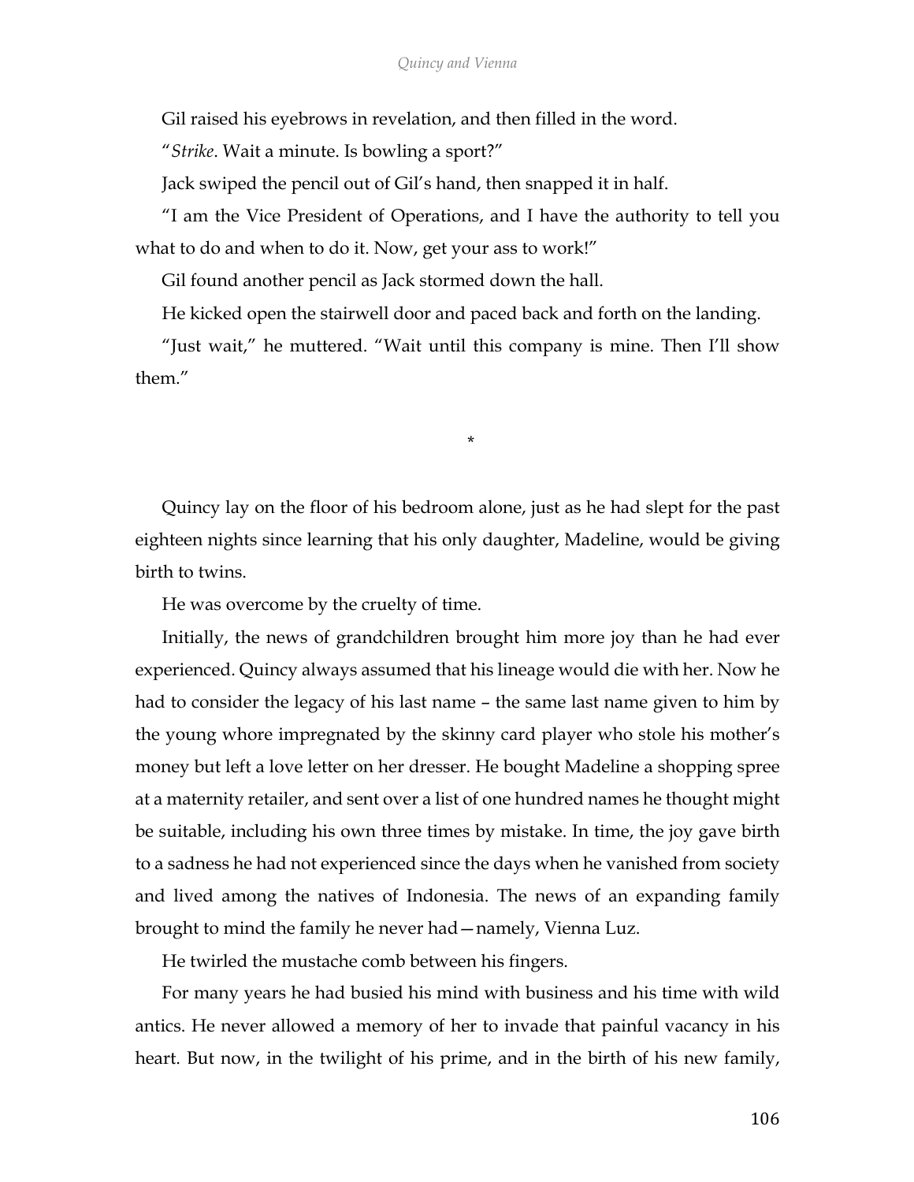Gil raised his eyebrows in revelation, and then filled in the word.

"*Strike*. Wait a minute. Is bowling a sport?"

Jack swiped the pencil out of Gil's hand, then snapped it in half.

"I am the Vice President of Operations, and I have the authority to tell you what to do and when to do it. Now, get your ass to work!"

Gil found another pencil as Jack stormed down the hall.

He kicked open the stairwell door and paced back and forth on the landing.

"Just wait," he muttered. "Wait until this company is mine. Then I'll show them."

*

Quincy lay on the floor of his bedroom alone, just as he had slept for the past eighteen nights since learning that his only daughter, Madeline, would be giving birth to twins.

He was overcome by the cruelty of time.

Initially, the news of grandchildren brought him more joy than he had ever experienced. Quincy always assumed that his lineage would die with her. Now he had to consider the legacy of his last name – the same last name given to him by the young whore impregnated by the skinny card player who stole his mother's money but left a love letter on her dresser. He bought Madeline a shopping spree at a maternity retailer, and sent over a list of one hundred names he thought might be suitable, including his own three times by mistake. In time, the joy gave birth to a sadness he had not experienced since the days when he vanished from society and lived among the natives of Indonesia. The news of an expanding family brought to mind the family he never had—namely, Vienna Luz.

He twirled the mustache comb between his fingers.

For many years he had busied his mind with business and his time with wild antics. He never allowed a memory of her to invade that painful vacancy in his heart. But now, in the twilight of his prime, and in the birth of his new family,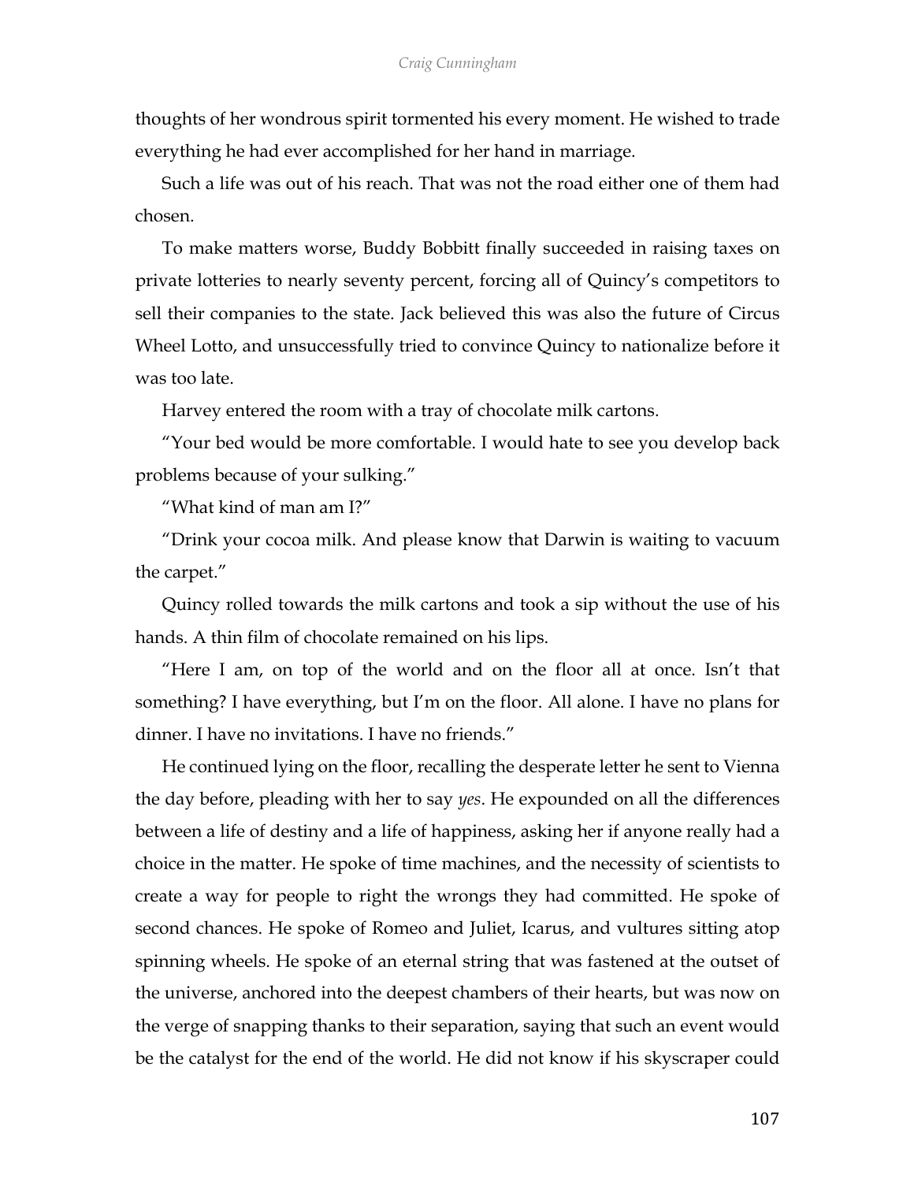thoughts of her wondrous spirit tormented his every moment. He wished to trade everything he had ever accomplished for her hand in marriage.

Such a life was out of his reach. That was not the road either one of them had chosen.

To make matters worse, Buddy Bobbitt finally succeeded in raising taxes on private lotteries to nearly seventy percent, forcing all of Quincy's competitors to sell their companies to the state. Jack believed this was also the future of Circus Wheel Lotto, and unsuccessfully tried to convince Quincy to nationalize before it was too late.

Harvey entered the room with a tray of chocolate milk cartons.

"Your bed would be more comfortable. I would hate to see you develop back problems because of your sulking."

"What kind of man am I?"

"Drink your cocoa milk. And please know that Darwin is waiting to vacuum the carpet."

Quincy rolled towards the milk cartons and took a sip without the use of his hands. A thin film of chocolate remained on his lips.

"Here I am, on top of the world and on the floor all at once. Isn't that something? I have everything, but I'm on the floor. All alone. I have no plans for dinner. I have no invitations. I have no friends."

He continued lying on the floor, recalling the desperate letter he sent to Vienna the day before, pleading with her to say *yes*. He expounded on all the differences between a life of destiny and a life of happiness, asking her if anyone really had a choice in the matter. He spoke of time machines, and the necessity of scientists to create a way for people to right the wrongs they had committed. He spoke of second chances. He spoke of Romeo and Juliet, Icarus, and vultures sitting atop spinning wheels. He spoke of an eternal string that was fastened at the outset of the universe, anchored into the deepest chambers of their hearts, but was now on the verge of snapping thanks to their separation, saying that such an event would be the catalyst for the end of the world. He did not know if his skyscraper could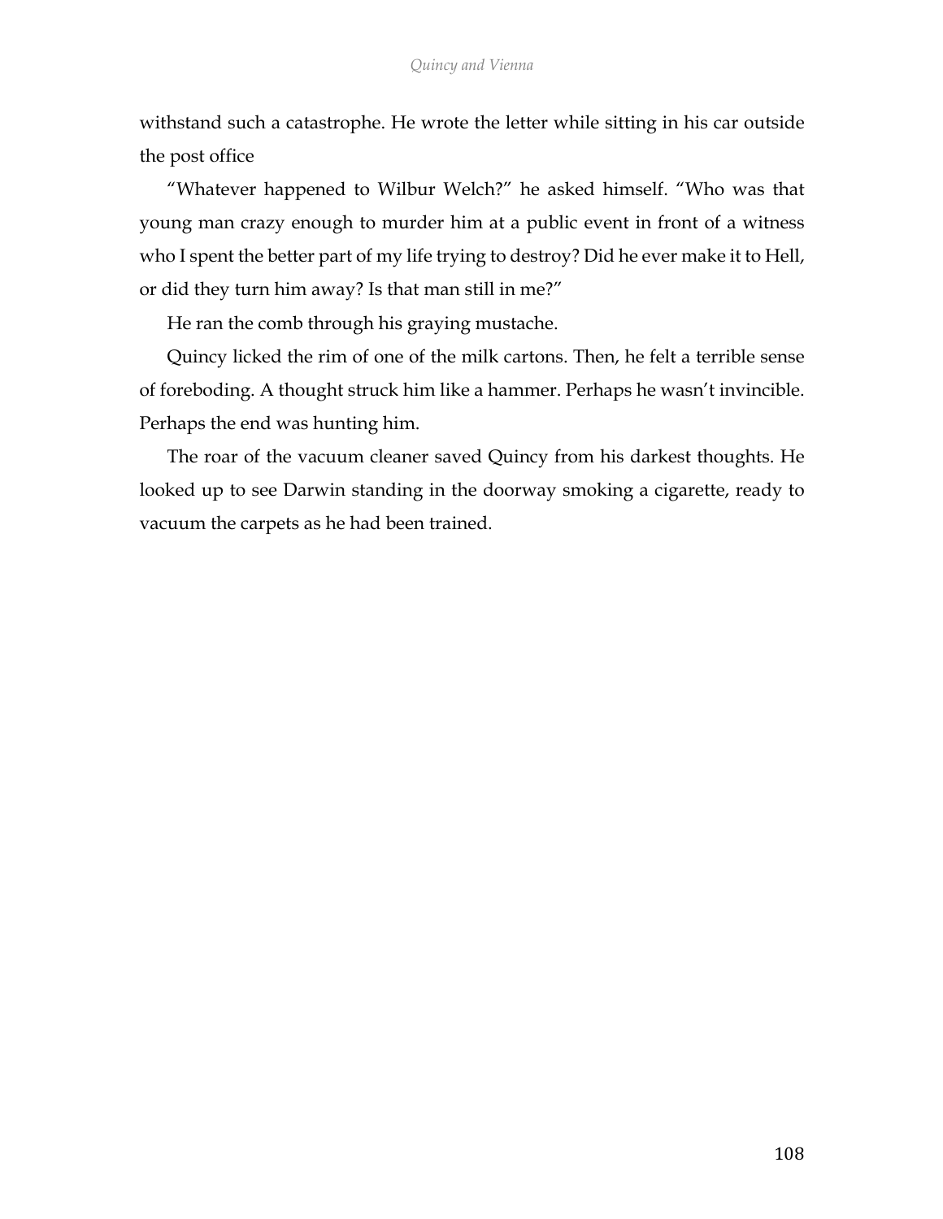withstand such a catastrophe. He wrote the letter while sitting in his car outside the post office

"Whatever happened to Wilbur Welch?" he asked himself. "Who was that young man crazy enough to murder him at a public event in front of a witness who I spent the better part of my life trying to destroy? Did he ever make it to Hell, or did they turn him away? Is that man still in me?"

He ran the comb through his graying mustache.

Quincy licked the rim of one of the milk cartons. Then, he felt a terrible sense of foreboding. A thought struck him like a hammer. Perhaps he wasn't invincible. Perhaps the end was hunting him.

The roar of the vacuum cleaner saved Quincy from his darkest thoughts. He looked up to see Darwin standing in the doorway smoking a cigarette, ready to vacuum the carpets as he had been trained.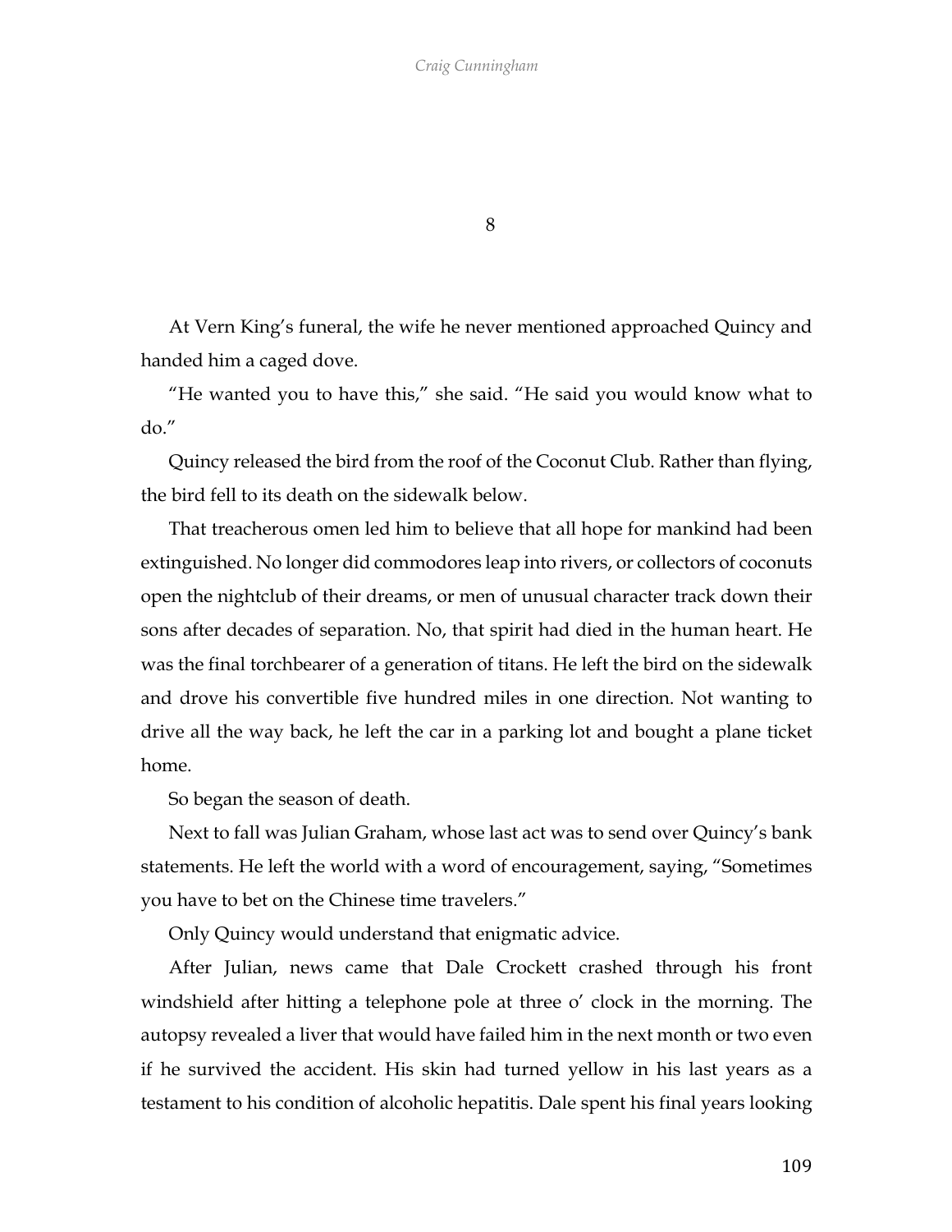# 8

At Vern King's funeral, the wife he never mentioned approached Quincy and handed him a caged dove.

"He wanted you to have this," she said. "He said you would know what to do."

Quincy released the bird from the roof of the Coconut Club. Rather than flying, the bird fell to its death on the sidewalk below.

That treacherous omen led him to believe that all hope for mankind had been extinguished. No longer did commodores leap into rivers, or collectors of coconuts open the nightclub of their dreams, or men of unusual character track down their sons after decades of separation. No, that spirit had died in the human heart. He was the final torchbearer of a generation of titans. He left the bird on the sidewalk and drove his convertible five hundred miles in one direction. Not wanting to drive all the way back, he left the car in a parking lot and bought a plane ticket home.

So began the season of death.

Next to fall was Julian Graham, whose last act was to send over Quincy's bank statements. He left the world with a word of encouragement, saying, "Sometimes you have to bet on the Chinese time travelers."

Only Quincy would understand that enigmatic advice.

After Julian, news came that Dale Crockett crashed through his front windshield after hitting a telephone pole at three o' clock in the morning. The autopsy revealed a liver that would have failed him in the next month or two even if he survived the accident. His skin had turned yellow in his last years as a testament to his condition of alcoholic hepatitis. Dale spent his final years looking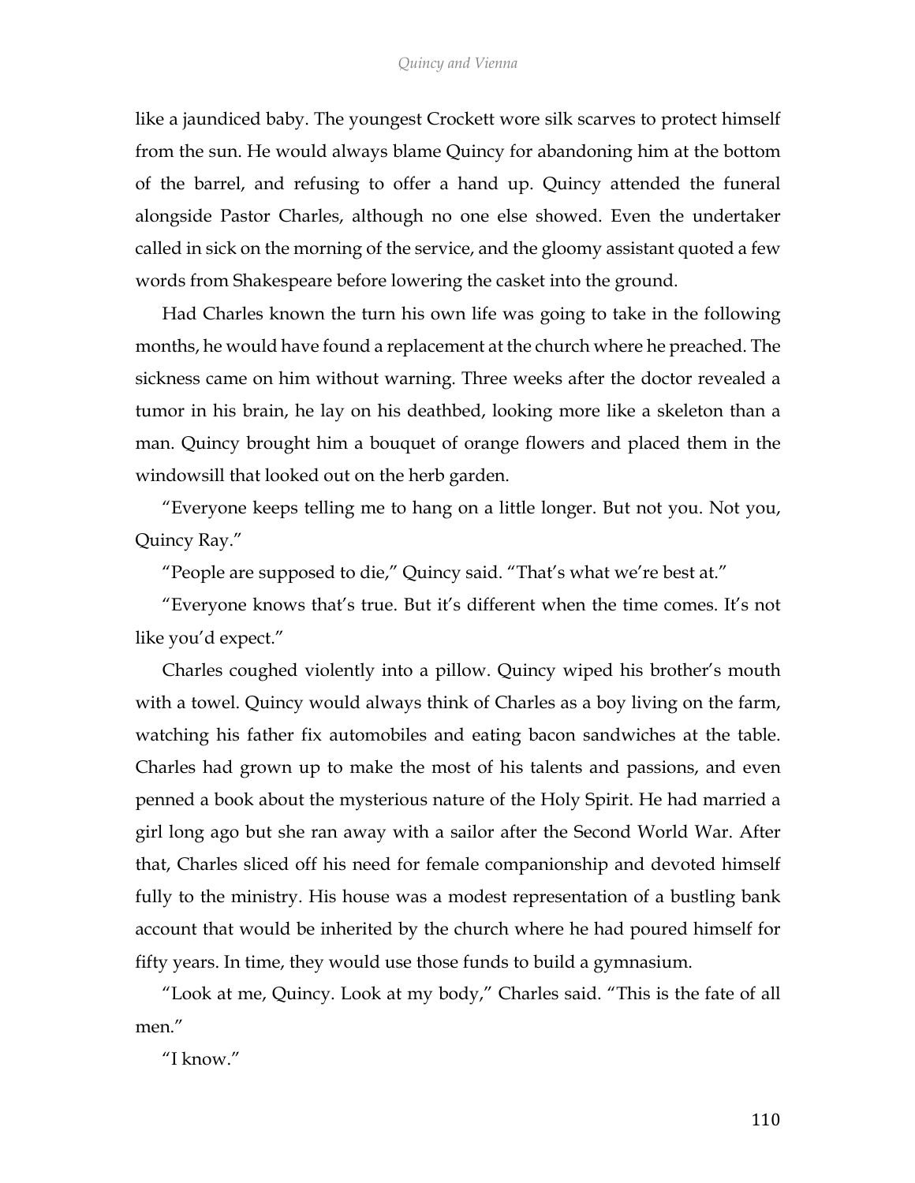like a jaundiced baby. The youngest Crockett wore silk scarves to protect himself from the sun. He would always blame Quincy for abandoning him at the bottom of the barrel, and refusing to offer a hand up. Quincy attended the funeral alongside Pastor Charles, although no one else showed. Even the undertaker called in sick on the morning of the service, and the gloomy assistant quoted a few words from Shakespeare before lowering the casket into the ground.

Had Charles known the turn his own life was going to take in the following months, he would have found a replacement at the church where he preached. The sickness came on him without warning. Three weeks after the doctor revealed a tumor in his brain, he lay on his deathbed, looking more like a skeleton than a man. Quincy brought him a bouquet of orange flowers and placed them in the windowsill that looked out on the herb garden.

"Everyone keeps telling me to hang on a little longer. But not you. Not you, Quincy Ray."

"People are supposed to die," Quincy said. "That's what we're best at."

"Everyone knows that's true. But it's different when the time comes. It's not like you'd expect."

Charles coughed violently into a pillow. Quincy wiped his brother's mouth with a towel. Quincy would always think of Charles as a boy living on the farm, watching his father fix automobiles and eating bacon sandwiches at the table. Charles had grown up to make the most of his talents and passions, and even penned a book about the mysterious nature of the Holy Spirit. He had married a girl long ago but she ran away with a sailor after the Second World War. After that, Charles sliced off his need for female companionship and devoted himself fully to the ministry. His house was a modest representation of a bustling bank account that would be inherited by the church where he had poured himself for fifty years. In time, they would use those funds to build a gymnasium.

"Look at me, Quincy. Look at my body," Charles said. "This is the fate of all men."

"I know."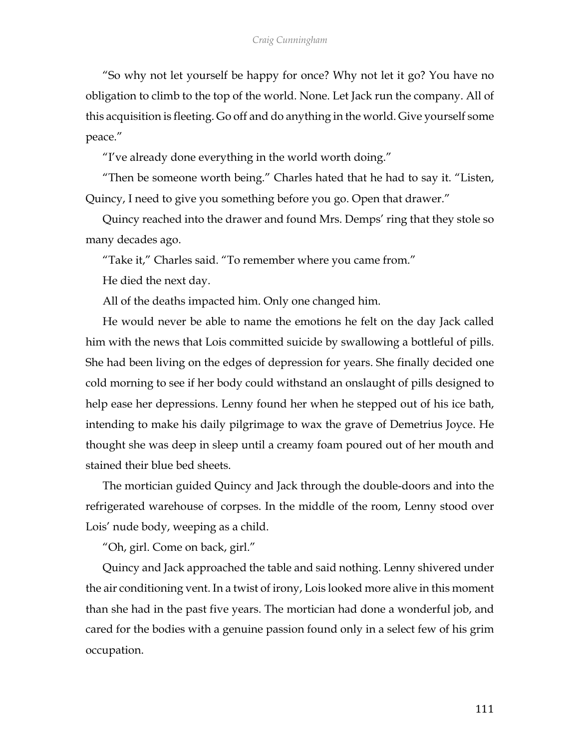"So why not let yourself be happy for once? Why not let it go? You have no obligation to climb to the top of the world. None. Let Jack run the company. All of this acquisition is fleeting. Go off and do anything in the world. Give yourself some peace."

"I've already done everything in the world worth doing."

"Then be someone worth being." Charles hated that he had to say it. "Listen, Quincy, I need to give you something before you go. Open that drawer."

Quincy reached into the drawer and found Mrs. Demps' ring that they stole so many decades ago.

"Take it," Charles said. "To remember where you came from."

He died the next day.

All of the deaths impacted him. Only one changed him.

He would never be able to name the emotions he felt on the day Jack called him with the news that Lois committed suicide by swallowing a bottleful of pills. She had been living on the edges of depression for years. She finally decided one cold morning to see if her body could withstand an onslaught of pills designed to help ease her depressions. Lenny found her when he stepped out of his ice bath, intending to make his daily pilgrimage to wax the grave of Demetrius Joyce. He thought she was deep in sleep until a creamy foam poured out of her mouth and stained their blue bed sheets.

The mortician guided Quincy and Jack through the double-doors and into the refrigerated warehouse of corpses. In the middle of the room, Lenny stood over Lois' nude body, weeping as a child.

"Oh, girl. Come on back, girl."

Quincy and Jack approached the table and said nothing. Lenny shivered under the air conditioning vent. In a twist of irony, Lois looked more alive in this moment than she had in the past five years. The mortician had done a wonderful job, and cared for the bodies with a genuine passion found only in a select few of his grim occupation.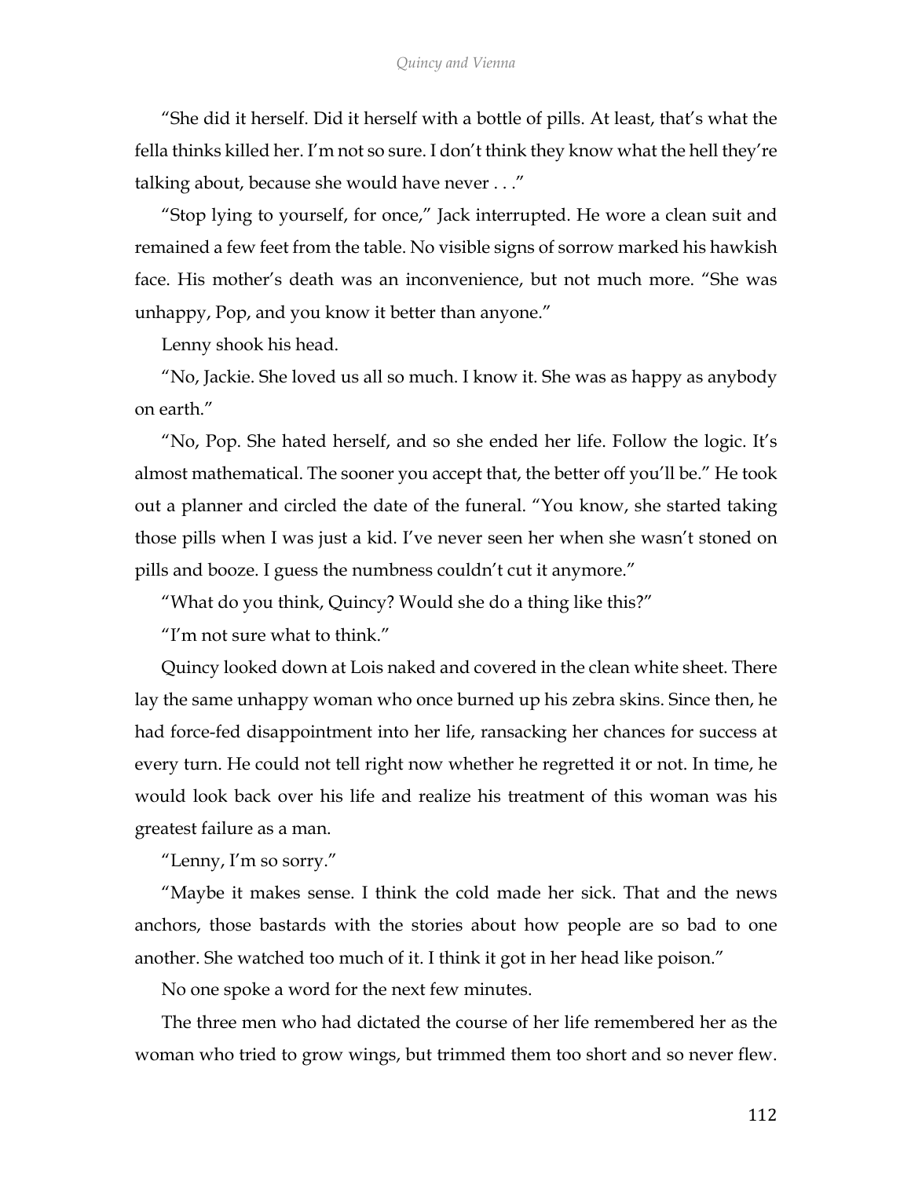"She did it herself. Did it herself with a bottle of pills. At least, that's what the fella thinks killed her. I'm not so sure. I don't think they know what the hell they're talking about, because she would have never . . ."

"Stop lying to yourself, for once," Jack interrupted. He wore a clean suit and remained a few feet from the table. No visible signs of sorrow marked his hawkish face. His mother's death was an inconvenience, but not much more. "She was unhappy, Pop, and you know it better than anyone."

Lenny shook his head.

"No, Jackie. She loved us all so much. I know it. She was as happy as anybody on earth."

"No, Pop. She hated herself, and so she ended her life. Follow the logic. It's almost mathematical. The sooner you accept that, the better off you'll be." He took out a planner and circled the date of the funeral. "You know, she started taking those pills when I was just a kid. I've never seen her when she wasn't stoned on pills and booze. I guess the numbness couldn't cut it anymore."

"What do you think, Quincy? Would she do a thing like this?"

"I'm not sure what to think."

Quincy looked down at Lois naked and covered in the clean white sheet. There lay the same unhappy woman who once burned up his zebra skins. Since then, he had force-fed disappointment into her life, ransacking her chances for success at every turn. He could not tell right now whether he regretted it or not. In time, he would look back over his life and realize his treatment of this woman was his greatest failure as a man.

"Lenny, I'm so sorry."

"Maybe it makes sense. I think the cold made her sick. That and the news anchors, those bastards with the stories about how people are so bad to one another. She watched too much of it. I think it got in her head like poison."

No one spoke a word for the next few minutes.

The three men who had dictated the course of her life remembered her as the woman who tried to grow wings, but trimmed them too short and so never flew.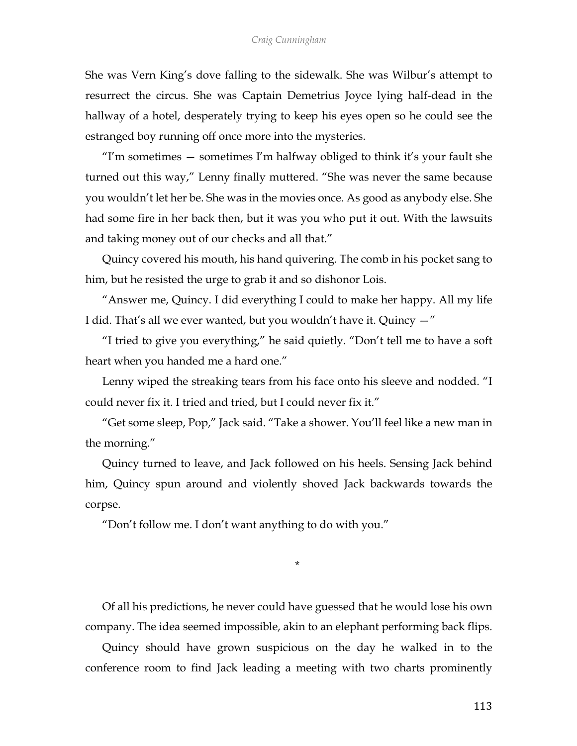She was Vern King's dove falling to the sidewalk. She was Wilbur's attempt to resurrect the circus. She was Captain Demetrius Joyce lying half-dead in the hallway of a hotel, desperately trying to keep his eyes open so he could see the estranged boy running off once more into the mysteries.

"I'm sometimes — sometimes I'm halfway obliged to think it's your fault she turned out this way," Lenny finally muttered. "She was never the same because you wouldn't let her be. She was in the movies once. As good as anybody else. She had some fire in her back then, but it was you who put it out. With the lawsuits and taking money out of our checks and all that."

Quincy covered his mouth, his hand quivering. The comb in his pocket sang to him, but he resisted the urge to grab it and so dishonor Lois.

"Answer me, Quincy. I did everything I could to make her happy. All my life I did. That's all we ever wanted, but you wouldn't have it. Quincy —"

"I tried to give you everything," he said quietly. "Don't tell me to have a soft heart when you handed me a hard one."

Lenny wiped the streaking tears from his face onto his sleeve and nodded. "I could never fix it. I tried and tried, but I could never fix it."

"Get some sleep, Pop," Jack said. "Take a shower. You'll feel like a new man in the morning."

Quincy turned to leave, and Jack followed on his heels. Sensing Jack behind him, Quincy spun around and violently shoved Jack backwards towards the corpse.

"Don't follow me. I don't want anything to do with you."

*

Of all his predictions, he never could have guessed that he would lose his own company. The idea seemed impossible, akin to an elephant performing back flips.

Quincy should have grown suspicious on the day he walked in to the conference room to find Jack leading a meeting with two charts prominently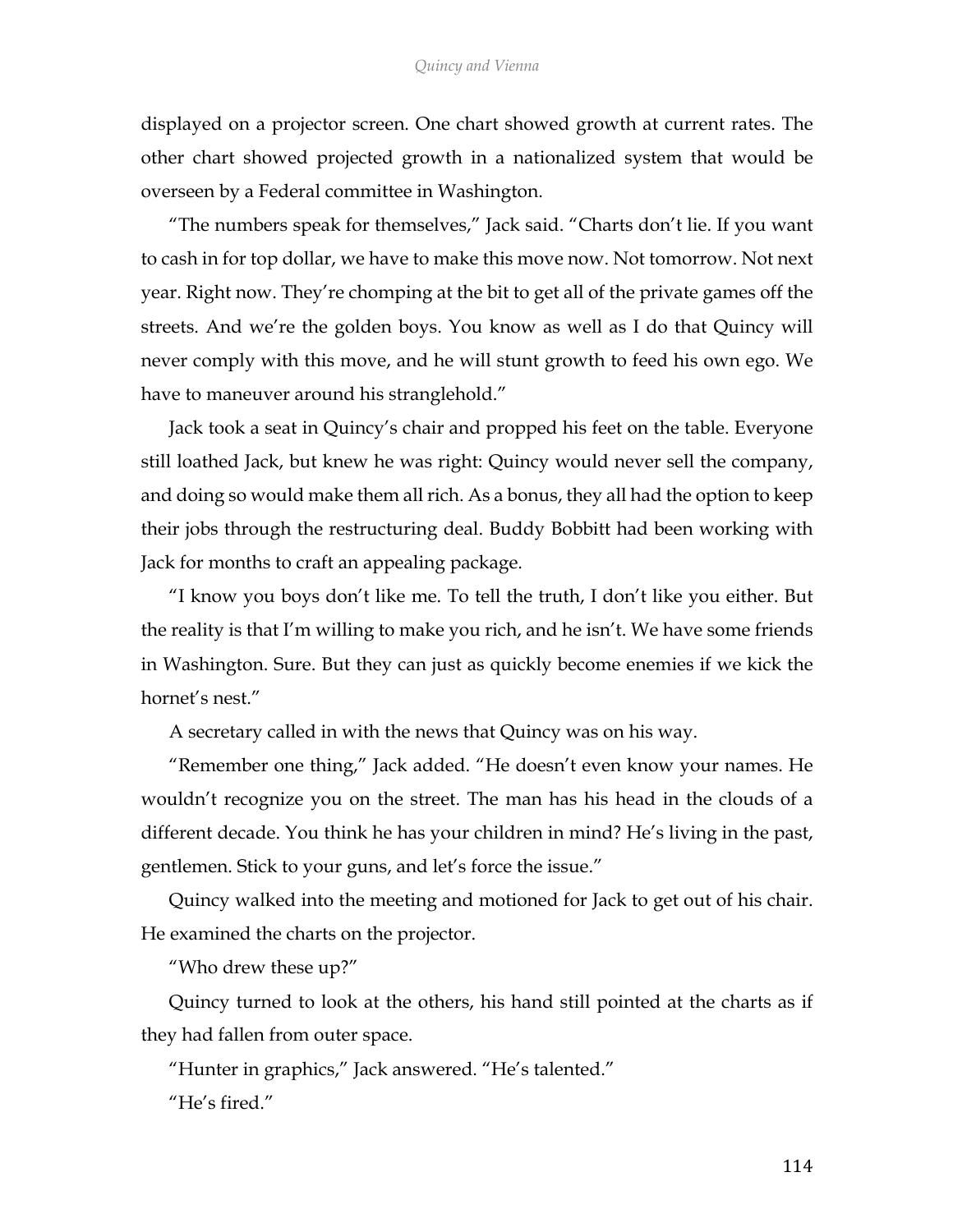displayed on a projector screen. One chart showed growth at current rates. The other chart showed projected growth in a nationalized system that would be overseen by a Federal committee in Washington.

"The numbers speak for themselves," Jack said. "Charts don't lie. If you want to cash in for top dollar, we have to make this move now. Not tomorrow. Not next year. Right now. They're chomping at the bit to get all of the private games off the streets. And we're the golden boys. You know as well as I do that Quincy will never comply with this move, and he will stunt growth to feed his own ego. We have to maneuver around his stranglehold."

Jack took a seat in Quincy's chair and propped his feet on the table. Everyone still loathed Jack, but knew he was right: Quincy would never sell the company, and doing so would make them all rich. As a bonus, they all had the option to keep their jobs through the restructuring deal. Buddy Bobbitt had been working with Jack for months to craft an appealing package.

"I know you boys don't like me. To tell the truth, I don't like you either. But the reality is that I'm willing to make you rich, and he isn't. We have some friends in Washington. Sure. But they can just as quickly become enemies if we kick the hornet's nest."

A secretary called in with the news that Quincy was on his way.

"Remember one thing," Jack added. "He doesn't even know your names. He wouldn't recognize you on the street. The man has his head in the clouds of a different decade. You think he has your children in mind? He's living in the past, gentlemen. Stick to your guns, and let's force the issue."

Quincy walked into the meeting and motioned for Jack to get out of his chair. He examined the charts on the projector.

"Who drew these up?"

Quincy turned to look at the others, his hand still pointed at the charts as if they had fallen from outer space.

"Hunter in graphics," Jack answered. "He's talented."

"He's fired."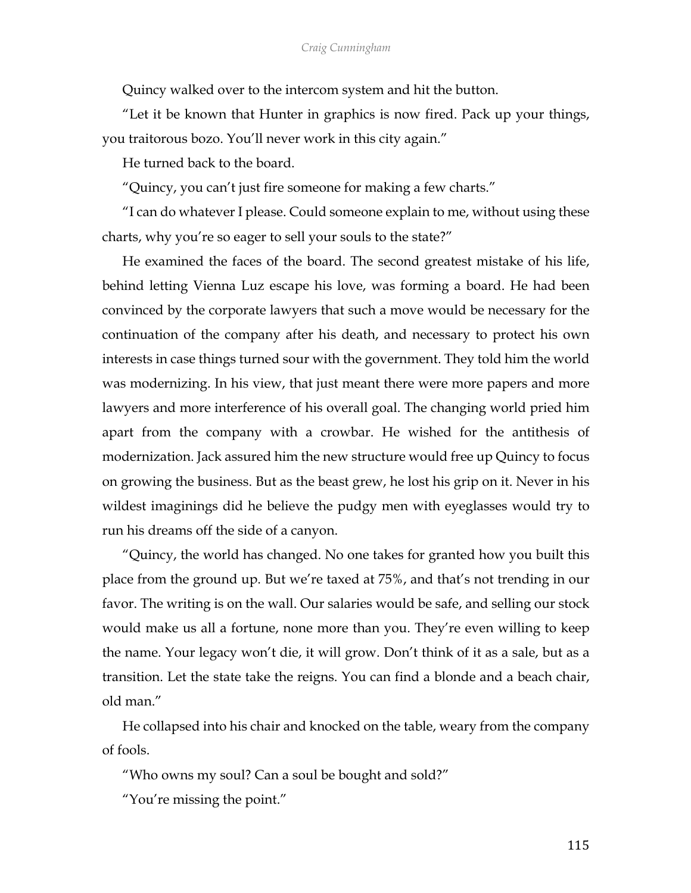Quincy walked over to the intercom system and hit the button.

"Let it be known that Hunter in graphics is now fired. Pack up your things, you traitorous bozo. You'll never work in this city again."

He turned back to the board.

"Quincy, you can't just fire someone for making a few charts."

"I can do whatever I please. Could someone explain to me, without using these charts, why you're so eager to sell your souls to the state?"

He examined the faces of the board. The second greatest mistake of his life, behind letting Vienna Luz escape his love, was forming a board. He had been convinced by the corporate lawyers that such a move would be necessary for the continuation of the company after his death, and necessary to protect his own interests in case things turned sour with the government. They told him the world was modernizing. In his view, that just meant there were more papers and more lawyers and more interference of his overall goal. The changing world pried him apart from the company with a crowbar. He wished for the antithesis of modernization. Jack assured him the new structure would free up Quincy to focus on growing the business. But as the beast grew, he lost his grip on it. Never in his wildest imaginings did he believe the pudgy men with eyeglasses would try to run his dreams off the side of a canyon.

"Quincy, the world has changed. No one takes for granted how you built this place from the ground up. But we're taxed at 75%, and that's not trending in our favor. The writing is on the wall. Our salaries would be safe, and selling our stock would make us all a fortune, none more than you. They're even willing to keep the name. Your legacy won't die, it will grow. Don't think of it as a sale, but as a transition. Let the state take the reigns. You can find a blonde and a beach chair, old man."

He collapsed into his chair and knocked on the table, weary from the company of fools.

"Who owns my soul? Can a soul be bought and sold?"

"You're missing the point."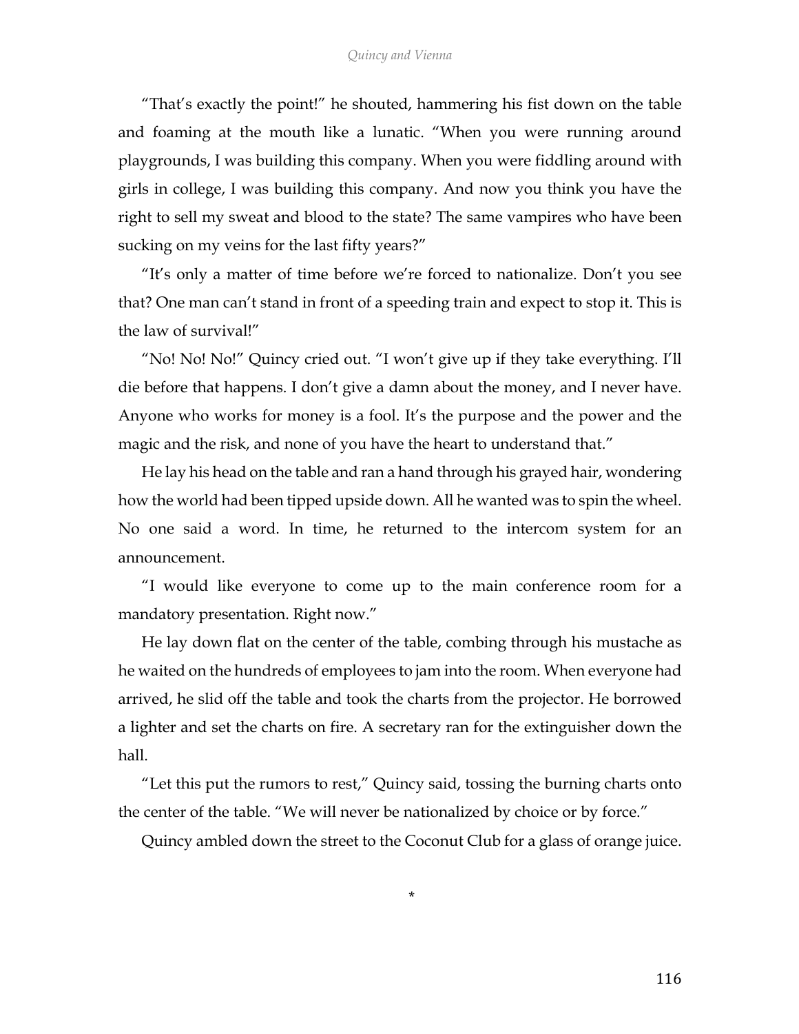"That's exactly the point!" he shouted, hammering his fist down on the table and foaming at the mouth like a lunatic. "When you were running around playgrounds, I was building this company. When you were fiddling around with girls in college, I was building this company. And now you think you have the right to sell my sweat and blood to the state? The same vampires who have been sucking on my veins for the last fifty years?"

"It's only a matter of time before we're forced to nationalize. Don't you see that? One man can't stand in front of a speeding train and expect to stop it. This is the law of survival!"

"No! No! No!" Quincy cried out. "I won't give up if they take everything. I'll die before that happens. I don't give a damn about the money, and I never have. Anyone who works for money is a fool. It's the purpose and the power and the magic and the risk, and none of you have the heart to understand that."

He lay his head on the table and ran a hand through his grayed hair, wondering how the world had been tipped upside down. All he wanted was to spin the wheel. No one said a word. In time, he returned to the intercom system for an announcement.

"I would like everyone to come up to the main conference room for a mandatory presentation. Right now."

He lay down flat on the center of the table, combing through his mustache as he waited on the hundreds of employees to jam into the room. When everyone had arrived, he slid off the table and took the charts from the projector. He borrowed a lighter and set the charts on fire. A secretary ran for the extinguisher down the hall.

"Let this put the rumors to rest," Quincy said, tossing the burning charts onto the center of the table. "We will never be nationalized by choice or by force."

Quincy ambled down the street to the Coconut Club for a glass of orange juice.

*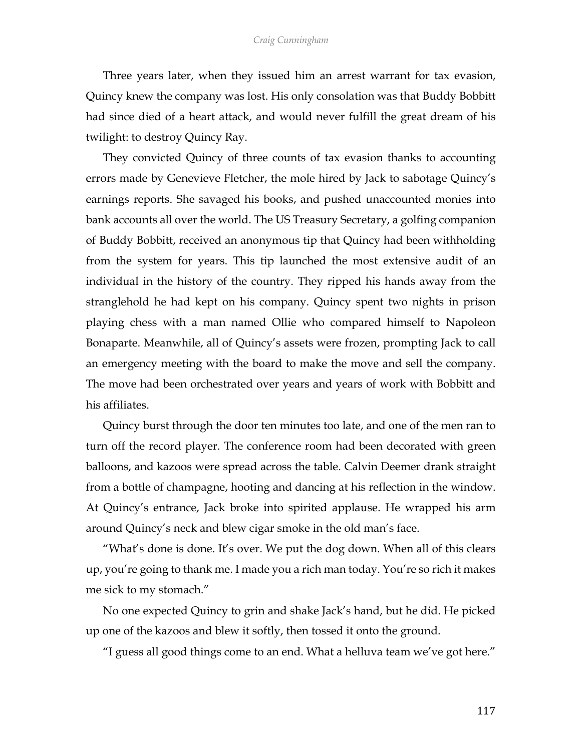Three years later, when they issued him an arrest warrant for tax evasion, Quincy knew the company was lost. His only consolation was that Buddy Bobbitt had since died of a heart attack, and would never fulfill the great dream of his twilight: to destroy Quincy Ray.

They convicted Quincy of three counts of tax evasion thanks to accounting errors made by Genevieve Fletcher, the mole hired by Jack to sabotage Quincy's earnings reports. She savaged his books, and pushed unaccounted monies into bank accounts all over the world. The US Treasury Secretary, a golfing companion of Buddy Bobbitt, received an anonymous tip that Quincy had been withholding from the system for years. This tip launched the most extensive audit of an individual in the history of the country. They ripped his hands away from the stranglehold he had kept on his company. Quincy spent two nights in prison playing chess with a man named Ollie who compared himself to Napoleon Bonaparte. Meanwhile, all of Quincy's assets were frozen, prompting Jack to call an emergency meeting with the board to make the move and sell the company. The move had been orchestrated over years and years of work with Bobbitt and his affiliates.

Quincy burst through the door ten minutes too late, and one of the men ran to turn off the record player. The conference room had been decorated with green balloons, and kazoos were spread across the table. Calvin Deemer drank straight from a bottle of champagne, hooting and dancing at his reflection in the window. At Quincy's entrance, Jack broke into spirited applause. He wrapped his arm around Quincy's neck and blew cigar smoke in the old man's face.

"What's done is done. It's over. We put the dog down. When all of this clears up, you're going to thank me. I made you a rich man today. You're so rich it makes me sick to my stomach."

No one expected Quincy to grin and shake Jack's hand, but he did. He picked up one of the kazoos and blew it softly, then tossed it onto the ground.

"I guess all good things come to an end. What a helluva team we've got here."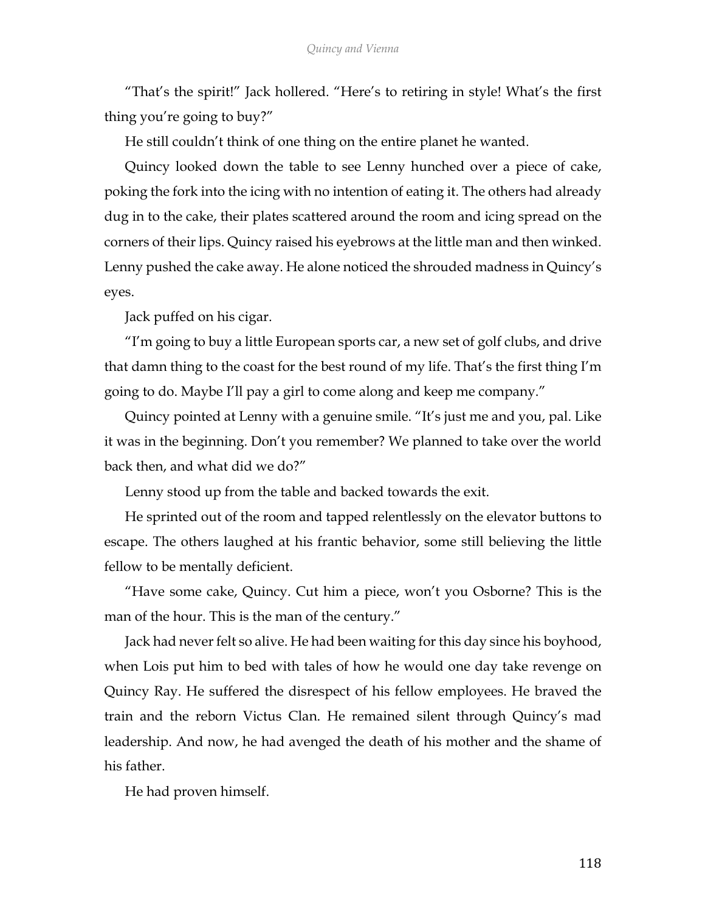"That's the spirit!" Jack hollered. "Here's to retiring in style! What's the first thing you're going to buy?"

He still couldn't think of one thing on the entire planet he wanted.

Quincy looked down the table to see Lenny hunched over a piece of cake, poking the fork into the icing with no intention of eating it. The others had already dug in to the cake, their plates scattered around the room and icing spread on the corners of their lips. Quincy raised his eyebrows at the little man and then winked. Lenny pushed the cake away. He alone noticed the shrouded madness in Quincy's eyes.

Jack puffed on his cigar.

"I'm going to buy a little European sports car, a new set of golf clubs, and drive that damn thing to the coast for the best round of my life. That's the first thing I'm going to do. Maybe I'll pay a girl to come along and keep me company."

Quincy pointed at Lenny with a genuine smile. "It's just me and you, pal. Like it was in the beginning. Don't you remember? We planned to take over the world back then, and what did we do?"

Lenny stood up from the table and backed towards the exit.

He sprinted out of the room and tapped relentlessly on the elevator buttons to escape. The others laughed at his frantic behavior, some still believing the little fellow to be mentally deficient.

"Have some cake, Quincy. Cut him a piece, won't you Osborne? This is the man of the hour. This is the man of the century."

Jack had never felt so alive. He had been waiting for this day since his boyhood, when Lois put him to bed with tales of how he would one day take revenge on Quincy Ray. He suffered the disrespect of his fellow employees. He braved the train and the reborn Victus Clan. He remained silent through Quincy's mad leadership. And now, he had avenged the death of his mother and the shame of his father.

He had proven himself.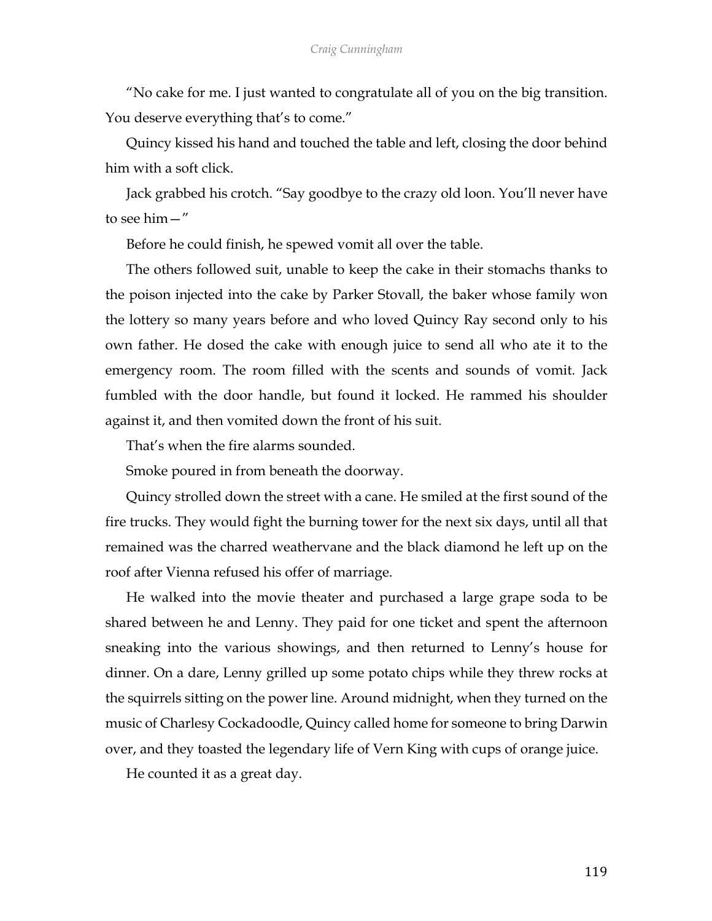"No cake for me. I just wanted to congratulate all of you on the big transition. You deserve everything that's to come."

Quincy kissed his hand and touched the table and left, closing the door behind him with a soft click.

Jack grabbed his crotch. "Say goodbye to the crazy old loon. You'll never have to see him—"

Before he could finish, he spewed vomit all over the table.

The others followed suit, unable to keep the cake in their stomachs thanks to the poison injected into the cake by Parker Stovall, the baker whose family won the lottery so many years before and who loved Quincy Ray second only to his own father. He dosed the cake with enough juice to send all who ate it to the emergency room. The room filled with the scents and sounds of vomit. Jack fumbled with the door handle, but found it locked. He rammed his shoulder against it, and then vomited down the front of his suit.

That's when the fire alarms sounded.

Smoke poured in from beneath the doorway.

Quincy strolled down the street with a cane. He smiled at the first sound of the fire trucks. They would fight the burning tower for the next six days, until all that remained was the charred weathervane and the black diamond he left up on the roof after Vienna refused his offer of marriage.

He walked into the movie theater and purchased a large grape soda to be shared between he and Lenny. They paid for one ticket and spent the afternoon sneaking into the various showings, and then returned to Lenny's house for dinner. On a dare, Lenny grilled up some potato chips while they threw rocks at the squirrels sitting on the power line. Around midnight, when they turned on the music of Charlesy Cockadoodle, Quincy called home for someone to bring Darwin over, and they toasted the legendary life of Vern King with cups of orange juice.

He counted it as a great day.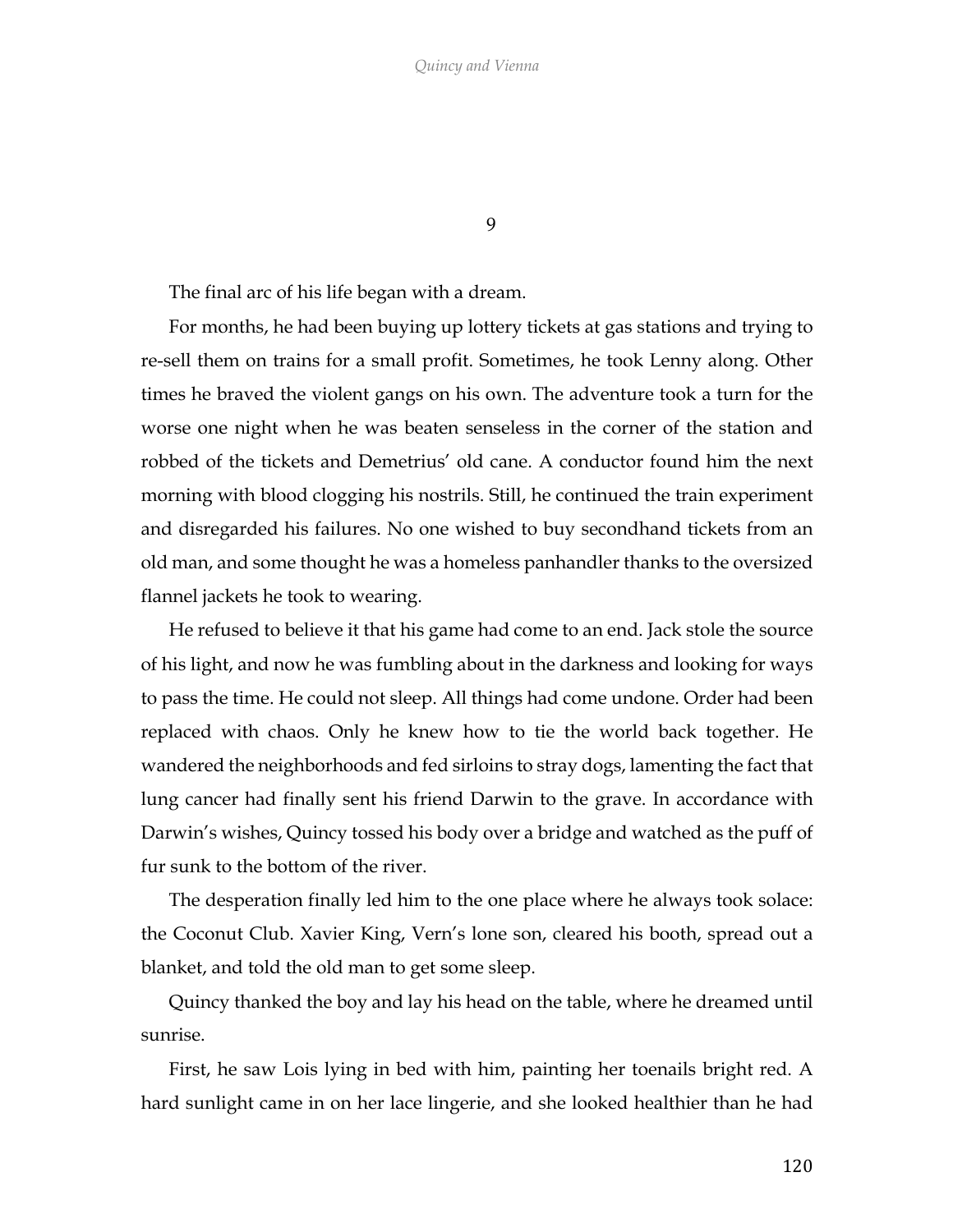# 9

The final arc of his life began with a dream.

For months, he had been buying up lottery tickets at gas stations and trying to re-sell them on trains for a small profit. Sometimes, he took Lenny along. Other times he braved the violent gangs on his own. The adventure took a turn for the worse one night when he was beaten senseless in the corner of the station and robbed of the tickets and Demetrius' old cane. A conductor found him the next morning with blood clogging his nostrils. Still, he continued the train experiment and disregarded his failures. No one wished to buy secondhand tickets from an old man, and some thought he was a homeless panhandler thanks to the oversized flannel jackets he took to wearing.

He refused to believe it that his game had come to an end. Jack stole the source of his light, and now he was fumbling about in the darkness and looking for ways to pass the time. He could not sleep. All things had come undone. Order had been replaced with chaos. Only he knew how to tie the world back together. He wandered the neighborhoods and fed sirloins to stray dogs, lamenting the fact that lung cancer had finally sent his friend Darwin to the grave. In accordance with Darwin's wishes, Quincy tossed his body over a bridge and watched as the puff of fur sunk to the bottom of the river.

The desperation finally led him to the one place where he always took solace: the Coconut Club. Xavier King, Vern's lone son, cleared his booth, spread out a blanket, and told the old man to get some sleep.

Quincy thanked the boy and lay his head on the table, where he dreamed until sunrise.

First, he saw Lois lying in bed with him, painting her toenails bright red. A hard sunlight came in on her lace lingerie, and she looked healthier than he had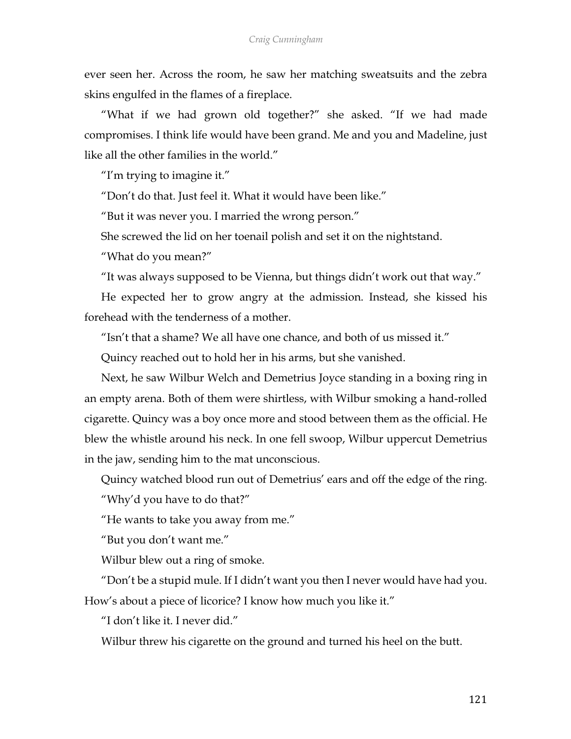ever seen her. Across the room, he saw her matching sweatsuits and the zebra skins engulfed in the flames of a fireplace.

"What if we had grown old together?" she asked. "If we had made compromises. I think life would have been grand. Me and you and Madeline, just like all the other families in the world."

"I'm trying to imagine it."

"Don't do that. Just feel it. What it would have been like."

"But it was never you. I married the wrong person."

She screwed the lid on her toenail polish and set it on the nightstand.

"What do you mean?"

"It was always supposed to be Vienna, but things didn't work out that way."

He expected her to grow angry at the admission. Instead, she kissed his forehead with the tenderness of a mother.

"Isn't that a shame? We all have one chance, and both of us missed it."

Quincy reached out to hold her in his arms, but she vanished.

Next, he saw Wilbur Welch and Demetrius Joyce standing in a boxing ring in an empty arena. Both of them were shirtless, with Wilbur smoking a hand-rolled cigarette. Quincy was a boy once more and stood between them as the official. He blew the whistle around his neck. In one fell swoop, Wilbur uppercut Demetrius in the jaw, sending him to the mat unconscious.

Quincy watched blood run out of Demetrius' ears and off the edge of the ring.

"Why'd you have to do that?"

"He wants to take you away from me."

"But you don't want me."

Wilbur blew out a ring of smoke.

"Don't be a stupid mule. If I didn't want you then I never would have had you. How's about a piece of licorice? I know how much you like it."

"I don't like it. I never did."

Wilbur threw his cigarette on the ground and turned his heel on the butt.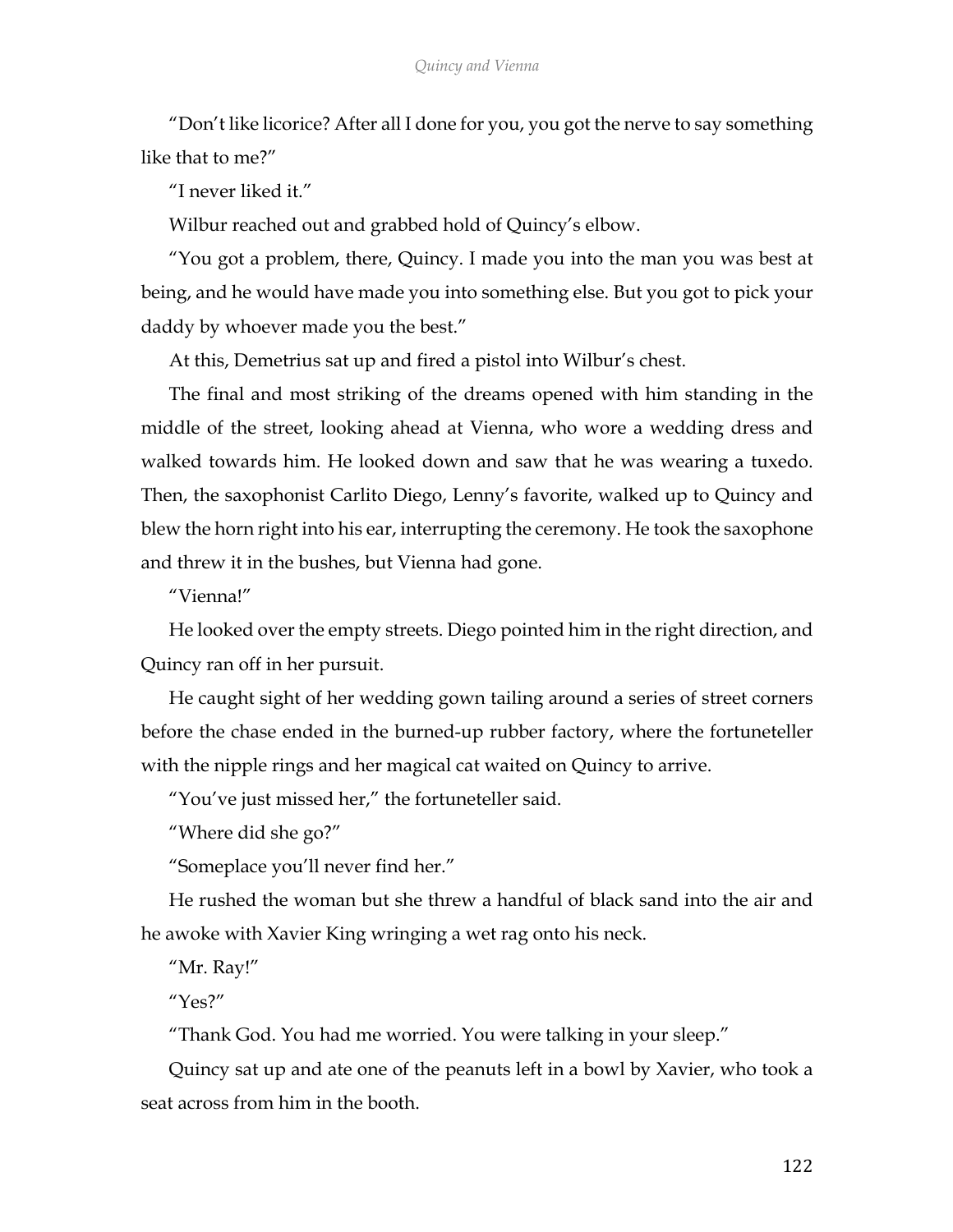"Don't like licorice? After all I done for you, you got the nerve to say something like that to me?"

"I never liked it."

Wilbur reached out and grabbed hold of Quincy's elbow.

"You got a problem, there, Quincy. I made you into the man you was best at being, and he would have made you into something else. But you got to pick your daddy by whoever made you the best."

At this, Demetrius sat up and fired a pistol into Wilbur's chest.

The final and most striking of the dreams opened with him standing in the middle of the street, looking ahead at Vienna, who wore a wedding dress and walked towards him. He looked down and saw that he was wearing a tuxedo. Then, the saxophonist Carlito Diego, Lenny's favorite, walked up to Quincy and blew the horn right into his ear, interrupting the ceremony. He took the saxophone and threw it in the bushes, but Vienna had gone.

"Vienna!"

He looked over the empty streets. Diego pointed him in the right direction, and Quincy ran off in her pursuit.

He caught sight of her wedding gown tailing around a series of street corners before the chase ended in the burned-up rubber factory, where the fortuneteller with the nipple rings and her magical cat waited on Quincy to arrive.

"You've just missed her," the fortuneteller said.

"Where did she go?"

"Someplace you'll never find her."

He rushed the woman but she threw a handful of black sand into the air and he awoke with Xavier King wringing a wet rag onto his neck.

"Mr. Ray!"

"Yes?"

"Thank God. You had me worried. You were talking in your sleep."

Quincy sat up and ate one of the peanuts left in a bowl by Xavier, who took a seat across from him in the booth.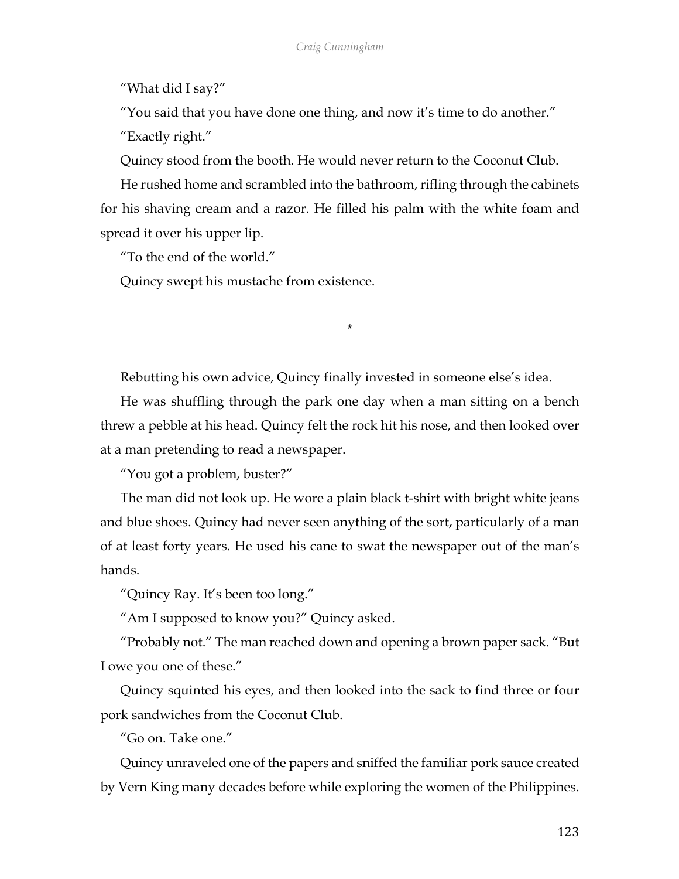"What did I say?"

"You said that you have done one thing, and now it's time to do another."

"Exactly right."

Quincy stood from the booth. He would never return to the Coconut Club.

He rushed home and scrambled into the bathroom, rifling through the cabinets for his shaving cream and a razor. He filled his palm with the white foam and spread it over his upper lip.

"To the end of the world."

Quincy swept his mustache from existence.

*

Rebutting his own advice, Quincy finally invested in someone else's idea.

He was shuffling through the park one day when a man sitting on a bench threw a pebble at his head. Quincy felt the rock hit his nose, and then looked over at a man pretending to read a newspaper.

"You got a problem, buster?"

The man did not look up. He wore a plain black t-shirt with bright white jeans and blue shoes. Quincy had never seen anything of the sort, particularly of a man of at least forty years. He used his cane to swat the newspaper out of the man's hands.

"Quincy Ray. It's been too long."

"Am I supposed to know you?" Quincy asked.

"Probably not." The man reached down and opening a brown paper sack. "But I owe you one of these."

Quincy squinted his eyes, and then looked into the sack to find three or four pork sandwiches from the Coconut Club.

"Go on. Take one."

Quincy unraveled one of the papers and sniffed the familiar pork sauce created by Vern King many decades before while exploring the women of the Philippines.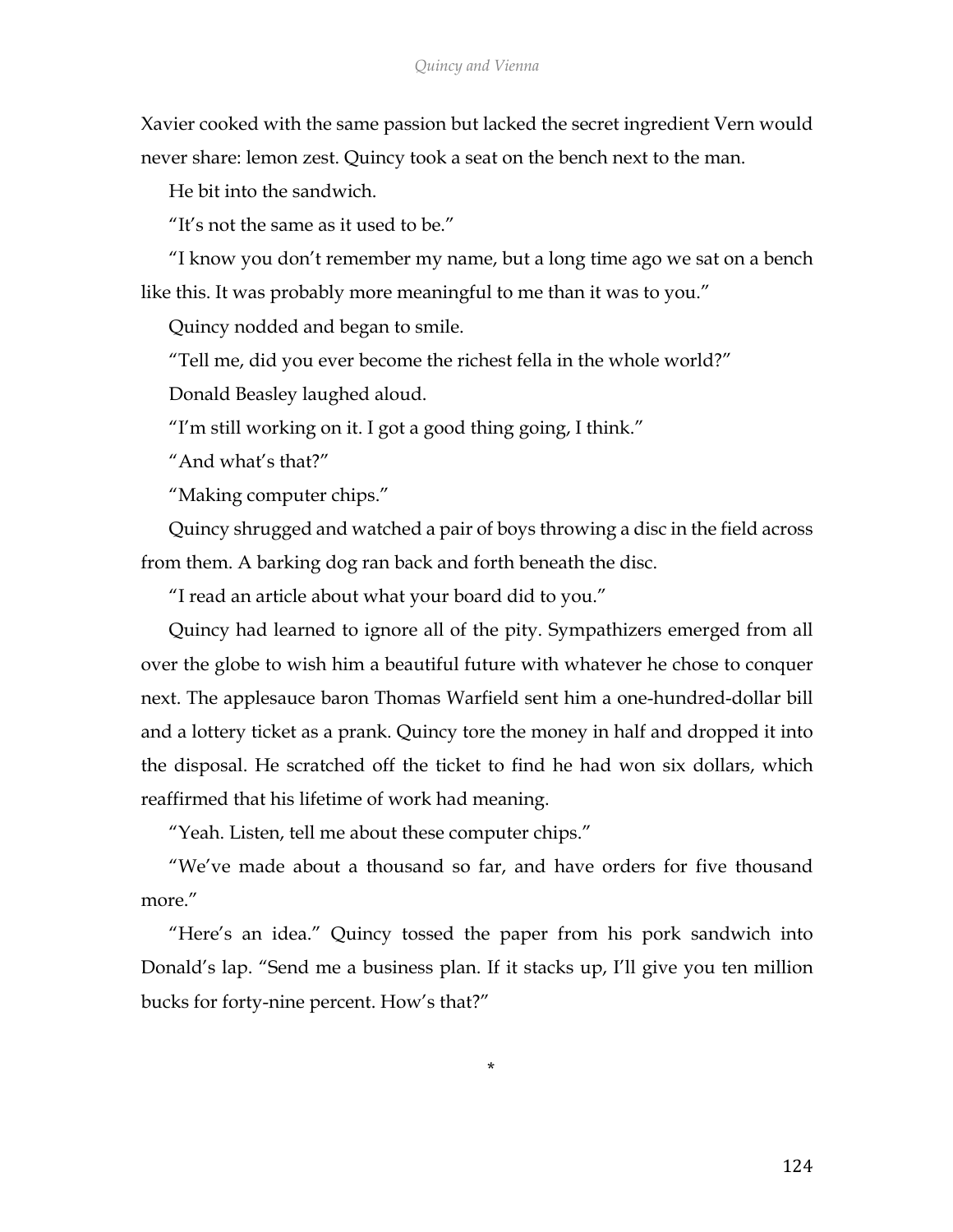Xavier cooked with the same passion but lacked the secret ingredient Vern would never share: lemon zest. Quincy took a seat on the bench next to the man.

He bit into the sandwich.

"It's not the same as it used to be."

"I know you don't remember my name, but a long time ago we sat on a bench like this. It was probably more meaningful to me than it was to you."

Quincy nodded and began to smile.

"Tell me, did you ever become the richest fella in the whole world?"

Donald Beasley laughed aloud.

"I'm still working on it. I got a good thing going, I think."

"And what's that?"

"Making computer chips."

Quincy shrugged and watched a pair of boys throwing a disc in the field across from them. A barking dog ran back and forth beneath the disc.

"I read an article about what your board did to you."

Quincy had learned to ignore all of the pity. Sympathizers emerged from all over the globe to wish him a beautiful future with whatever he chose to conquer next. The applesauce baron Thomas Warfield sent him a one-hundred-dollar bill and a lottery ticket as a prank. Quincy tore the money in half and dropped it into the disposal. He scratched off the ticket to find he had won six dollars, which reaffirmed that his lifetime of work had meaning.

"Yeah. Listen, tell me about these computer chips."

"We've made about a thousand so far, and have orders for five thousand more."

"Here's an idea." Quincy tossed the paper from his pork sandwich into Donald's lap. "Send me a business plan. If it stacks up, I'll give you ten million bucks for forty-nine percent. How's that?"

*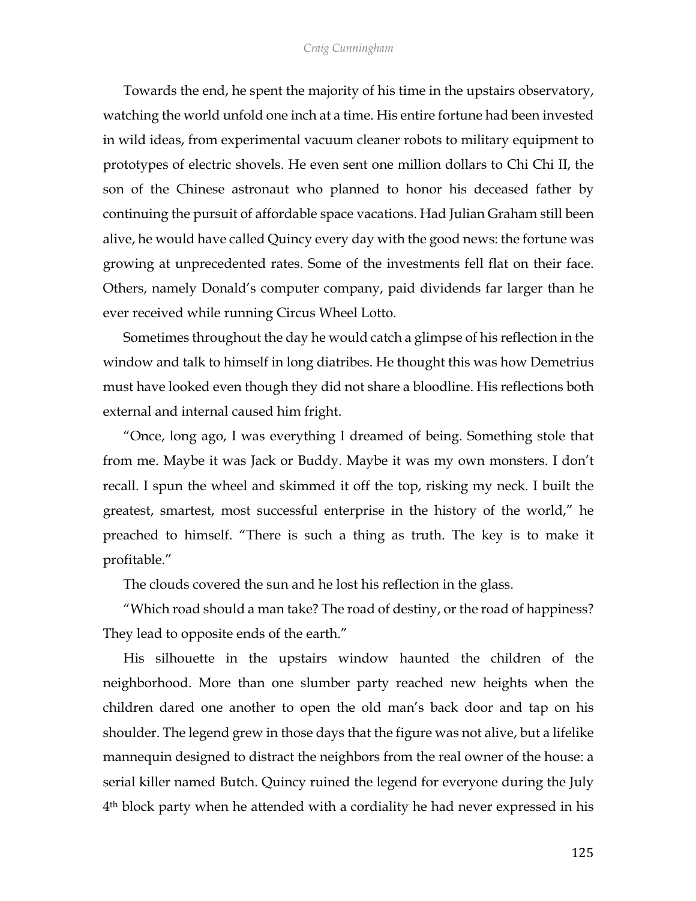Towards the end, he spent the majority of his time in the upstairs observatory, watching the world unfold one inch at a time. His entire fortune had been invested in wild ideas, from experimental vacuum cleaner robots to military equipment to prototypes of electric shovels. He even sent one million dollars to Chi Chi II, the son of the Chinese astronaut who planned to honor his deceased father by continuing the pursuit of affordable space vacations. Had Julian Graham still been alive, he would have called Quincy every day with the good news: the fortune was growing at unprecedented rates. Some of the investments fell flat on their face. Others, namely Donald's computer company, paid dividends far larger than he ever received while running Circus Wheel Lotto.

Sometimes throughout the day he would catch a glimpse of his reflection in the window and talk to himself in long diatribes. He thought this was how Demetrius must have looked even though they did not share a bloodline. His reflections both external and internal caused him fright.

"Once, long ago, I was everything I dreamed of being. Something stole that from me. Maybe it was Jack or Buddy. Maybe it was my own monsters. I don't recall. I spun the wheel and skimmed it off the top, risking my neck. I built the greatest, smartest, most successful enterprise in the history of the world," he preached to himself. "There is such a thing as truth. The key is to make it profitable."

The clouds covered the sun and he lost his reflection in the glass.

"Which road should a man take? The road of destiny, or the road of happiness? They lead to opposite ends of the earth."

His silhouette in the upstairs window haunted the children of the neighborhood. More than one slumber party reached new heights when the children dared one another to open the old man's back door and tap on his shoulder. The legend grew in those days that the figure was not alive, but a lifelike mannequin designed to distract the neighbors from the real owner of the house: a serial killer named Butch. Quincy ruined the legend for everyone during the July 4th block party when he attended with a cordiality he had never expressed in his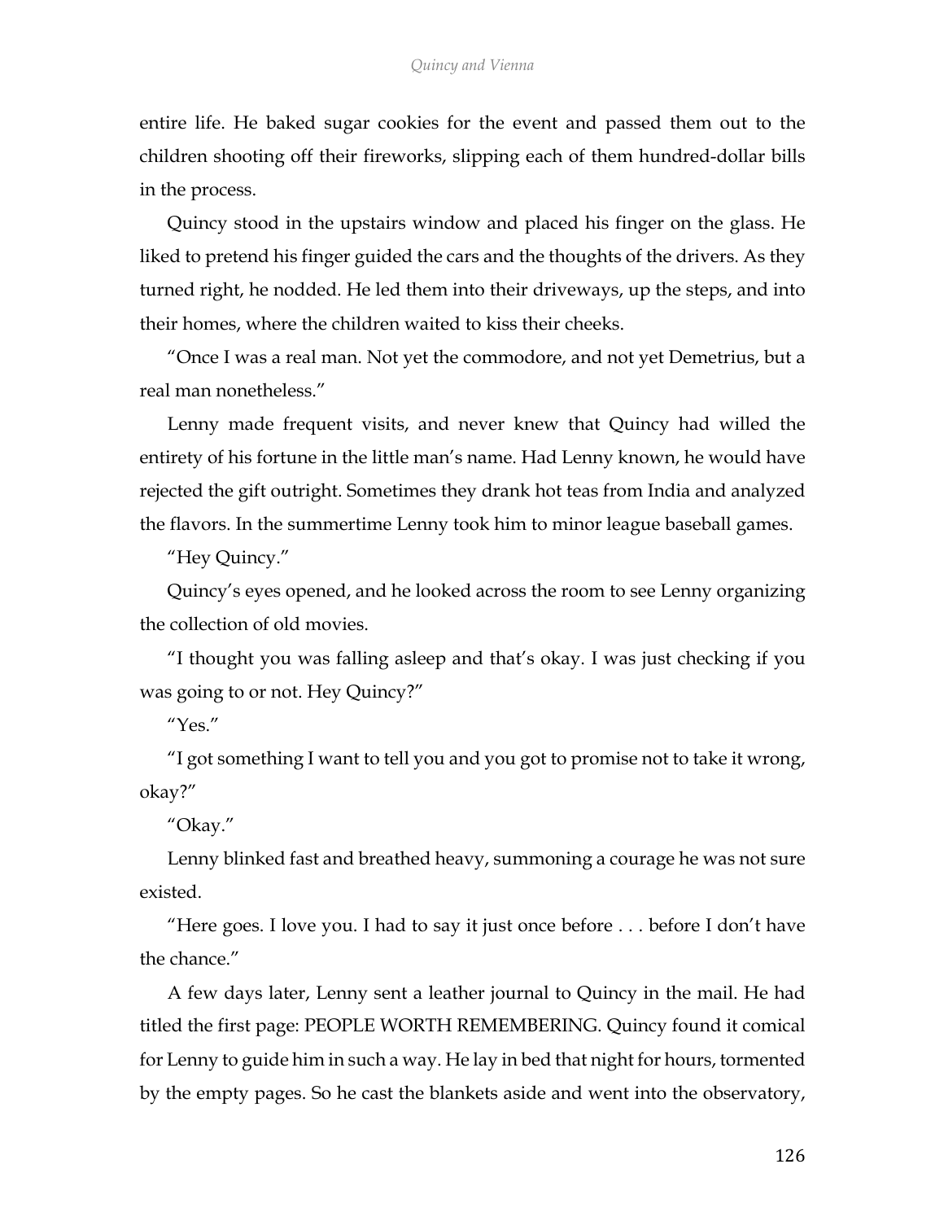entire life. He baked sugar cookies for the event and passed them out to the children shooting off their fireworks, slipping each of them hundred-dollar bills in the process.

Quincy stood in the upstairs window and placed his finger on the glass. He liked to pretend his finger guided the cars and the thoughts of the drivers. As they turned right, he nodded. He led them into their driveways, up the steps, and into their homes, where the children waited to kiss their cheeks.

"Once I was a real man. Not yet the commodore, and not yet Demetrius, but a real man nonetheless."

Lenny made frequent visits, and never knew that Quincy had willed the entirety of his fortune in the little man's name. Had Lenny known, he would have rejected the gift outright. Sometimes they drank hot teas from India and analyzed the flavors. In the summertime Lenny took him to minor league baseball games.

"Hey Quincy."

Quincy's eyes opened, and he looked across the room to see Lenny organizing the collection of old movies.

"I thought you was falling asleep and that's okay. I was just checking if you was going to or not. Hey Quincy?"

"Yes."

"I got something I want to tell you and you got to promise not to take it wrong, okay?"

"Okay."

Lenny blinked fast and breathed heavy, summoning a courage he was not sure existed.

"Here goes. I love you. I had to say it just once before . . . before I don't have the chance."

A few days later, Lenny sent a leather journal to Quincy in the mail. He had titled the first page: PEOPLE WORTH REMEMBERING. Quincy found it comical for Lenny to guide him in such a way. He lay in bed that night for hours, tormented by the empty pages. So he cast the blankets aside and went into the observatory,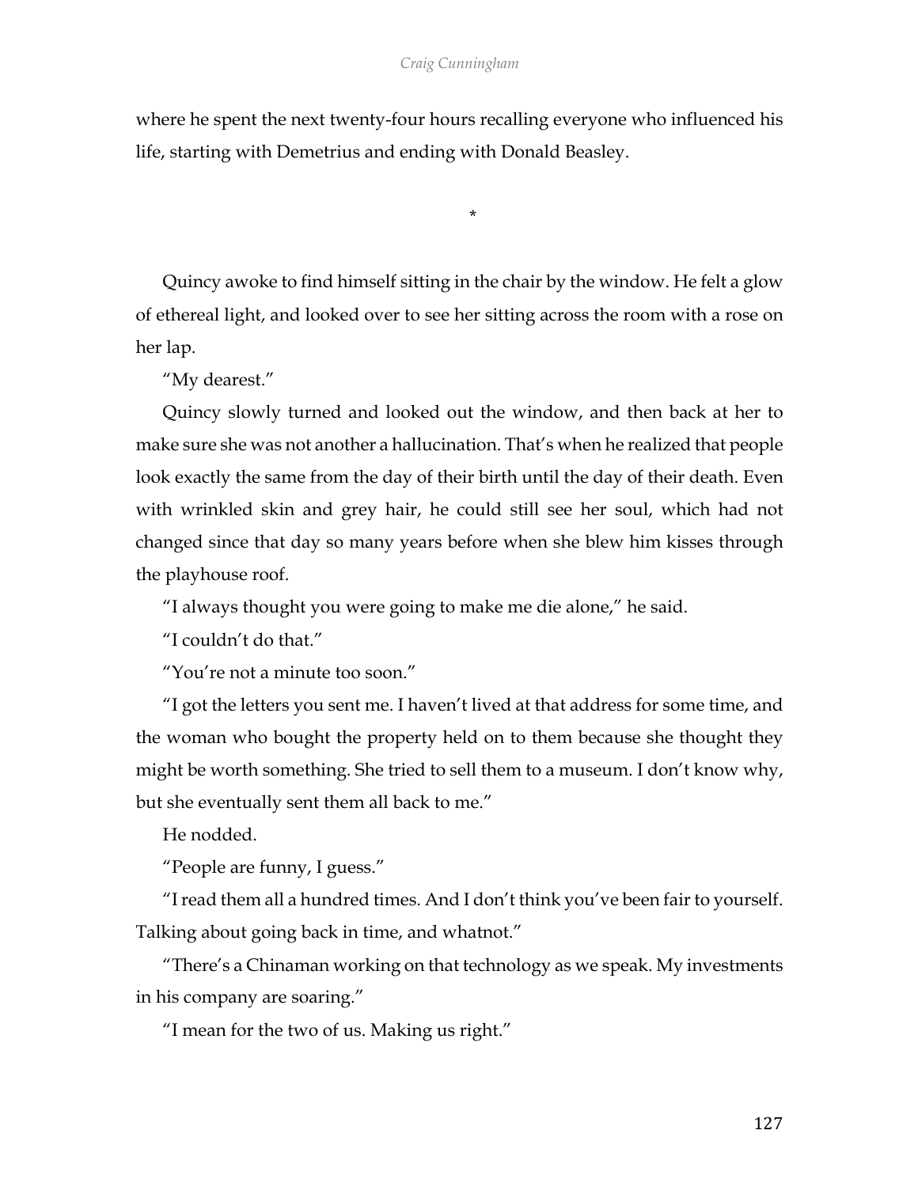where he spent the next twenty-four hours recalling everyone who influenced his life, starting with Demetrius and ending with Donald Beasley.

*

Quincy awoke to find himself sitting in the chair by the window. He felt a glow of ethereal light, and looked over to see her sitting across the room with a rose on her lap.

"My dearest."

Quincy slowly turned and looked out the window, and then back at her to make sure she was not another a hallucination. That's when he realized that people look exactly the same from the day of their birth until the day of their death. Even with wrinkled skin and grey hair, he could still see her soul, which had not changed since that day so many years before when she blew him kisses through the playhouse roof.

"I always thought you were going to make me die alone," he said.

"I couldn't do that."

"You're not a minute too soon."

"I got the letters you sent me. I haven't lived at that address for some time, and the woman who bought the property held on to them because she thought they might be worth something. She tried to sell them to a museum. I don't know why, but she eventually sent them all back to me."

He nodded.

"People are funny, I guess."

"I read them all a hundred times. And I don't think you've been fair to yourself. Talking about going back in time, and whatnot."

"There's a Chinaman working on that technology as we speak. My investments in his company are soaring."

"I mean for the two of us. Making us right."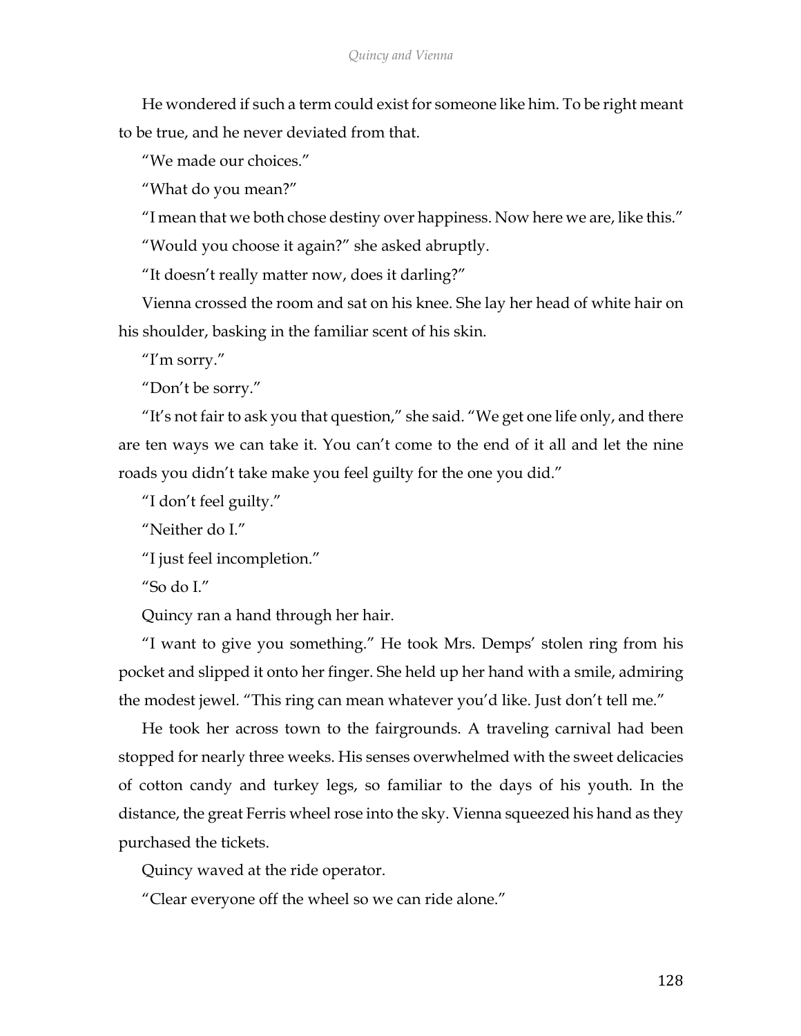He wondered if such a term could exist for someone like him. To be right meant to be true, and he never deviated from that.

"We made our choices."

"What do you mean?"

"I mean that we both chose destiny over happiness. Now here we are, like this."

"Would you choose it again?" she asked abruptly.

"It doesn't really matter now, does it darling?"

Vienna crossed the room and sat on his knee. She lay her head of white hair on his shoulder, basking in the familiar scent of his skin.

"I'm sorry."

"Don't be sorry."

"It's not fair to ask you that question," she said. "We get one life only, and there are ten ways we can take it. You can't come to the end of it all and let the nine roads you didn't take make you feel guilty for the one you did."

"I don't feel guilty."

"Neither do I."

"I just feel incompletion."

"So do I."

Quincy ran a hand through her hair.

"I want to give you something." He took Mrs. Demps' stolen ring from his pocket and slipped it onto her finger. She held up her hand with a smile, admiring the modest jewel. "This ring can mean whatever you'd like. Just don't tell me."

He took her across town to the fairgrounds. A traveling carnival had been stopped for nearly three weeks. His senses overwhelmed with the sweet delicacies of cotton candy and turkey legs, so familiar to the days of his youth. In the distance, the great Ferris wheel rose into the sky. Vienna squeezed his hand as they purchased the tickets.

Quincy waved at the ride operator.

"Clear everyone off the wheel so we can ride alone."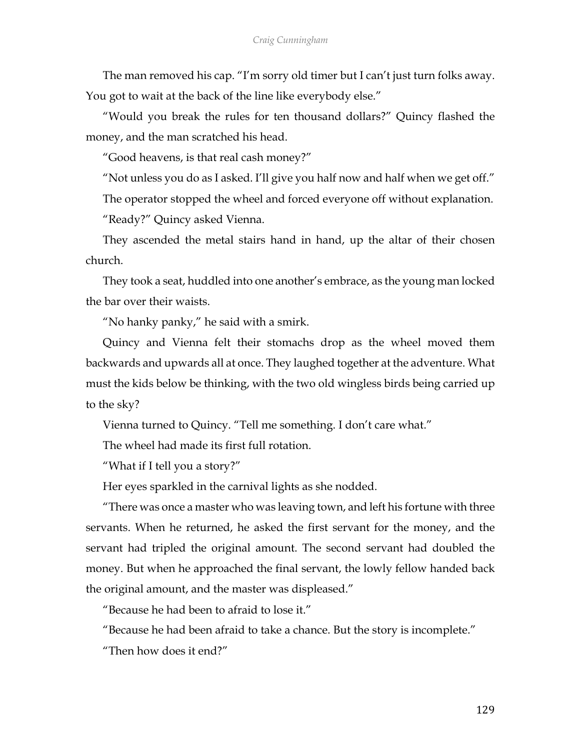The man removed his cap. “I’m sorry old timer but I can’t just turn folks away. You got to wait at the back of the line like everybody else.”

“Would you break the rules for ten thousand dollars?” Quincy flashed the money, and the man scratched his head.

“Good heavens, is that real cash money?”

“Not unless you do as I asked. I’ll give you half now and half when we get off.”

The operator stopped the wheel and forced everyone off without explanation.

“Ready?” Quincy asked Vienna.

They ascended the metal stairs hand in hand, up the altar of their chosen church.

They took a seat, huddled into one another’s embrace, as the young man locked the bar over their waists.

“No hanky panky,” he said with a smirk.

Quincy and Vienna felt their stomachs drop as the wheel moved them backwards and upwards all at once. They laughed together at the adventure. What must the kids below be thinking, with the two old wingless birds being carried up to the sky?

Vienna turned to Quincy. “Tell me something. I don’t care what.”

The wheel had made its first full rotation.

“What if I tell you a story?”

Her eyes sparkled in the carnival lights as she nodded.

“There was once a master who was leaving town, and left his fortune with three servants. When he returned, he asked the first servant for the money, and the servant had tripled the original amount. The second servant had doubled the money. But when he approached the final servant, the lowly fellow handed back the original amount, and the master was displeased.”

“Because he had been to afraid to lose it.”

“Because he had been afraid to take a chance. But the story is incomplete.”

“Then how does it end?”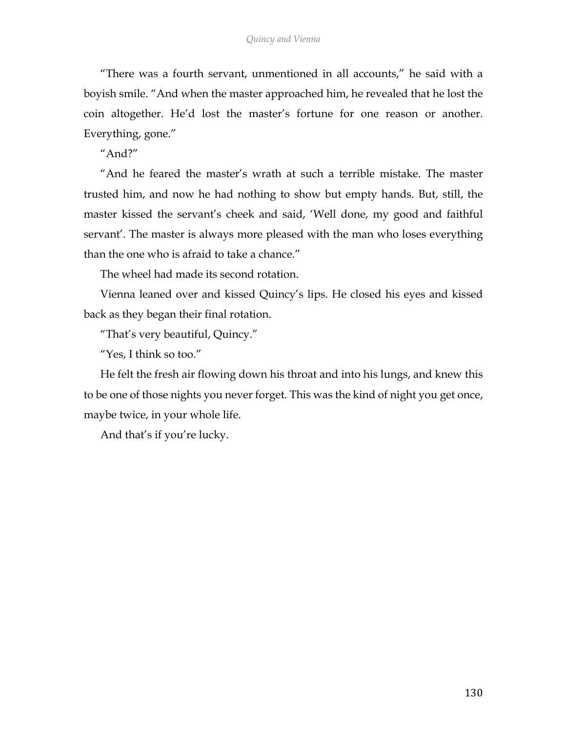"There was a fourth servant, unmentioned in all accounts," he said with a boyish smile. "And when the master approached him, he revealed that he lost the coin altogether. He'd lost the master's fortune for one reason or another. Everything, gone."

"And?"

"And he feared the master's wrath at such a terrible mistake. The master trusted him, and now he had nothing to show but empty hands. But, still, the master kissed the servant's cheek and said, 'Well done, my good and faithful servant'. The master is always more pleased with the man who loses everything than the one who is afraid to take a chance."

The wheel had made its second rotation.

Vienna leaned over and kissed Quincy's lips. He closed his eyes and kissed back as they began their final rotation.

"That's very beautiful, Quincy."

"Yes, I think so too."

He felt the fresh air flowing down his throat and into his lungs, and knew this to be one of those nights you never forget. This was the kind of night you get once, maybe twice, in your whole life.

And that's if you're lucky.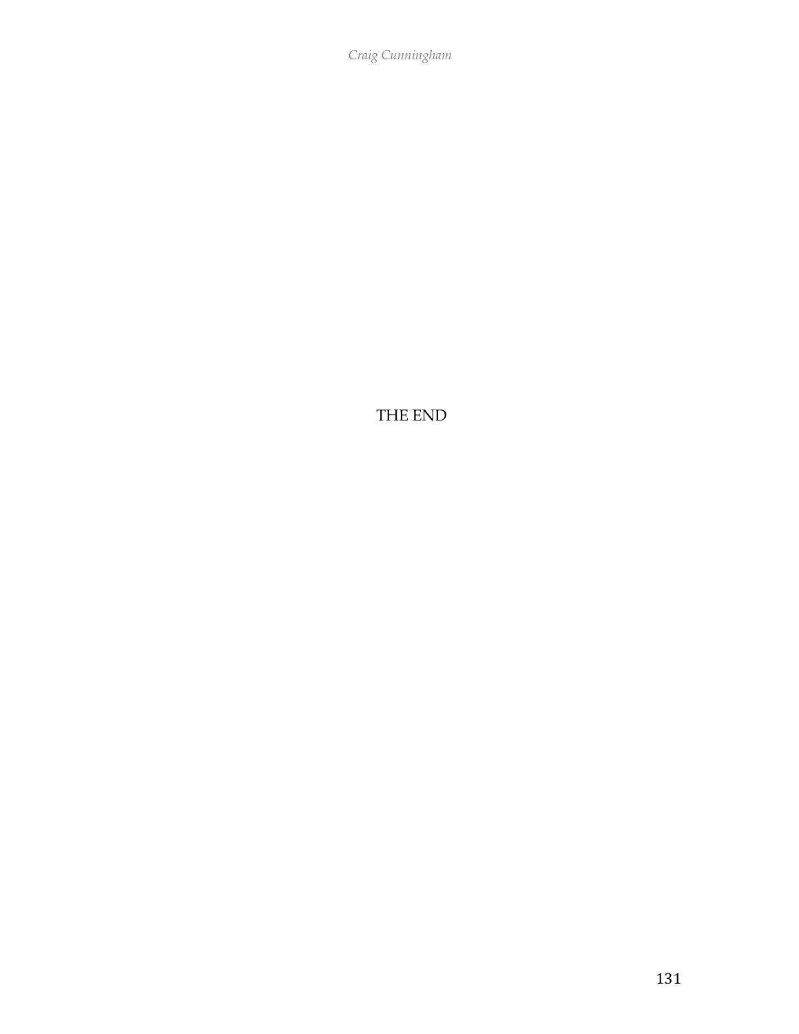THE END